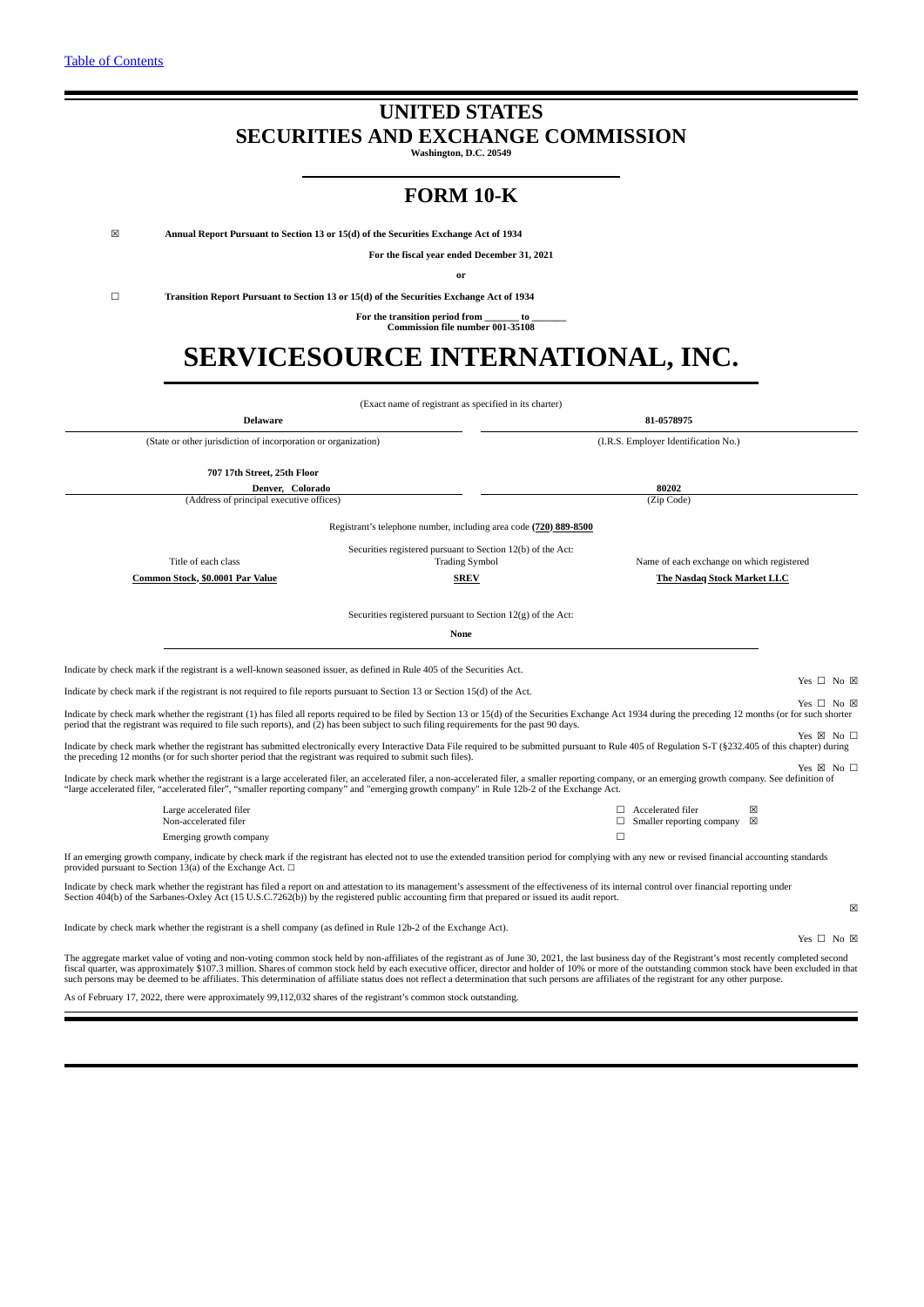[Table of Contents](#)

# UNITED STATES
# SECURITIES AND EXCHANGE COMMISSION

**Washington, D.C. 20549**

## FORM 10-K

☒ **Annual Report Pursuant to Section 13 or 15(d) of the Securities Exchange Act of 1934**

**For the fiscal year ended December 31, 2021**

**or**

☐ **Transition Report Pursuant to Section 13 or 15(d) of the Securities Exchange Act of 1934**

**For the transition period from \_\_\_\_\_\_\_ to \_\_\_\_\_\_\_**
**Commission file number 001-35108**

# SERVICESOURCE INTERNATIONAL, INC.

(Exact name of registrant as specified in its charter)

| **Delaware** | **81-0578975** |
|---|---|
| (State or other jurisdiction of incorporation or organization) | (I.R.S. Employer Identification No.) |
| **707 17th Street, 25th Floor** | |
| **Denver, Colorado** | **80202** |
| (Address of principal executive offices) | (Zip Code) |

Registrant's telephone number, including area code **(720) 889-8500**

Securities registered pursuant to Section 12(b) of the Act:

| Title of each class | Trading Symbol | Name of each exchange on which registered |
|---|---|---|
| **Common Stock, $0.0001 Par Value** | **SREV** | **The Nasdaq Stock Market LLC** |

Securities registered pursuant to Section 12(g) of the Act:

**None**

Indicate by check mark if the registrant is a well-known seasoned issuer, as defined in Rule 405 of the Securities Act. Yes ☐ No ☒

Indicate by check mark if the registrant is not required to file reports pursuant to Section 13 or Section 15(d) of the Act. Yes ☐ No ☒

Indicate by check mark whether the registrant (1) has filed all reports required to be filed by Section 13 or 15(d) of the Securities Exchange Act 1934 during the preceding 12 months (or for such shorter period that the registrant was required to file such reports), and (2) has been subject to such filing requirements for the past 90 days. Yes ☒ No ☐

Indicate by check mark whether the registrant has submitted electronically every Interactive Data File required to be submitted pursuant to Rule 405 of Regulation S-T (§232.405 of this chapter) during the preceding 12 months (or for such shorter period that the registrant was required to submit such files). Yes ☒ No ☐

Indicate by check mark whether the registrant is a large accelerated filer, an accelerated filer, a non-accelerated filer, a smaller reporting company, or an emerging growth company. See definition of "large accelerated filer, "accelerated filer", "smaller reporting company" and "emerging growth company" in Rule 12b-2 of the Exchange Act.

| | | | |
|---|---|---|---|
| Large accelerated filer | ☐ | Accelerated filer | ☒ |
| Non-accelerated filer | ☐ | Smaller reporting company | ☒ |
| Emerging growth company | ☐ | | |

If an emerging growth company, indicate by check mark if the registrant has elected not to use the extended transition period for complying with any new or revised financial accounting standards provided pursuant to Section 13(a) of the Exchange Act. ☐

Indicate by check mark whether the registrant has filed a report on and attestation to its management's assessment of the effectiveness of its internal control over financial reporting under Section 404(b) of the Sarbanes-Oxley Act (15 U.S.C.7262(b)) by the registered public accounting firm that prepared or issued its audit report. ☒

Indicate by check mark whether the registrant is a shell company (as defined in Rule 12b-2 of the Exchange Act). Yes ☐ No ☒

The aggregate market value of voting and non-voting common stock held by non-affiliates of the registrant as of June 30, 2021, the last business day of the Registrant's most recently completed second fiscal quarter, was approximately $107.3 million. Shares of common stock held by each executive officer, director and holder of 10% or more of the outstanding common stock have been excluded in that such persons may be deemed to be affiliates. This determination of affiliate status does not reflect a determination that such persons are affiliates of the registrant for any other purpose.

As of February 17, 2022, there were approximately 99,112,032 shares of the registrant's common stock outstanding.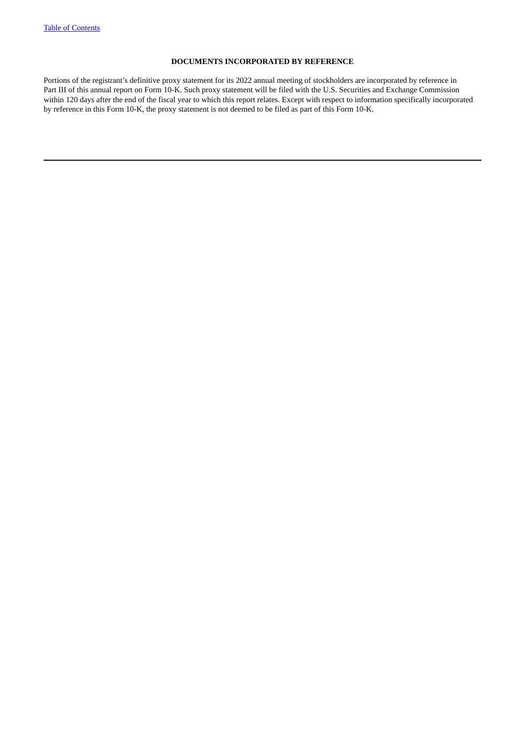## DOCUMENTS INCORPORATED BY REFERENCE

Portions of the registrant's definitive proxy statement for its 2022 annual meeting of stockholders are incorporated by reference in Part III of this annual report on Form 10-K. Such proxy statement will be filed with the U.S. Securities and Exchange Commission within 120 days after the end of the fiscal year to which this report relates. Except with respect to information specifically incorporated by reference in this Form 10-K, the proxy statement is not deemed to be filed as part of this Form 10-K.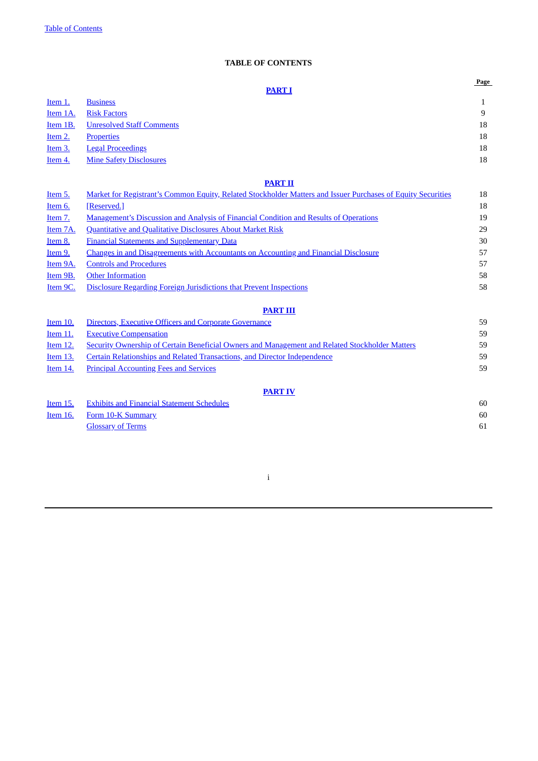## TABLE OF CONTENTS

| | | Page |
|---|---|---|
| | **PART I** | |
| Item 1. | Business | 1 |
| Item 1A. | Risk Factors | 9 |
| Item 1B. | Unresolved Staff Comments | 18 |
| Item 2. | Properties | 18 |
| Item 3. | Legal Proceedings | 18 |
| Item 4. | Mine Safety Disclosures | 18 |
| | **PART II** | |
| Item 5. | Market for Registrant's Common Equity, Related Stockholder Matters and Issuer Purchases of Equity Securities | 18 |
| Item 6. | [Reserved.] | 18 |
| Item 7. | Management's Discussion and Analysis of Financial Condition and Results of Operations | 19 |
| Item 7A. | Quantitative and Qualitative Disclosures About Market Risk | 29 |
| Item 8. | Financial Statements and Supplementary Data | 30 |
| Item 9. | Changes in and Disagreements with Accountants on Accounting and Financial Disclosure | 57 |
| Item 9A. | Controls and Procedures | 57 |
| Item 9B. | Other Information | 58 |
| Item 9C. | Disclosure Regarding Foreign Jurisdictions that Prevent Inspections | 58 |
| | **PART III** | |
| Item 10. | Directors, Executive Officers and Corporate Governance | 59 |
| Item 11. | Executive Compensation | 59 |
| Item 12. | Security Ownership of Certain Beneficial Owners and Management and Related Stockholder Matters | 59 |
| Item 13. | Certain Relationships and Related Transactions, and Director Independence | 59 |
| Item 14. | Principal Accounting Fees and Services | 59 |
| | **PART IV** | |
| Item 15. | Exhibits and Financial Statement Schedules | 60 |
| Item 16. | Form 10-K Summary | 60 |
| | Glossary of Terms | 61 |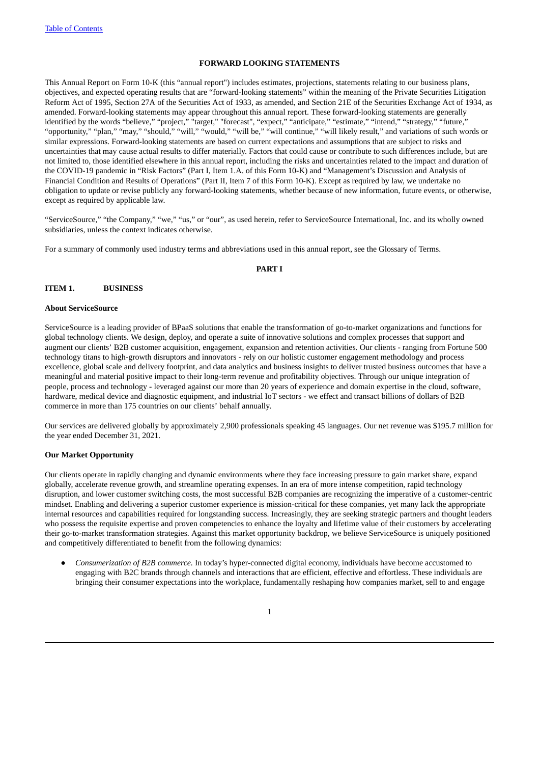**FORWARD LOOKING STATEMENTS**

This Annual Report on Form 10-K (this “annual report") includes estimates, projections, statements relating to our business plans, objectives, and expected operating results that are “forward-looking statements” within the meaning of the Private Securities Litigation Reform Act of 1995, Section 27A of the Securities Act of 1933, as amended, and Section 21E of the Securities Exchange Act of 1934, as amended. Forward-looking statements may appear throughout this annual report. These forward-looking statements are generally identified by the words “believe,” “project,” "target," "forecast", “expect,” “anticipate,” “estimate,” “intend,” “strategy,” “future,” “opportunity,” “plan,” “may,” “should,” “will,” “would,” “will be,” “will continue,” “will likely result,” and variations of such words or similar expressions. Forward-looking statements are based on current expectations and assumptions that are subject to risks and uncertainties that may cause actual results to differ materially. Factors that could cause or contribute to such differences include, but are not limited to, those identified elsewhere in this annual report, including the risks and uncertainties related to the impact and duration of the COVID-19 pandemic in “Risk Factors” (Part I, Item 1.A. of this Form 10-K) and “Management’s Discussion and Analysis of Financial Condition and Results of Operations” (Part II, Item 7 of this Form 10-K). Except as required by law, we undertake no obligation to update or revise publicly any forward-looking statements, whether because of new information, future events, or otherwise, except as required by applicable law.

“ServiceSource,” “the Company,” “we,” “us,” or “our”, as used herein, refer to ServiceSource International, Inc. and its wholly owned subsidiaries, unless the context indicates otherwise.

For a summary of commonly used industry terms and abbreviations used in this annual report, see the Glossary of Terms.

**PART I**

**ITEM 1. BUSINESS**

**About ServiceSource**

ServiceSource is a leading provider of BPaaS solutions that enable the transformation of go-to-market organizations and functions for global technology clients. We design, deploy, and operate a suite of innovative solutions and complex processes that support and augment our clients’ B2B customer acquisition, engagement, expansion and retention activities. Our clients - ranging from Fortune 500 technology titans to high-growth disruptors and innovators - rely on our holistic customer engagement methodology and process excellence, global scale and delivery footprint, and data analytics and business insights to deliver trusted business outcomes that have a meaningful and material positive impact to their long-term revenue and profitability objectives. Through our unique integration of people, process and technology - leveraged against our more than 20 years of experience and domain expertise in the cloud, software, hardware, medical device and diagnostic equipment, and industrial IoT sectors - we effect and transact billions of dollars of B2B commerce in more than 175 countries on our clients’ behalf annually.

Our services are delivered globally by approximately 2,900 professionals speaking 45 languages. Our net revenue was $195.7 million for the year ended December 31, 2021.

**Our Market Opportunity**

Our clients operate in rapidly changing and dynamic environments where they face increasing pressure to gain market share, expand globally, accelerate revenue growth, and streamline operating expenses. In an era of more intense competition, rapid technology disruption, and lower customer switching costs, the most successful B2B companies are recognizing the imperative of a customer-centric mindset. Enabling and delivering a superior customer experience is mission-critical for these companies, yet many lack the appropriate internal resources and capabilities required for longstanding success. Increasingly, they are seeking strategic partners and thought leaders who possess the requisite expertise and proven competencies to enhance the loyalty and lifetime value of their customers by accelerating their go-to-market transformation strategies. Against this market opportunity backdrop, we believe ServiceSource is uniquely positioned and competitively differentiated to benefit from the following dynamics:

- *Consumerization of B2B commerce.* In today’s hyper-connected digital economy, individuals have become accustomed to engaging with B2C brands through channels and interactions that are efficient, effective and effortless. These individuals are bringing their consumer expectations into the workplace, fundamentally reshaping how companies market, sell to and engage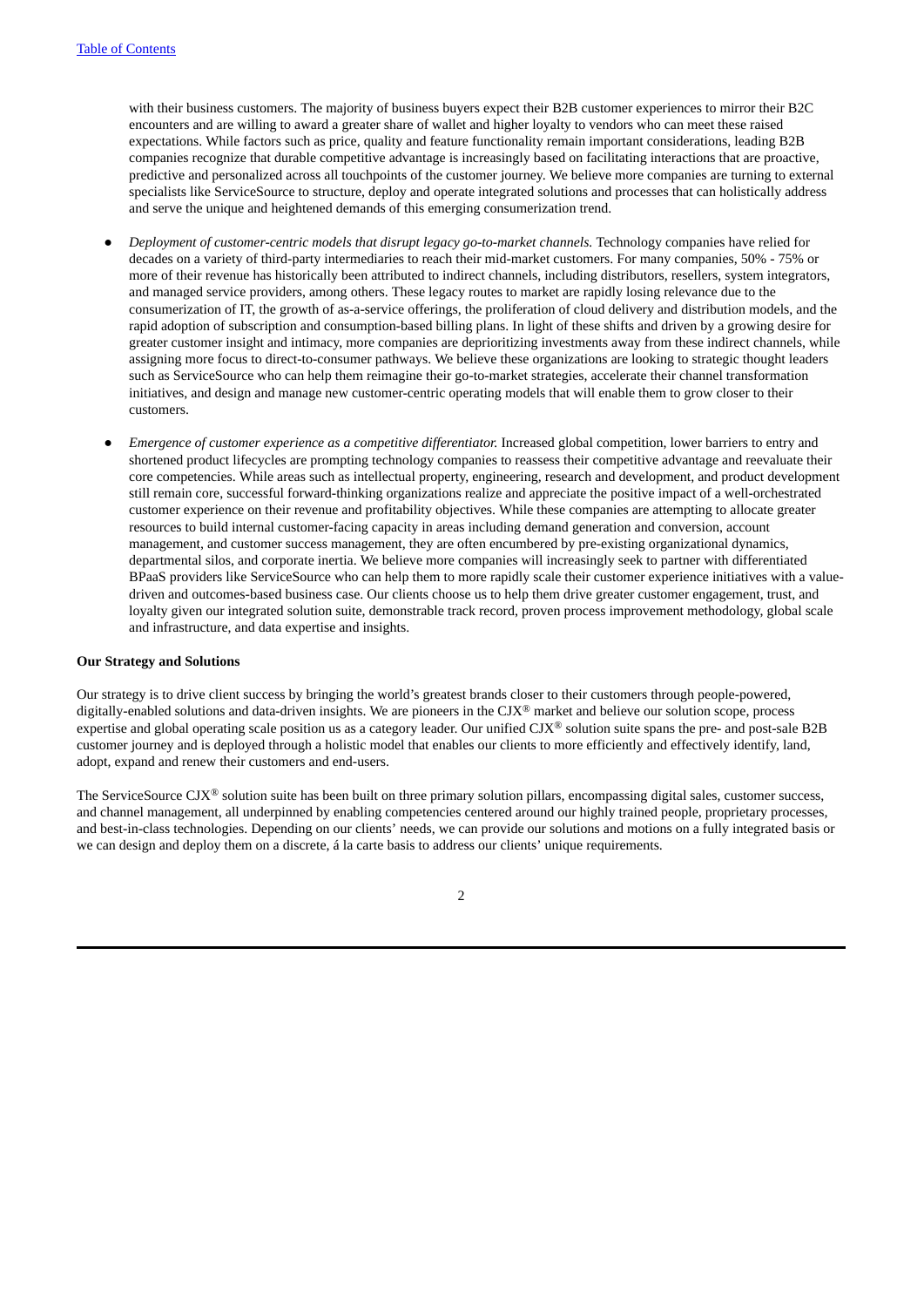with their business customers. The majority of business buyers expect their B2B customer experiences to mirror their B2C encounters and are willing to award a greater share of wallet and higher loyalty to vendors who can meet these raised expectations. While factors such as price, quality and feature functionality remain important considerations, leading B2B companies recognize that durable competitive advantage is increasingly based on facilitating interactions that are proactive, predictive and personalized across all touchpoints of the customer journey. We believe more companies are turning to external specialists like ServiceSource to structure, deploy and operate integrated solutions and processes that can holistically address and serve the unique and heightened demands of this emerging consumerization trend.

- *Deployment of customer-centric models that disrupt legacy go-to-market channels.* Technology companies have relied for decades on a variety of third-party intermediaries to reach their mid-market customers. For many companies, 50% - 75% or more of their revenue has historically been attributed to indirect channels, including distributors, resellers, system integrators, and managed service providers, among others. These legacy routes to market are rapidly losing relevance due to the consumerization of IT, the growth of as-a-service offerings, the proliferation of cloud delivery and distribution models, and the rapid adoption of subscription and consumption-based billing plans. In light of these shifts and driven by a growing desire for greater customer insight and intimacy, more companies are deprioritizing investments away from these indirect channels, while assigning more focus to direct-to-consumer pathways. We believe these organizations are looking to strategic thought leaders such as ServiceSource who can help them reimagine their go-to-market strategies, accelerate their channel transformation initiatives, and design and manage new customer-centric operating models that will enable them to grow closer to their customers.

- *Emergence of customer experience as a competitive differentiator.* Increased global competition, lower barriers to entry and shortened product lifecycles are prompting technology companies to reassess their competitive advantage and reevaluate their core competencies. While areas such as intellectual property, engineering, research and development, and product development still remain core, successful forward-thinking organizations realize and appreciate the positive impact of a well-orchestrated customer experience on their revenue and profitability objectives. While these companies are attempting to allocate greater resources to build internal customer-facing capacity in areas including demand generation and conversion, account management, and customer success management, they are often encumbered by pre-existing organizational dynamics, departmental silos, and corporate inertia. We believe more companies will increasingly seek to partner with differentiated BPaaS providers like ServiceSource who can help them to more rapidly scale their customer experience initiatives with a value-driven and outcomes-based business case. Our clients choose us to help them drive greater customer engagement, trust, and loyalty given our integrated solution suite, demonstrable track record, proven process improvement methodology, global scale and infrastructure, and data expertise and insights.

**Our Strategy and Solutions**

Our strategy is to drive client success by bringing the world's greatest brands closer to their customers through people-powered, digitally-enabled solutions and data-driven insights. We are pioneers in the CJX® market and believe our solution scope, process expertise and global operating scale position us as a category leader. Our unified CJX® solution suite spans the pre- and post-sale B2B customer journey and is deployed through a holistic model that enables our clients to more efficiently and effectively identify, land, adopt, expand and renew their customers and end-users.

The ServiceSource CJX® solution suite has been built on three primary solution pillars, encompassing digital sales, customer success, and channel management, all underpinned by enabling competencies centered around our highly trained people, proprietary processes, and best-in-class technologies. Depending on our clients' needs, we can provide our solutions and motions on a fully integrated basis or we can design and deploy them on a discrete, á la carte basis to address our clients' unique requirements.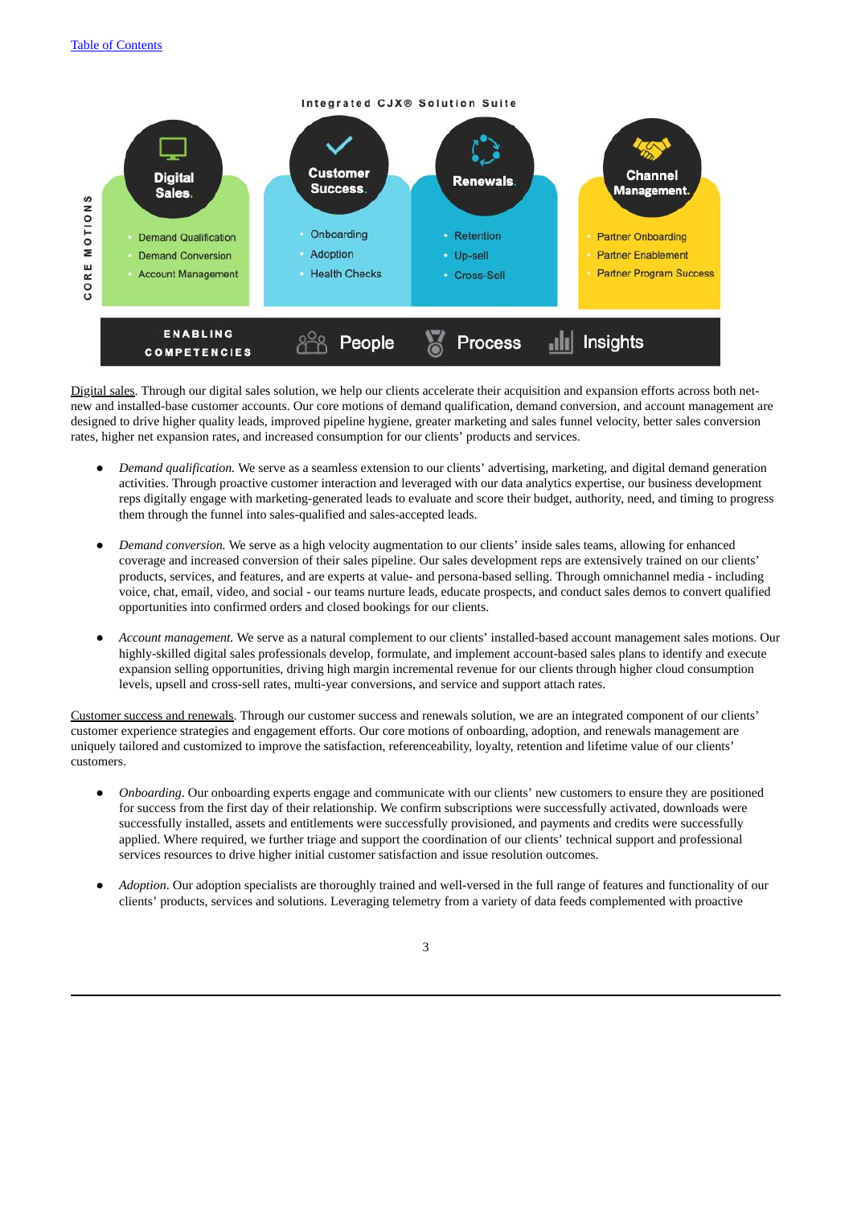Integrated CJX® Solution Suite

CORE MOTIONS

| Digital Sales. | Customer Success. | Renewals. | Channel Management. |
| --- | --- | --- | --- |
| Demand Qualification | Onboarding | Retention | Partner Onboarding |
| Demand Conversion | Adoption | Up-sell | Partner Enablement |
| Account Management | Health Checks | Cross-Sell | Partner Program Success |

ENABLING COMPETENCIES: People | Process | Insights

Digital sales. Through our digital sales solution, we help our clients accelerate their acquisition and expansion efforts across both net-new and installed-base customer accounts. Our core motions of demand qualification, demand conversion, and account management are designed to drive higher quality leads, improved pipeline hygiene, greater marketing and sales funnel velocity, better sales conversion rates, higher net expansion rates, and increased consumption for our clients' products and services.

- *Demand qualification.* We serve as a seamless extension to our clients' advertising, marketing, and digital demand generation activities. Through proactive customer interaction and leveraged with our data analytics expertise, our business development reps digitally engage with marketing-generated leads to evaluate and score their budget, authority, need, and timing to progress them through the funnel into sales-qualified and sales-accepted leads.

- *Demand conversion.* We serve as a high velocity augmentation to our clients' inside sales teams, allowing for enhanced coverage and increased conversion of their sales pipeline. Our sales development reps are extensively trained on our clients' products, services, and features, and are experts at value- and persona-based selling. Through omnichannel media - including voice, chat, email, video, and social - our teams nurture leads, educate prospects, and conduct sales demos to convert qualified opportunities into confirmed orders and closed bookings for our clients.

- *Account management.* We serve as a natural complement to our clients' installed-based account management sales motions. Our highly-skilled digital sales professionals develop, formulate, and implement account-based sales plans to identify and execute expansion selling opportunities, driving high margin incremental revenue for our clients through higher cloud consumption levels, upsell and cross-sell rates, multi-year conversions, and service and support attach rates.

Customer success and renewals. Through our customer success and renewals solution, we are an integrated component of our clients' customer experience strategies and engagement efforts. Our core motions of onboarding, adoption, and renewals management are uniquely tailored and customized to improve the satisfaction, referenceability, loyalty, retention and lifetime value of our clients' customers.

- *Onboarding*. Our onboarding experts engage and communicate with our clients' new customers to ensure they are positioned for success from the first day of their relationship. We confirm subscriptions were successfully activated, downloads were successfully installed, assets and entitlements were successfully provisioned, and payments and credits were successfully applied. Where required, we further triage and support the coordination of our clients' technical support and professional services resources to drive higher initial customer satisfaction and issue resolution outcomes.

- *Adoption*. Our adoption specialists are thoroughly trained and well-versed in the full range of features and functionality of our clients' products, services and solutions. Leveraging telemetry from a variety of data feeds complemented with proactive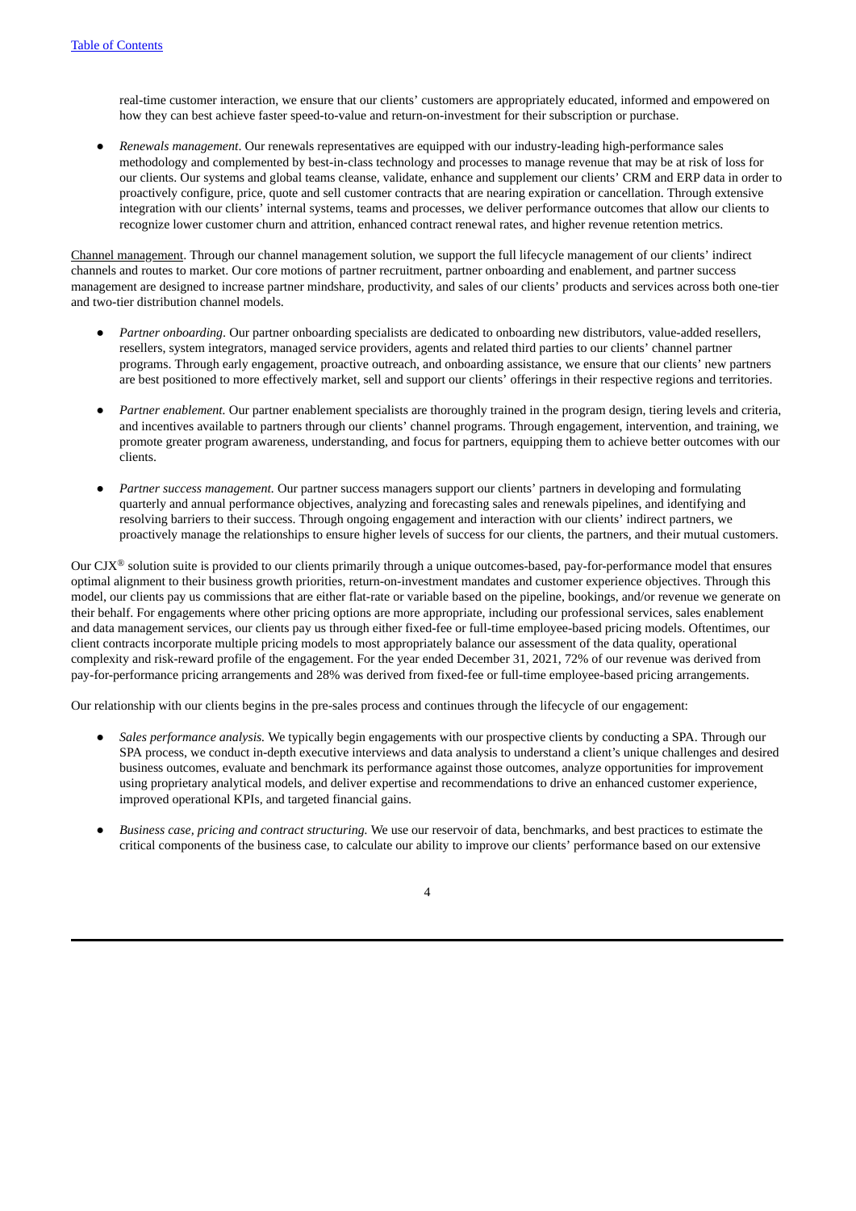real-time customer interaction, we ensure that our clients' customers are appropriately educated, informed and empowered on how they can best achieve faster speed-to-value and return-on-investment for their subscription or purchase.

- *Renewals management*. Our renewals representatives are equipped with our industry-leading high-performance sales methodology and complemented by best-in-class technology and processes to manage revenue that may be at risk of loss for our clients. Our systems and global teams cleanse, validate, enhance and supplement our clients' CRM and ERP data in order to proactively configure, price, quote and sell customer contracts that are nearing expiration or cancellation. Through extensive integration with our clients' internal systems, teams and processes, we deliver performance outcomes that allow our clients to recognize lower customer churn and attrition, enhanced contract renewal rates, and higher revenue retention metrics.

Channel management. Through our channel management solution, we support the full lifecycle management of our clients' indirect channels and routes to market. Our core motions of partner recruitment, partner onboarding and enablement, and partner success management are designed to increase partner mindshare, productivity, and sales of our clients' products and services across both one-tier and two-tier distribution channel models.

- *Partner onboarding*. Our partner onboarding specialists are dedicated to onboarding new distributors, value-added resellers, resellers, system integrators, managed service providers, agents and related third parties to our clients' channel partner programs. Through early engagement, proactive outreach, and onboarding assistance, we ensure that our clients' new partners are best positioned to more effectively market, sell and support our clients' offerings in their respective regions and territories.

- *Partner enablement.* Our partner enablement specialists are thoroughly trained in the program design, tiering levels and criteria, and incentives available to partners through our clients' channel programs. Through engagement, intervention, and training, we promote greater program awareness, understanding, and focus for partners, equipping them to achieve better outcomes with our clients.

- *Partner success management.* Our partner success managers support our clients' partners in developing and formulating quarterly and annual performance objectives, analyzing and forecasting sales and renewals pipelines, and identifying and resolving barriers to their success. Through ongoing engagement and interaction with our clients' indirect partners, we proactively manage the relationships to ensure higher levels of success for our clients, the partners, and their mutual customers.

Our CJX® solution suite is provided to our clients primarily through a unique outcomes-based, pay-for-performance model that ensures optimal alignment to their business growth priorities, return-on-investment mandates and customer experience objectives. Through this model, our clients pay us commissions that are either flat-rate or variable based on the pipeline, bookings, and/or revenue we generate on their behalf. For engagements where other pricing options are more appropriate, including our professional services, sales enablement and data management services, our clients pay us through either fixed-fee or full-time employee-based pricing models. Oftentimes, our client contracts incorporate multiple pricing models to most appropriately balance our assessment of the data quality, operational complexity and risk-reward profile of the engagement. For the year ended December 31, 2021, 72% of our revenue was derived from pay-for-performance pricing arrangements and 28% was derived from fixed-fee or full-time employee-based pricing arrangements.

Our relationship with our clients begins in the pre-sales process and continues through the lifecycle of our engagement:

- *Sales performance analysis.* We typically begin engagements with our prospective clients by conducting a SPA. Through our SPA process, we conduct in-depth executive interviews and data analysis to understand a client's unique challenges and desired business outcomes, evaluate and benchmark its performance against those outcomes, analyze opportunities for improvement using proprietary analytical models, and deliver expertise and recommendations to drive an enhanced customer experience, improved operational KPIs, and targeted financial gains.

- *Business case, pricing and contract structuring.* We use our reservoir of data, benchmarks, and best practices to estimate the critical components of the business case, to calculate our ability to improve our clients' performance based on our extensive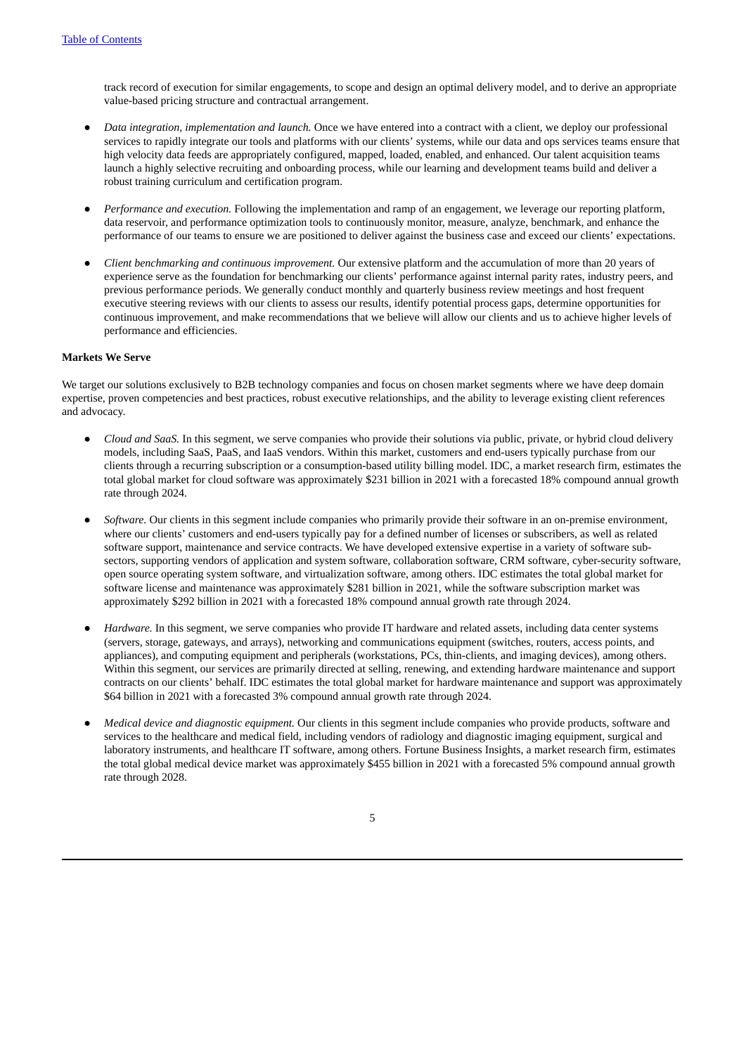track record of execution for similar engagements, to scope and design an optimal delivery model, and to derive an appropriate value-based pricing structure and contractual arrangement.

- *Data integration, implementation and launch.* Once we have entered into a contract with a client, we deploy our professional services to rapidly integrate our tools and platforms with our clients' systems, while our data and ops services teams ensure that high velocity data feeds are appropriately configured, mapped, loaded, enabled, and enhanced. Our talent acquisition teams launch a highly selective recruiting and onboarding process, while our learning and development teams build and deliver a robust training curriculum and certification program.

- *Performance and execution.* Following the implementation and ramp of an engagement, we leverage our reporting platform, data reservoir, and performance optimization tools to continuously monitor, measure, analyze, benchmark, and enhance the performance of our teams to ensure we are positioned to deliver against the business case and exceed our clients' expectations.

- *Client benchmarking and continuous improvement.* Our extensive platform and the accumulation of more than 20 years of experience serve as the foundation for benchmarking our clients' performance against internal parity rates, industry peers, and previous performance periods. We generally conduct monthly and quarterly business review meetings and host frequent executive steering reviews with our clients to assess our results, identify potential process gaps, determine opportunities for continuous improvement, and make recommendations that we believe will allow our clients and us to achieve higher levels of performance and efficiencies.

**Markets We Serve**

We target our solutions exclusively to B2B technology companies and focus on chosen market segments where we have deep domain expertise, proven competencies and best practices, robust executive relationships, and the ability to leverage existing client references and advocacy.

- *Cloud and SaaS.* In this segment, we serve companies who provide their solutions via public, private, or hybrid cloud delivery models, including SaaS, PaaS, and IaaS vendors. Within this market, customers and end-users typically purchase from our clients through a recurring subscription or a consumption-based utility billing model. IDC, a market research firm, estimates the total global market for cloud software was approximately $231 billion in 2021 with a forecasted 18% compound annual growth rate through 2024.

- *Software.* Our clients in this segment include companies who primarily provide their software in an on-premise environment, where our clients' customers and end-users typically pay for a defined number of licenses or subscribers, as well as related software support, maintenance and service contracts. We have developed extensive expertise in a variety of software sub-sectors, supporting vendors of application and system software, collaboration software, CRM software, cyber-security software, open source operating system software, and virtualization software, among others. IDC estimates the total global market for software license and maintenance was approximately $281 billion in 2021, while the software subscription market was approximately $292 billion in 2021 with a forecasted 18% compound annual growth rate through 2024.

- *Hardware.* In this segment, we serve companies who provide IT hardware and related assets, including data center systems (servers, storage, gateways, and arrays), networking and communications equipment (switches, routers, access points, and appliances), and computing equipment and peripherals (workstations, PCs, thin-clients, and imaging devices), among others. Within this segment, our services are primarily directed at selling, renewing, and extending hardware maintenance and support contracts on our clients' behalf. IDC estimates the total global market for hardware maintenance and support was approximately $64 billion in 2021 with a forecasted 3% compound annual growth rate through 2024.

- *Medical device and diagnostic equipment.* Our clients in this segment include companies who provide products, software and services to the healthcare and medical field, including vendors of radiology and diagnostic imaging equipment, surgical and laboratory instruments, and healthcare IT software, among others. Fortune Business Insights, a market research firm, estimates the total global medical device market was approximately $455 billion in 2021 with a forecasted 5% compound annual growth rate through 2028.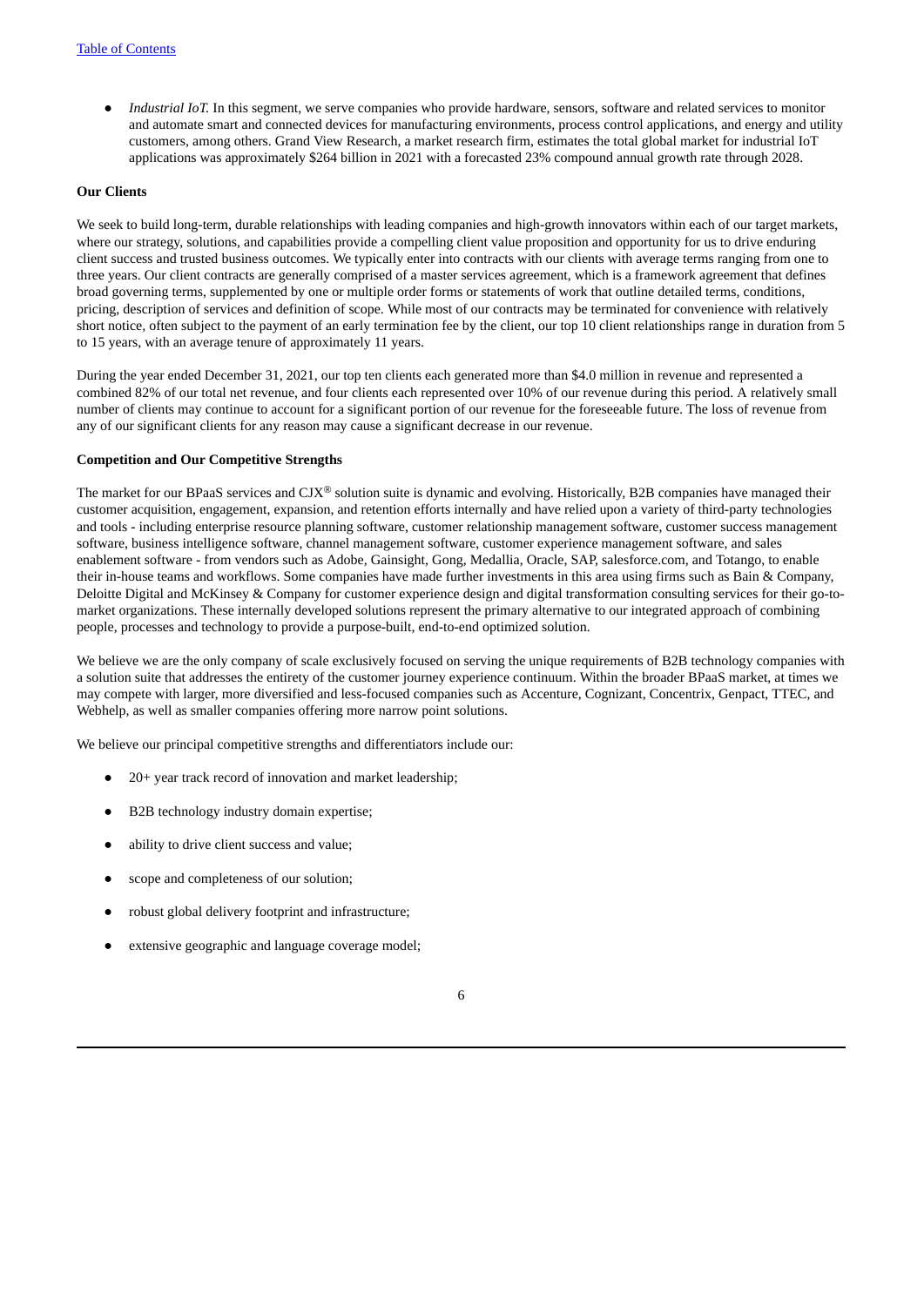- *Industrial IoT.* In this segment, we serve companies who provide hardware, sensors, software and related services to monitor and automate smart and connected devices for manufacturing environments, process control applications, and energy and utility customers, among others. Grand View Research, a market research firm, estimates the total global market for industrial IoT applications was approximately $264 billion in 2021 with a forecasted 23% compound annual growth rate through 2028.

**Our Clients**

We seek to build long-term, durable relationships with leading companies and high-growth innovators within each of our target markets, where our strategy, solutions, and capabilities provide a compelling client value proposition and opportunity for us to drive enduring client success and trusted business outcomes. We typically enter into contracts with our clients with average terms ranging from one to three years. Our client contracts are generally comprised of a master services agreement, which is a framework agreement that defines broad governing terms, supplemented by one or multiple order forms or statements of work that outline detailed terms, conditions, pricing, description of services and definition of scope. While most of our contracts may be terminated for convenience with relatively short notice, often subject to the payment of an early termination fee by the client, our top 10 client relationships range in duration from 5 to 15 years, with an average tenure of approximately 11 years.

During the year ended December 31, 2021, our top ten clients each generated more than $4.0 million in revenue and represented a combined 82% of our total net revenue, and four clients each represented over 10% of our revenue during this period. A relatively small number of clients may continue to account for a significant portion of our revenue for the foreseeable future. The loss of revenue from any of our significant clients for any reason may cause a significant decrease in our revenue.

**Competition and Our Competitive Strengths**

The market for our BPaaS services and CJX® solution suite is dynamic and evolving. Historically, B2B companies have managed their customer acquisition, engagement, expansion, and retention efforts internally and have relied upon a variety of third-party technologies and tools - including enterprise resource planning software, customer relationship management software, customer success management software, business intelligence software, channel management software, customer experience management software, and sales enablement software - from vendors such as Adobe, Gainsight, Gong, Medallia, Oracle, SAP, salesforce.com, and Totango, to enable their in-house teams and workflows. Some companies have made further investments in this area using firms such as Bain & Company, Deloitte Digital and McKinsey & Company for customer experience design and digital transformation consulting services for their go-to-market organizations. These internally developed solutions represent the primary alternative to our integrated approach of combining people, processes and technology to provide a purpose-built, end-to-end optimized solution.

We believe we are the only company of scale exclusively focused on serving the unique requirements of B2B technology companies with a solution suite that addresses the entirety of the customer journey experience continuum. Within the broader BPaaS market, at times we may compete with larger, more diversified and less-focused companies such as Accenture, Cognizant, Concentrix, Genpact, TTEC, and Webhelp, as well as smaller companies offering more narrow point solutions.

We believe our principal competitive strengths and differentiators include our:

- 20+ year track record of innovation and market leadership;
- B2B technology industry domain expertise;
- ability to drive client success and value;
- scope and completeness of our solution;
- robust global delivery footprint and infrastructure;
- extensive geographic and language coverage model;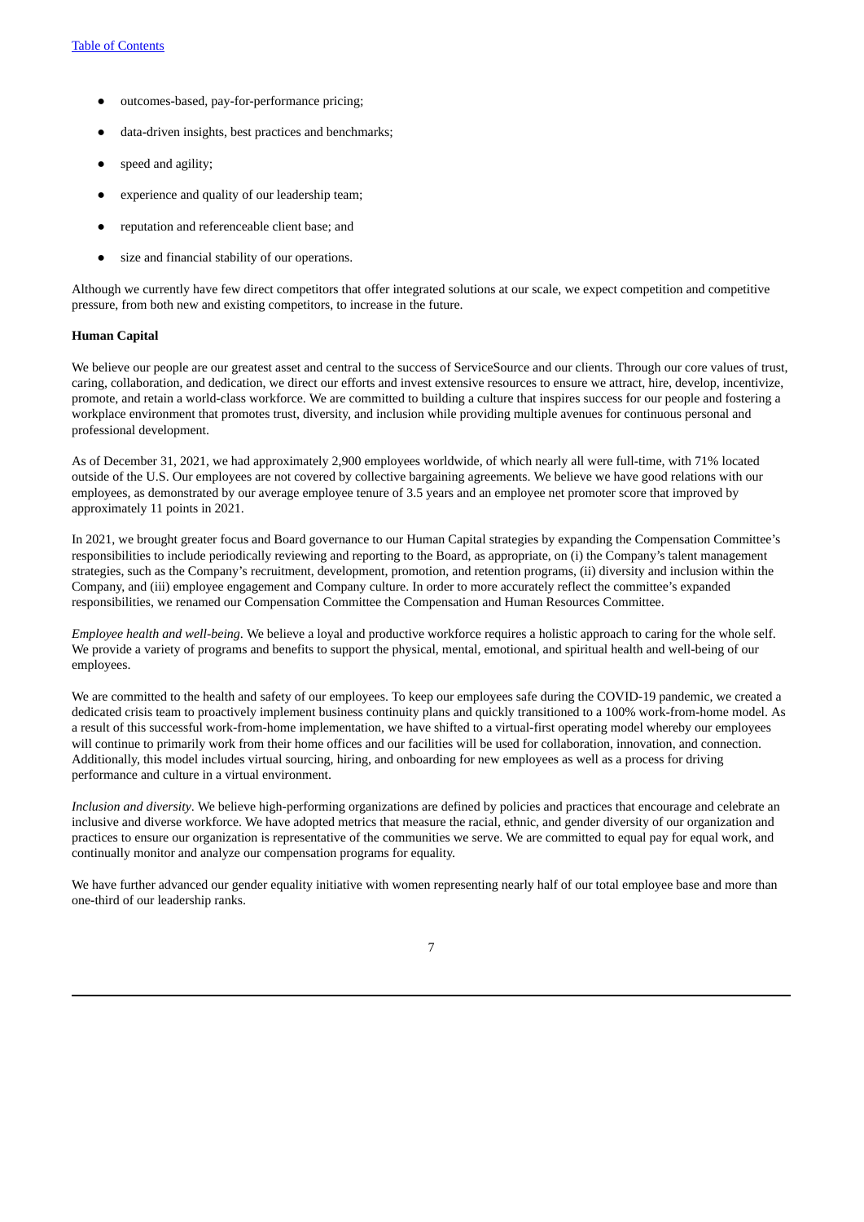- outcomes-based, pay-for-performance pricing;
- data-driven insights, best practices and benchmarks;
- speed and agility;
- experience and quality of our leadership team;
- reputation and referenceable client base; and
- size and financial stability of our operations.

Although we currently have few direct competitors that offer integrated solutions at our scale, we expect competition and competitive pressure, from both new and existing competitors, to increase in the future.

**Human Capital**

We believe our people are our greatest asset and central to the success of ServiceSource and our clients. Through our core values of trust, caring, collaboration, and dedication, we direct our efforts and invest extensive resources to ensure we attract, hire, develop, incentivize, promote, and retain a world-class workforce. We are committed to building a culture that inspires success for our people and fostering a workplace environment that promotes trust, diversity, and inclusion while providing multiple avenues for continuous personal and professional development.

As of December 31, 2021, we had approximately 2,900 employees worldwide, of which nearly all were full-time, with 71% located outside of the U.S. Our employees are not covered by collective bargaining agreements. We believe we have good relations with our employees, as demonstrated by our average employee tenure of 3.5 years and an employee net promoter score that improved by approximately 11 points in 2021.

In 2021, we brought greater focus and Board governance to our Human Capital strategies by expanding the Compensation Committee's responsibilities to include periodically reviewing and reporting to the Board, as appropriate, on (i) the Company's talent management strategies, such as the Company's recruitment, development, promotion, and retention programs, (ii) diversity and inclusion within the Company, and (iii) employee engagement and Company culture. In order to more accurately reflect the committee's expanded responsibilities, we renamed our Compensation Committee the Compensation and Human Resources Committee.

*Employee health and well-being*. We believe a loyal and productive workforce requires a holistic approach to caring for the whole self. We provide a variety of programs and benefits to support the physical, mental, emotional, and spiritual health and well-being of our employees.

We are committed to the health and safety of our employees. To keep our employees safe during the COVID-19 pandemic, we created a dedicated crisis team to proactively implement business continuity plans and quickly transitioned to a 100% work-from-home model. As a result of this successful work-from-home implementation, we have shifted to a virtual-first operating model whereby our employees will continue to primarily work from their home offices and our facilities will be used for collaboration, innovation, and connection. Additionally, this model includes virtual sourcing, hiring, and onboarding for new employees as well as a process for driving performance and culture in a virtual environment.

*Inclusion and diversity*. We believe high-performing organizations are defined by policies and practices that encourage and celebrate an inclusive and diverse workforce. We have adopted metrics that measure the racial, ethnic, and gender diversity of our organization and practices to ensure our organization is representative of the communities we serve. We are committed to equal pay for equal work, and continually monitor and analyze our compensation programs for equality.

We have further advanced our gender equality initiative with women representing nearly half of our total employee base and more than one-third of our leadership ranks.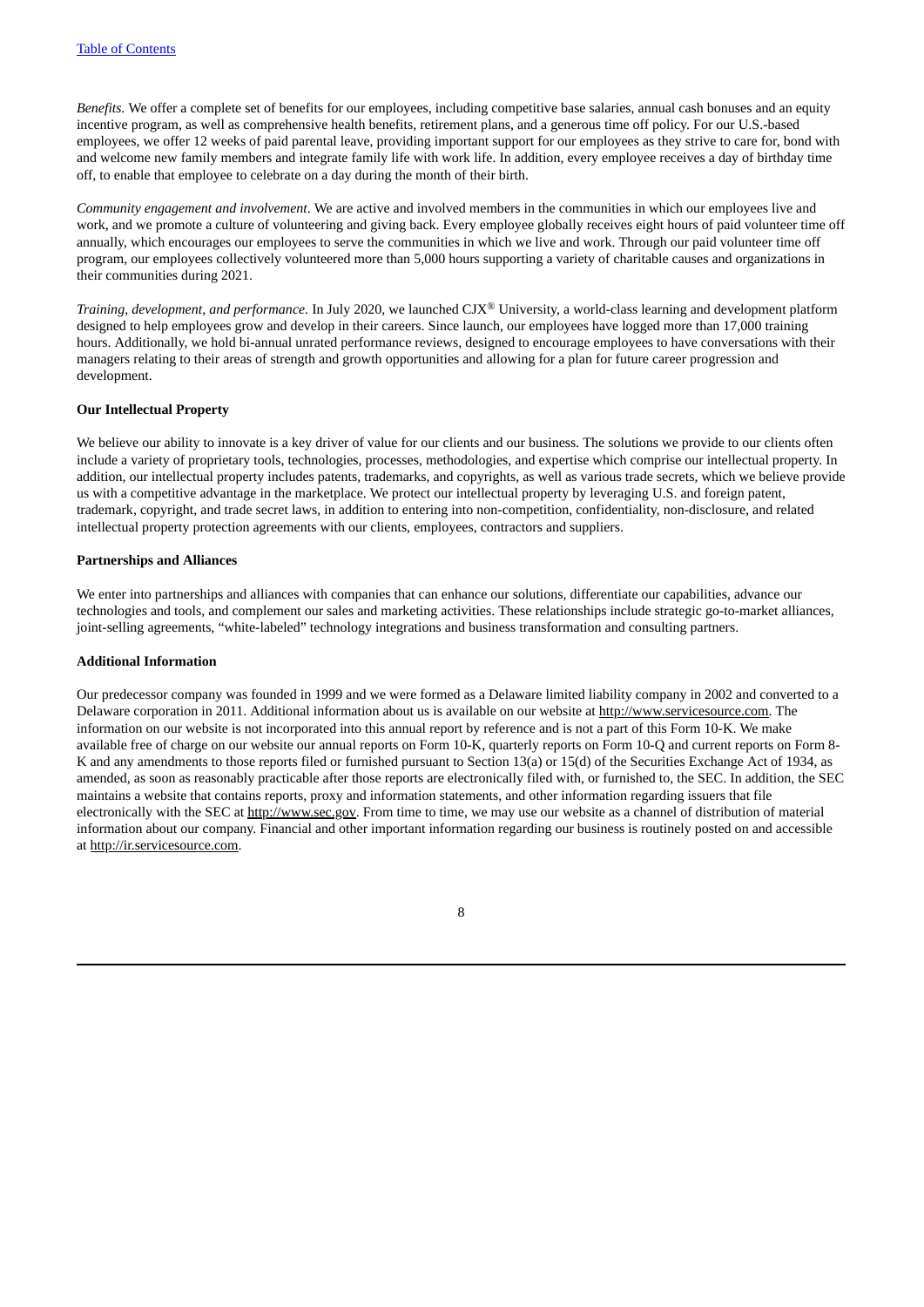*Benefits.* We offer a complete set of benefits for our employees, including competitive base salaries, annual cash bonuses and an equity incentive program, as well as comprehensive health benefits, retirement plans, and a generous time off policy. For our U.S.-based employees, we offer 12 weeks of paid parental leave, providing important support for our employees as they strive to care for, bond with and welcome new family members and integrate family life with work life. In addition, every employee receives a day of birthday time off, to enable that employee to celebrate on a day during the month of their birth.

*Community engagement and involvement*. We are active and involved members in the communities in which our employees live and work, and we promote a culture of volunteering and giving back. Every employee globally receives eight hours of paid volunteer time off annually, which encourages our employees to serve the communities in which we live and work. Through our paid volunteer time off program, our employees collectively volunteered more than 5,000 hours supporting a variety of charitable causes and organizations in their communities during 2021.

*Training, development, and performance*. In July 2020, we launched CJX® University, a world-class learning and development platform designed to help employees grow and develop in their careers. Since launch, our employees have logged more than 17,000 training hours. Additionally, we hold bi-annual unrated performance reviews, designed to encourage employees to have conversations with their managers relating to their areas of strength and growth opportunities and allowing for a plan for future career progression and development.

**Our Intellectual Property**

We believe our ability to innovate is a key driver of value for our clients and our business. The solutions we provide to our clients often include a variety of proprietary tools, technologies, processes, methodologies, and expertise which comprise our intellectual property. In addition, our intellectual property includes patents, trademarks, and copyrights, as well as various trade secrets, which we believe provide us with a competitive advantage in the marketplace. We protect our intellectual property by leveraging U.S. and foreign patent, trademark, copyright, and trade secret laws, in addition to entering into non-competition, confidentiality, non-disclosure, and related intellectual property protection agreements with our clients, employees, contractors and suppliers.

**Partnerships and Alliances**

We enter into partnerships and alliances with companies that can enhance our solutions, differentiate our capabilities, advance our technologies and tools, and complement our sales and marketing activities. These relationships include strategic go-to-market alliances, joint-selling agreements, "white-labeled" technology integrations and business transformation and consulting partners.

**Additional Information**

Our predecessor company was founded in 1999 and we were formed as a Delaware limited liability company in 2002 and converted to a Delaware corporation in 2011. Additional information about us is available on our website at http://www.servicesource.com. The information on our website is not incorporated into this annual report by reference and is not a part of this Form 10-K. We make available free of charge on our website our annual reports on Form 10-K, quarterly reports on Form 10-Q and current reports on Form 8-K and any amendments to those reports filed or furnished pursuant to Section 13(a) or 15(d) of the Securities Exchange Act of 1934, as amended, as soon as reasonably practicable after those reports are electronically filed with, or furnished to, the SEC. In addition, the SEC maintains a website that contains reports, proxy and information statements, and other information regarding issuers that file electronically with the SEC at http://www.sec.gov. From time to time, we may use our website as a channel of distribution of material information about our company. Financial and other important information regarding our business is routinely posted on and accessible at http://ir.servicesource.com.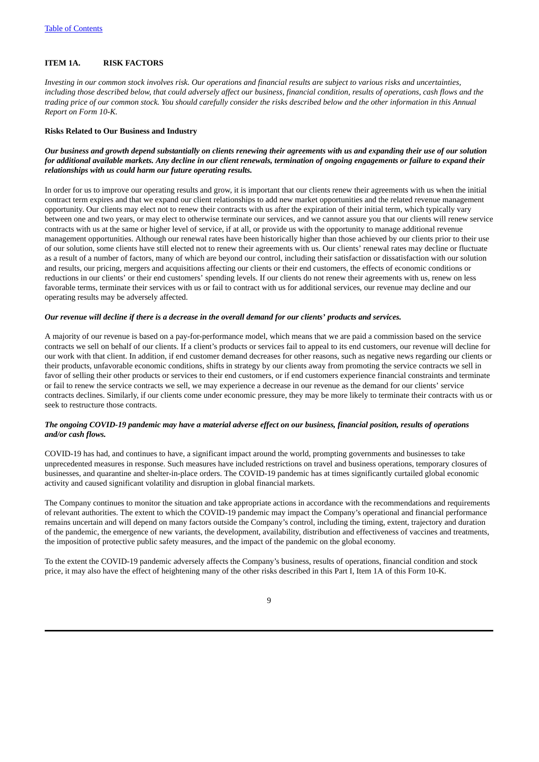## ITEM 1A. RISK FACTORS

*Investing in our common stock involves risk. Our operations and financial results are subject to various risks and uncertainties, including those described below, that could adversely affect our business, financial condition, results of operations, cash flows and the trading price of our common stock. You should carefully consider the risks described below and the other information in this Annual Report on Form 10-K.*

### Risks Related to Our Business and Industry

***Our business and growth depend substantially on clients renewing their agreements with us and expanding their use of our solution for additional available markets. Any decline in our client renewals, termination of ongoing engagements or failure to expand their relationships with us could harm our future operating results.***

In order for us to improve our operating results and grow, it is important that our clients renew their agreements with us when the initial contract term expires and that we expand our client relationships to add new market opportunities and the related revenue management opportunity. Our clients may elect not to renew their contracts with us after the expiration of their initial term, which typically vary between one and two years, or may elect to otherwise terminate our services, and we cannot assure you that our clients will renew service contracts with us at the same or higher level of service, if at all, or provide us with the opportunity to manage additional revenue management opportunities. Although our renewal rates have been historically higher than those achieved by our clients prior to their use of our solution, some clients have still elected not to renew their agreements with us. Our clients' renewal rates may decline or fluctuate as a result of a number of factors, many of which are beyond our control, including their satisfaction or dissatisfaction with our solution and results, our pricing, mergers and acquisitions affecting our clients or their end customers, the effects of economic conditions or reductions in our clients' or their end customers' spending levels. If our clients do not renew their agreements with us, renew on less favorable terms, terminate their services with us or fail to contract with us for additional services, our revenue may decline and our operating results may be adversely affected.

***Our revenue will decline if there is a decrease in the overall demand for our clients' products and services.***

A majority of our revenue is based on a pay-for-performance model, which means that we are paid a commission based on the service contracts we sell on behalf of our clients. If a client's products or services fail to appeal to its end customers, our revenue will decline for our work with that client. In addition, if end customer demand decreases for other reasons, such as negative news regarding our clients or their products, unfavorable economic conditions, shifts in strategy by our clients away from promoting the service contracts we sell in favor of selling their other products or services to their end customers, or if end customers experience financial constraints and terminate or fail to renew the service contracts we sell, we may experience a decrease in our revenue as the demand for our clients' service contracts declines. Similarly, if our clients come under economic pressure, they may be more likely to terminate their contracts with us or seek to restructure those contracts.

***The ongoing COVID-19 pandemic may have a material adverse effect on our business, financial position, results of operations and/or cash flows.***

COVID-19 has had, and continues to have, a significant impact around the world, prompting governments and businesses to take unprecedented measures in response. Such measures have included restrictions on travel and business operations, temporary closures of businesses, and quarantine and shelter-in-place orders. The COVID-19 pandemic has at times significantly curtailed global economic activity and caused significant volatility and disruption in global financial markets.

The Company continues to monitor the situation and take appropriate actions in accordance with the recommendations and requirements of relevant authorities. The extent to which the COVID-19 pandemic may impact the Company's operational and financial performance remains uncertain and will depend on many factors outside the Company's control, including the timing, extent, trajectory and duration of the pandemic, the emergence of new variants, the development, availability, distribution and effectiveness of vaccines and treatments, the imposition of protective public safety measures, and the impact of the pandemic on the global economy.

To the extent the COVID-19 pandemic adversely affects the Company's business, results of operations, financial condition and stock price, it may also have the effect of heightening many of the other risks described in this Part I, Item 1A of this Form 10-K.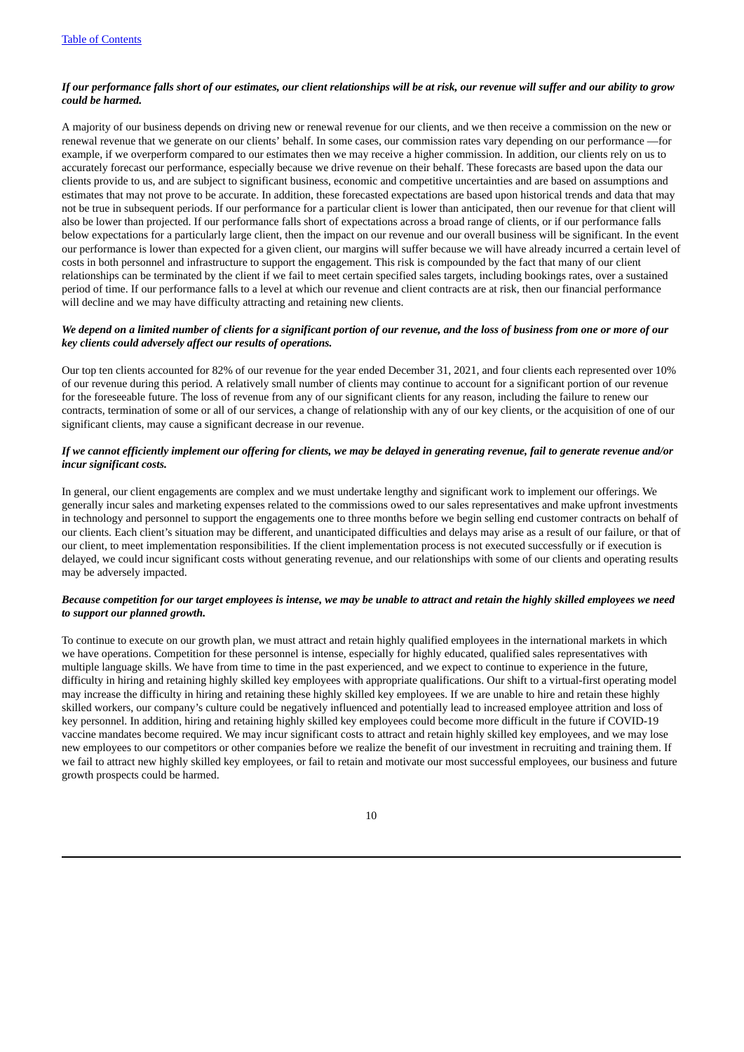***If our performance falls short of our estimates, our client relationships will be at risk, our revenue will suffer and our ability to grow could be harmed.***

A majority of our business depends on driving new or renewal revenue for our clients, and we then receive a commission on the new or renewal revenue that we generate on our clients' behalf. In some cases, our commission rates vary depending on our performance —for example, if we overperform compared to our estimates then we may receive a higher commission. In addition, our clients rely on us to accurately forecast our performance, especially because we drive revenue on their behalf. These forecasts are based upon the data our clients provide to us, and are subject to significant business, economic and competitive uncertainties and are based on assumptions and estimates that may not prove to be accurate. In addition, these forecasted expectations are based upon historical trends and data that may not be true in subsequent periods. If our performance for a particular client is lower than anticipated, then our revenue for that client will also be lower than projected. If our performance falls short of expectations across a broad range of clients, or if our performance falls below expectations for a particularly large client, then the impact on our revenue and our overall business will be significant. In the event our performance is lower than expected for a given client, our margins will suffer because we will have already incurred a certain level of costs in both personnel and infrastructure to support the engagement. This risk is compounded by the fact that many of our client relationships can be terminated by the client if we fail to meet certain specified sales targets, including bookings rates, over a sustained period of time. If our performance falls to a level at which our revenue and client contracts are at risk, then our financial performance will decline and we may have difficulty attracting and retaining new clients.

***We depend on a limited number of clients for a significant portion of our revenue, and the loss of business from one or more of our key clients could adversely affect our results of operations.***

Our top ten clients accounted for 82% of our revenue for the year ended December 31, 2021, and four clients each represented over 10% of our revenue during this period. A relatively small number of clients may continue to account for a significant portion of our revenue for the foreseeable future. The loss of revenue from any of our significant clients for any reason, including the failure to renew our contracts, termination of some or all of our services, a change of relationship with any of our key clients, or the acquisition of one of our significant clients, may cause a significant decrease in our revenue.

***If we cannot efficiently implement our offering for clients, we may be delayed in generating revenue, fail to generate revenue and/or incur significant costs.***

In general, our client engagements are complex and we must undertake lengthy and significant work to implement our offerings. We generally incur sales and marketing expenses related to the commissions owed to our sales representatives and make upfront investments in technology and personnel to support the engagements one to three months before we begin selling end customer contracts on behalf of our clients. Each client's situation may be different, and unanticipated difficulties and delays may arise as a result of our failure, or that of our client, to meet implementation responsibilities. If the client implementation process is not executed successfully or if execution is delayed, we could incur significant costs without generating revenue, and our relationships with some of our clients and operating results may be adversely impacted.

***Because competition for our target employees is intense, we may be unable to attract and retain the highly skilled employees we need to support our planned growth.***

To continue to execute on our growth plan, we must attract and retain highly qualified employees in the international markets in which we have operations. Competition for these personnel is intense, especially for highly educated, qualified sales representatives with multiple language skills. We have from time to time in the past experienced, and we expect to continue to experience in the future, difficulty in hiring and retaining highly skilled key employees with appropriate qualifications. Our shift to a virtual-first operating model may increase the difficulty in hiring and retaining these highly skilled key employees. If we are unable to hire and retain these highly skilled workers, our company's culture could be negatively influenced and potentially lead to increased employee attrition and loss of key personnel. In addition, hiring and retaining highly skilled key employees could become more difficult in the future if COVID-19 vaccine mandates become required. We may incur significant costs to attract and retain highly skilled key employees, and we may lose new employees to our competitors or other companies before we realize the benefit of our investment in recruiting and training them. If we fail to attract new highly skilled key employees, or fail to retain and motivate our most successful employees, our business and future growth prospects could be harmed.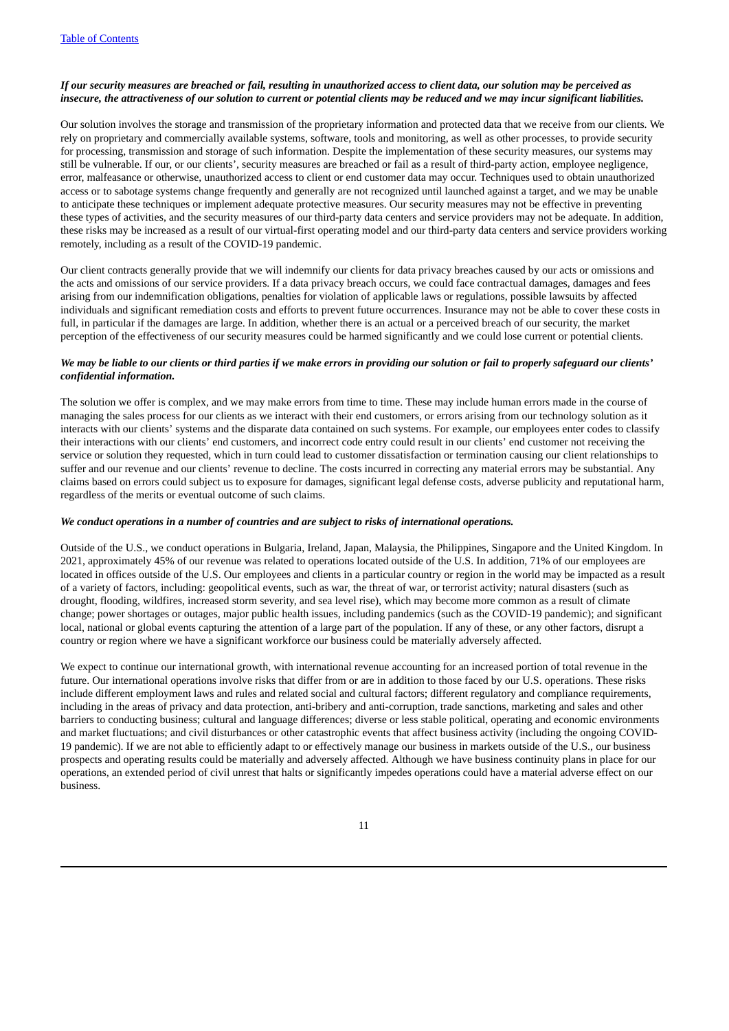***If our security measures are breached or fail, resulting in unauthorized access to client data, our solution may be perceived as insecure, the attractiveness of our solution to current or potential clients may be reduced and we may incur significant liabilities.***

Our solution involves the storage and transmission of the proprietary information and protected data that we receive from our clients. We rely on proprietary and commercially available systems, software, tools and monitoring, as well as other processes, to provide security for processing, transmission and storage of such information. Despite the implementation of these security measures, our systems may still be vulnerable. If our, or our clients', security measures are breached or fail as a result of third-party action, employee negligence, error, malfeasance or otherwise, unauthorized access to client or end customer data may occur. Techniques used to obtain unauthorized access or to sabotage systems change frequently and generally are not recognized until launched against a target, and we may be unable to anticipate these techniques or implement adequate protective measures. Our security measures may not be effective in preventing these types of activities, and the security measures of our third-party data centers and service providers may not be adequate. In addition, these risks may be increased as a result of our virtual-first operating model and our third-party data centers and service providers working remotely, including as a result of the COVID-19 pandemic.

Our client contracts generally provide that we will indemnify our clients for data privacy breaches caused by our acts or omissions and the acts and omissions of our service providers. If a data privacy breach occurs, we could face contractual damages, damages and fees arising from our indemnification obligations, penalties for violation of applicable laws or regulations, possible lawsuits by affected individuals and significant remediation costs and efforts to prevent future occurrences. Insurance may not be able to cover these costs in full, in particular if the damages are large. In addition, whether there is an actual or a perceived breach of our security, the market perception of the effectiveness of our security measures could be harmed significantly and we could lose current or potential clients.

***We may be liable to our clients or third parties if we make errors in providing our solution or fail to properly safeguard our clients' confidential information.***

The solution we offer is complex, and we may make errors from time to time. These may include human errors made in the course of managing the sales process for our clients as we interact with their end customers, or errors arising from our technology solution as it interacts with our clients' systems and the disparate data contained on such systems. For example, our employees enter codes to classify their interactions with our clients' end customers, and incorrect code entry could result in our clients' end customer not receiving the service or solution they requested, which in turn could lead to customer dissatisfaction or termination causing our client relationships to suffer and our revenue and our clients' revenue to decline. The costs incurred in correcting any material errors may be substantial. Any claims based on errors could subject us to exposure for damages, significant legal defense costs, adverse publicity and reputational harm, regardless of the merits or eventual outcome of such claims.

***We conduct operations in a number of countries and are subject to risks of international operations.***

Outside of the U.S., we conduct operations in Bulgaria, Ireland, Japan, Malaysia, the Philippines, Singapore and the United Kingdom. In 2021, approximately 45% of our revenue was related to operations located outside of the U.S. In addition, 71% of our employees are located in offices outside of the U.S. Our employees and clients in a particular country or region in the world may be impacted as a result of a variety of factors, including: geopolitical events, such as war, the threat of war, or terrorist activity; natural disasters (such as drought, flooding, wildfires, increased storm severity, and sea level rise), which may become more common as a result of climate change; power shortages or outages, major public health issues, including pandemics (such as the COVID-19 pandemic); and significant local, national or global events capturing the attention of a large part of the population. If any of these, or any other factors, disrupt a country or region where we have a significant workforce our business could be materially adversely affected.

We expect to continue our international growth, with international revenue accounting for an increased portion of total revenue in the future. Our international operations involve risks that differ from or are in addition to those faced by our U.S. operations. These risks include different employment laws and rules and related social and cultural factors; different regulatory and compliance requirements, including in the areas of privacy and data protection, anti-bribery and anti-corruption, trade sanctions, marketing and sales and other barriers to conducting business; cultural and language differences; diverse or less stable political, operating and economic environments and market fluctuations; and civil disturbances or other catastrophic events that affect business activity (including the ongoing COVID-19 pandemic). If we are not able to efficiently adapt to or effectively manage our business in markets outside of the U.S., our business prospects and operating results could be materially and adversely affected. Although we have business continuity plans in place for our operations, an extended period of civil unrest that halts or significantly impedes operations could have a material adverse effect on our business.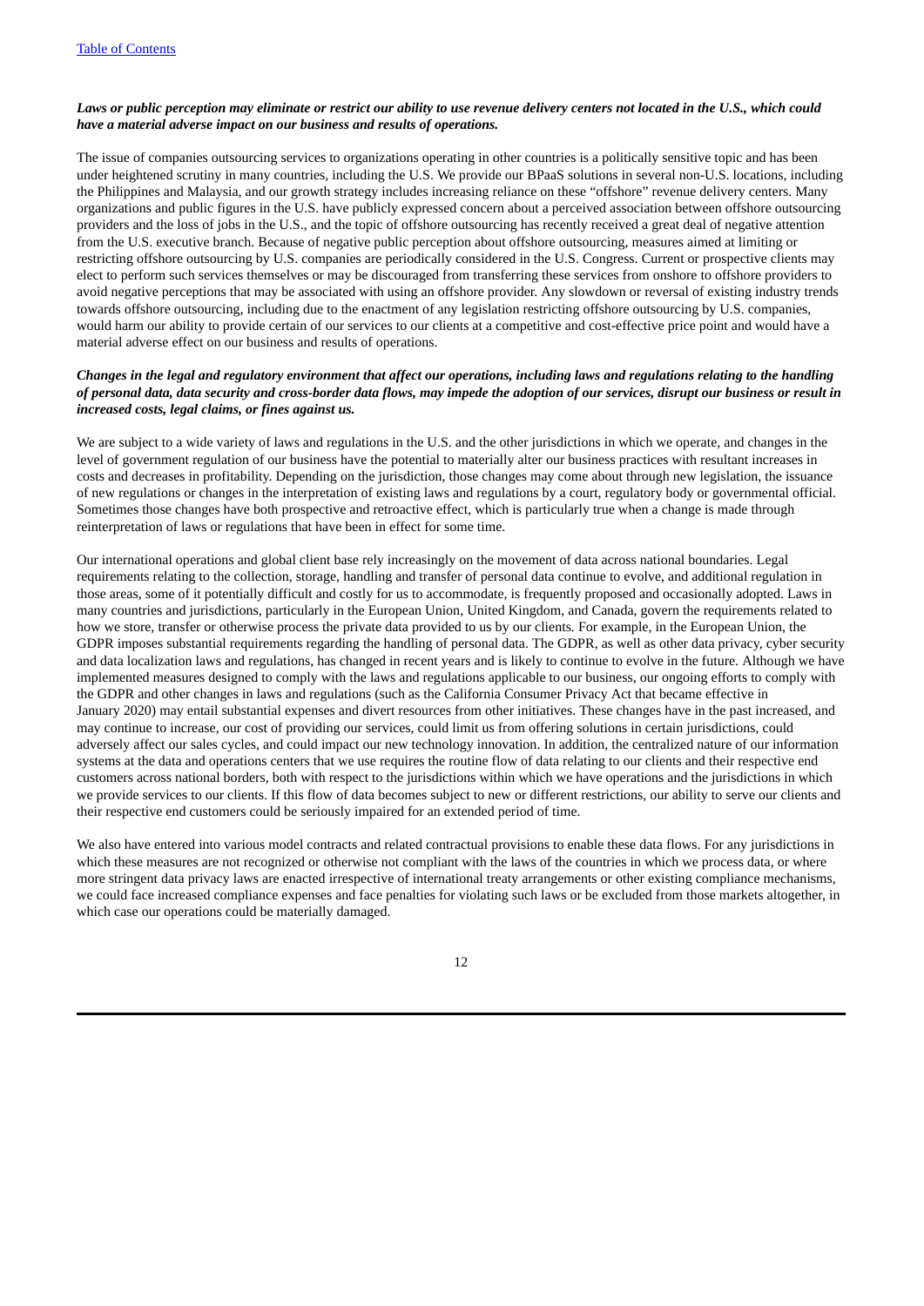***Laws or public perception may eliminate or restrict our ability to use revenue delivery centers not located in the U.S., which could have a material adverse impact on our business and results of operations.***

The issue of companies outsourcing services to organizations operating in other countries is a politically sensitive topic and has been under heightened scrutiny in many countries, including the U.S. We provide our BPaaS solutions in several non-U.S. locations, including the Philippines and Malaysia, and our growth strategy includes increasing reliance on these "offshore" revenue delivery centers. Many organizations and public figures in the U.S. have publicly expressed concern about a perceived association between offshore outsourcing providers and the loss of jobs in the U.S., and the topic of offshore outsourcing has recently received a great deal of negative attention from the U.S. executive branch. Because of negative public perception about offshore outsourcing, measures aimed at limiting or restricting offshore outsourcing by U.S. companies are periodically considered in the U.S. Congress. Current or prospective clients may elect to perform such services themselves or may be discouraged from transferring these services from onshore to offshore providers to avoid negative perceptions that may be associated with using an offshore provider. Any slowdown or reversal of existing industry trends towards offshore outsourcing, including due to the enactment of any legislation restricting offshore outsourcing by U.S. companies, would harm our ability to provide certain of our services to our clients at a competitive and cost-effective price point and would have a material adverse effect on our business and results of operations.

***Changes in the legal and regulatory environment that affect our operations, including laws and regulations relating to the handling of personal data, data security and cross-border data flows, may impede the adoption of our services, disrupt our business or result in increased costs, legal claims, or fines against us.***

We are subject to a wide variety of laws and regulations in the U.S. and the other jurisdictions in which we operate, and changes in the level of government regulation of our business have the potential to materially alter our business practices with resultant increases in costs and decreases in profitability. Depending on the jurisdiction, those changes may come about through new legislation, the issuance of new regulations or changes in the interpretation of existing laws and regulations by a court, regulatory body or governmental official. Sometimes those changes have both prospective and retroactive effect, which is particularly true when a change is made through reinterpretation of laws or regulations that have been in effect for some time.

Our international operations and global client base rely increasingly on the movement of data across national boundaries. Legal requirements relating to the collection, storage, handling and transfer of personal data continue to evolve, and additional regulation in those areas, some of it potentially difficult and costly for us to accommodate, is frequently proposed and occasionally adopted. Laws in many countries and jurisdictions, particularly in the European Union, United Kingdom, and Canada, govern the requirements related to how we store, transfer or otherwise process the private data provided to us by our clients. For example, in the European Union, the GDPR imposes substantial requirements regarding the handling of personal data. The GDPR, as well as other data privacy, cyber security and data localization laws and regulations, has changed in recent years and is likely to continue to evolve in the future. Although we have implemented measures designed to comply with the laws and regulations applicable to our business, our ongoing efforts to comply with the GDPR and other changes in laws and regulations (such as the California Consumer Privacy Act that became effective in January 2020) may entail substantial expenses and divert resources from other initiatives. These changes have in the past increased, and may continue to increase, our cost of providing our services, could limit us from offering solutions in certain jurisdictions, could adversely affect our sales cycles, and could impact our new technology innovation. In addition, the centralized nature of our information systems at the data and operations centers that we use requires the routine flow of data relating to our clients and their respective end customers across national borders, both with respect to the jurisdictions within which we have operations and the jurisdictions in which we provide services to our clients. If this flow of data becomes subject to new or different restrictions, our ability to serve our clients and their respective end customers could be seriously impaired for an extended period of time.

We also have entered into various model contracts and related contractual provisions to enable these data flows. For any jurisdictions in which these measures are not recognized or otherwise not compliant with the laws of the countries in which we process data, or where more stringent data privacy laws are enacted irrespective of international treaty arrangements or other existing compliance mechanisms, we could face increased compliance expenses and face penalties for violating such laws or be excluded from those markets altogether, in which case our operations could be materially damaged.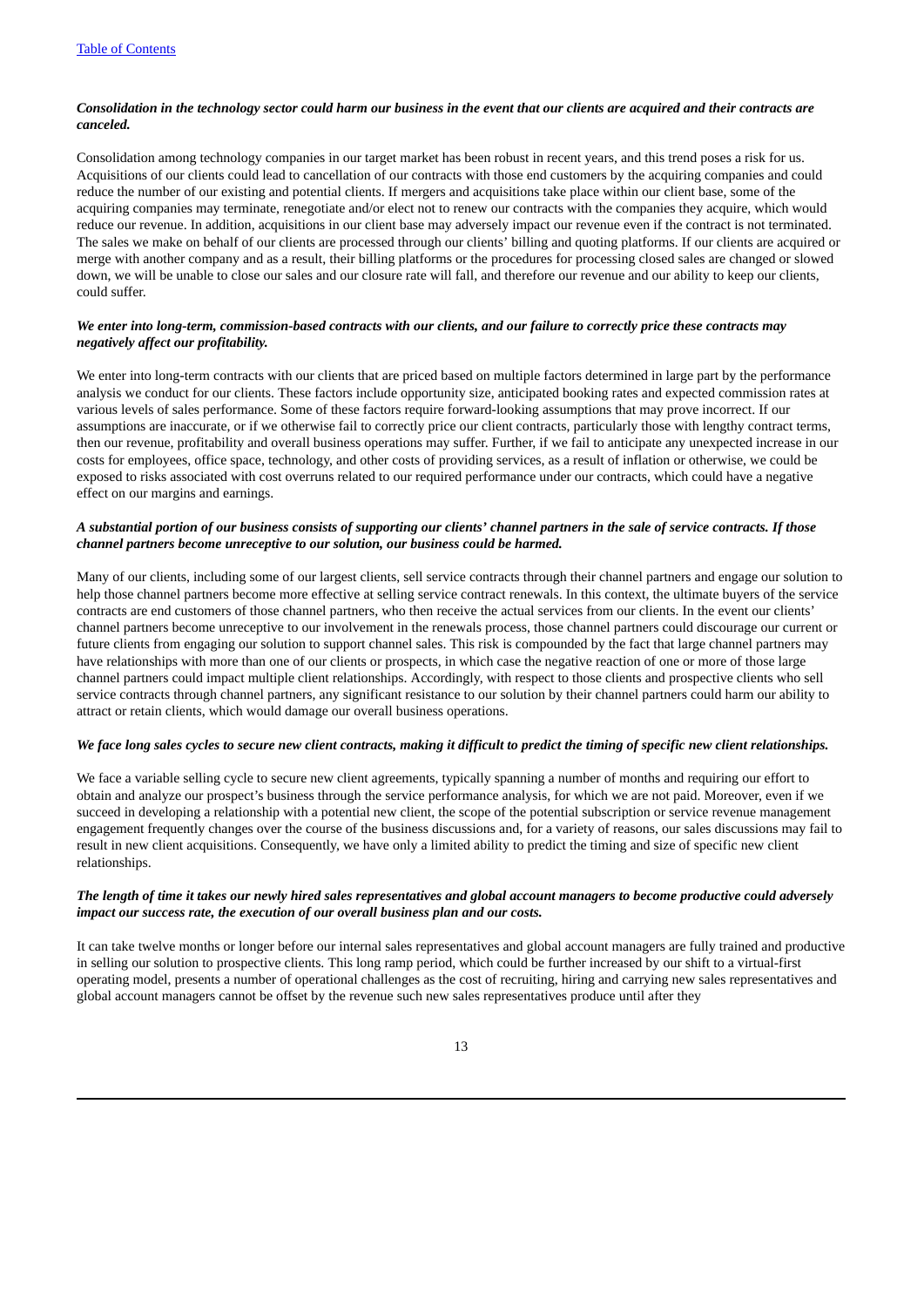***Consolidation in the technology sector could harm our business in the event that our clients are acquired and their contracts are canceled.***

Consolidation among technology companies in our target market has been robust in recent years, and this trend poses a risk for us. Acquisitions of our clients could lead to cancellation of our contracts with those end customers by the acquiring companies and could reduce the number of our existing and potential clients. If mergers and acquisitions take place within our client base, some of the acquiring companies may terminate, renegotiate and/or elect not to renew our contracts with the companies they acquire, which would reduce our revenue. In addition, acquisitions in our client base may adversely impact our revenue even if the contract is not terminated. The sales we make on behalf of our clients are processed through our clients' billing and quoting platforms. If our clients are acquired or merge with another company and as a result, their billing platforms or the procedures for processing closed sales are changed or slowed down, we will be unable to close our sales and our closure rate will fall, and therefore our revenue and our ability to keep our clients, could suffer.

***We enter into long-term, commission-based contracts with our clients, and our failure to correctly price these contracts may negatively affect our profitability.***

We enter into long-term contracts with our clients that are priced based on multiple factors determined in large part by the performance analysis we conduct for our clients. These factors include opportunity size, anticipated booking rates and expected commission rates at various levels of sales performance. Some of these factors require forward-looking assumptions that may prove incorrect. If our assumptions are inaccurate, or if we otherwise fail to correctly price our client contracts, particularly those with lengthy contract terms, then our revenue, profitability and overall business operations may suffer. Further, if we fail to anticipate any unexpected increase in our costs for employees, office space, technology, and other costs of providing services, as a result of inflation or otherwise, we could be exposed to risks associated with cost overruns related to our required performance under our contracts, which could have a negative effect on our margins and earnings.

***A substantial portion of our business consists of supporting our clients' channel partners in the sale of service contracts. If those channel partners become unreceptive to our solution, our business could be harmed.***

Many of our clients, including some of our largest clients, sell service contracts through their channel partners and engage our solution to help those channel partners become more effective at selling service contract renewals. In this context, the ultimate buyers of the service contracts are end customers of those channel partners, who then receive the actual services from our clients. In the event our clients' channel partners become unreceptive to our involvement in the renewals process, those channel partners could discourage our current or future clients from engaging our solution to support channel sales. This risk is compounded by the fact that large channel partners may have relationships with more than one of our clients or prospects, in which case the negative reaction of one or more of those large channel partners could impact multiple client relationships. Accordingly, with respect to those clients and prospective clients who sell service contracts through channel partners, any significant resistance to our solution by their channel partners could harm our ability to attract or retain clients, which would damage our overall business operations.

***We face long sales cycles to secure new client contracts, making it difficult to predict the timing of specific new client relationships.***

We face a variable selling cycle to secure new client agreements, typically spanning a number of months and requiring our effort to obtain and analyze our prospect's business through the service performance analysis, for which we are not paid. Moreover, even if we succeed in developing a relationship with a potential new client, the scope of the potential subscription or service revenue management engagement frequently changes over the course of the business discussions and, for a variety of reasons, our sales discussions may fail to result in new client acquisitions. Consequently, we have only a limited ability to predict the timing and size of specific new client relationships.

***The length of time it takes our newly hired sales representatives and global account managers to become productive could adversely impact our success rate, the execution of our overall business plan and our costs.***

It can take twelve months or longer before our internal sales representatives and global account managers are fully trained and productive in selling our solution to prospective clients. This long ramp period, which could be further increased by our shift to a virtual-first operating model, presents a number of operational challenges as the cost of recruiting, hiring and carrying new sales representatives and global account managers cannot be offset by the revenue such new sales representatives produce until after they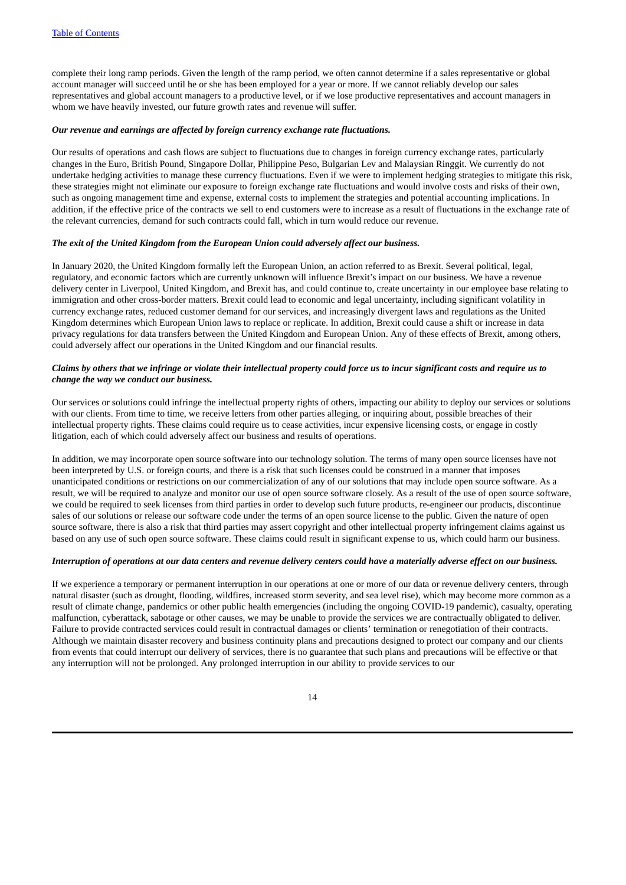complete their long ramp periods. Given the length of the ramp period, we often cannot determine if a sales representative or global account manager will succeed until he or she has been employed for a year or more. If we cannot reliably develop our sales representatives and global account managers to a productive level, or if we lose productive representatives and account managers in whom we have heavily invested, our future growth rates and revenue will suffer.

***Our revenue and earnings are affected by foreign currency exchange rate fluctuations.***

Our results of operations and cash flows are subject to fluctuations due to changes in foreign currency exchange rates, particularly changes in the Euro, British Pound, Singapore Dollar, Philippine Peso, Bulgarian Lev and Malaysian Ringgit. We currently do not undertake hedging activities to manage these currency fluctuations. Even if we were to implement hedging strategies to mitigate this risk, these strategies might not eliminate our exposure to foreign exchange rate fluctuations and would involve costs and risks of their own, such as ongoing management time and expense, external costs to implement the strategies and potential accounting implications. In addition, if the effective price of the contracts we sell to end customers were to increase as a result of fluctuations in the exchange rate of the relevant currencies, demand for such contracts could fall, which in turn would reduce our revenue.

***The exit of the United Kingdom from the European Union could adversely affect our business.***

In January 2020, the United Kingdom formally left the European Union, an action referred to as Brexit. Several political, legal, regulatory, and economic factors which are currently unknown will influence Brexit's impact on our business. We have a revenue delivery center in Liverpool, United Kingdom, and Brexit has, and could continue to, create uncertainty in our employee base relating to immigration and other cross-border matters. Brexit could lead to economic and legal uncertainty, including significant volatility in currency exchange rates, reduced customer demand for our services, and increasingly divergent laws and regulations as the United Kingdom determines which European Union laws to replace or replicate. In addition, Brexit could cause a shift or increase in data privacy regulations for data transfers between the United Kingdom and European Union. Any of these effects of Brexit, among others, could adversely affect our operations in the United Kingdom and our financial results.

***Claims by others that we infringe or violate their intellectual property could force us to incur significant costs and require us to change the way we conduct our business.***

Our services or solutions could infringe the intellectual property rights of others, impacting our ability to deploy our services or solutions with our clients. From time to time, we receive letters from other parties alleging, or inquiring about, possible breaches of their intellectual property rights. These claims could require us to cease activities, incur expensive licensing costs, or engage in costly litigation, each of which could adversely affect our business and results of operations.

In addition, we may incorporate open source software into our technology solution. The terms of many open source licenses have not been interpreted by U.S. or foreign courts, and there is a risk that such licenses could be construed in a manner that imposes unanticipated conditions or restrictions on our commercialization of any of our solutions that may include open source software. As a result, we will be required to analyze and monitor our use of open source software closely. As a result of the use of open source software, we could be required to seek licenses from third parties in order to develop such future products, re-engineer our products, discontinue sales of our solutions or release our software code under the terms of an open source license to the public. Given the nature of open source software, there is also a risk that third parties may assert copyright and other intellectual property infringement claims against us based on any use of such open source software. These claims could result in significant expense to us, which could harm our business.

***Interruption of operations at our data centers and revenue delivery centers could have a materially adverse effect on our business.***

If we experience a temporary or permanent interruption in our operations at one or more of our data or revenue delivery centers, through natural disaster (such as drought, flooding, wildfires, increased storm severity, and sea level rise), which may become more common as a result of climate change, pandemics or other public health emergencies (including the ongoing COVID-19 pandemic), casualty, operating malfunction, cyberattack, sabotage or other causes, we may be unable to provide the services we are contractually obligated to deliver. Failure to provide contracted services could result in contractual damages or clients' termination or renegotiation of their contracts. Although we maintain disaster recovery and business continuity plans and precautions designed to protect our company and our clients from events that could interrupt our delivery of services, there is no guarantee that such plans and precautions will be effective or that any interruption will not be prolonged. Any prolonged interruption in our ability to provide services to our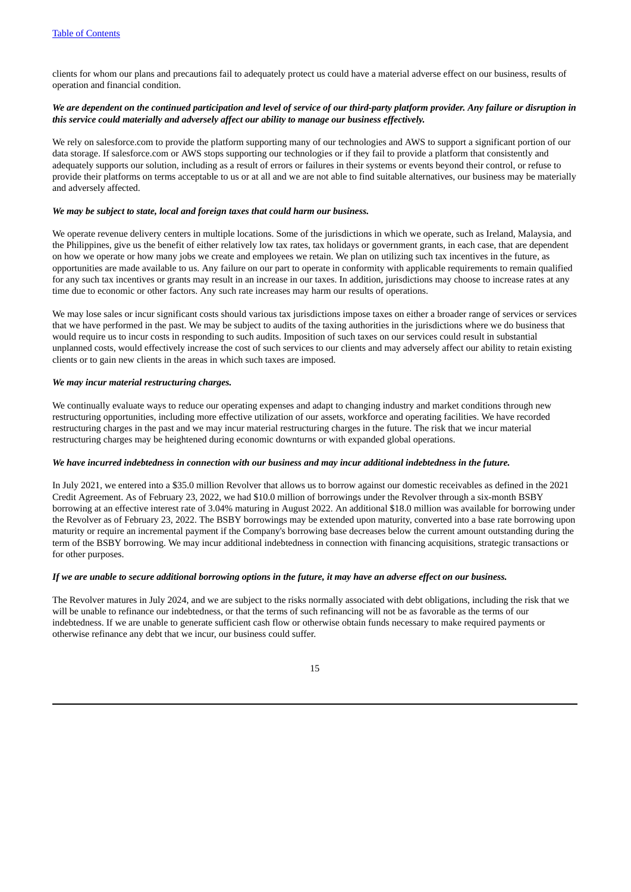clients for whom our plans and precautions fail to adequately protect us could have a material adverse effect on our business, results of operation and financial condition.

***We are dependent on the continued participation and level of service of our third-party platform provider. Any failure or disruption in this service could materially and adversely affect our ability to manage our business effectively.***

We rely on salesforce.com to provide the platform supporting many of our technologies and AWS to support a significant portion of our data storage. If salesforce.com or AWS stops supporting our technologies or if they fail to provide a platform that consistently and adequately supports our solution, including as a result of errors or failures in their systems or events beyond their control, or refuse to provide their platforms on terms acceptable to us or at all and we are not able to find suitable alternatives, our business may be materially and adversely affected.

***We may be subject to state, local and foreign taxes that could harm our business.***

We operate revenue delivery centers in multiple locations. Some of the jurisdictions in which we operate, such as Ireland, Malaysia, and the Philippines, give us the benefit of either relatively low tax rates, tax holidays or government grants, in each case, that are dependent on how we operate or how many jobs we create and employees we retain. We plan on utilizing such tax incentives in the future, as opportunities are made available to us. Any failure on our part to operate in conformity with applicable requirements to remain qualified for any such tax incentives or grants may result in an increase in our taxes. In addition, jurisdictions may choose to increase rates at any time due to economic or other factors. Any such rate increases may harm our results of operations.

We may lose sales or incur significant costs should various tax jurisdictions impose taxes on either a broader range of services or services that we have performed in the past. We may be subject to audits of the taxing authorities in the jurisdictions where we do business that would require us to incur costs in responding to such audits. Imposition of such taxes on our services could result in substantial unplanned costs, would effectively increase the cost of such services to our clients and may adversely affect our ability to retain existing clients or to gain new clients in the areas in which such taxes are imposed.

***We may incur material restructuring charges.***

We continually evaluate ways to reduce our operating expenses and adapt to changing industry and market conditions through new restructuring opportunities, including more effective utilization of our assets, workforce and operating facilities. We have recorded restructuring charges in the past and we may incur material restructuring charges in the future. The risk that we incur material restructuring charges may be heightened during economic downturns or with expanded global operations.

***We have incurred indebtedness in connection with our business and may incur additional indebtedness in the future.***

In July 2021, we entered into a $35.0 million Revolver that allows us to borrow against our domestic receivables as defined in the 2021 Credit Agreement. As of February 23, 2022, we had $10.0 million of borrowings under the Revolver through a six-month BSBY borrowing at an effective interest rate of 3.04% maturing in August 2022. An additional $18.0 million was available for borrowing under the Revolver as of February 23, 2022. The BSBY borrowings may be extended upon maturity, converted into a base rate borrowing upon maturity or require an incremental payment if the Company's borrowing base decreases below the current amount outstanding during the term of the BSBY borrowing. We may incur additional indebtedness in connection with financing acquisitions, strategic transactions or for other purposes.

***If we are unable to secure additional borrowing options in the future, it may have an adverse effect on our business.***

The Revolver matures in July 2024, and we are subject to the risks normally associated with debt obligations, including the risk that we will be unable to refinance our indebtedness, or that the terms of such refinancing will not be as favorable as the terms of our indebtedness. If we are unable to generate sufficient cash flow or otherwise obtain funds necessary to make required payments or otherwise refinance any debt that we incur, our business could suffer.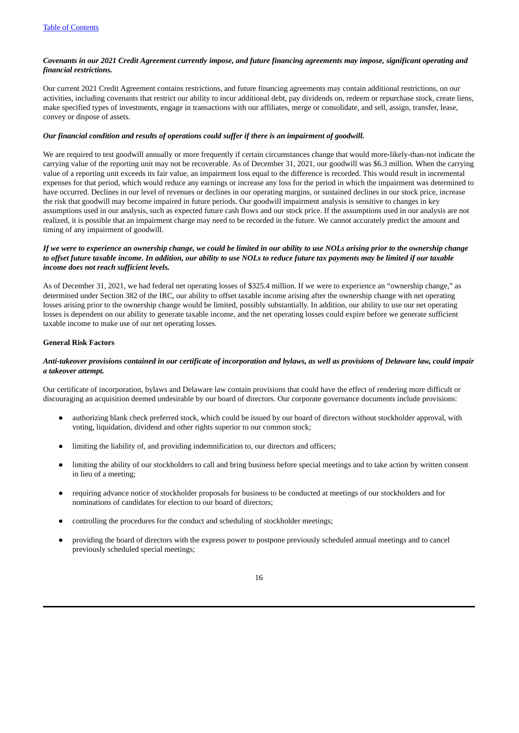***Covenants in our 2021 Credit Agreement currently impose, and future financing agreements may impose, significant operating and financial restrictions.***

Our current 2021 Credit Agreement contains restrictions, and future financing agreements may contain additional restrictions, on our activities, including covenants that restrict our ability to incur additional debt, pay dividends on, redeem or repurchase stock, create liens, make specified types of investments, engage in transactions with our affiliates, merge or consolidate, and sell, assign, transfer, lease, convey or dispose of assets.

***Our financial condition and results of operations could suffer if there is an impairment of goodwill.***

We are required to test goodwill annually or more frequently if certain circumstances change that would more-likely-than-not indicate the carrying value of the reporting unit may not be recoverable. As of December 31, 2021, our goodwill was $6.3 million. When the carrying value of a reporting unit exceeds its fair value, an impairment loss equal to the difference is recorded. This would result in incremental expenses for that period, which would reduce any earnings or increase any loss for the period in which the impairment was determined to have occurred. Declines in our level of revenues or declines in our operating margins, or sustained declines in our stock price, increase the risk that goodwill may become impaired in future periods. Our goodwill impairment analysis is sensitive to changes in key assumptions used in our analysis, such as expected future cash flows and our stock price. If the assumptions used in our analysis are not realized, it is possible that an impairment charge may need to be recorded in the future. We cannot accurately predict the amount and timing of any impairment of goodwill.

***If we were to experience an ownership change, we could be limited in our ability to use NOLs arising prior to the ownership change to offset future taxable income. In addition, our ability to use NOLs to reduce future tax payments may be limited if our taxable income does not reach sufficient levels.***

As of December 31, 2021, we had federal net operating losses of $325.4 million. If we were to experience an "ownership change," as determined under Section 382 of the IRC, our ability to offset taxable income arising after the ownership change with net operating losses arising prior to the ownership change would be limited, possibly substantially. In addition, our ability to use our net operating losses is dependent on our ability to generate taxable income, and the net operating losses could expire before we generate sufficient taxable income to make use of our net operating losses.

**General Risk Factors**

***Anti-takeover provisions contained in our certificate of incorporation and bylaws, as well as provisions of Delaware law, could impair a takeover attempt.***

Our certificate of incorporation, bylaws and Delaware law contain provisions that could have the effect of rendering more difficult or discouraging an acquisition deemed undesirable by our board of directors. Our corporate governance documents include provisions:

- authorizing blank check preferred stock, which could be issued by our board of directors without stockholder approval, with voting, liquidation, dividend and other rights superior to our common stock;
- limiting the liability of, and providing indemnification to, our directors and officers;
- limiting the ability of our stockholders to call and bring business before special meetings and to take action by written consent in lieu of a meeting;
- requiring advance notice of stockholder proposals for business to be conducted at meetings of our stockholders and for nominations of candidates for election to our board of directors;
- controlling the procedures for the conduct and scheduling of stockholder meetings;
- providing the board of directors with the express power to postpone previously scheduled annual meetings and to cancel previously scheduled special meetings;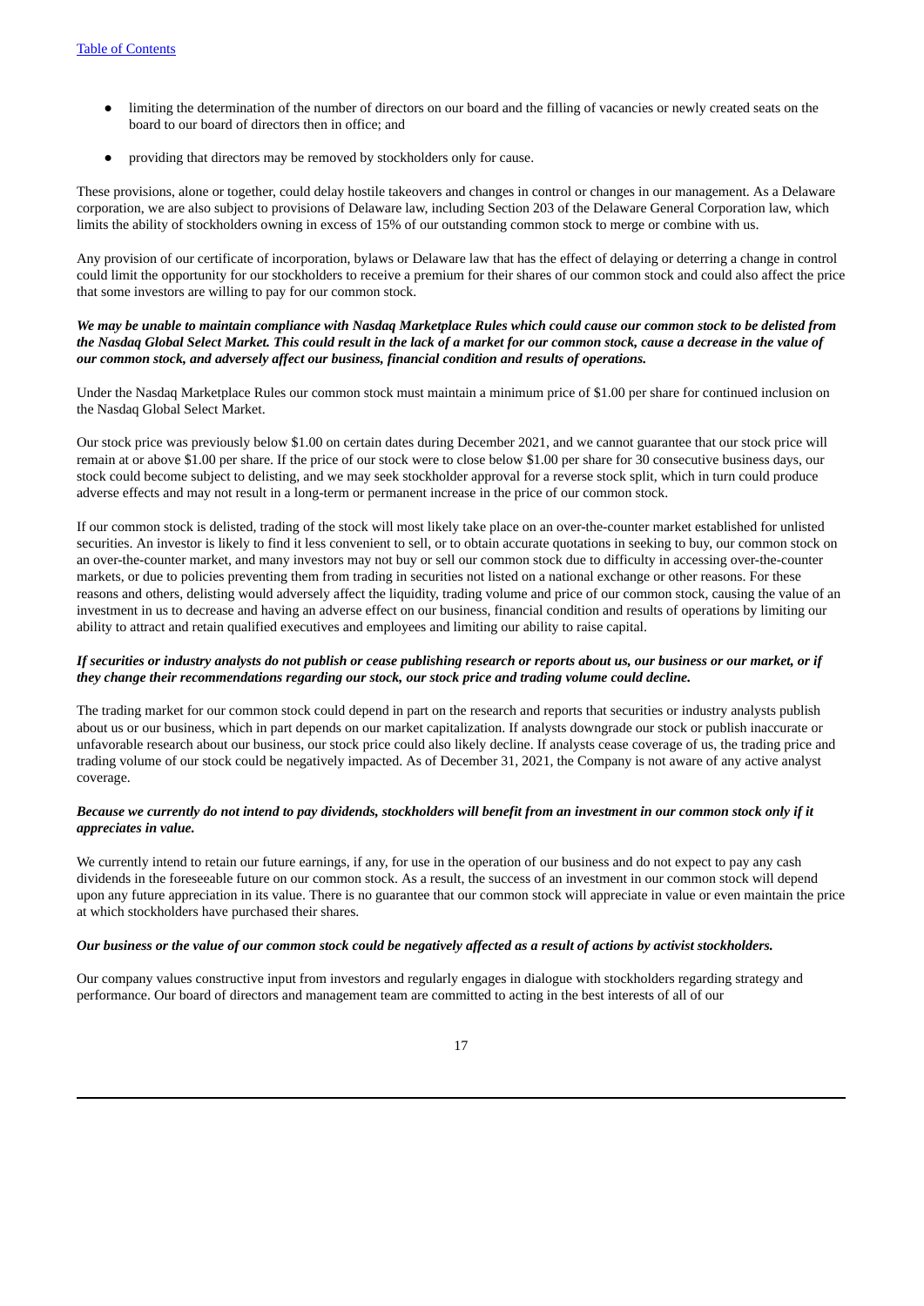- limiting the determination of the number of directors on our board and the filling of vacancies or newly created seats on the board to our board of directors then in office; and
- providing that directors may be removed by stockholders only for cause.

These provisions, alone or together, could delay hostile takeovers and changes in control or changes in our management. As a Delaware corporation, we are also subject to provisions of Delaware law, including Section 203 of the Delaware General Corporation law, which limits the ability of stockholders owning in excess of 15% of our outstanding common stock to merge or combine with us.

Any provision of our certificate of incorporation, bylaws or Delaware law that has the effect of delaying or deterring a change in control could limit the opportunity for our stockholders to receive a premium for their shares of our common stock and could also affect the price that some investors are willing to pay for our common stock.

***We may be unable to maintain compliance with Nasdaq Marketplace Rules which could cause our common stock to be delisted from the Nasdaq Global Select Market. This could result in the lack of a market for our common stock, cause a decrease in the value of our common stock, and adversely affect our business, financial condition and results of operations.***

Under the Nasdaq Marketplace Rules our common stock must maintain a minimum price of $1.00 per share for continued inclusion on the Nasdaq Global Select Market.

Our stock price was previously below $1.00 on certain dates during December 2021, and we cannot guarantee that our stock price will remain at or above $1.00 per share. If the price of our stock were to close below $1.00 per share for 30 consecutive business days, our stock could become subject to delisting, and we may seek stockholder approval for a reverse stock split, which in turn could produce adverse effects and may not result in a long-term or permanent increase in the price of our common stock.

If our common stock is delisted, trading of the stock will most likely take place on an over-the-counter market established for unlisted securities. An investor is likely to find it less convenient to sell, or to obtain accurate quotations in seeking to buy, our common stock on an over-the-counter market, and many investors may not buy or sell our common stock due to difficulty in accessing over-the-counter markets, or due to policies preventing them from trading in securities not listed on a national exchange or other reasons. For these reasons and others, delisting would adversely affect the liquidity, trading volume and price of our common stock, causing the value of an investment in us to decrease and having an adverse effect on our business, financial condition and results of operations by limiting our ability to attract and retain qualified executives and employees and limiting our ability to raise capital.

***If securities or industry analysts do not publish or cease publishing research or reports about us, our business or our market, or if they change their recommendations regarding our stock, our stock price and trading volume could decline.***

The trading market for our common stock could depend in part on the research and reports that securities or industry analysts publish about us or our business, which in part depends on our market capitalization. If analysts downgrade our stock or publish inaccurate or unfavorable research about our business, our stock price could also likely decline. If analysts cease coverage of us, the trading price and trading volume of our stock could be negatively impacted. As of December 31, 2021, the Company is not aware of any active analyst coverage.

***Because we currently do not intend to pay dividends, stockholders will benefit from an investment in our common stock only if it appreciates in value.***

We currently intend to retain our future earnings, if any, for use in the operation of our business and do not expect to pay any cash dividends in the foreseeable future on our common stock. As a result, the success of an investment in our common stock will depend upon any future appreciation in its value. There is no guarantee that our common stock will appreciate in value or even maintain the price at which stockholders have purchased their shares.

***Our business or the value of our common stock could be negatively affected as a result of actions by activist stockholders.***

Our company values constructive input from investors and regularly engages in dialogue with stockholders regarding strategy and performance. Our board of directors and management team are committed to acting in the best interests of all of our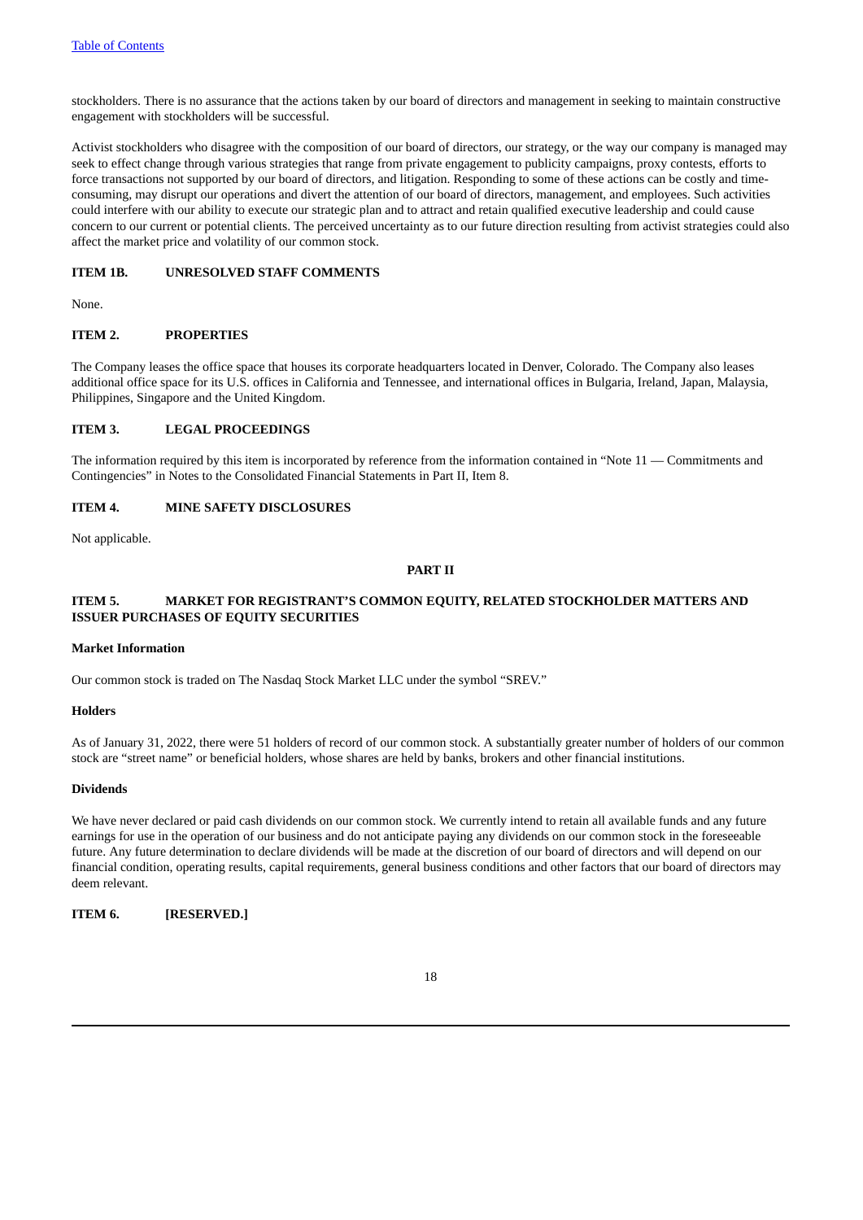stockholders. There is no assurance that the actions taken by our board of directors and management in seeking to maintain constructive engagement with stockholders will be successful.

Activist stockholders who disagree with the composition of our board of directors, our strategy, or the way our company is managed may seek to effect change through various strategies that range from private engagement to publicity campaigns, proxy contests, efforts to force transactions not supported by our board of directors, and litigation. Responding to some of these actions can be costly and time-consuming, may disrupt our operations and divert the attention of our board of directors, management, and employees. Such activities could interfere with our ability to execute our strategic plan and to attract and retain qualified executive leadership and could cause concern to our current or potential clients. The perceived uncertainty as to our future direction resulting from activist strategies could also affect the market price and volatility of our common stock.

## ITEM 1B. UNRESOLVED STAFF COMMENTS

None.

## ITEM 2. PROPERTIES

The Company leases the office space that houses its corporate headquarters located in Denver, Colorado. The Company also leases additional office space for its U.S. offices in California and Tennessee, and international offices in Bulgaria, Ireland, Japan, Malaysia, Philippines, Singapore and the United Kingdom.

## ITEM 3. LEGAL PROCEEDINGS

The information required by this item is incorporated by reference from the information contained in "Note 11 — Commitments and Contingencies" in Notes to the Consolidated Financial Statements in Part II, Item 8.

## ITEM 4. MINE SAFETY DISCLOSURES

Not applicable.

# PART II

## ITEM 5. MARKET FOR REGISTRANT'S COMMON EQUITY, RELATED STOCKHOLDER MATTERS AND ISSUER PURCHASES OF EQUITY SECURITIES

### Market Information

Our common stock is traded on The Nasdaq Stock Market LLC under the symbol "SREV."

### Holders

As of January 31, 2022, there were 51 holders of record of our common stock. A substantially greater number of holders of our common stock are "street name" or beneficial holders, whose shares are held by banks, brokers and other financial institutions.

### Dividends

We have never declared or paid cash dividends on our common stock. We currently intend to retain all available funds and any future earnings for use in the operation of our business and do not anticipate paying any dividends on our common stock in the foreseeable future. Any future determination to declare dividends will be made at the discretion of our board of directors and will depend on our financial condition, operating results, capital requirements, general business conditions and other factors that our board of directors may deem relevant.

## ITEM 6. [RESERVED.]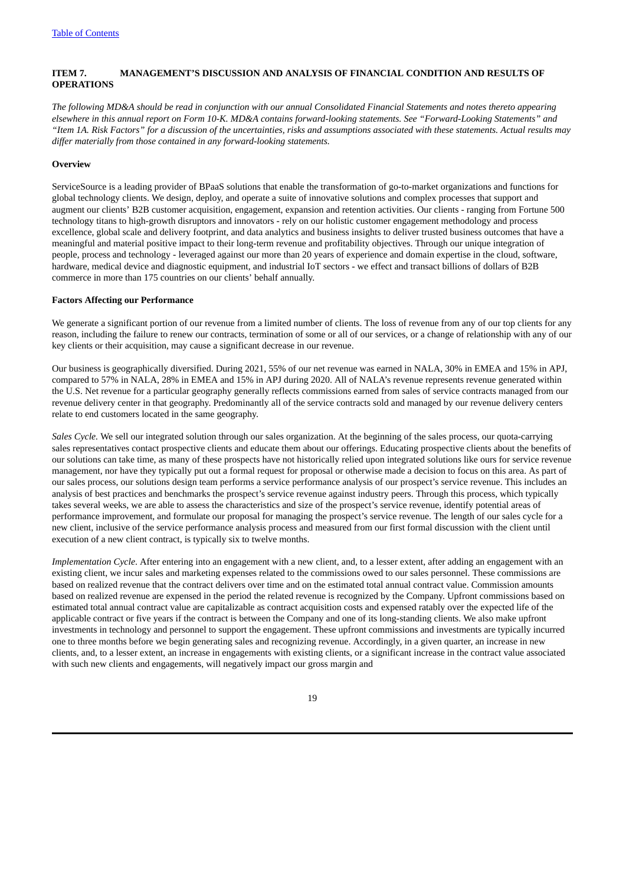## ITEM 7. MANAGEMENT'S DISCUSSION AND ANALYSIS OF FINANCIAL CONDITION AND RESULTS OF OPERATIONS

*The following MD&A should be read in conjunction with our annual Consolidated Financial Statements and notes thereto appearing elsewhere in this annual report on Form 10-K. MD&A contains forward-looking statements. See "Forward-Looking Statements" and "Item 1A. Risk Factors" for a discussion of the uncertainties, risks and assumptions associated with these statements. Actual results may differ materially from those contained in any forward-looking statements.*

### Overview

ServiceSource is a leading provider of BPaaS solutions that enable the transformation of go-to-market organizations and functions for global technology clients. We design, deploy, and operate a suite of innovative solutions and complex processes that support and augment our clients' B2B customer acquisition, engagement, expansion and retention activities. Our clients - ranging from Fortune 500 technology titans to high-growth disruptors and innovators - rely on our holistic customer engagement methodology and process excellence, global scale and delivery footprint, and data analytics and business insights to deliver trusted business outcomes that have a meaningful and material positive impact to their long-term revenue and profitability objectives. Through our unique integration of people, process and technology - leveraged against our more than 20 years of experience and domain expertise in the cloud, software, hardware, medical device and diagnostic equipment, and industrial IoT sectors - we effect and transact billions of dollars of B2B commerce in more than 175 countries on our clients' behalf annually.

### Factors Affecting our Performance

We generate a significant portion of our revenue from a limited number of clients. The loss of revenue from any of our top clients for any reason, including the failure to renew our contracts, termination of some or all of our services, or a change of relationship with any of our key clients or their acquisition, may cause a significant decrease in our revenue.

Our business is geographically diversified. During 2021, 55% of our net revenue was earned in NALA, 30% in EMEA and 15% in APJ, compared to 57% in NALA, 28% in EMEA and 15% in APJ during 2020. All of NALA's revenue represents revenue generated within the U.S. Net revenue for a particular geography generally reflects commissions earned from sales of service contracts managed from our revenue delivery center in that geography. Predominantly all of the service contracts sold and managed by our revenue delivery centers relate to end customers located in the same geography.

*Sales Cycle.* We sell our integrated solution through our sales organization. At the beginning of the sales process, our quota-carrying sales representatives contact prospective clients and educate them about our offerings. Educating prospective clients about the benefits of our solutions can take time, as many of these prospects have not historically relied upon integrated solutions like ours for service revenue management, nor have they typically put out a formal request for proposal or otherwise made a decision to focus on this area. As part of our sales process, our solutions design team performs a service performance analysis of our prospect's service revenue. This includes an analysis of best practices and benchmarks the prospect's service revenue against industry peers. Through this process, which typically takes several weeks, we are able to assess the characteristics and size of the prospect's service revenue, identify potential areas of performance improvement, and formulate our proposal for managing the prospect's service revenue. The length of our sales cycle for a new client, inclusive of the service performance analysis process and measured from our first formal discussion with the client until execution of a new client contract, is typically six to twelve months.

*Implementation Cycle.* After entering into an engagement with a new client, and, to a lesser extent, after adding an engagement with an existing client, we incur sales and marketing expenses related to the commissions owed to our sales personnel. These commissions are based on realized revenue that the contract delivers over time and on the estimated total annual contract value. Commission amounts based on realized revenue are expensed in the period the related revenue is recognized by the Company. Upfront commissions based on estimated total annual contract value are capitalizable as contract acquisition costs and expensed ratably over the expected life of the applicable contract or five years if the contract is between the Company and one of its long-standing clients. We also make upfront investments in technology and personnel to support the engagement. These upfront commissions and investments are typically incurred one to three months before we begin generating sales and recognizing revenue. Accordingly, in a given quarter, an increase in new clients, and, to a lesser extent, an increase in engagements with existing clients, or a significant increase in the contract value associated with such new clients and engagements, will negatively impact our gross margin and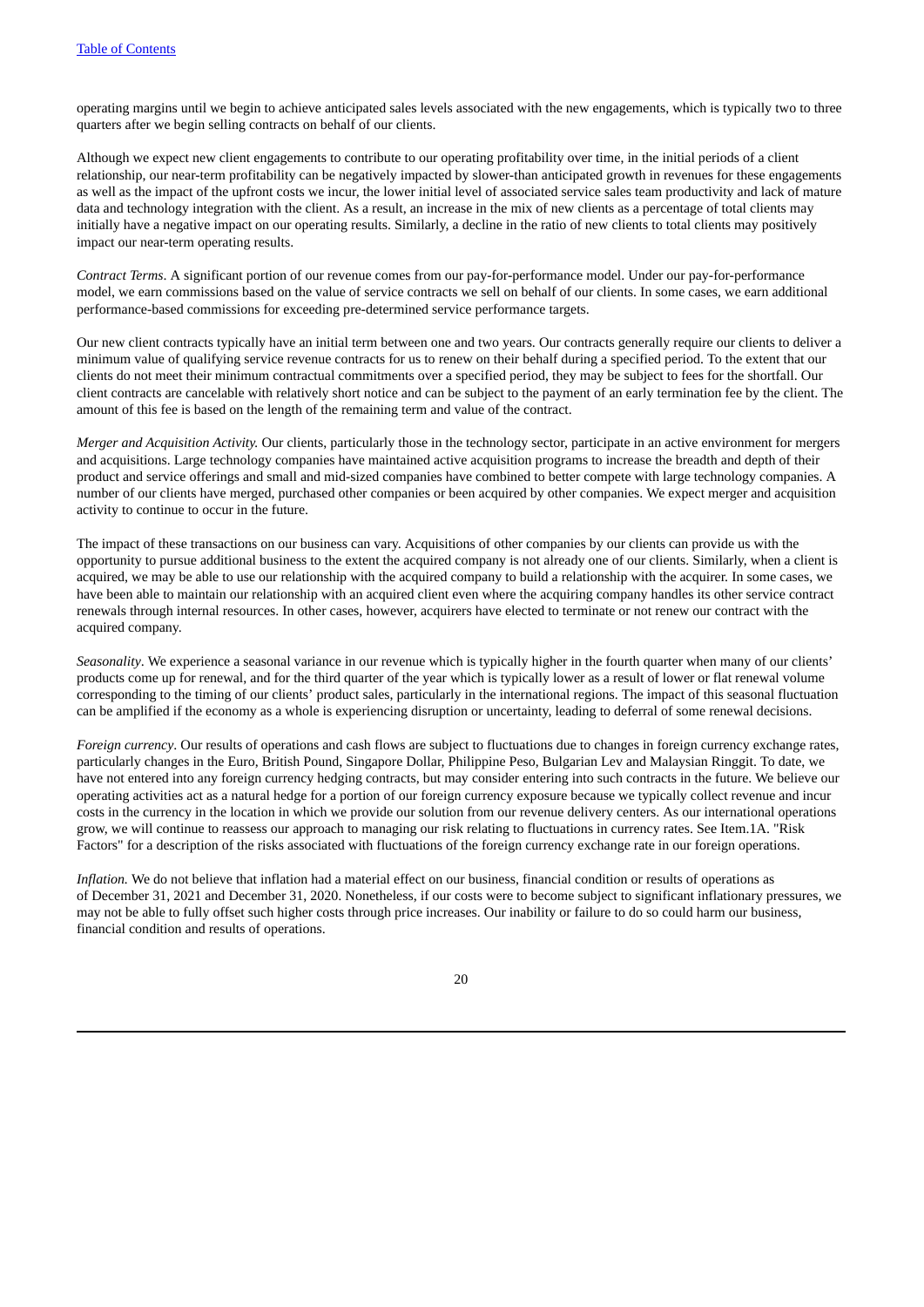operating margins until we begin to achieve anticipated sales levels associated with the new engagements, which is typically two to three quarters after we begin selling contracts on behalf of our clients.

Although we expect new client engagements to contribute to our operating profitability over time, in the initial periods of a client relationship, our near-term profitability can be negatively impacted by slower-than anticipated growth in revenues for these engagements as well as the impact of the upfront costs we incur, the lower initial level of associated service sales team productivity and lack of mature data and technology integration with the client. As a result, an increase in the mix of new clients as a percentage of total clients may initially have a negative impact on our operating results. Similarly, a decline in the ratio of new clients to total clients may positively impact our near-term operating results.

*Contract Terms*. A significant portion of our revenue comes from our pay-for-performance model. Under our pay-for-performance model, we earn commissions based on the value of service contracts we sell on behalf of our clients. In some cases, we earn additional performance-based commissions for exceeding pre-determined service performance targets.

Our new client contracts typically have an initial term between one and two years. Our contracts generally require our clients to deliver a minimum value of qualifying service revenue contracts for us to renew on their behalf during a specified period. To the extent that our clients do not meet their minimum contractual commitments over a specified period, they may be subject to fees for the shortfall. Our client contracts are cancelable with relatively short notice and can be subject to the payment of an early termination fee by the client. The amount of this fee is based on the length of the remaining term and value of the contract.

*Merger and Acquisition Activity.* Our clients, particularly those in the technology sector, participate in an active environment for mergers and acquisitions. Large technology companies have maintained active acquisition programs to increase the breadth and depth of their product and service offerings and small and mid-sized companies have combined to better compete with large technology companies. A number of our clients have merged, purchased other companies or been acquired by other companies. We expect merger and acquisition activity to continue to occur in the future.

The impact of these transactions on our business can vary. Acquisitions of other companies by our clients can provide us with the opportunity to pursue additional business to the extent the acquired company is not already one of our clients. Similarly, when a client is acquired, we may be able to use our relationship with the acquired company to build a relationship with the acquirer. In some cases, we have been able to maintain our relationship with an acquired client even where the acquiring company handles its other service contract renewals through internal resources. In other cases, however, acquirers have elected to terminate or not renew our contract with the acquired company.

*Seasonality*. We experience a seasonal variance in our revenue which is typically higher in the fourth quarter when many of our clients' products come up for renewal, and for the third quarter of the year which is typically lower as a result of lower or flat renewal volume corresponding to the timing of our clients' product sales, particularly in the international regions. The impact of this seasonal fluctuation can be amplified if the economy as a whole is experiencing disruption or uncertainty, leading to deferral of some renewal decisions.

*Foreign currency*. Our results of operations and cash flows are subject to fluctuations due to changes in foreign currency exchange rates, particularly changes in the Euro, British Pound, Singapore Dollar, Philippine Peso, Bulgarian Lev and Malaysian Ringgit. To date, we have not entered into any foreign currency hedging contracts, but may consider entering into such contracts in the future. We believe our operating activities act as a natural hedge for a portion of our foreign currency exposure because we typically collect revenue and incur costs in the currency in the location in which we provide our solution from our revenue delivery centers. As our international operations grow, we will continue to reassess our approach to managing our risk relating to fluctuations in currency rates. See Item.1A. "Risk Factors" for a description of the risks associated with fluctuations of the foreign currency exchange rate in our foreign operations.

*Inflation.* We do not believe that inflation had a material effect on our business, financial condition or results of operations as of December 31, 2021 and December 31, 2020. Nonetheless, if our costs were to become subject to significant inflationary pressures, we may not be able to fully offset such higher costs through price increases. Our inability or failure to do so could harm our business, financial condition and results of operations.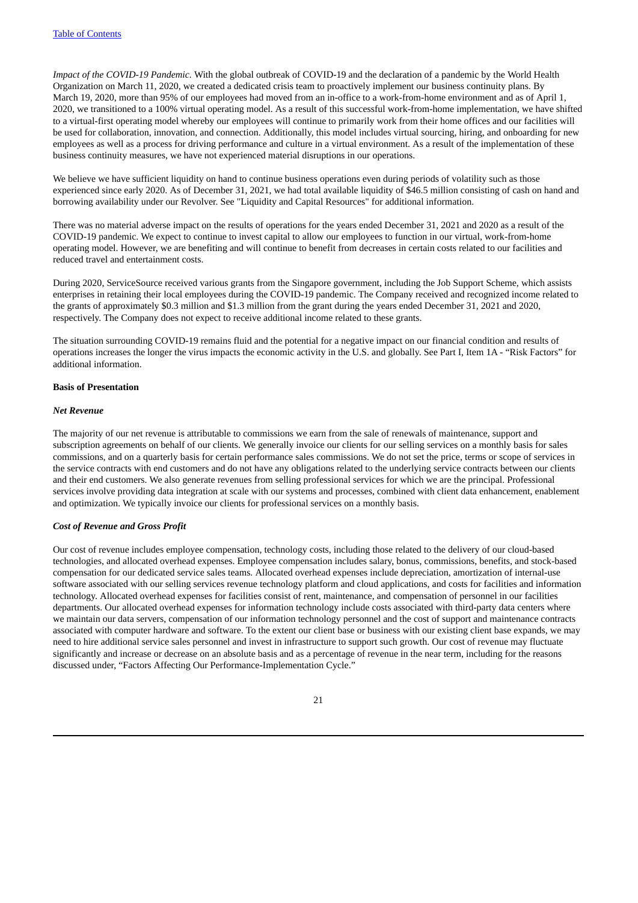*Impact of the COVID-19 Pandemic*. With the global outbreak of COVID-19 and the declaration of a pandemic by the World Health Organization on March 11, 2020, we created a dedicated crisis team to proactively implement our business continuity plans. By March 19, 2020, more than 95% of our employees had moved from an in-office to a work-from-home environment and as of April 1, 2020, we transitioned to a 100% virtual operating model. As a result of this successful work-from-home implementation, we have shifted to a virtual-first operating model whereby our employees will continue to primarily work from their home offices and our facilities will be used for collaboration, innovation, and connection. Additionally, this model includes virtual sourcing, hiring, and onboarding for new employees as well as a process for driving performance and culture in a virtual environment. As a result of the implementation of these business continuity measures, we have not experienced material disruptions in our operations.

We believe we have sufficient liquidity on hand to continue business operations even during periods of volatility such as those experienced since early 2020. As of December 31, 2021, we had total available liquidity of $46.5 million consisting of cash on hand and borrowing availability under our Revolver. See "Liquidity and Capital Resources" for additional information.

There was no material adverse impact on the results of operations for the years ended December 31, 2021 and 2020 as a result of the COVID-19 pandemic. We expect to continue to invest capital to allow our employees to function in our virtual, work-from-home operating model. However, we are benefiting and will continue to benefit from decreases in certain costs related to our facilities and reduced travel and entertainment costs.

During 2020, ServiceSource received various grants from the Singapore government, including the Job Support Scheme, which assists enterprises in retaining their local employees during the COVID-19 pandemic. The Company received and recognized income related to the grants of approximately $0.3 million and $1.3 million from the grant during the years ended December 31, 2021 and 2020, respectively. The Company does not expect to receive additional income related to these grants.

The situation surrounding COVID-19 remains fluid and the potential for a negative impact on our financial condition and results of operations increases the longer the virus impacts the economic activity in the U.S. and globally. See Part I, Item 1A - "Risk Factors" for additional information.

**Basis of Presentation**

***Net Revenue***

The majority of our net revenue is attributable to commissions we earn from the sale of renewals of maintenance, support and subscription agreements on behalf of our clients. We generally invoice our clients for our selling services on a monthly basis for sales commissions, and on a quarterly basis for certain performance sales commissions. We do not set the price, terms or scope of services in the service contracts with end customers and do not have any obligations related to the underlying service contracts between our clients and their end customers. We also generate revenues from selling professional services for which we are the principal. Professional services involve providing data integration at scale with our systems and processes, combined with client data enhancement, enablement and optimization. We typically invoice our clients for professional services on a monthly basis.

***Cost of Revenue and Gross Profit***

Our cost of revenue includes employee compensation, technology costs, including those related to the delivery of our cloud-based technologies, and allocated overhead expenses. Employee compensation includes salary, bonus, commissions, benefits, and stock-based compensation for our dedicated service sales teams. Allocated overhead expenses include depreciation, amortization of internal-use software associated with our selling services revenue technology platform and cloud applications, and costs for facilities and information technology. Allocated overhead expenses for facilities consist of rent, maintenance, and compensation of personnel in our facilities departments. Our allocated overhead expenses for information technology include costs associated with third-party data centers where we maintain our data servers, compensation of our information technology personnel and the cost of support and maintenance contracts associated with computer hardware and software. To the extent our client base or business with our existing client base expands, we may need to hire additional service sales personnel and invest in infrastructure to support such growth. Our cost of revenue may fluctuate significantly and increase or decrease on an absolute basis and as a percentage of revenue in the near term, including for the reasons discussed under, "Factors Affecting Our Performance-Implementation Cycle."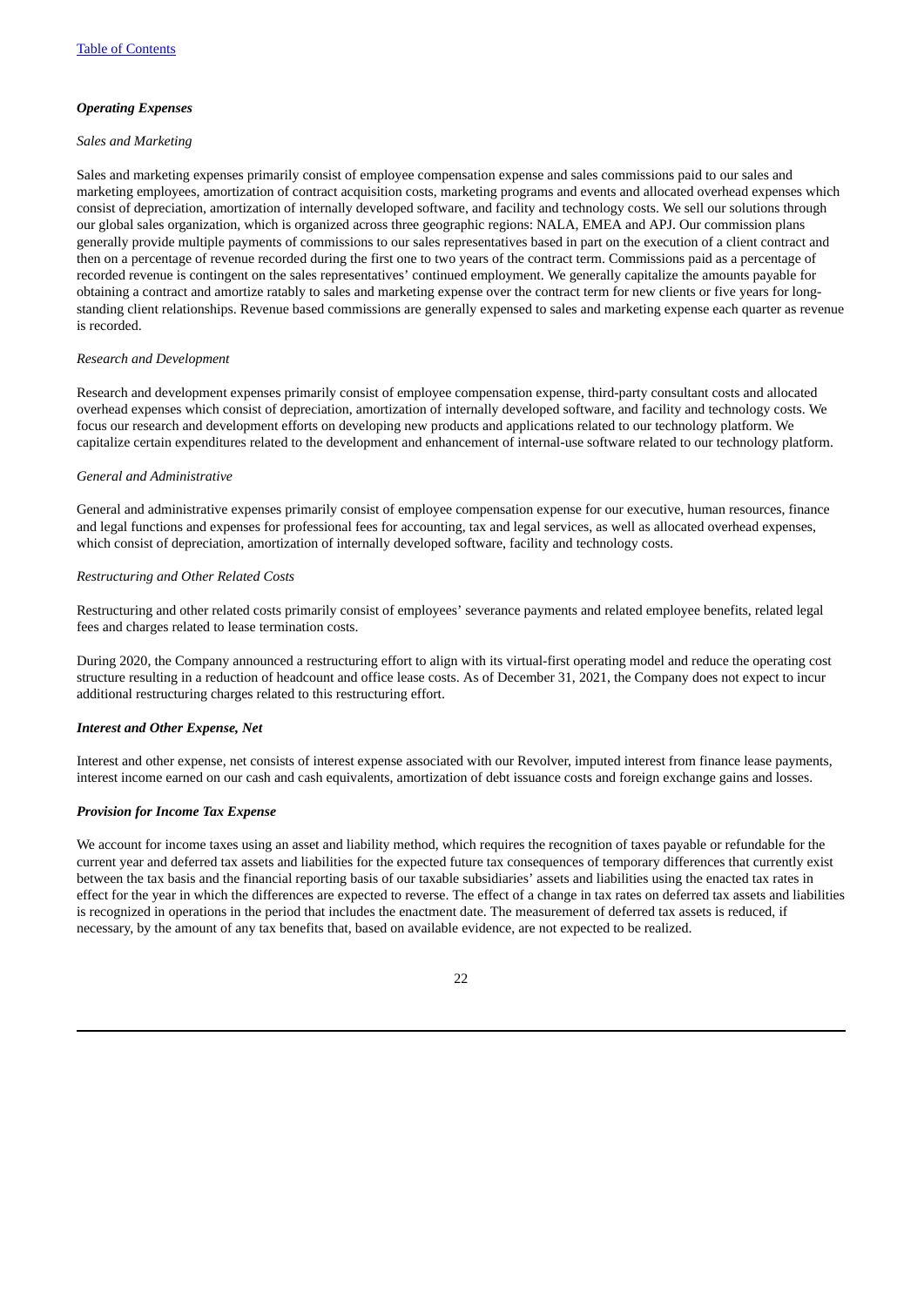### *Operating Expenses*

*Sales and Marketing*

Sales and marketing expenses primarily consist of employee compensation expense and sales commissions paid to our sales and marketing employees, amortization of contract acquisition costs, marketing programs and events and allocated overhead expenses which consist of depreciation, amortization of internally developed software, and facility and technology costs. We sell our solutions through our global sales organization, which is organized across three geographic regions: NALA, EMEA and APJ. Our commission plans generally provide multiple payments of commissions to our sales representatives based in part on the execution of a client contract and then on a percentage of revenue recorded during the first one to two years of the contract term. Commissions paid as a percentage of recorded revenue is contingent on the sales representatives' continued employment. We generally capitalize the amounts payable for obtaining a contract and amortize ratably to sales and marketing expense over the contract term for new clients or five years for long-standing client relationships. Revenue based commissions are generally expensed to sales and marketing expense each quarter as revenue is recorded.

*Research and Development*

Research and development expenses primarily consist of employee compensation expense, third-party consultant costs and allocated overhead expenses which consist of depreciation, amortization of internally developed software, and facility and technology costs. We focus our research and development efforts on developing new products and applications related to our technology platform. We capitalize certain expenditures related to the development and enhancement of internal-use software related to our technology platform.

*General and Administrative*

General and administrative expenses primarily consist of employee compensation expense for our executive, human resources, finance and legal functions and expenses for professional fees for accounting, tax and legal services, as well as allocated overhead expenses, which consist of depreciation, amortization of internally developed software, facility and technology costs.

*Restructuring and Other Related Costs*

Restructuring and other related costs primarily consist of employees' severance payments and related employee benefits, related legal fees and charges related to lease termination costs.

During 2020, the Company announced a restructuring effort to align with its virtual-first operating model and reduce the operating cost structure resulting in a reduction of headcount and office lease costs. As of December 31, 2021, the Company does not expect to incur additional restructuring charges related to this restructuring effort.

### *Interest and Other Expense, Net*

Interest and other expense, net consists of interest expense associated with our Revolver, imputed interest from finance lease payments, interest income earned on our cash and cash equivalents, amortization of debt issuance costs and foreign exchange gains and losses.

### *Provision for Income Tax Expense*

We account for income taxes using an asset and liability method, which requires the recognition of taxes payable or refundable for the current year and deferred tax assets and liabilities for the expected future tax consequences of temporary differences that currently exist between the tax basis and the financial reporting basis of our taxable subsidiaries' assets and liabilities using the enacted tax rates in effect for the year in which the differences are expected to reverse. The effect of a change in tax rates on deferred tax assets and liabilities is recognized in operations in the period that includes the enactment date. The measurement of deferred tax assets is reduced, if necessary, by the amount of any tax benefits that, based on available evidence, are not expected to be realized.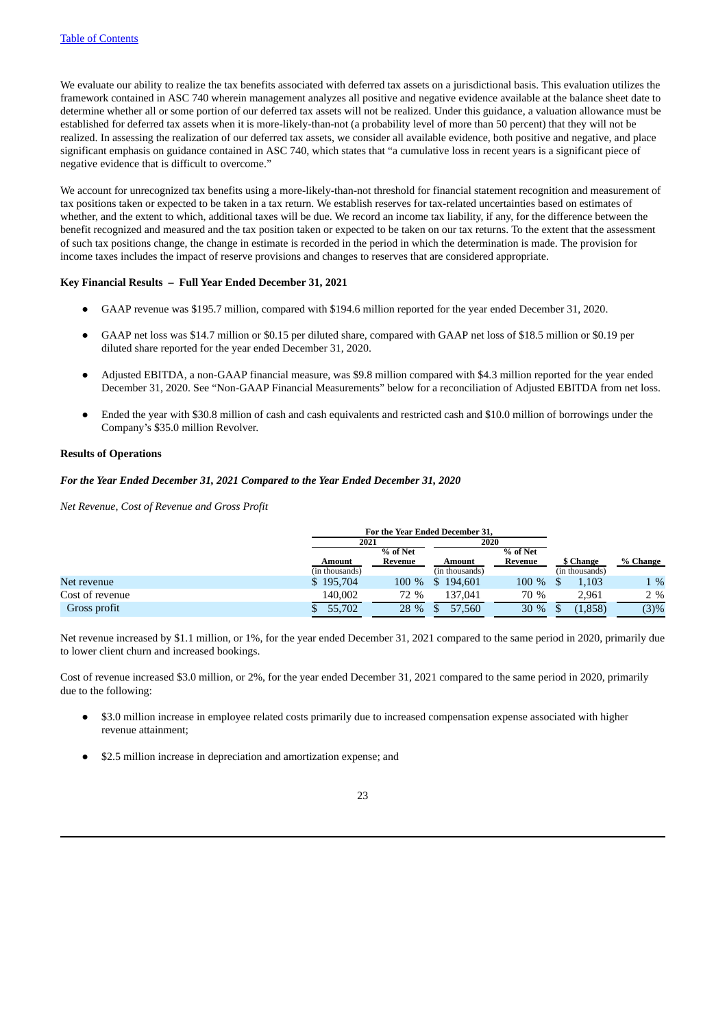[Table of Contents](#)

We evaluate our ability to realize the tax benefits associated with deferred tax assets on a jurisdictional basis. This evaluation utilizes the framework contained in ASC 740 wherein management analyzes all positive and negative evidence available at the balance sheet date to determine whether all or some portion of our deferred tax assets will not be realized. Under this guidance, a valuation allowance must be established for deferred tax assets when it is more-likely-than-not (a probability level of more than 50 percent) that they will not be realized. In assessing the realization of our deferred tax assets, we consider all available evidence, both positive and negative, and place significant emphasis on guidance contained in ASC 740, which states that "a cumulative loss in recent years is a significant piece of negative evidence that is difficult to overcome."

We account for unrecognized tax benefits using a more-likely-than-not threshold for financial statement recognition and measurement of tax positions taken or expected to be taken in a tax return. We establish reserves for tax-related uncertainties based on estimates of whether, and the extent to which, additional taxes will be due. We record an income tax liability, if any, for the difference between the benefit recognized and measured and the tax position taken or expected to be taken on our tax returns. To the extent that the assessment of such tax positions change, the change in estimate is recorded in the period in which the determination is made. The provision for income taxes includes the impact of reserve provisions and changes to reserves that are considered appropriate.

**Key Financial Results – Full Year Ended December 31, 2021**

- GAAP revenue was $195.7 million, compared with $194.6 million reported for the year ended December 31, 2020.
- GAAP net loss was $14.7 million or $0.15 per diluted share, compared with GAAP net loss of $18.5 million or $0.19 per diluted share reported for the year ended December 31, 2020.
- Adjusted EBITDA, a non-GAAP financial measure, was $9.8 million compared with $4.3 million reported for the year ended December 31, 2020. See "Non-GAAP Financial Measurements" below for a reconciliation of Adjusted EBITDA from net loss.
- Ended the year with $30.8 million of cash and cash equivalents and restricted cash and $10.0 million of borrowings under the Company's $35.0 million Revolver.

**Results of Operations**

***For the Year Ended December 31, 2021 Compared to the Year Ended December 31, 2020***

*Net Revenue, Cost of Revenue and Gross Profit*

| | For the Year Ended December 31, | | | | | |
|---|---|---|---|---|---|---|
| | 2021 | | 2020 | | | |
| | Amount (in thousands) | % of Net Revenue | Amount (in thousands) | % of Net Revenue | $ Change (in thousands) | % Change |
| Net revenue | $ 195,704 | 100 % | $ 194,601 | 100 % | $ 1,103 | 1 % |
| Cost of revenue | 140,002 | 72 % | 137,041 | 70 % | 2,961 | 2 % |
| Gross profit | $ 55,702 | 28 % | $ 57,560 | 30 % | $ (1,858) | (3)% |

Net revenue increased by $1.1 million, or 1%, for the year ended December 31, 2021 compared to the same period in 2020, primarily due to lower client churn and increased bookings.

Cost of revenue increased $3.0 million, or 2%, for the year ended December 31, 2021 compared to the same period in 2020, primarily due to the following:

- $3.0 million increase in employee related costs primarily due to increased compensation expense associated with higher revenue attainment;
- $2.5 million increase in depreciation and amortization expense; and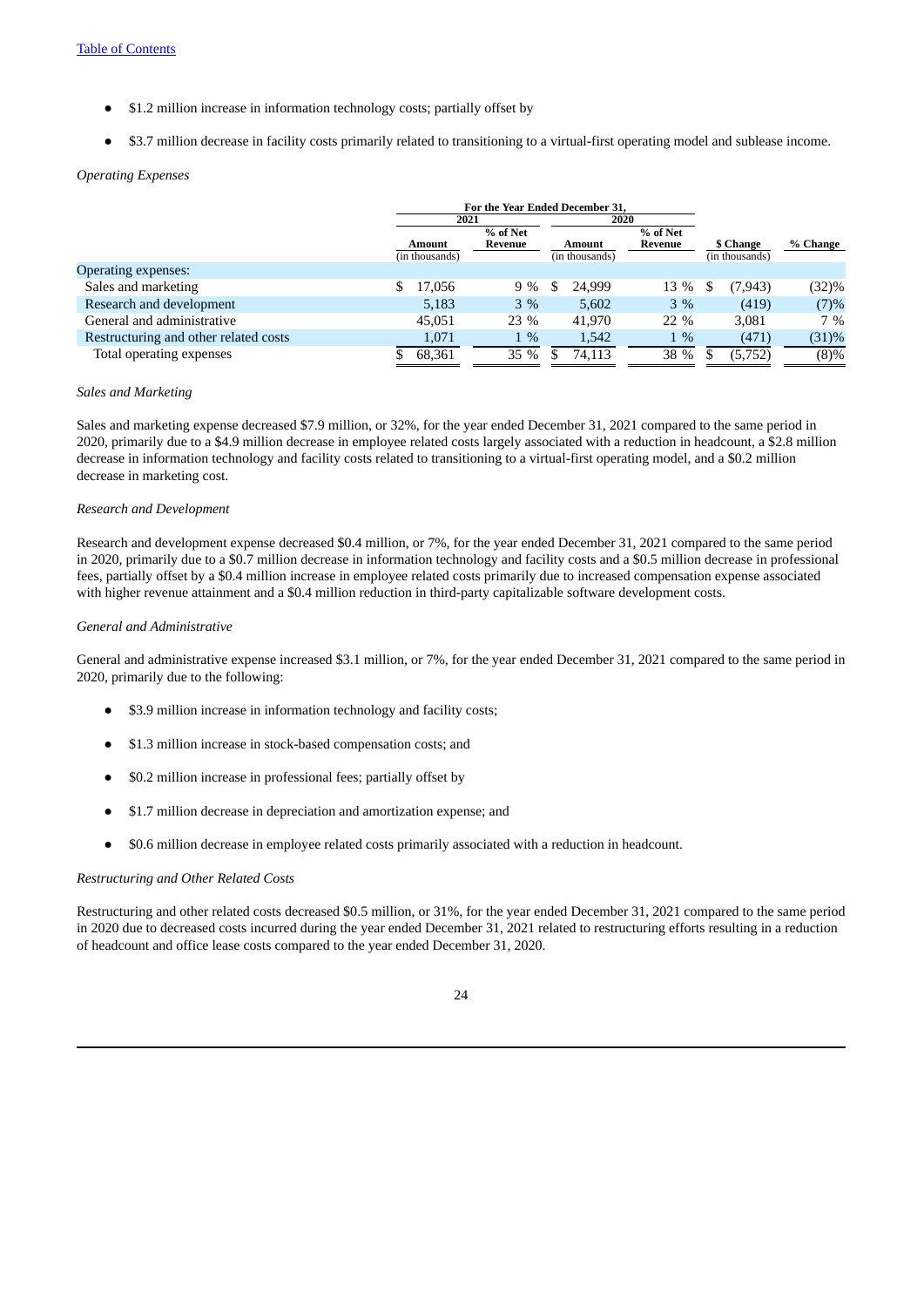- $1.2 million increase in information technology costs; partially offset by
- $3.7 million decrease in facility costs primarily related to transitioning to a virtual-first operating model and sublease income.

*Operating Expenses*

| | For the Year Ended December 31, | | | | | |
|---|---|---|---|---|---|---|
| | 2021 | | 2020 | | | |
| | Amount (in thousands) | % of Net Revenue | Amount (in thousands) | % of Net Revenue | $ Change (in thousands) | % Change |
| Operating expenses: | | | | | | |
| Sales and marketing | $ 17,056 | 9 % | $ 24,999 | 13 % | $ (7,943) | (32)% |
| Research and development | 5,183 | 3 % | 5,602 | 3 % | (419) | (7)% |
| General and administrative | 45,051 | 23 % | 41,970 | 22 % | 3,081 | 7 % |
| Restructuring and other related costs | 1,071 | 1 % | 1,542 | 1 % | (471) | (31)% |
| Total operating expenses | $ 68,361 | 35 % | $ 74,113 | 38 % | $ (5,752) | (8)% |

*Sales and Marketing*

Sales and marketing expense decreased $7.9 million, or 32%, for the year ended December 31, 2021 compared to the same period in 2020, primarily due to a $4.9 million decrease in employee related costs largely associated with a reduction in headcount, a $2.8 million decrease in information technology and facility costs related to transitioning to a virtual-first operating model, and a $0.2 million decrease in marketing cost.

*Research and Development*

Research and development expense decreased $0.4 million, or 7%, for the year ended December 31, 2021 compared to the same period in 2020, primarily due to a $0.7 million decrease in information technology and facility costs and a $0.5 million decrease in professional fees, partially offset by a $0.4 million increase in employee related costs primarily due to increased compensation expense associated with higher revenue attainment and a $0.4 million reduction in third-party capitalizable software development costs.

*General and Administrative*

General and administrative expense increased $3.1 million, or 7%, for the year ended December 31, 2021 compared to the same period in 2020, primarily due to the following:

- $3.9 million increase in information technology and facility costs;
- $1.3 million increase in stock-based compensation costs; and
- $0.2 million increase in professional fees; partially offset by
- $1.7 million decrease in depreciation and amortization expense; and
- $0.6 million decrease in employee related costs primarily associated with a reduction in headcount.

*Restructuring and Other Related Costs*

Restructuring and other related costs decreased $0.5 million, or 31%, for the year ended December 31, 2021 compared to the same period in 2020 due to decreased costs incurred during the year ended December 31, 2021 related to restructuring efforts resulting in a reduction of headcount and office lease costs compared to the year ended December 31, 2020.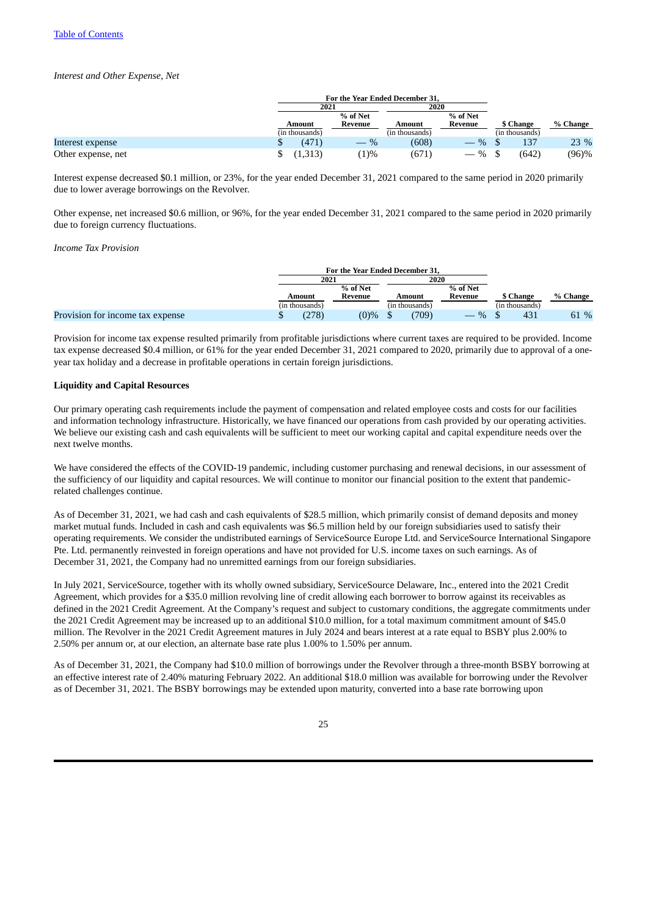*Interest and Other Expense, Net*

| | For the Year Ended December 31, | | | | | |
|---|---|---|---|---|---|---|
| | 2021 | | 2020 | | | |
| | Amount | % of Net Revenue | Amount | % of Net Revenue | $ Change | % Change |
| | (in thousands) | | (in thousands) | | (in thousands) | |
| Interest expense | $ (471) | — % | (608) | — % | $ 137 | 23 % |
| Other expense, net | $ (1,313) | (1)% | (671) | — % | $ (642) | (96)% |

Interest expense decreased $0.1 million, or 23%, for the year ended December 31, 2021 compared to the same period in 2020 primarily due to lower average borrowings on the Revolver.

Other expense, net increased $0.6 million, or 96%, for the year ended December 31, 2021 compared to the same period in 2020 primarily due to foreign currency fluctuations.

*Income Tax Provision*

| | For the Year Ended December 31, | | | | | |
|---|---|---|---|---|---|---|
| | 2021 | | 2020 | | | |
| | Amount | % of Net Revenue | Amount | % of Net Revenue | $ Change | % Change |
| | (in thousands) | | (in thousands) | | (in thousands) | |
| Provision for income tax expense | $ (278) | (0)% | $ (709) | — % | $ 431 | 61 % |

Provision for income tax expense resulted primarily from profitable jurisdictions where current taxes are required to be provided. Income tax expense decreased $0.4 million, or 61% for the year ended December 31, 2021 compared to 2020, primarily due to approval of a one-year tax holiday and a decrease in profitable operations in certain foreign jurisdictions.

**Liquidity and Capital Resources**

Our primary operating cash requirements include the payment of compensation and related employee costs and costs for our facilities and information technology infrastructure. Historically, we have financed our operations from cash provided by our operating activities. We believe our existing cash and cash equivalents will be sufficient to meet our working capital and capital expenditure needs over the next twelve months.

We have considered the effects of the COVID-19 pandemic, including customer purchasing and renewal decisions, in our assessment of the sufficiency of our liquidity and capital resources. We will continue to monitor our financial position to the extent that pandemic-related challenges continue.

As of December 31, 2021, we had cash and cash equivalents of $28.5 million, which primarily consist of demand deposits and money market mutual funds. Included in cash and cash equivalents was $6.5 million held by our foreign subsidiaries used to satisfy their operating requirements. We consider the undistributed earnings of ServiceSource Europe Ltd. and ServiceSource International Singapore Pte. Ltd. permanently reinvested in foreign operations and have not provided for U.S. income taxes on such earnings. As of December 31, 2021, the Company had no unremitted earnings from our foreign subsidiaries.

In July 2021, ServiceSource, together with its wholly owned subsidiary, ServiceSource Delaware, Inc., entered into the 2021 Credit Agreement, which provides for a $35.0 million revolving line of credit allowing each borrower to borrow against its receivables as defined in the 2021 Credit Agreement. At the Company's request and subject to customary conditions, the aggregate commitments under the 2021 Credit Agreement may be increased up to an additional $10.0 million, for a total maximum commitment amount of $45.0 million. The Revolver in the 2021 Credit Agreement matures in July 2024 and bears interest at a rate equal to BSBY plus 2.00% to 2.50% per annum or, at our election, an alternate base rate plus 1.00% to 1.50% per annum.

As of December 31, 2021, the Company had $10.0 million of borrowings under the Revolver through a three-month BSBY borrowing at an effective interest rate of 2.40% maturing February 2022. An additional $18.0 million was available for borrowing under the Revolver as of December 31, 2021. The BSBY borrowings may be extended upon maturity, converted into a base rate borrowing upon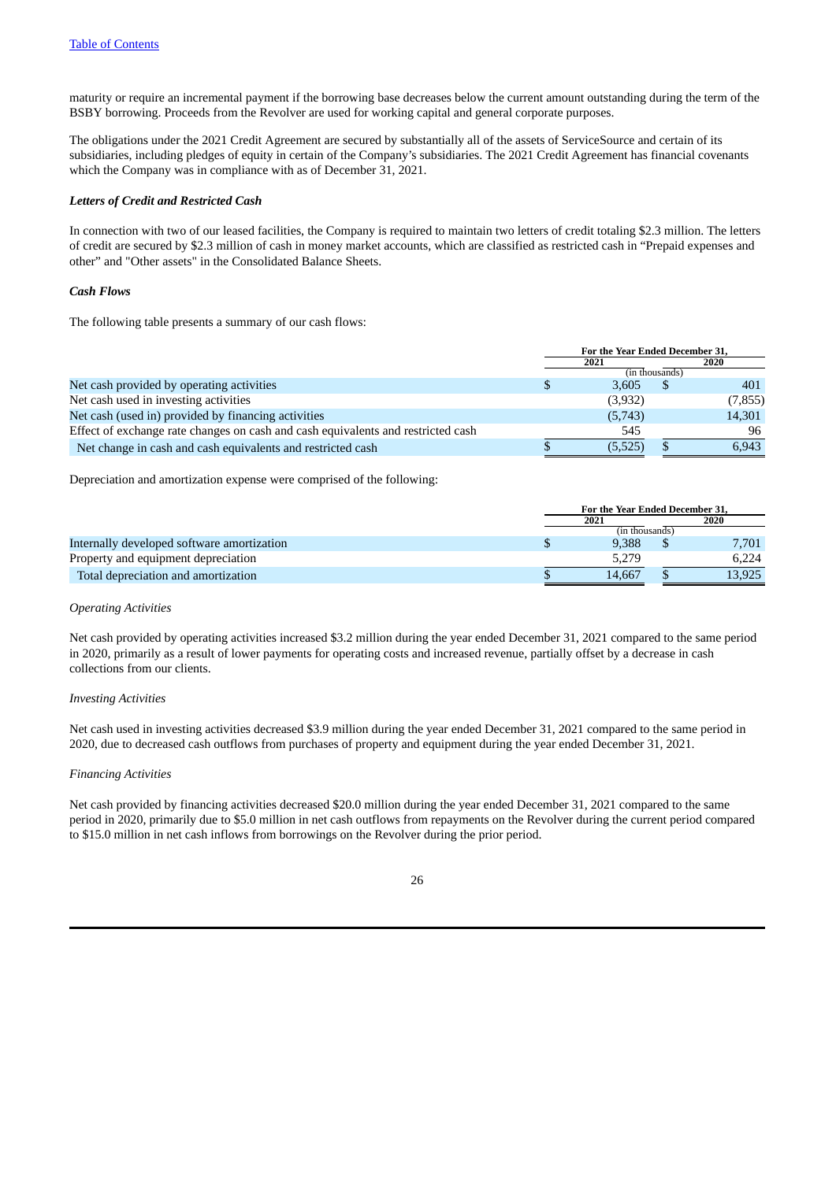maturity or require an incremental payment if the borrowing base decreases below the current amount outstanding during the term of the BSBY borrowing. Proceeds from the Revolver are used for working capital and general corporate purposes.

The obligations under the 2021 Credit Agreement are secured by substantially all of the assets of ServiceSource and certain of its subsidiaries, including pledges of equity in certain of the Company's subsidiaries. The 2021 Credit Agreement has financial covenants which the Company was in compliance with as of December 31, 2021.

***Letters of Credit and Restricted Cash***

In connection with two of our leased facilities, the Company is required to maintain two letters of credit totaling $2.3 million. The letters of credit are secured by $2.3 million of cash in money market accounts, which are classified as restricted cash in "Prepaid expenses and other" and "Other assets" in the Consolidated Balance Sheets.

***Cash Flows***

The following table presents a summary of our cash flows:

| | For the Year Ended December 31, | |
|---|---|---|
| | 2021 | 2020 |
| | (in thousands) | |
| Net cash provided by operating activities | $ 3,605 | $ 401 |
| Net cash used in investing activities | (3,932) | (7,855) |
| Net cash (used in) provided by financing activities | (5,743) | 14,301 |
| Effect of exchange rate changes on cash and cash equivalents and restricted cash | 545 | 96 |
| Net change in cash and cash equivalents and restricted cash | $ (5,525) | $ 6,943 |

Depreciation and amortization expense were comprised of the following:

| | For the Year Ended December 31, | |
|---|---|---|
| | 2021 | 2020 |
| | (in thousands) | |
| Internally developed software amortization | $ 9,388 | $ 7,701 |
| Property and equipment depreciation | 5,279 | 6,224 |
| Total depreciation and amortization | $ 14,667 | $ 13,925 |

*Operating Activities*

Net cash provided by operating activities increased $3.2 million during the year ended December 31, 2021 compared to the same period in 2020, primarily as a result of lower payments for operating costs and increased revenue, partially offset by a decrease in cash collections from our clients.

*Investing Activities*

Net cash used in investing activities decreased $3.9 million during the year ended December 31, 2021 compared to the same period in 2020, due to decreased cash outflows from purchases of property and equipment during the year ended December 31, 2021.

*Financing Activities*

Net cash provided by financing activities decreased $20.0 million during the year ended December 31, 2021 compared to the same period in 2020, primarily due to $5.0 million in net cash outflows from repayments on the Revolver during the current period compared to $15.0 million in net cash inflows from borrowings on the Revolver during the prior period.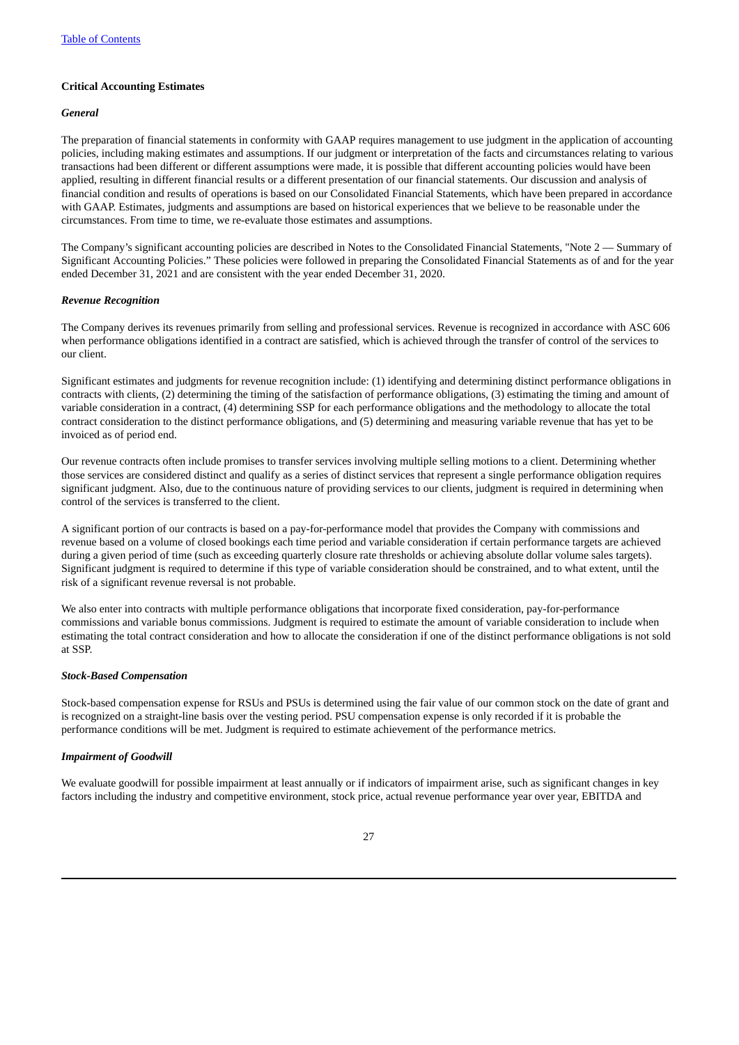**Critical Accounting Estimates**

***General***

The preparation of financial statements in conformity with GAAP requires management to use judgment in the application of accounting policies, including making estimates and assumptions. If our judgment or interpretation of the facts and circumstances relating to various transactions had been different or different assumptions were made, it is possible that different accounting policies would have been applied, resulting in different financial results or a different presentation of our financial statements. Our discussion and analysis of financial condition and results of operations is based on our Consolidated Financial Statements, which have been prepared in accordance with GAAP. Estimates, judgments and assumptions are based on historical experiences that we believe to be reasonable under the circumstances. From time to time, we re-evaluate those estimates and assumptions.

The Company's significant accounting policies are described in Notes to the Consolidated Financial Statements, "Note 2 — Summary of Significant Accounting Policies." These policies were followed in preparing the Consolidated Financial Statements as of and for the year ended December 31, 2021 and are consistent with the year ended December 31, 2020.

***Revenue Recognition***

The Company derives its revenues primarily from selling and professional services. Revenue is recognized in accordance with ASC 606 when performance obligations identified in a contract are satisfied, which is achieved through the transfer of control of the services to our client.

Significant estimates and judgments for revenue recognition include: (1) identifying and determining distinct performance obligations in contracts with clients, (2) determining the timing of the satisfaction of performance obligations, (3) estimating the timing and amount of variable consideration in a contract, (4) determining SSP for each performance obligations and the methodology to allocate the total contract consideration to the distinct performance obligations, and (5) determining and measuring variable revenue that has yet to be invoiced as of period end.

Our revenue contracts often include promises to transfer services involving multiple selling motions to a client. Determining whether those services are considered distinct and qualify as a series of distinct services that represent a single performance obligation requires significant judgment. Also, due to the continuous nature of providing services to our clients, judgment is required in determining when control of the services is transferred to the client.

A significant portion of our contracts is based on a pay-for-performance model that provides the Company with commissions and revenue based on a volume of closed bookings each time period and variable consideration if certain performance targets are achieved during a given period of time (such as exceeding quarterly closure rate thresholds or achieving absolute dollar volume sales targets). Significant judgment is required to determine if this type of variable consideration should be constrained, and to what extent, until the risk of a significant revenue reversal is not probable.

We also enter into contracts with multiple performance obligations that incorporate fixed consideration, pay-for-performance commissions and variable bonus commissions. Judgment is required to estimate the amount of variable consideration to include when estimating the total contract consideration and how to allocate the consideration if one of the distinct performance obligations is not sold at SSP.

***Stock-Based Compensation***

Stock-based compensation expense for RSUs and PSUs is determined using the fair value of our common stock on the date of grant and is recognized on a straight-line basis over the vesting period. PSU compensation expense is only recorded if it is probable the performance conditions will be met. Judgment is required to estimate achievement of the performance metrics.

***Impairment of Goodwill***

We evaluate goodwill for possible impairment at least annually or if indicators of impairment arise, such as significant changes in key factors including the industry and competitive environment, stock price, actual revenue performance year over year, EBITDA and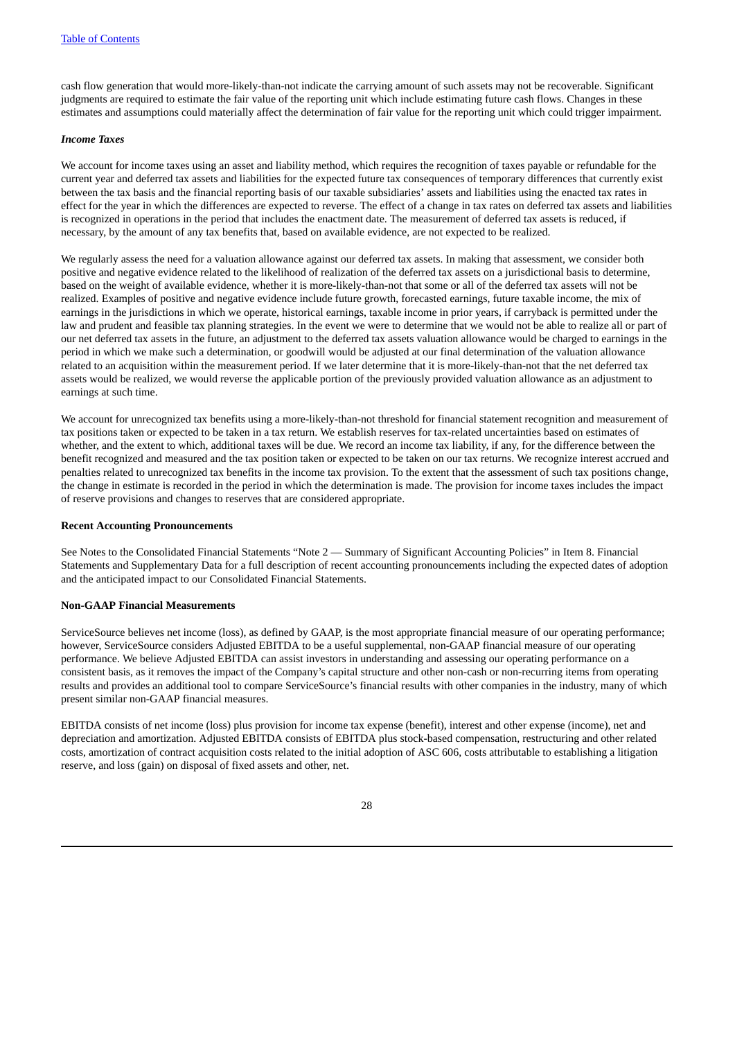cash flow generation that would more-likely-than-not indicate the carrying amount of such assets may not be recoverable. Significant judgments are required to estimate the fair value of the reporting unit which include estimating future cash flows. Changes in these estimates and assumptions could materially affect the determination of fair value for the reporting unit which could trigger impairment.

***Income Taxes***

We account for income taxes using an asset and liability method, which requires the recognition of taxes payable or refundable for the current year and deferred tax assets and liabilities for the expected future tax consequences of temporary differences that currently exist between the tax basis and the financial reporting basis of our taxable subsidiaries' assets and liabilities using the enacted tax rates in effect for the year in which the differences are expected to reverse. The effect of a change in tax rates on deferred tax assets and liabilities is recognized in operations in the period that includes the enactment date. The measurement of deferred tax assets is reduced, if necessary, by the amount of any tax benefits that, based on available evidence, are not expected to be realized.

We regularly assess the need for a valuation allowance against our deferred tax assets. In making that assessment, we consider both positive and negative evidence related to the likelihood of realization of the deferred tax assets on a jurisdictional basis to determine, based on the weight of available evidence, whether it is more-likely-than-not that some or all of the deferred tax assets will not be realized. Examples of positive and negative evidence include future growth, forecasted earnings, future taxable income, the mix of earnings in the jurisdictions in which we operate, historical earnings, taxable income in prior years, if carryback is permitted under the law and prudent and feasible tax planning strategies. In the event we were to determine that we would not be able to realize all or part of our net deferred tax assets in the future, an adjustment to the deferred tax assets valuation allowance would be charged to earnings in the period in which we make such a determination, or goodwill would be adjusted at our final determination of the valuation allowance related to an acquisition within the measurement period. If we later determine that it is more-likely-than-not that the net deferred tax assets would be realized, we would reverse the applicable portion of the previously provided valuation allowance as an adjustment to earnings at such time.

We account for unrecognized tax benefits using a more-likely-than-not threshold for financial statement recognition and measurement of tax positions taken or expected to be taken in a tax return. We establish reserves for tax-related uncertainties based on estimates of whether, and the extent to which, additional taxes will be due. We record an income tax liability, if any, for the difference between the benefit recognized and measured and the tax position taken or expected to be taken on our tax returns. We recognize interest accrued and penalties related to unrecognized tax benefits in the income tax provision. To the extent that the assessment of such tax positions change, the change in estimate is recorded in the period in which the determination is made. The provision for income taxes includes the impact of reserve provisions and changes to reserves that are considered appropriate.

**Recent Accounting Pronouncements**

See Notes to the Consolidated Financial Statements "Note 2 — Summary of Significant Accounting Policies" in Item 8. Financial Statements and Supplementary Data for a full description of recent accounting pronouncements including the expected dates of adoption and the anticipated impact to our Consolidated Financial Statements.

**Non-GAAP Financial Measurements**

ServiceSource believes net income (loss), as defined by GAAP, is the most appropriate financial measure of our operating performance; however, ServiceSource considers Adjusted EBITDA to be a useful supplemental, non-GAAP financial measure of our operating performance. We believe Adjusted EBITDA can assist investors in understanding and assessing our operating performance on a consistent basis, as it removes the impact of the Company's capital structure and other non-cash or non-recurring items from operating results and provides an additional tool to compare ServiceSource's financial results with other companies in the industry, many of which present similar non-GAAP financial measures.

EBITDA consists of net income (loss) plus provision for income tax expense (benefit), interest and other expense (income), net and depreciation and amortization. Adjusted EBITDA consists of EBITDA plus stock-based compensation, restructuring and other related costs, amortization of contract acquisition costs related to the initial adoption of ASC 606, costs attributable to establishing a litigation reserve, and loss (gain) on disposal of fixed assets and other, net.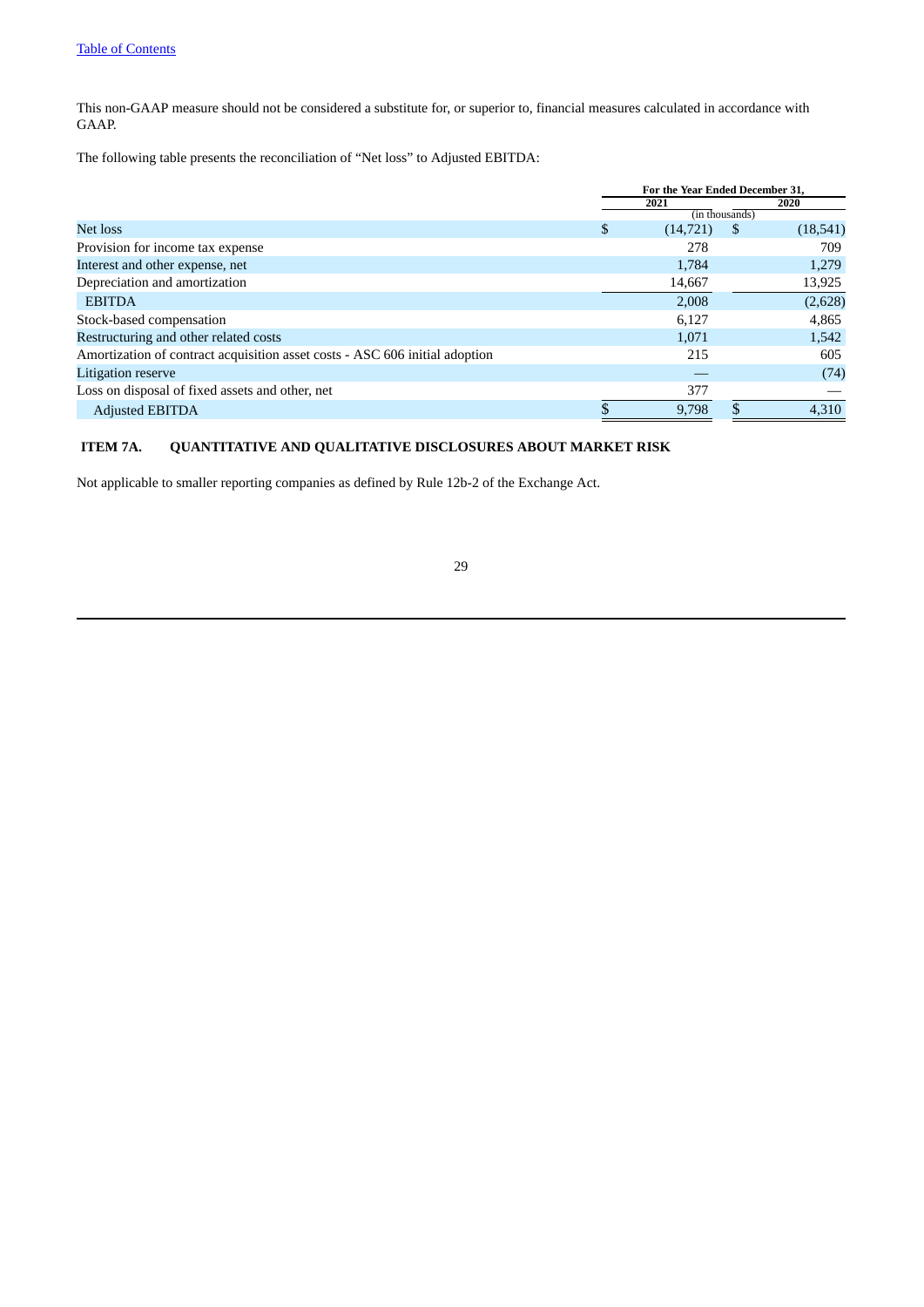This non-GAAP measure should not be considered a substitute for, or superior to, financial measures calculated in accordance with GAAP.

The following table presents the reconciliation of "Net loss" to Adjusted EBITDA:

| | For the Year Ended December 31, | |
|---|---|---|
| | 2021 | 2020 |
| | (in thousands) | |
| Net loss | $ (14,721) | $ (18,541) |
| Provision for income tax expense | 278 | 709 |
| Interest and other expense, net | 1,784 | 1,279 |
| Depreciation and amortization | 14,667 | 13,925 |
| EBITDA | 2,008 | (2,628) |
| Stock-based compensation | 6,127 | 4,865 |
| Restructuring and other related costs | 1,071 | 1,542 |
| Amortization of contract acquisition asset costs - ASC 606 initial adoption | 215 | 605 |
| Litigation reserve | — | (74) |
| Loss on disposal of fixed assets and other, net | 377 | — |
| Adjusted EBITDA | $ 9,798 | $ 4,310 |

## ITEM 7A. QUANTITATIVE AND QUALITATIVE DISCLOSURES ABOUT MARKET RISK

Not applicable to smaller reporting companies as defined by Rule 12b-2 of the Exchange Act.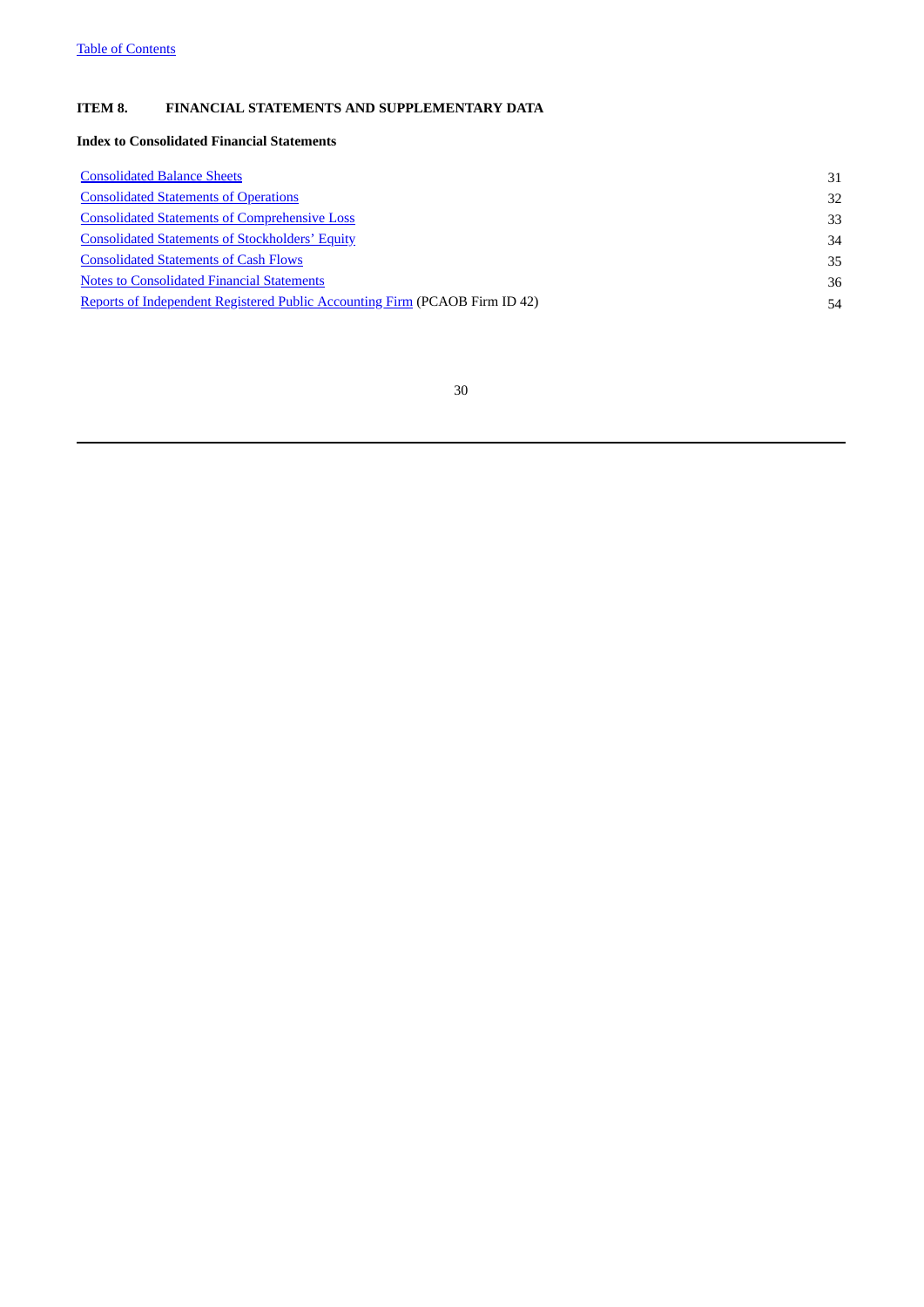## ITEM 8. FINANCIAL STATEMENTS AND SUPPLEMENTARY DATA

### Index to Consolidated Financial Statements

| | |
|---|---|
| Consolidated Balance Sheets | 31 |
| Consolidated Statements of Operations | 32 |
| Consolidated Statements of Comprehensive Loss | 33 |
| Consolidated Statements of Stockholders' Equity | 34 |
| Consolidated Statements of Cash Flows | 35 |
| Notes to Consolidated Financial Statements | 36 |
| Reports of Independent Registered Public Accounting Firm (PCAOB Firm ID 42) | 54 |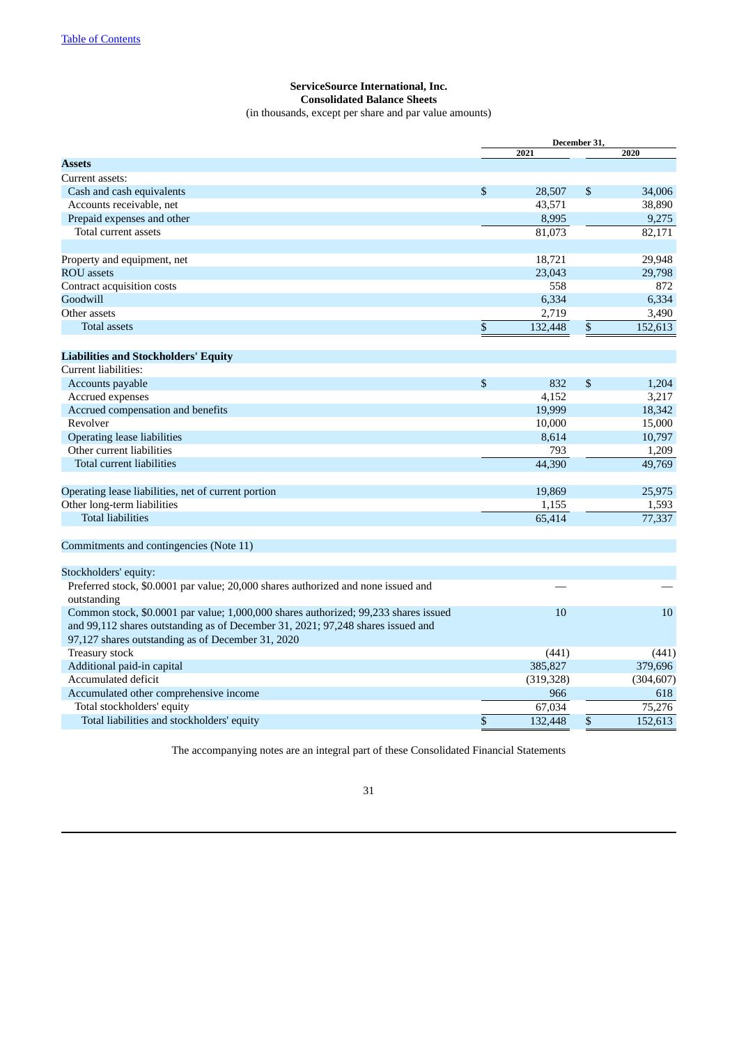Table of Contents

**ServiceSource International, Inc.**
**Consolidated Balance Sheets**
(in thousands, except per share and par value amounts)

| | December 31, 2021 | December 31, 2020 |
|---|---|---|
| **Assets** | | |
| Current assets: | | |
| Cash and cash equivalents | $ 28,507 | $ 34,006 |
| Accounts receivable, net | 43,571 | 38,890 |
| Prepaid expenses and other | 8,995 | 9,275 |
| Total current assets | 81,073 | 82,171 |
| | | |
| Property and equipment, net | 18,721 | 29,948 |
| ROU assets | 23,043 | 29,798 |
| Contract acquisition costs | 558 | 872 |
| Goodwill | 6,334 | 6,334 |
| Other assets | 2,719 | 3,490 |
| Total assets | $ 132,448 | $ 152,613 |
| | | |
| **Liabilities and Stockholders' Equity** | | |
| Current liabilities: | | |
| Accounts payable | $ 832 | $ 1,204 |
| Accrued expenses | 4,152 | 3,217 |
| Accrued compensation and benefits | 19,999 | 18,342 |
| Revolver | 10,000 | 15,000 |
| Operating lease liabilities | 8,614 | 10,797 |
| Other current liabilities | 793 | 1,209 |
| Total current liabilities | 44,390 | 49,769 |
| | | |
| Operating lease liabilities, net of current portion | 19,869 | 25,975 |
| Other long-term liabilities | 1,155 | 1,593 |
| Total liabilities | 65,414 | 77,337 |
| | | |
| Commitments and contingencies (Note 11) | | |
| | | |
| Stockholders' equity: | | |
| Preferred stock, $0.0001 par value; 20,000 shares authorized and none issued and outstanding | — | — |
| Common stock, $0.0001 par value; 1,000,000 shares authorized; 99,233 shares issued and 99,112 shares outstanding as of December 31, 2021; 97,248 shares issued and 97,127 shares outstanding as of December 31, 2020 | 10 | 10 |
| Treasury stock | (441) | (441) |
| Additional paid-in capital | 385,827 | 379,696 |
| Accumulated deficit | (319,328) | (304,607) |
| Accumulated other comprehensive income | 966 | 618 |
| Total stockholders' equity | 67,034 | 75,276 |
| Total liabilities and stockholders' equity | $ 132,448 | $ 152,613 |

The accompanying notes are an integral part of these Consolidated Financial Statements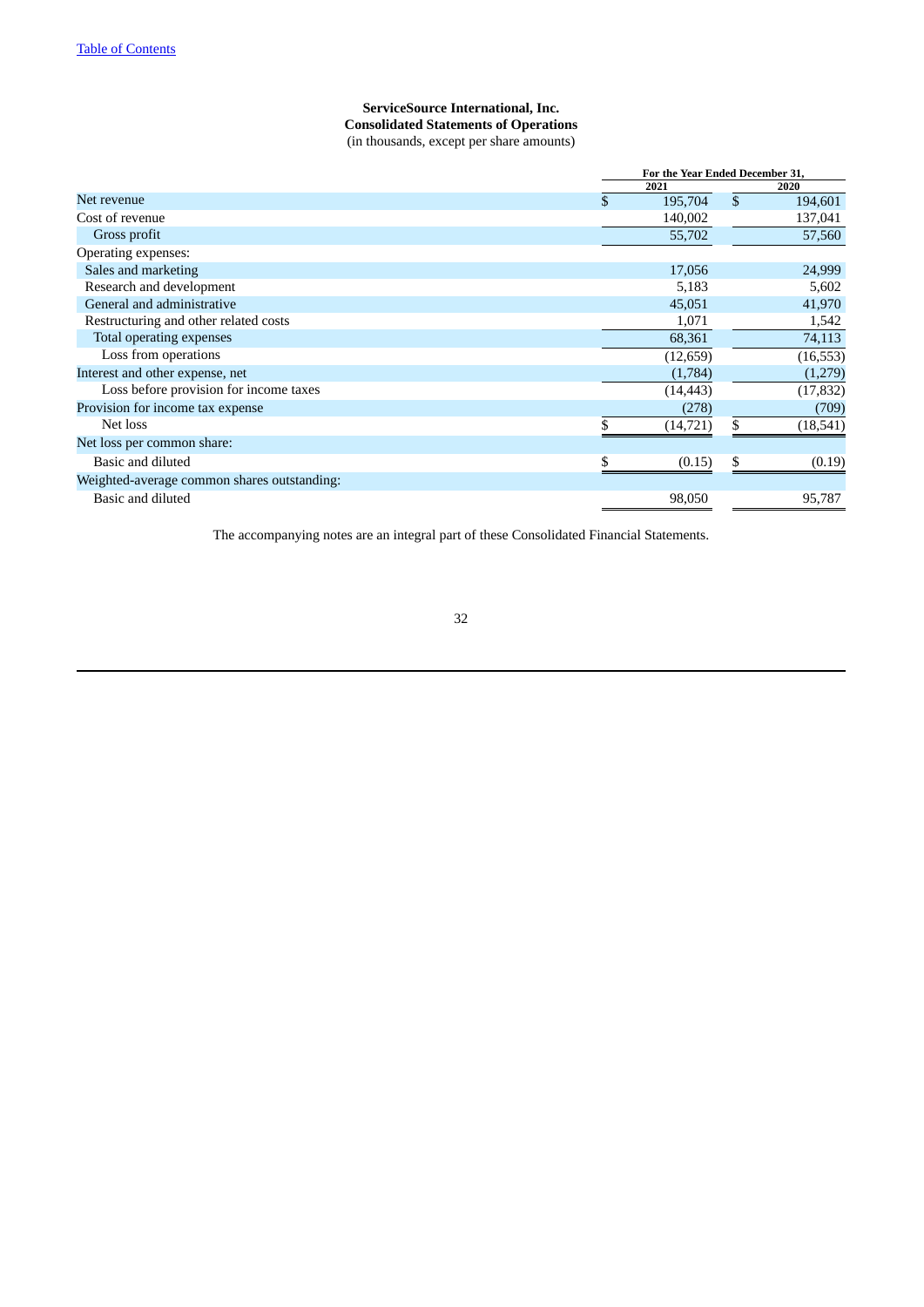**ServiceSource International, Inc.**
**Consolidated Statements of Operations**
(in thousands, except per share amounts)

| | For the Year Ended December 31, | |
|---|---|---|
| | 2021 | 2020 |
| Net revenue | $ 195,704 | $ 194,601 |
| Cost of revenue | 140,002 | 137,041 |
| Gross profit | 55,702 | 57,560 |
| Operating expenses: | | |
| Sales and marketing | 17,056 | 24,999 |
| Research and development | 5,183 | 5,602 |
| General and administrative | 45,051 | 41,970 |
| Restructuring and other related costs | 1,071 | 1,542 |
| Total operating expenses | 68,361 | 74,113 |
| Loss from operations | (12,659) | (16,553) |
| Interest and other expense, net | (1,784) | (1,279) |
| Loss before provision for income taxes | (14,443) | (17,832) |
| Provision for income tax expense | (278) | (709) |
| Net loss | $ (14,721) | $ (18,541) |
| Net loss per common share: | | |
| Basic and diluted | $ (0.15) | $ (0.19) |
| Weighted-average common shares outstanding: | | |
| Basic and diluted | 98,050 | 95,787 |

The accompanying notes are an integral part of these Consolidated Financial Statements.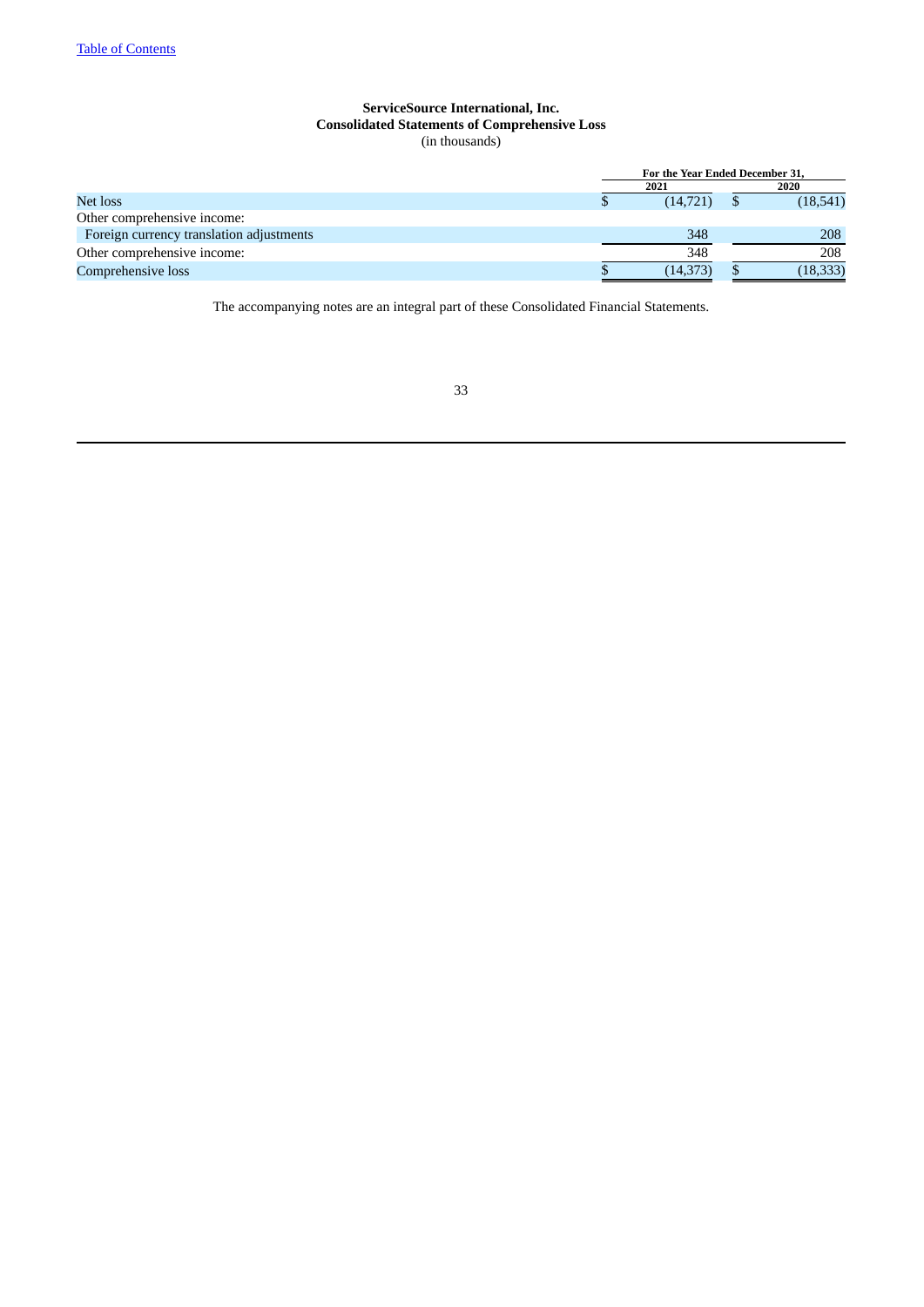**ServiceSource International, Inc.**
**Consolidated Statements of Comprehensive Loss**
(in thousands)

| | For the Year Ended December 31, | |
|---|---|---|
| | 2021 | 2020 |
| Net loss | $ (14,721) | $ (18,541) |
| Other comprehensive income: | | |
| Foreign currency translation adjustments | 348 | 208 |
| Other comprehensive income: | 348 | 208 |
| Comprehensive loss | $ (14,373) | $ (18,333) |

The accompanying notes are an integral part of these Consolidated Financial Statements.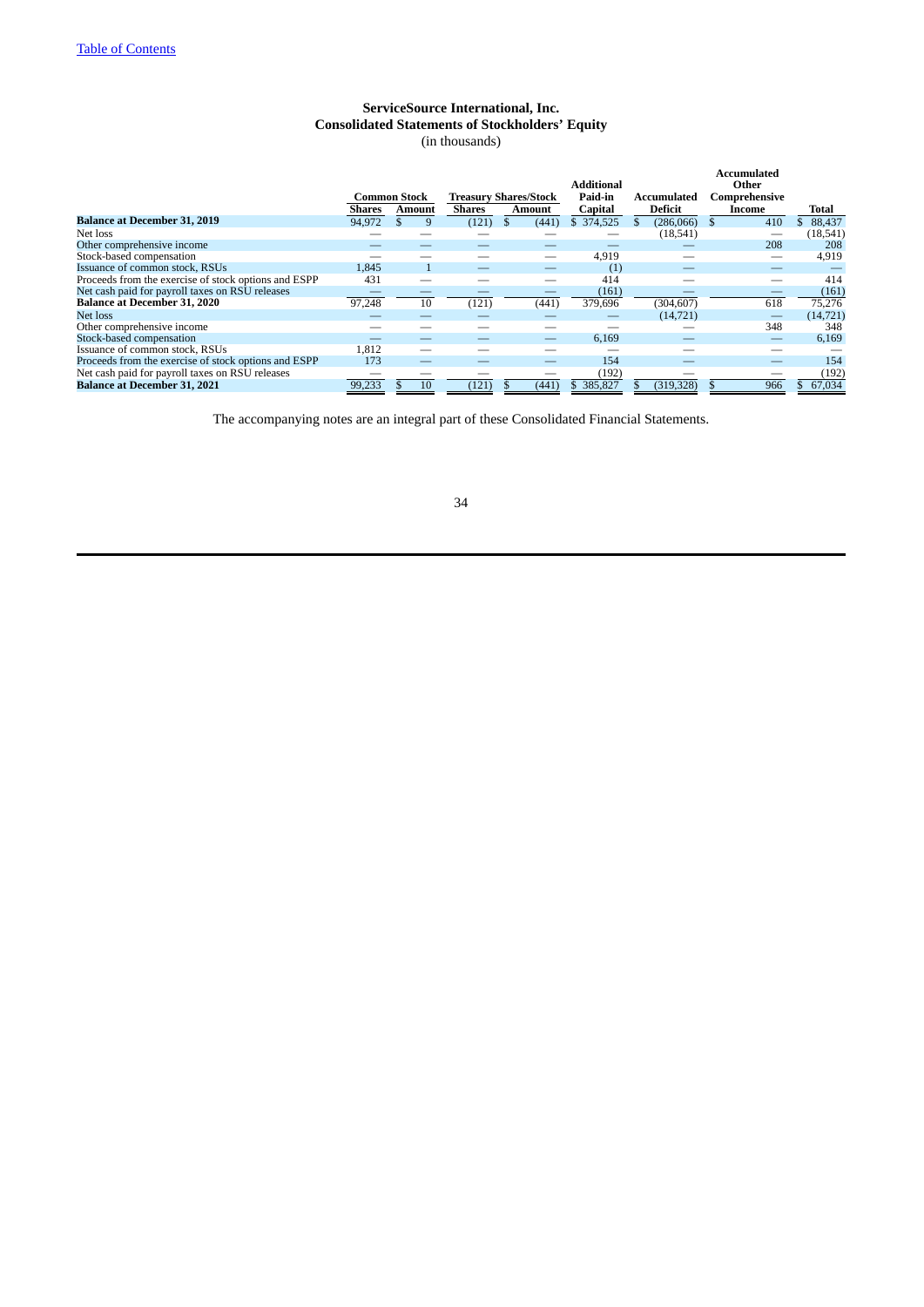# ServiceSource International, Inc.
## Consolidated Statements of Stockholders' Equity
(in thousands)

| | Common Stock | | Treasury Shares/Stock | | Additional Paid-in | Accumulated | Accumulated Other Comprehensive | |
|---|---|---|---|---|---|---|---|---|
| | Shares | Amount | Shares | Amount | Capital | Deficit | Income | Total |
| **Balance at December 31, 2019** | 94,972 | $ 9 | (121) | $ (441) | $ 374,525 | $ (286,066) | $ 410 | $ 88,437 |
| Net loss | — | — | — | — | — | (18,541) | — | (18,541) |
| Other comprehensive income | — | — | — | — | — | — | 208 | 208 |
| Stock-based compensation | — | — | — | — | 4,919 | — | — | 4,919 |
| Issuance of common stock, RSUs | 1,845 | 1 | — | — | (1) | — | — | — |
| Proceeds from the exercise of stock options and ESPP | 431 | — | — | — | 414 | — | — | 414 |
| Net cash paid for payroll taxes on RSU releases | — | — | — | — | (161) | — | — | (161) |
| **Balance at December 31, 2020** | 97,248 | 10 | (121) | (441) | 379,696 | (304,607) | 618 | 75,276 |
| Net loss | — | — | — | — | — | (14,721) | — | (14,721) |
| Other comprehensive income | — | — | — | — | — | — | 348 | 348 |
| Stock-based compensation | — | — | — | — | 6,169 | — | — | 6,169 |
| Issuance of common stock, RSUs | 1,812 | — | — | — | — | — | — | — |
| Proceeds from the exercise of stock options and ESPP | 173 | — | — | — | 154 | — | — | 154 |
| Net cash paid for payroll taxes on RSU releases | — | — | — | — | (192) | — | — | (192) |
| **Balance at December 31, 2021** | 99,233 | $ 10 | (121) | $ (441) | $ 385,827 | $ (319,328) | $ 966 | $ 67,034 |

The accompanying notes are an integral part of these Consolidated Financial Statements.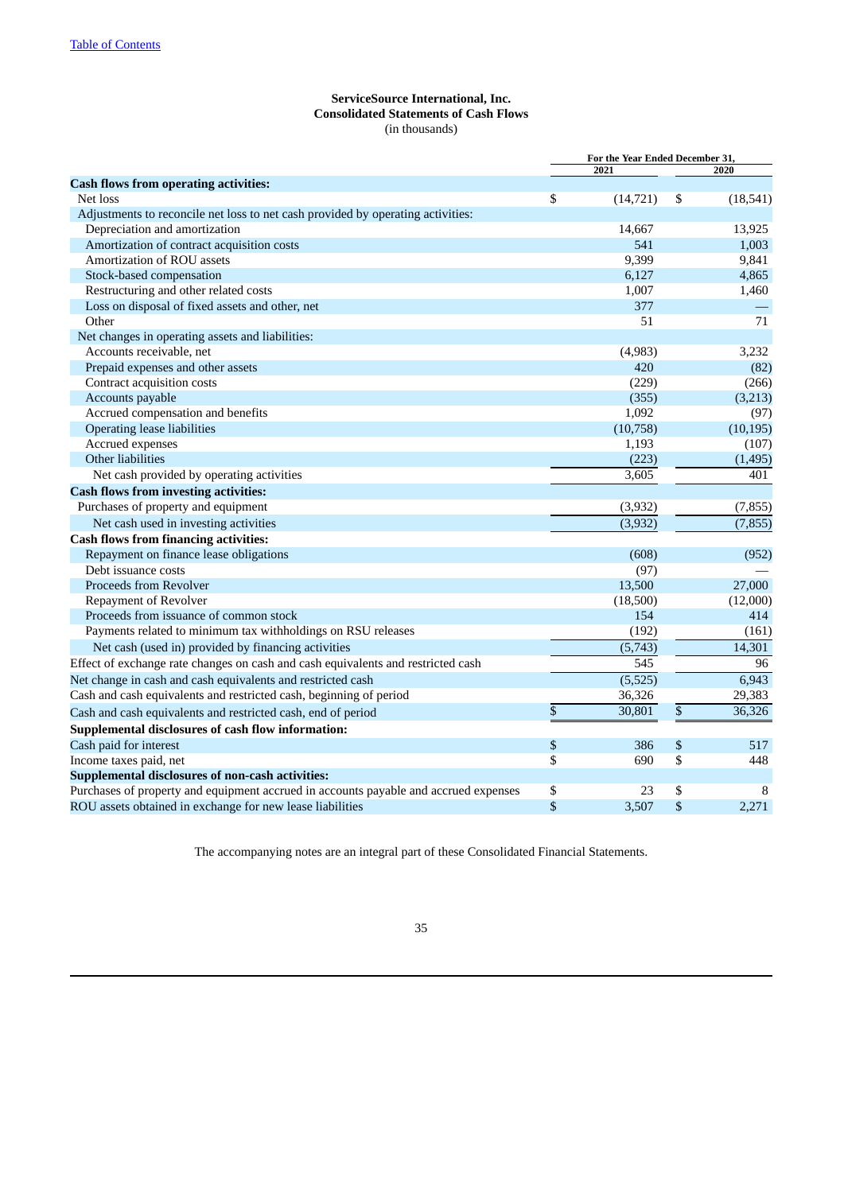Table of Contents

**ServiceSource International, Inc.**
**Consolidated Statements of Cash Flows**
(in thousands)

| | For the Year Ended December 31, | |
|---|---|---|
| | 2021 | 2020 |
| **Cash flows from operating activities:** | | |
| Net loss | $ (14,721) | $ (18,541) |
| Adjustments to reconcile net loss to net cash provided by operating activities: | | |
| Depreciation and amortization | 14,667 | 13,925 |
| Amortization of contract acquisition costs | 541 | 1,003 |
| Amortization of ROU assets | 9,399 | 9,841 |
| Stock-based compensation | 6,127 | 4,865 |
| Restructuring and other related costs | 1,007 | 1,460 |
| Loss on disposal of fixed assets and other, net | 377 | — |
| Other | 51 | 71 |
| Net changes in operating assets and liabilities: | | |
| Accounts receivable, net | (4,983) | 3,232 |
| Prepaid expenses and other assets | 420 | (82) |
| Contract acquisition costs | (229) | (266) |
| Accounts payable | (355) | (3,213) |
| Accrued compensation and benefits | 1,092 | (97) |
| Operating lease liabilities | (10,758) | (10,195) |
| Accrued expenses | 1,193 | (107) |
| Other liabilities | (223) | (1,495) |
| Net cash provided by operating activities | 3,605 | 401 |
| **Cash flows from investing activities:** | | |
| Purchases of property and equipment | (3,932) | (7,855) |
| Net cash used in investing activities | (3,932) | (7,855) |
| **Cash flows from financing activities:** | | |
| Repayment on finance lease obligations | (608) | (952) |
| Debt issuance costs | (97) | — |
| Proceeds from Revolver | 13,500 | 27,000 |
| Repayment of Revolver | (18,500) | (12,000) |
| Proceeds from issuance of common stock | 154 | 414 |
| Payments related to minimum tax withholdings on RSU releases | (192) | (161) |
| Net cash (used in) provided by financing activities | (5,743) | 14,301 |
| Effect of exchange rate changes on cash and cash equivalents and restricted cash | 545 | 96 |
| Net change in cash and cash equivalents and restricted cash | (5,525) | 6,943 |
| Cash and cash equivalents and restricted cash, beginning of period | 36,326 | 29,383 |
| Cash and cash equivalents and restricted cash, end of period | $ 30,801 | $ 36,326 |
| **Supplemental disclosures of cash flow information:** | | |
| Cash paid for interest | $ 386 | $ 517 |
| Income taxes paid, net | $ 690 | $ 448 |
| **Supplemental disclosures of non-cash activities:** | | |
| Purchases of property and equipment accrued in accounts payable and accrued expenses | $ 23 | $ 8 |
| ROU assets obtained in exchange for new lease liabilities | $ 3,507 | $ 2,271 |

The accompanying notes are an integral part of these Consolidated Financial Statements.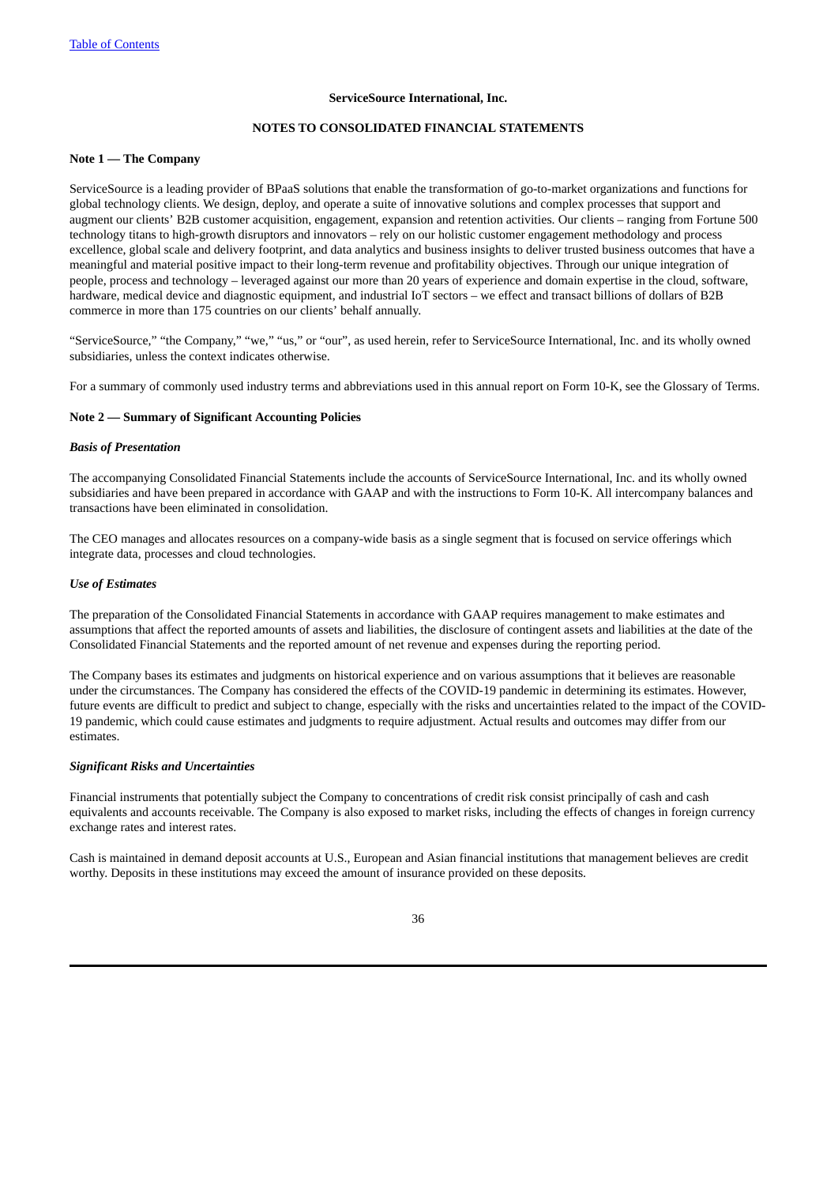**ServiceSource International, Inc.**

**NOTES TO CONSOLIDATED FINANCIAL STATEMENTS**

**Note 1 — The Company**

ServiceSource is a leading provider of BPaaS solutions that enable the transformation of go-to-market organizations and functions for global technology clients. We design, deploy, and operate a suite of innovative solutions and complex processes that support and augment our clients' B2B customer acquisition, engagement, expansion and retention activities. Our clients – ranging from Fortune 500 technology titans to high-growth disruptors and innovators – rely on our holistic customer engagement methodology and process excellence, global scale and delivery footprint, and data analytics and business insights to deliver trusted business outcomes that have a meaningful and material positive impact to their long-term revenue and profitability objectives. Through our unique integration of people, process and technology – leveraged against our more than 20 years of experience and domain expertise in the cloud, software, hardware, medical device and diagnostic equipment, and industrial IoT sectors – we effect and transact billions of dollars of B2B commerce in more than 175 countries on our clients' behalf annually.

"ServiceSource," "the Company," "we," "us," or "our", as used herein, refer to ServiceSource International, Inc. and its wholly owned subsidiaries, unless the context indicates otherwise.

For a summary of commonly used industry terms and abbreviations used in this annual report on Form 10-K, see the Glossary of Terms.

**Note 2 — Summary of Significant Accounting Policies**

***Basis of Presentation***

The accompanying Consolidated Financial Statements include the accounts of ServiceSource International, Inc. and its wholly owned subsidiaries and have been prepared in accordance with GAAP and with the instructions to Form 10-K. All intercompany balances and transactions have been eliminated in consolidation.

The CEO manages and allocates resources on a company-wide basis as a single segment that is focused on service offerings which integrate data, processes and cloud technologies.

***Use of Estimates***

The preparation of the Consolidated Financial Statements in accordance with GAAP requires management to make estimates and assumptions that affect the reported amounts of assets and liabilities, the disclosure of contingent assets and liabilities at the date of the Consolidated Financial Statements and the reported amount of net revenue and expenses during the reporting period.

The Company bases its estimates and judgments on historical experience and on various assumptions that it believes are reasonable under the circumstances. The Company has considered the effects of the COVID-19 pandemic in determining its estimates. However, future events are difficult to predict and subject to change, especially with the risks and uncertainties related to the impact of the COVID-19 pandemic, which could cause estimates and judgments to require adjustment. Actual results and outcomes may differ from our estimates.

***Significant Risks and Uncertainties***

Financial instruments that potentially subject the Company to concentrations of credit risk consist principally of cash and cash equivalents and accounts receivable. The Company is also exposed to market risks, including the effects of changes in foreign currency exchange rates and interest rates.

Cash is maintained in demand deposit accounts at U.S., European and Asian financial institutions that management believes are credit worthy. Deposits in these institutions may exceed the amount of insurance provided on these deposits.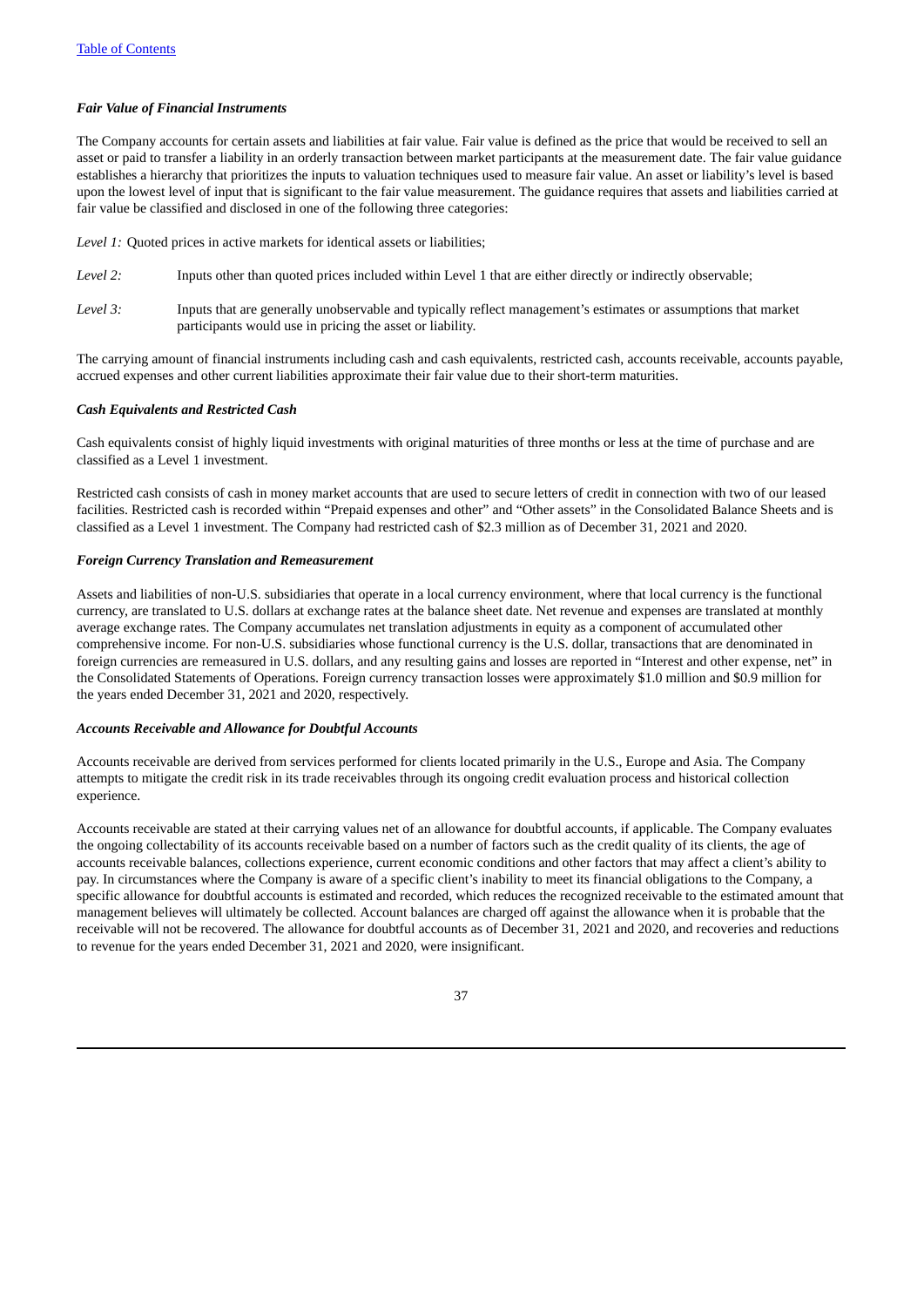### *Fair Value of Financial Instruments*

The Company accounts for certain assets and liabilities at fair value. Fair value is defined as the price that would be received to sell an asset or paid to transfer a liability in an orderly transaction between market participants at the measurement date. The fair value guidance establishes a hierarchy that prioritizes the inputs to valuation techniques used to measure fair value. An asset or liability's level is based upon the lowest level of input that is significant to the fair value measurement. The guidance requires that assets and liabilities carried at fair value be classified and disclosed in one of the following three categories:

*Level 1:* Quoted prices in active markets for identical assets or liabilities;

*Level 2:* Inputs other than quoted prices included within Level 1 that are either directly or indirectly observable;

*Level 3:* Inputs that are generally unobservable and typically reflect management's estimates or assumptions that market participants would use in pricing the asset or liability.

The carrying amount of financial instruments including cash and cash equivalents, restricted cash, accounts receivable, accounts payable, accrued expenses and other current liabilities approximate their fair value due to their short-term maturities.

### *Cash Equivalents and Restricted Cash*

Cash equivalents consist of highly liquid investments with original maturities of three months or less at the time of purchase and are classified as a Level 1 investment.

Restricted cash consists of cash in money market accounts that are used to secure letters of credit in connection with two of our leased facilities. Restricted cash is recorded within "Prepaid expenses and other" and "Other assets" in the Consolidated Balance Sheets and is classified as a Level 1 investment. The Company had restricted cash of $2.3 million as of December 31, 2021 and 2020.

### *Foreign Currency Translation and Remeasurement*

Assets and liabilities of non-U.S. subsidiaries that operate in a local currency environment, where that local currency is the functional currency, are translated to U.S. dollars at exchange rates at the balance sheet date. Net revenue and expenses are translated at monthly average exchange rates. The Company accumulates net translation adjustments in equity as a component of accumulated other comprehensive income. For non-U.S. subsidiaries whose functional currency is the U.S. dollar, transactions that are denominated in foreign currencies are remeasured in U.S. dollars, and any resulting gains and losses are reported in "Interest and other expense, net" in the Consolidated Statements of Operations. Foreign currency transaction losses were approximately $1.0 million and $0.9 million for the years ended December 31, 2021 and 2020, respectively.

### *Accounts Receivable and Allowance for Doubtful Accounts*

Accounts receivable are derived from services performed for clients located primarily in the U.S., Europe and Asia. The Company attempts to mitigate the credit risk in its trade receivables through its ongoing credit evaluation process and historical collection experience.

Accounts receivable are stated at their carrying values net of an allowance for doubtful accounts, if applicable. The Company evaluates the ongoing collectability of its accounts receivable based on a number of factors such as the credit quality of its clients, the age of accounts receivable balances, collections experience, current economic conditions and other factors that may affect a client's ability to pay. In circumstances where the Company is aware of a specific client's inability to meet its financial obligations to the Company, a specific allowance for doubtful accounts is estimated and recorded, which reduces the recognized receivable to the estimated amount that management believes will ultimately be collected. Account balances are charged off against the allowance when it is probable that the receivable will not be recovered. The allowance for doubtful accounts as of December 31, 2021 and 2020, and recoveries and reductions to revenue for the years ended December 31, 2021 and 2020, were insignificant.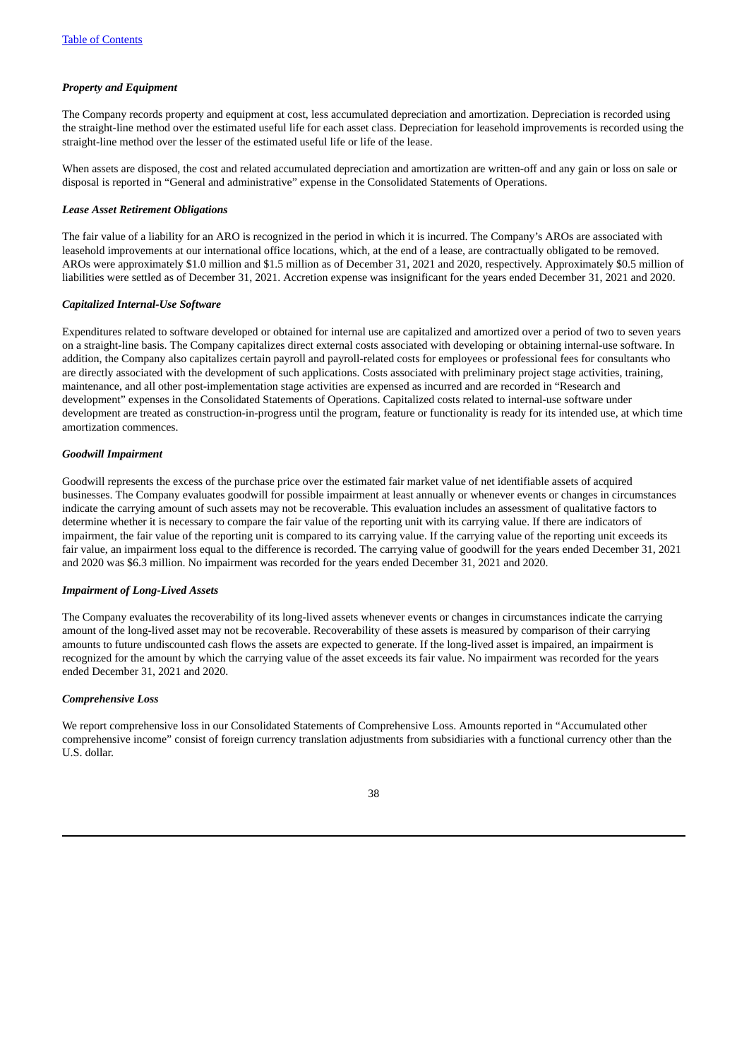### *Property and Equipment*

The Company records property and equipment at cost, less accumulated depreciation and amortization. Depreciation is recorded using the straight-line method over the estimated useful life for each asset class. Depreciation for leasehold improvements is recorded using the straight-line method over the lesser of the estimated useful life or life of the lease.

When assets are disposed, the cost and related accumulated depreciation and amortization are written-off and any gain or loss on sale or disposal is reported in "General and administrative" expense in the Consolidated Statements of Operations.

### *Lease Asset Retirement Obligations*

The fair value of a liability for an ARO is recognized in the period in which it is incurred. The Company's AROs are associated with leasehold improvements at our international office locations, which, at the end of a lease, are contractually obligated to be removed. AROs were approximately $1.0 million and $1.5 million as of December 31, 2021 and 2020, respectively. Approximately $0.5 million of liabilities were settled as of December 31, 2021. Accretion expense was insignificant for the years ended December 31, 2021 and 2020.

### *Capitalized Internal-Use Software*

Expenditures related to software developed or obtained for internal use are capitalized and amortized over a period of two to seven years on a straight-line basis. The Company capitalizes direct external costs associated with developing or obtaining internal-use software. In addition, the Company also capitalizes certain payroll and payroll-related costs for employees or professional fees for consultants who are directly associated with the development of such applications. Costs associated with preliminary project stage activities, training, maintenance, and all other post-implementation stage activities are expensed as incurred and are recorded in "Research and development" expenses in the Consolidated Statements of Operations. Capitalized costs related to internal-use software under development are treated as construction-in-progress until the program, feature or functionality is ready for its intended use, at which time amortization commences.

### *Goodwill Impairment*

Goodwill represents the excess of the purchase price over the estimated fair market value of net identifiable assets of acquired businesses. The Company evaluates goodwill for possible impairment at least annually or whenever events or changes in circumstances indicate the carrying amount of such assets may not be recoverable. This evaluation includes an assessment of qualitative factors to determine whether it is necessary to compare the fair value of the reporting unit with its carrying value. If there are indicators of impairment, the fair value of the reporting unit is compared to its carrying value. If the carrying value of the reporting unit exceeds its fair value, an impairment loss equal to the difference is recorded. The carrying value of goodwill for the years ended December 31, 2021 and 2020 was $6.3 million. No impairment was recorded for the years ended December 31, 2021 and 2020.

### *Impairment of Long-Lived Assets*

The Company evaluates the recoverability of its long-lived assets whenever events or changes in circumstances indicate the carrying amount of the long-lived asset may not be recoverable. Recoverability of these assets is measured by comparison of their carrying amounts to future undiscounted cash flows the assets are expected to generate. If the long-lived asset is impaired, an impairment is recognized for the amount by which the carrying value of the asset exceeds its fair value. No impairment was recorded for the years ended December 31, 2021 and 2020.

### *Comprehensive Loss*

We report comprehensive loss in our Consolidated Statements of Comprehensive Loss. Amounts reported in "Accumulated other comprehensive income" consist of foreign currency translation adjustments from subsidiaries with a functional currency other than the U.S. dollar.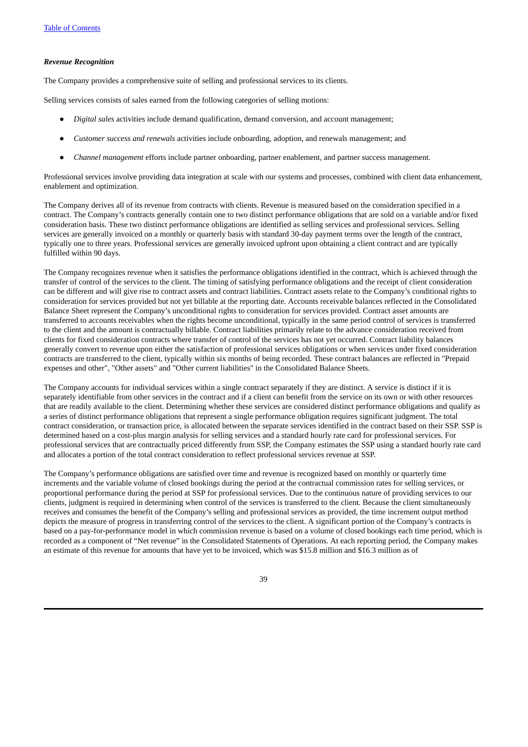***Revenue Recognition***

The Company provides a comprehensive suite of selling and professional services to its clients.

Selling services consists of sales earned from the following categories of selling motions:

- *Digital sales* activities include demand qualification, demand conversion, and account management;
- *Customer success and renewals* activities include onboarding, adoption, and renewals management; and
- *Channel management* efforts include partner onboarding, partner enablement, and partner success management.

Professional services involve providing data integration at scale with our systems and processes, combined with client data enhancement, enablement and optimization.

The Company derives all of its revenue from contracts with clients. Revenue is measured based on the consideration specified in a contract. The Company's contracts generally contain one to two distinct performance obligations that are sold on a variable and/or fixed consideration basis. These two distinct performance obligations are identified as selling services and professional services. Selling services are generally invoiced on a monthly or quarterly basis with standard 30-day payment terms over the length of the contract, typically one to three years. Professional services are generally invoiced upfront upon obtaining a client contract and are typically fulfilled within 90 days.

The Company recognizes revenue when it satisfies the performance obligations identified in the contract, which is achieved through the transfer of control of the services to the client. The timing of satisfying performance obligations and the receipt of client consideration can be different and will give rise to contract assets and contract liabilities. Contract assets relate to the Company's conditional rights to consideration for services provided but not yet billable at the reporting date. Accounts receivable balances reflected in the Consolidated Balance Sheet represent the Company's unconditional rights to consideration for services provided. Contract asset amounts are transferred to accounts receivables when the rights become unconditional, typically in the same period control of services is transferred to the client and the amount is contractually billable. Contract liabilities primarily relate to the advance consideration received from clients for fixed consideration contracts where transfer of control of the services has not yet occurred. Contract liability balances generally convert to revenue upon either the satisfaction of professional services obligations or when services under fixed consideration contracts are transferred to the client, typically within six months of being recorded. These contract balances are reflected in "Prepaid expenses and other", "Other assets" and "Other current liabilities" in the Consolidated Balance Sheets.

The Company accounts for individual services within a single contract separately if they are distinct. A service is distinct if it is separately identifiable from other services in the contract and if a client can benefit from the service on its own or with other resources that are readily available to the client. Determining whether these services are considered distinct performance obligations and qualify as a series of distinct performance obligations that represent a single performance obligation requires significant judgment. The total contract consideration, or transaction price, is allocated between the separate services identified in the contract based on their SSP. SSP is determined based on a cost-plus margin analysis for selling services and a standard hourly rate card for professional services. For professional services that are contractually priced differently from SSP, the Company estimates the SSP using a standard hourly rate card and allocates a portion of the total contract consideration to reflect professional services revenue at SSP.

The Company's performance obligations are satisfied over time and revenue is recognized based on monthly or quarterly time increments and the variable volume of closed bookings during the period at the contractual commission rates for selling services, or proportional performance during the period at SSP for professional services. Due to the continuous nature of providing services to our clients, judgment is required in determining when control of the services is transferred to the client. Because the client simultaneously receives and consumes the benefit of the Company's selling and professional services as provided, the time increment output method depicts the measure of progress in transferring control of the services to the client. A significant portion of the Company's contracts is based on a pay-for-performance model in which commission revenue is based on a volume of closed bookings each time period, which is recorded as a component of "Net revenue" in the Consolidated Statements of Operations. At each reporting period, the Company makes an estimate of this revenue for amounts that have yet to be invoiced, which was $15.8 million and $16.3 million as of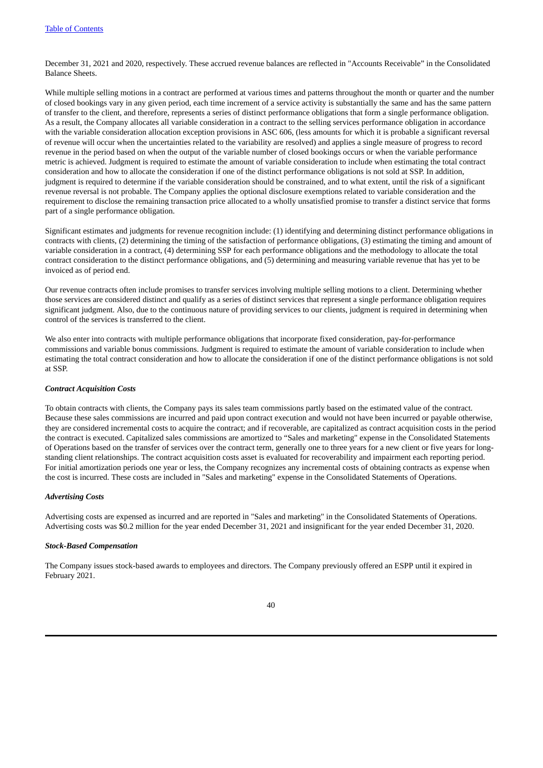December 31, 2021 and 2020, respectively. These accrued revenue balances are reflected in "Accounts Receivable" in the Consolidated Balance Sheets.

While multiple selling motions in a contract are performed at various times and patterns throughout the month or quarter and the number of closed bookings vary in any given period, each time increment of a service activity is substantially the same and has the same pattern of transfer to the client, and therefore, represents a series of distinct performance obligations that form a single performance obligation. As a result, the Company allocates all variable consideration in a contract to the selling services performance obligation in accordance with the variable consideration allocation exception provisions in ASC 606, (less amounts for which it is probable a significant reversal of revenue will occur when the uncertainties related to the variability are resolved) and applies a single measure of progress to record revenue in the period based on when the output of the variable number of closed bookings occurs or when the variable performance metric is achieved. Judgment is required to estimate the amount of variable consideration to include when estimating the total contract consideration and how to allocate the consideration if one of the distinct performance obligations is not sold at SSP. In addition, judgment is required to determine if the variable consideration should be constrained, and to what extent, until the risk of a significant revenue reversal is not probable. The Company applies the optional disclosure exemptions related to variable consideration and the requirement to disclose the remaining transaction price allocated to a wholly unsatisfied promise to transfer a distinct service that forms part of a single performance obligation.

Significant estimates and judgments for revenue recognition include: (1) identifying and determining distinct performance obligations in contracts with clients, (2) determining the timing of the satisfaction of performance obligations, (3) estimating the timing and amount of variable consideration in a contract, (4) determining SSP for each performance obligations and the methodology to allocate the total contract consideration to the distinct performance obligations, and (5) determining and measuring variable revenue that has yet to be invoiced as of period end.

Our revenue contracts often include promises to transfer services involving multiple selling motions to a client. Determining whether those services are considered distinct and qualify as a series of distinct services that represent a single performance obligation requires significant judgment. Also, due to the continuous nature of providing services to our clients, judgment is required in determining when control of the services is transferred to the client.

We also enter into contracts with multiple performance obligations that incorporate fixed consideration, pay-for-performance commissions and variable bonus commissions. Judgment is required to estimate the amount of variable consideration to include when estimating the total contract consideration and how to allocate the consideration if one of the distinct performance obligations is not sold at SSP.

***Contract Acquisition Costs***

To obtain contracts with clients, the Company pays its sales team commissions partly based on the estimated value of the contract. Because these sales commissions are incurred and paid upon contract execution and would not have been incurred or payable otherwise, they are considered incremental costs to acquire the contract; and if recoverable, are capitalized as contract acquisition costs in the period the contract is executed. Capitalized sales commissions are amortized to "Sales and marketing" expense in the Consolidated Statements of Operations based on the transfer of services over the contract term, generally one to three years for a new client or five years for long-standing client relationships. The contract acquisition costs asset is evaluated for recoverability and impairment each reporting period. For initial amortization periods one year or less, the Company recognizes any incremental costs of obtaining contracts as expense when the cost is incurred. These costs are included in "Sales and marketing" expense in the Consolidated Statements of Operations.

***Advertising Costs***

Advertising costs are expensed as incurred and are reported in "Sales and marketing" in the Consolidated Statements of Operations. Advertising costs was $0.2 million for the year ended December 31, 2021 and insignificant for the year ended December 31, 2020.

***Stock-Based Compensation***

The Company issues stock-based awards to employees and directors. The Company previously offered an ESPP until it expired in February 2021.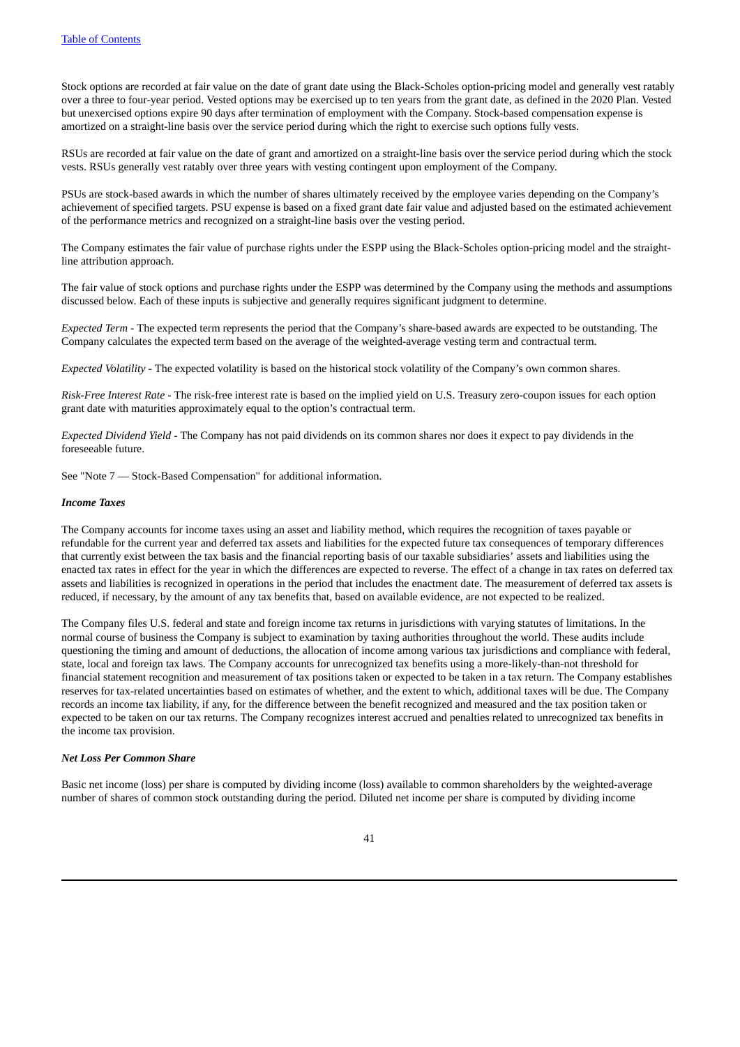Stock options are recorded at fair value on the date of grant date using the Black-Scholes option-pricing model and generally vest ratably over a three to four-year period. Vested options may be exercised up to ten years from the grant date, as defined in the 2020 Plan. Vested but unexercised options expire 90 days after termination of employment with the Company. Stock-based compensation expense is amortized on a straight-line basis over the service period during which the right to exercise such options fully vests.

RSUs are recorded at fair value on the date of grant and amortized on a straight-line basis over the service period during which the stock vests. RSUs generally vest ratably over three years with vesting contingent upon employment of the Company.

PSUs are stock-based awards in which the number of shares ultimately received by the employee varies depending on the Company's achievement of specified targets. PSU expense is based on a fixed grant date fair value and adjusted based on the estimated achievement of the performance metrics and recognized on a straight-line basis over the vesting period.

The Company estimates the fair value of purchase rights under the ESPP using the Black-Scholes option-pricing model and the straight-line attribution approach.

The fair value of stock options and purchase rights under the ESPP was determined by the Company using the methods and assumptions discussed below. Each of these inputs is subjective and generally requires significant judgment to determine.

*Expected Term* - The expected term represents the period that the Company's share-based awards are expected to be outstanding. The Company calculates the expected term based on the average of the weighted-average vesting term and contractual term.

*Expected Volatility* - The expected volatility is based on the historical stock volatility of the Company's own common shares.

*Risk-Free Interest Rate* - The risk-free interest rate is based on the implied yield on U.S. Treasury zero-coupon issues for each option grant date with maturities approximately equal to the option's contractual term.

*Expected Dividend Yield* - The Company has not paid dividends on its common shares nor does it expect to pay dividends in the foreseeable future.

See "Note 7 — Stock-Based Compensation" for additional information.

***Income Taxes***

The Company accounts for income taxes using an asset and liability method, which requires the recognition of taxes payable or refundable for the current year and deferred tax assets and liabilities for the expected future tax consequences of temporary differences that currently exist between the tax basis and the financial reporting basis of our taxable subsidiaries' assets and liabilities using the enacted tax rates in effect for the year in which the differences are expected to reverse. The effect of a change in tax rates on deferred tax assets and liabilities is recognized in operations in the period that includes the enactment date. The measurement of deferred tax assets is reduced, if necessary, by the amount of any tax benefits that, based on available evidence, are not expected to be realized.

The Company files U.S. federal and state and foreign income tax returns in jurisdictions with varying statutes of limitations. In the normal course of business the Company is subject to examination by taxing authorities throughout the world. These audits include questioning the timing and amount of deductions, the allocation of income among various tax jurisdictions and compliance with federal, state, local and foreign tax laws. The Company accounts for unrecognized tax benefits using a more-likely-than-not threshold for financial statement recognition and measurement of tax positions taken or expected to be taken in a tax return. The Company establishes reserves for tax-related uncertainties based on estimates of whether, and the extent to which, additional taxes will be due. The Company records an income tax liability, if any, for the difference between the benefit recognized and measured and the tax position taken or expected to be taken on our tax returns. The Company recognizes interest accrued and penalties related to unrecognized tax benefits in the income tax provision.

***Net Loss Per Common Share***

Basic net income (loss) per share is computed by dividing income (loss) available to common shareholders by the weighted-average number of shares of common stock outstanding during the period. Diluted net income per share is computed by dividing income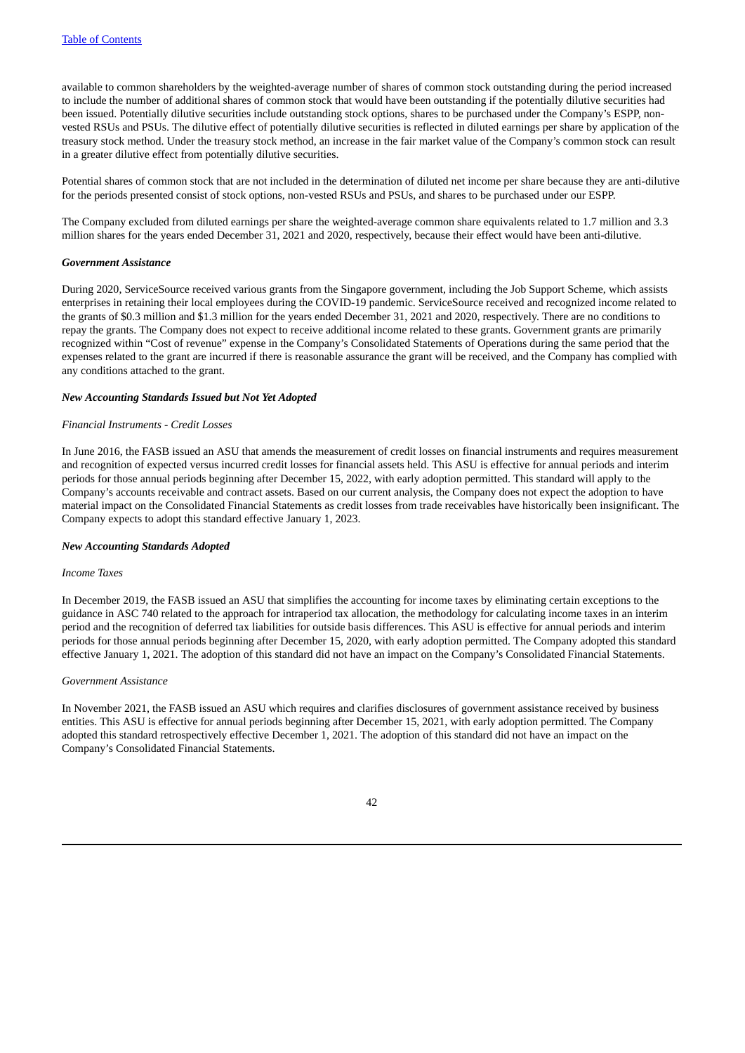available to common shareholders by the weighted-average number of shares of common stock outstanding during the period increased to include the number of additional shares of common stock that would have been outstanding if the potentially dilutive securities had been issued. Potentially dilutive securities include outstanding stock options, shares to be purchased under the Company's ESPP, non-vested RSUs and PSUs. The dilutive effect of potentially dilutive securities is reflected in diluted earnings per share by application of the treasury stock method. Under the treasury stock method, an increase in the fair market value of the Company's common stock can result in a greater dilutive effect from potentially dilutive securities.

Potential shares of common stock that are not included in the determination of diluted net income per share because they are anti-dilutive for the periods presented consist of stock options, non-vested RSUs and PSUs, and shares to be purchased under our ESPP.

The Company excluded from diluted earnings per share the weighted-average common share equivalents related to 1.7 million and 3.3 million shares for the years ended December 31, 2021 and 2020, respectively, because their effect would have been anti-dilutive.

***Government Assistance***

During 2020, ServiceSource received various grants from the Singapore government, including the Job Support Scheme, which assists enterprises in retaining their local employees during the COVID-19 pandemic. ServiceSource received and recognized income related to the grants of $0.3 million and $1.3 million for the years ended December 31, 2021 and 2020, respectively. There are no conditions to repay the grants. The Company does not expect to receive additional income related to these grants. Government grants are primarily recognized within "Cost of revenue" expense in the Company's Consolidated Statements of Operations during the same period that the expenses related to the grant are incurred if there is reasonable assurance the grant will be received, and the Company has complied with any conditions attached to the grant.

***New Accounting Standards Issued but Not Yet Adopted***

*Financial Instruments - Credit Losses*

In June 2016, the FASB issued an ASU that amends the measurement of credit losses on financial instruments and requires measurement and recognition of expected versus incurred credit losses for financial assets held. This ASU is effective for annual periods and interim periods for those annual periods beginning after December 15, 2022, with early adoption permitted. This standard will apply to the Company's accounts receivable and contract assets. Based on our current analysis, the Company does not expect the adoption to have material impact on the Consolidated Financial Statements as credit losses from trade receivables have historically been insignificant. The Company expects to adopt this standard effective January 1, 2023.

***New Accounting Standards Adopted***

*Income Taxes*

In December 2019, the FASB issued an ASU that simplifies the accounting for income taxes by eliminating certain exceptions to the guidance in ASC 740 related to the approach for intraperiod tax allocation, the methodology for calculating income taxes in an interim period and the recognition of deferred tax liabilities for outside basis differences. This ASU is effective for annual periods and interim periods for those annual periods beginning after December 15, 2020, with early adoption permitted. The Company adopted this standard effective January 1, 2021. The adoption of this standard did not have an impact on the Company's Consolidated Financial Statements.

*Government Assistance*

In November 2021, the FASB issued an ASU which requires and clarifies disclosures of government assistance received by business entities. This ASU is effective for annual periods beginning after December 15, 2021, with early adoption permitted. The Company adopted this standard retrospectively effective December 1, 2021. The adoption of this standard did not have an impact on the Company's Consolidated Financial Statements.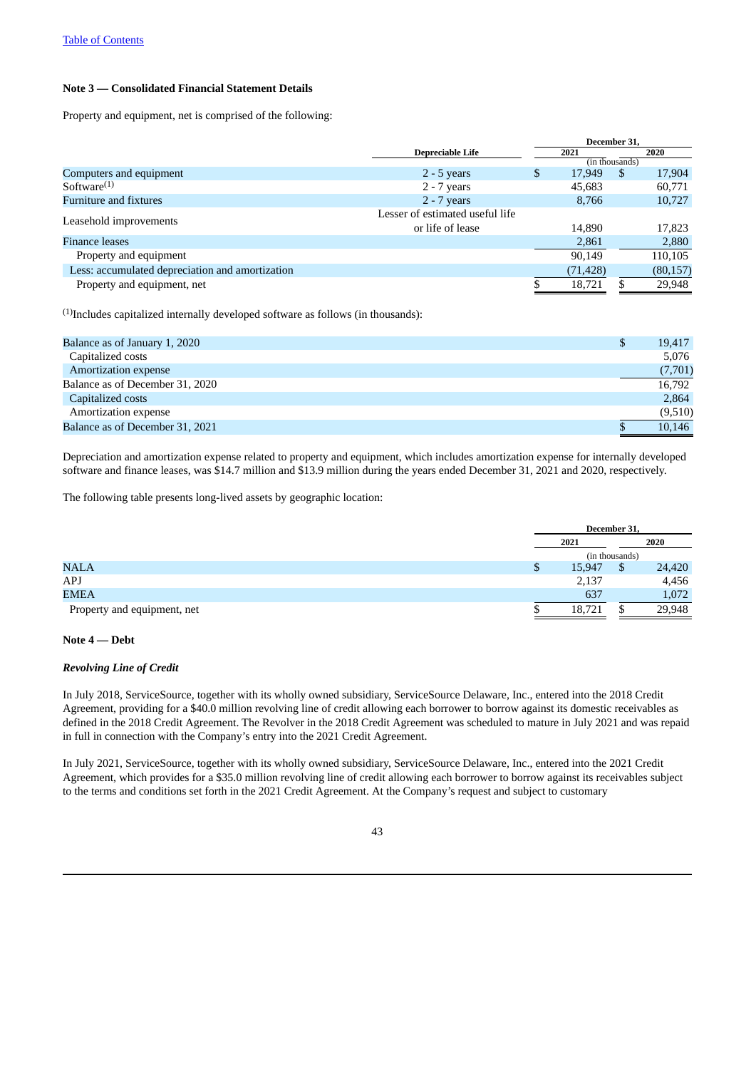Table of Contents

## Note 3 — Consolidated Financial Statement Details

Property and equipment, net is comprised of the following:

| | Depreciable Life | December 31, 2021 | December 31, 2020 |
|---|---|---|---|
| | | (in thousands) | |
| Computers and equipment | 2 - 5 years | $ 17,949 | $ 17,904 |
| Software[(1)] | 2 - 7 years | 45,683 | 60,771 |
| Furniture and fixtures | 2 - 7 years | 8,766 | 10,727 |
| Leasehold improvements | Lesser of estimated useful life or life of lease | 14,890 | 17,823 |
| Finance leases | | 2,861 | 2,880 |
| Property and equipment | | 90,149 | 110,105 |
| Less: accumulated depreciation and amortization | | (71,428) | (80,157) |
| Property and equipment, net | | $ 18,721 | $ 29,948 |

[(1)]Includes capitalized internally developed software as follows (in thousands):

| | |
|---|---|
| Balance as of January 1, 2020 | $ 19,417 |
| Capitalized costs | 5,076 |
| Amortization expense | (7,701) |
| Balance as of December 31, 2020 | 16,792 |
| Capitalized costs | 2,864 |
| Amortization expense | (9,510) |
| Balance as of December 31, 2021 | $ 10,146 |

Depreciation and amortization expense related to property and equipment, which includes amortization expense for internally developed software and finance leases, was $14.7 million and $13.9 million during the years ended December 31, 2021 and 2020, respectively.

The following table presents long-lived assets by geographic location:

| | December 31, 2021 | December 31, 2020 |
|---|---|---|
| | (in thousands) | |
| NALA | $ 15,947 | $ 24,420 |
| APJ | 2,137 | 4,456 |
| EMEA | 637 | 1,072 |
| Property and equipment, net | $ 18,721 | $ 29,948 |

## Note 4 — Debt

### *Revolving Line of Credit*

In July 2018, ServiceSource, together with its wholly owned subsidiary, ServiceSource Delaware, Inc., entered into the 2018 Credit Agreement, providing for a $40.0 million revolving line of credit allowing each borrower to borrow against its domestic receivables as defined in the 2018 Credit Agreement. The Revolver in the 2018 Credit Agreement was scheduled to mature in July 2021 and was repaid in full in connection with the Company's entry into the 2021 Credit Agreement.

In July 2021, ServiceSource, together with its wholly owned subsidiary, ServiceSource Delaware, Inc., entered into the 2021 Credit Agreement, which provides for a $35.0 million revolving line of credit allowing each borrower to borrow against its receivables subject to the terms and conditions set forth in the 2021 Credit Agreement. At the Company's request and subject to customary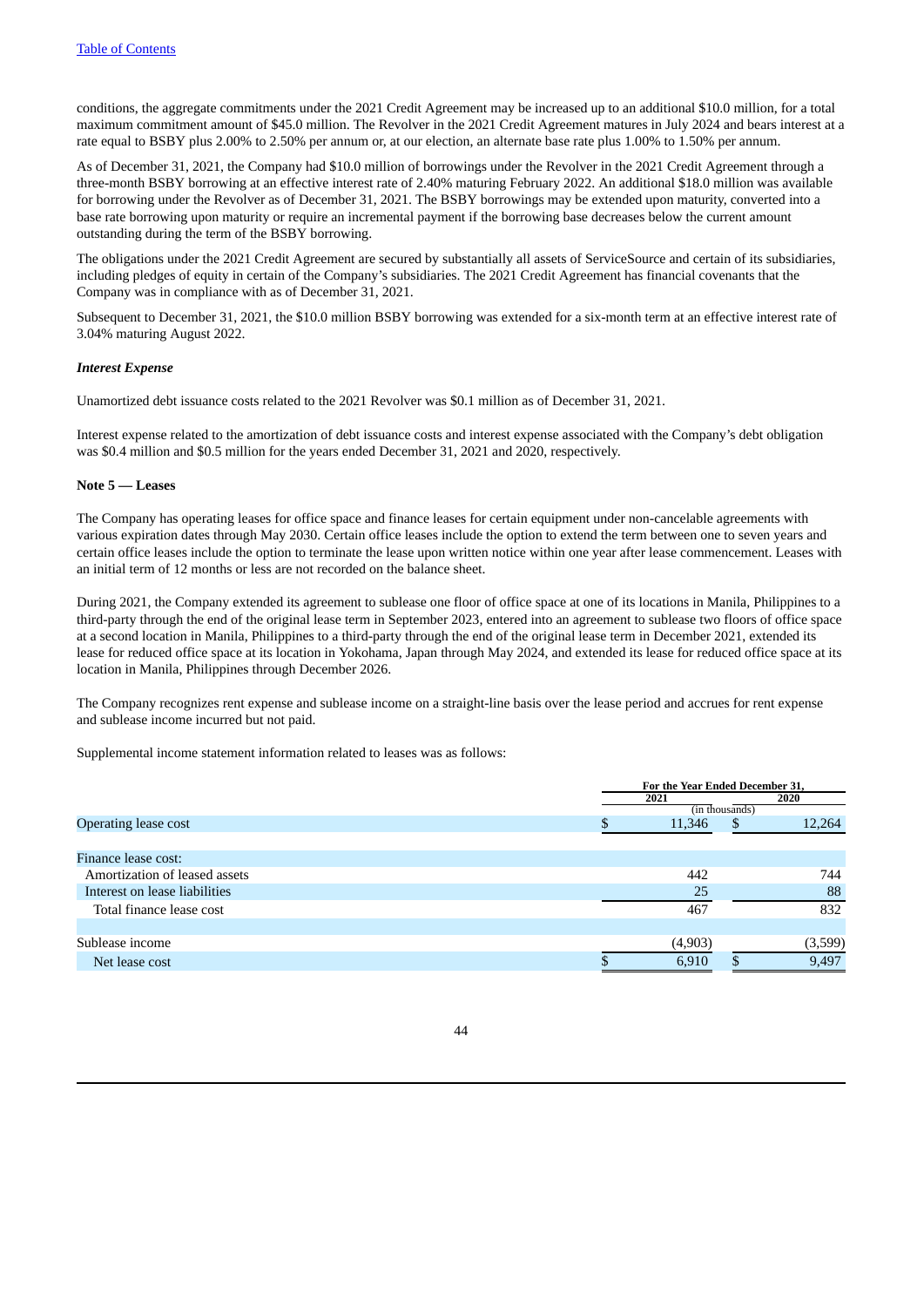conditions, the aggregate commitments under the 2021 Credit Agreement may be increased up to an additional $10.0 million, for a total maximum commitment amount of $45.0 million. The Revolver in the 2021 Credit Agreement matures in July 2024 and bears interest at a rate equal to BSBY plus 2.00% to 2.50% per annum or, at our election, an alternate base rate plus 1.00% to 1.50% per annum.

As of December 31, 2021, the Company had $10.0 million of borrowings under the Revolver in the 2021 Credit Agreement through a three-month BSBY borrowing at an effective interest rate of 2.40% maturing February 2022. An additional $18.0 million was available for borrowing under the Revolver as of December 31, 2021. The BSBY borrowings may be extended upon maturity, converted into a base rate borrowing upon maturity or require an incremental payment if the borrowing base decreases below the current amount outstanding during the term of the BSBY borrowing.

The obligations under the 2021 Credit Agreement are secured by substantially all assets of ServiceSource and certain of its subsidiaries, including pledges of equity in certain of the Company's subsidiaries. The 2021 Credit Agreement has financial covenants that the Company was in compliance with as of December 31, 2021.

Subsequent to December 31, 2021, the $10.0 million BSBY borrowing was extended for a six-month term at an effective interest rate of 3.04% maturing August 2022.

***Interest Expense***

Unamortized debt issuance costs related to the 2021 Revolver was $0.1 million as of December 31, 2021.

Interest expense related to the amortization of debt issuance costs and interest expense associated with the Company's debt obligation was $0.4 million and $0.5 million for the years ended December 31, 2021 and 2020, respectively.

**Note 5 — Leases**

The Company has operating leases for office space and finance leases for certain equipment under non-cancelable agreements with various expiration dates through May 2030. Certain office leases include the option to extend the term between one to seven years and certain office leases include the option to terminate the lease upon written notice within one year after lease commencement. Leases with an initial term of 12 months or less are not recorded on the balance sheet.

During 2021, the Company extended its agreement to sublease one floor of office space at one of its locations in Manila, Philippines to a third-party through the end of the original lease term in September 2023, entered into an agreement to sublease two floors of office space at a second location in Manila, Philippines to a third-party through the end of the original lease term in December 2021, extended its lease for reduced office space at its location in Yokohama, Japan through May 2024, and extended its lease for reduced office space at its location in Manila, Philippines through December 2026.

The Company recognizes rent expense and sublease income on a straight-line basis over the lease period and accrues for rent expense and sublease income incurred but not paid.

Supplemental income statement information related to leases was as follows:

| | For the Year Ended December 31, | |
|---|---|---|
| | 2021 | 2020 |
| | (in thousands) | |
| Operating lease cost | $ 11,346 | $ 12,264 |
| | | |
| Finance lease cost: | | |
| Amortization of leased assets | 442 | 744 |
| Interest on lease liabilities | 25 | 88 |
| Total finance lease cost | 467 | 832 |
| | | |
| Sublease income | (4,903) | (3,599) |
| Net lease cost | $ 6,910 | $ 9,497 |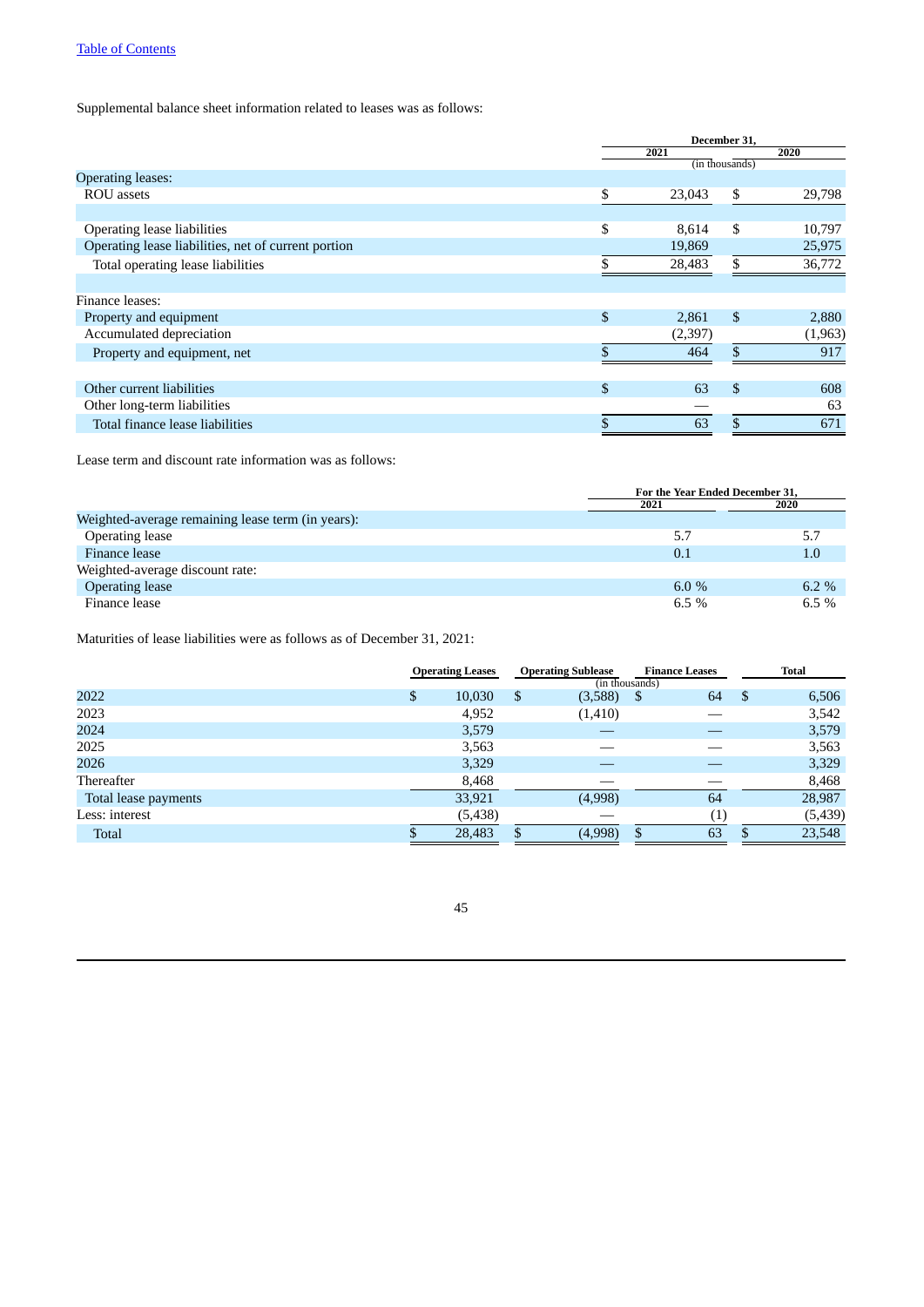Supplemental balance sheet information related to leases was as follows:

| | December 31, | |
|---|---|---|
| | 2021 | 2020 |
| | (in thousands) | |
| Operating leases: | | |
| ROU assets | $ 23,043 | $ 29,798 |
| | | |
| Operating lease liabilities | $ 8,614 | $ 10,797 |
| Operating lease liabilities, net of current portion | 19,869 | 25,975 |
| Total operating lease liabilities | $ 28,483 | $ 36,772 |
| | | |
| Finance leases: | | |
| Property and equipment | $ 2,861 | $ 2,880 |
| Accumulated depreciation | (2,397) | (1,963) |
| Property and equipment, net | $ 464 | $ 917 |
| | | |
| Other current liabilities | $ 63 | $ 608 |
| Other long-term liabilities | — | 63 |
| Total finance lease liabilities | $ 63 | $ 671 |

Lease term and discount rate information was as follows:

| | For the Year Ended December 31, | |
|---|---|---|
| | 2021 | 2020 |
| Weighted-average remaining lease term (in years): | | |
| Operating lease | 5.7 | 5.7 |
| Finance lease | 0.1 | 1.0 |
| Weighted-average discount rate: | | |
| Operating lease | 6.0 % | 6.2 % |
| Finance lease | 6.5 % | 6.5 % |

Maturities of lease liabilities were as follows as of December 31, 2021:

| | Operating Leases | Operating Sublease | Finance Leases | Total |
|---|---|---|---|---|
| | (in thousands) | | | |
| 2022 | $ 10,030 | $ (3,588) | $ 64 | $ 6,506 |
| 2023 | 4,952 | (1,410) | — | 3,542 |
| 2024 | 3,579 | — | — | 3,579 |
| 2025 | 3,563 | — | — | 3,563 |
| 2026 | 3,329 | — | — | 3,329 |
| Thereafter | 8,468 | — | — | 8,468 |
| Total lease payments | 33,921 | (4,998) | 64 | 28,987 |
| Less: interest | (5,438) | — | (1) | (5,439) |
| Total | $ 28,483 | $ (4,998) | $ 63 | $ 23,548 |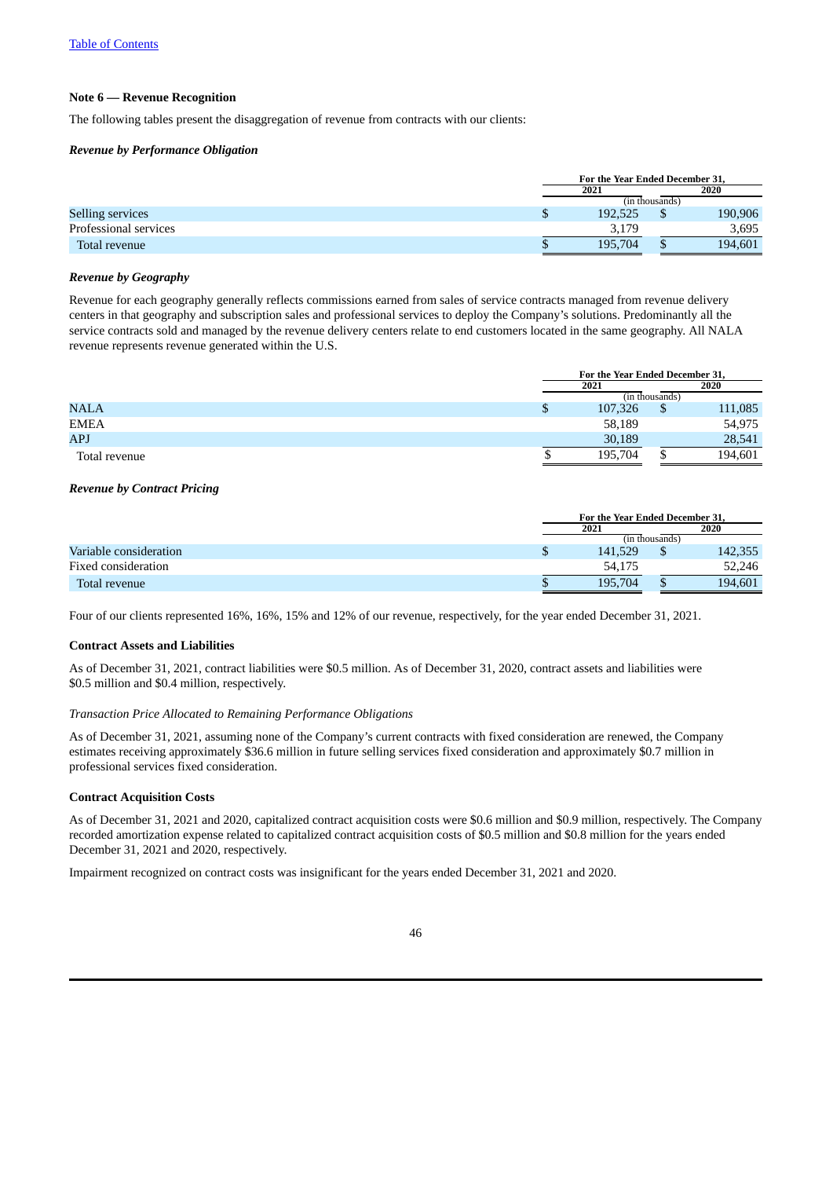**Note 6 — Revenue Recognition**

The following tables present the disaggregation of revenue from contracts with our clients:

***Revenue by Performance Obligation***

| | For the Year Ended December 31, | |
|---|---|---|
| | 2021 | 2020 |
| | (in thousands) | |
| Selling services | $ 192,525 | $ 190,906 |
| Professional services | 3,179 | 3,695 |
| Total revenue | $ 195,704 | $ 194,601 |

***Revenue by Geography***

Revenue for each geography generally reflects commissions earned from sales of service contracts managed from revenue delivery centers in that geography and subscription sales and professional services to deploy the Company's solutions. Predominantly all the service contracts sold and managed by the revenue delivery centers relate to end customers located in the same geography. All NALA revenue represents revenue generated within the U.S.

| | For the Year Ended December 31, | |
|---|---|---|
| | 2021 | 2020 |
| | (in thousands) | |
| NALA | $ 107,326 | $ 111,085 |
| EMEA | 58,189 | 54,975 |
| APJ | 30,189 | 28,541 |
| Total revenue | $ 195,704 | $ 194,601 |

***Revenue by Contract Pricing***

| | For the Year Ended December 31, | |
|---|---|---|
| | 2021 | 2020 |
| | (in thousands) | |
| Variable consideration | $ 141,529 | $ 142,355 |
| Fixed consideration | 54,175 | 52,246 |
| Total revenue | $ 195,704 | $ 194,601 |

Four of our clients represented 16%, 16%, 15% and 12% of our revenue, respectively, for the year ended December 31, 2021.

**Contract Assets and Liabilities**

As of December 31, 2021, contract liabilities were $0.5 million. As of December 31, 2020, contract assets and liabilities were $0.5 million and $0.4 million, respectively.

*Transaction Price Allocated to Remaining Performance Obligations*

As of December 31, 2021, assuming none of the Company's current contracts with fixed consideration are renewed, the Company estimates receiving approximately $36.6 million in future selling services fixed consideration and approximately $0.7 million in professional services fixed consideration.

**Contract Acquisition Costs**

As of December 31, 2021 and 2020, capitalized contract acquisition costs were $0.6 million and $0.9 million, respectively. The Company recorded amortization expense related to capitalized contract acquisition costs of $0.5 million and $0.8 million for the years ended December 31, 2021 and 2020, respectively.

Impairment recognized on contract costs was insignificant for the years ended December 31, 2021 and 2020.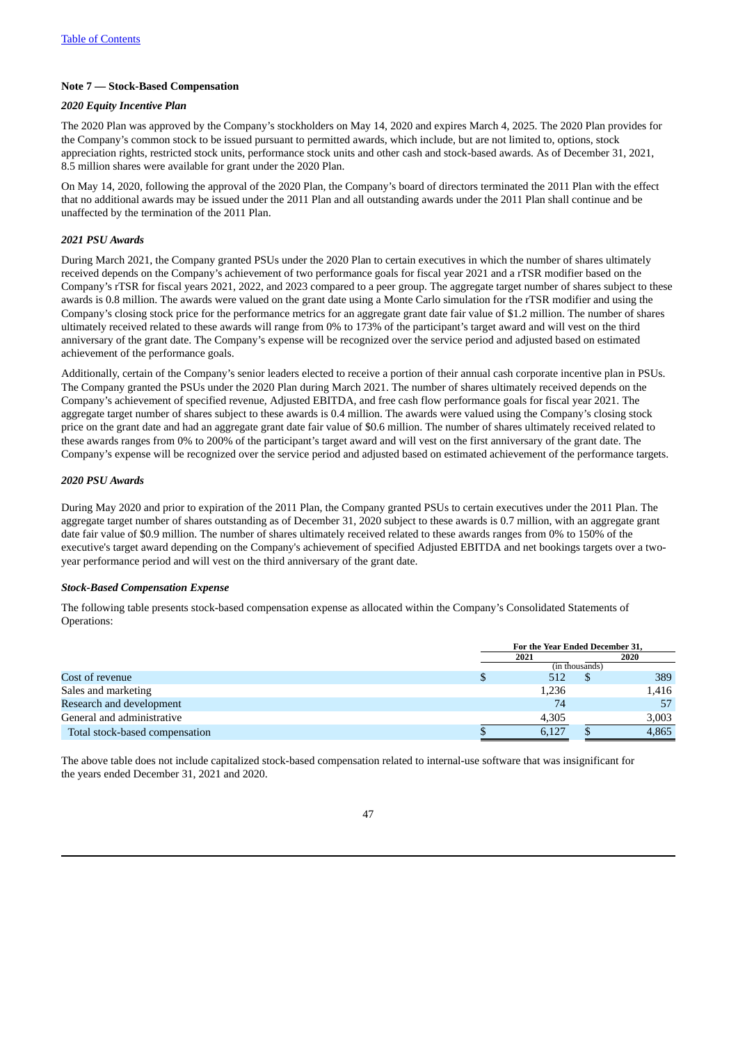Table of Contents

**Note 7 — Stock-Based Compensation**

***2020 Equity Incentive Plan***

The 2020 Plan was approved by the Company's stockholders on May 14, 2020 and expires March 4, 2025. The 2020 Plan provides for the Company's common stock to be issued pursuant to permitted awards, which include, but are not limited to, options, stock appreciation rights, restricted stock units, performance stock units and other cash and stock-based awards. As of December 31, 2021, 8.5 million shares were available for grant under the 2020 Plan.

On May 14, 2020, following the approval of the 2020 Plan, the Company's board of directors terminated the 2011 Plan with the effect that no additional awards may be issued under the 2011 Plan and all outstanding awards under the 2011 Plan shall continue and be unaffected by the termination of the 2011 Plan.

***2021 PSU Awards***

During March 2021, the Company granted PSUs under the 2020 Plan to certain executives in which the number of shares ultimately received depends on the Company's achievement of two performance goals for fiscal year 2021 and a rTSR modifier based on the Company's rTSR for fiscal years 2021, 2022, and 2023 compared to a peer group. The aggregate target number of shares subject to these awards is 0.8 million. The awards were valued on the grant date using a Monte Carlo simulation for the rTSR modifier and using the Company's closing stock price for the performance metrics for an aggregate grant date fair value of $1.2 million. The number of shares ultimately received related to these awards will range from 0% to 173% of the participant's target award and will vest on the third anniversary of the grant date. The Company's expense will be recognized over the service period and adjusted based on estimated achievement of the performance goals.

Additionally, certain of the Company's senior leaders elected to receive a portion of their annual cash corporate incentive plan in PSUs. The Company granted the PSUs under the 2020 Plan during March 2021. The number of shares ultimately received depends on the Company's achievement of specified revenue, Adjusted EBITDA, and free cash flow performance goals for fiscal year 2021. The aggregate target number of shares subject to these awards is 0.4 million. The awards were valued using the Company's closing stock price on the grant date and had an aggregate grant date fair value of $0.6 million. The number of shares ultimately received related to these awards ranges from 0% to 200% of the participant's target award and will vest on the first anniversary of the grant date. The Company's expense will be recognized over the service period and adjusted based on estimated achievement of the performance targets.

***2020 PSU Awards***

During May 2020 and prior to expiration of the 2011 Plan, the Company granted PSUs to certain executives under the 2011 Plan. The aggregate target number of shares outstanding as of December 31, 2020 subject to these awards is 0.7 million, with an aggregate grant date fair value of $0.9 million. The number of shares ultimately received related to these awards ranges from 0% to 150% of the executive's target award depending on the Company's achievement of specified Adjusted EBITDA and net bookings targets over a two-year performance period and will vest on the third anniversary of the grant date.

***Stock-Based Compensation Expense***

The following table presents stock-based compensation expense as allocated within the Company's Consolidated Statements of Operations:

| | For the Year Ended December 31, | |
|---|---|---|
| | 2021 | 2020 |
| | (in thousands) | |
| Cost of revenue | $ 512 | $ 389 |
| Sales and marketing | 1,236 | 1,416 |
| Research and development | 74 | 57 |
| General and administrative | 4,305 | 3,003 |
| Total stock-based compensation | $ 6,127 | $ 4,865 |

The above table does not include capitalized stock-based compensation related to internal-use software that was insignificant for the years ended December 31, 2021 and 2020.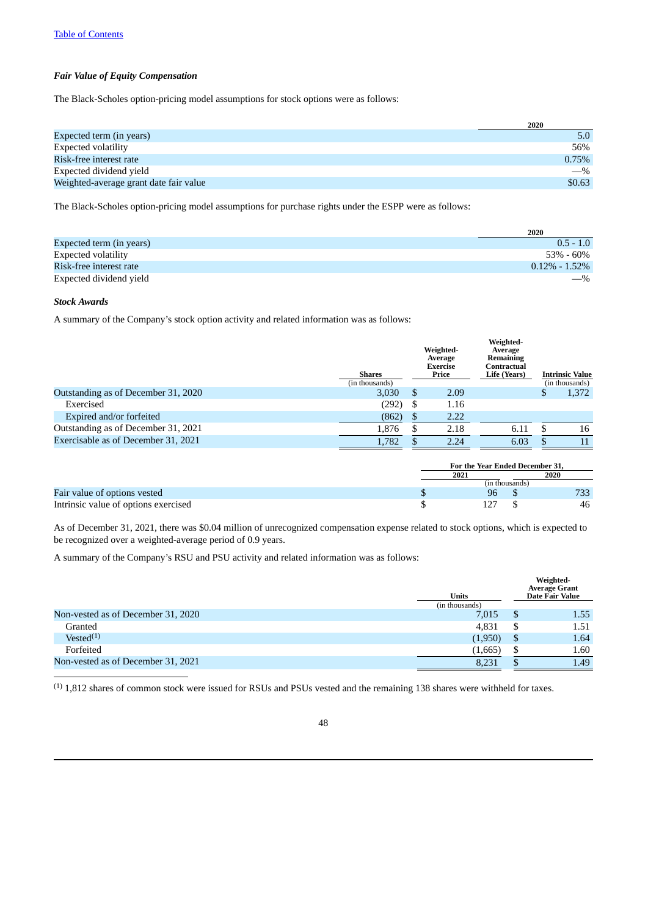### *Fair Value of Equity Compensation*

The Black-Scholes option-pricing model assumptions for stock options were as follows:

| | 2020 |
|---|---|
| Expected term (in years) | 5.0 |
| Expected volatility | 56% |
| Risk-free interest rate | 0.75% |
| Expected dividend yield | —% |
| Weighted-average grant date fair value | $0.63 |

The Black-Scholes option-pricing model assumptions for purchase rights under the ESPP were as follows:

| | 2020 |
|---|---|
| Expected term (in years) | 0.5 - 1.0 |
| Expected volatility | 53% - 60% |
| Risk-free interest rate | 0.12% - 1.52% |
| Expected dividend yield | —% |

### *Stock Awards*

A summary of the Company's stock option activity and related information was as follows:

| | Shares (in thousands) | Weighted-Average Exercise Price | Weighted-Average Remaining Contractual Life (Years) | Intrinsic Value (in thousands) |
|---|---|---|---|---|
| Outstanding as of December 31, 2020 | 3,030 | $ 2.09 | | $ 1,372 |
| Exercised | (292) | $ 1.16 | | |
| Expired and/or forfeited | (862) | $ 2.22 | | |
| Outstanding as of December 31, 2021 | 1,876 | $ 2.18 | 6.11 | $ 16 |
| Exercisable as of December 31, 2021 | 1,782 | $ 2.24 | 6.03 | $ 11 |

| | For the Year Ended December 31, 2021 | 2020 |
|---|---|---|
| | (in thousands) | |
| Fair value of options vested | $ 96 | $ 733 |
| Intrinsic value of options exercised | $ 127 | $ 46 |

As of December 31, 2021, there was $0.04 million of unrecognized compensation expense related to stock options, which is expected to be recognized over a weighted-average period of 0.9 years.

A summary of the Company's RSU and PSU activity and related information was as follows:

| | Units (in thousands) | Weighted-Average Grant Date Fair Value |
|---|---|---|
| Non-vested as of December 31, 2020 | 7,015 | $ 1.55 |
| Granted | 4,831 | $ 1.51 |
| Vested[(1)] | (1,950) | $ 1.64 |
| Forfeited | (1,665) | $ 1.60 |
| Non-vested as of December 31, 2021 | 8,231 | $ 1.49 |

[(1)] 1,812 shares of common stock were issued for RSUs and PSUs vested and the remaining 138 shares were withheld for taxes.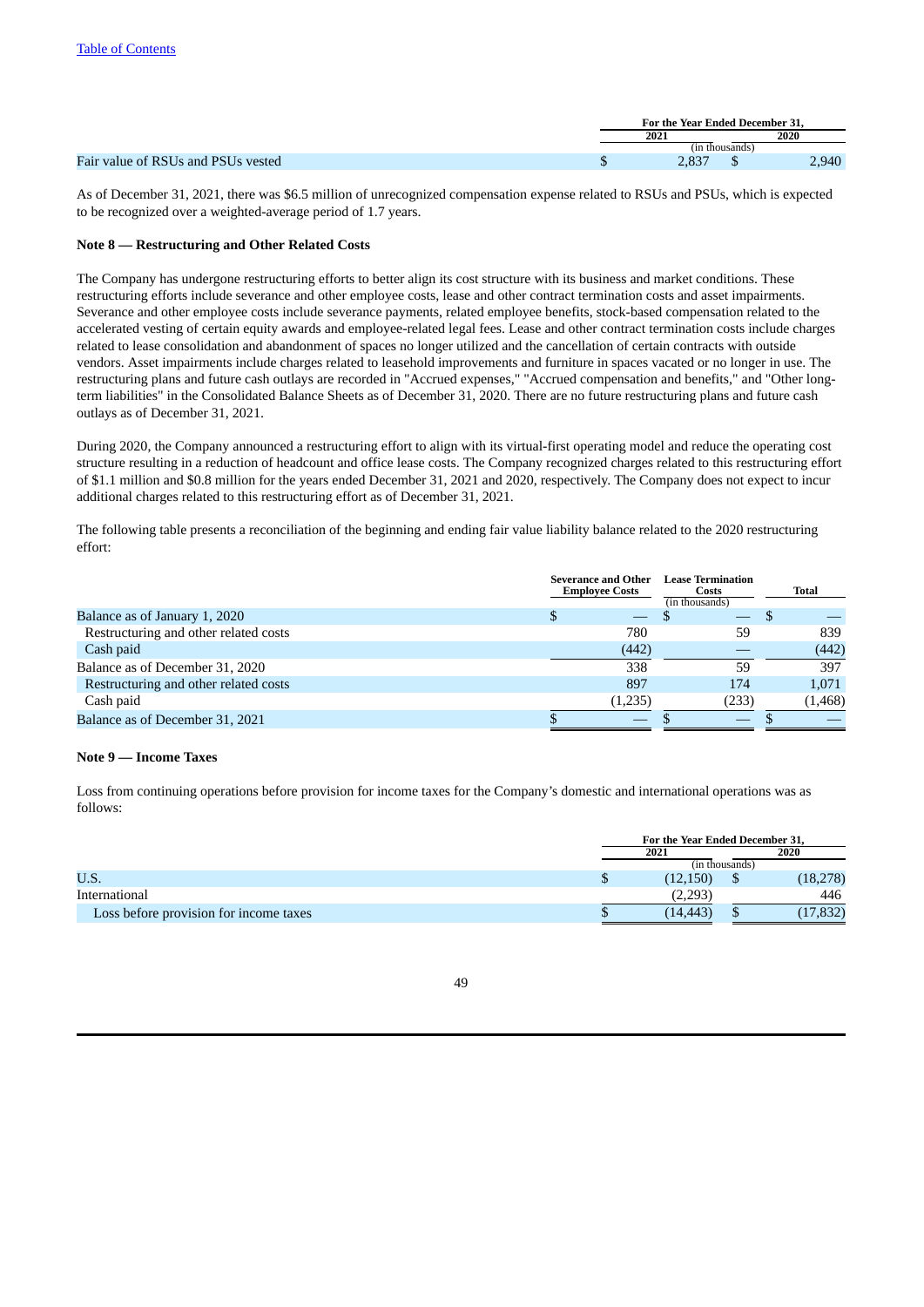[Table of Contents](#)

| | For the Year Ended December 31, | |
|---|---|---|
| | 2021 | 2020 |
| | (in thousands) | |
| Fair value of RSUs and PSUs vested | $ 2,837 | $ 2,940 |

As of December 31, 2021, there was $6.5 million of unrecognized compensation expense related to RSUs and PSUs, which is expected to be recognized over a weighted-average period of 1.7 years.

**Note 8 — Restructuring and Other Related Costs**

The Company has undergone restructuring efforts to better align its cost structure with its business and market conditions. These restructuring efforts include severance and other employee costs, lease and other contract termination costs and asset impairments. Severance and other employee costs include severance payments, related employee benefits, stock-based compensation related to the accelerated vesting of certain equity awards and employee-related legal fees. Lease and other contract termination costs include charges related to lease consolidation and abandonment of spaces no longer utilized and the cancellation of certain contracts with outside vendors. Asset impairments include charges related to leasehold improvements and furniture in spaces vacated or no longer in use. The restructuring plans and future cash outlays are recorded in "Accrued expenses," "Accrued compensation and benefits," and "Other long-term liabilities" in the Consolidated Balance Sheets as of December 31, 2020. There are no future restructuring plans and future cash outlays as of December 31, 2021.

During 2020, the Company announced a restructuring effort to align with its virtual-first operating model and reduce the operating cost structure resulting in a reduction of headcount and office lease costs. The Company recognized charges related to this restructuring effort of $1.1 million and $0.8 million for the years ended December 31, 2021 and 2020, respectively. The Company does not expect to incur additional charges related to this restructuring effort as of December 31, 2021.

The following table presents a reconciliation of the beginning and ending fair value liability balance related to the 2020 restructuring effort:

| | Severance and Other Employee Costs | Lease Termination Costs | Total |
|---|---|---|---|
| | | (in thousands) | |
| Balance as of January 1, 2020 | $ — | $ — | $ — |
| Restructuring and other related costs | 780 | 59 | 839 |
| Cash paid | (442) | — | (442) |
| Balance as of December 31, 2020 | 338 | 59 | 397 |
| Restructuring and other related costs | 897 | 174 | 1,071 |
| Cash paid | (1,235) | (233) | (1,468) |
| Balance as of December 31, 2021 | $ — | $ — | $ — |

**Note 9 — Income Taxes**

Loss from continuing operations before provision for income taxes for the Company's domestic and international operations was as follows:

| | For the Year Ended December 31, | |
|---|---|---|
| | 2021 | 2020 |
| | (in thousands) | |
| U.S. | $ (12,150) | $ (18,278) |
| International | (2,293) | 446 |
| Loss before provision for income taxes | $ (14,443) | $ (17,832) |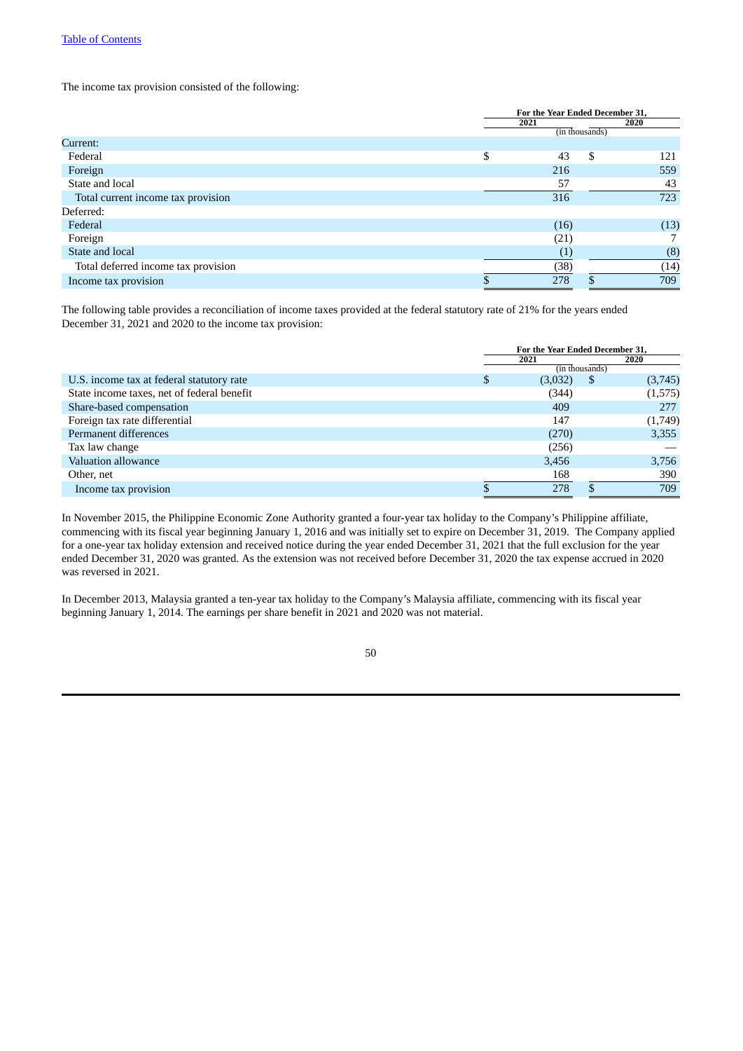The income tax provision consisted of the following:

| | For the Year Ended December 31, | |
|---|---|---|
| | 2021 | 2020 |
| | (in thousands) | |
| Current: | | |
| Federal | $ 43 | $ 121 |
| Foreign | 216 | 559 |
| State and local | 57 | 43 |
| Total current income tax provision | 316 | 723 |
| Deferred: | | |
| Federal | (16) | (13) |
| Foreign | (21) | 7 |
| State and local | (1) | (8) |
| Total deferred income tax provision | (38) | (14) |
| Income tax provision | $ 278 | $ 709 |

The following table provides a reconciliation of income taxes provided at the federal statutory rate of 21% for the years ended December 31, 2021 and 2020 to the income tax provision:

| | For the Year Ended December 31, | |
|---|---|---|
| | 2021 | 2020 |
| | (in thousands) | |
| U.S. income tax at federal statutory rate | $ (3,032) | $ (3,745) |
| State income taxes, net of federal benefit | (344) | (1,575) |
| Share-based compensation | 409 | 277 |
| Foreign tax rate differential | 147 | (1,749) |
| Permanent differences | (270) | 3,355 |
| Tax law change | (256) | — |
| Valuation allowance | 3,456 | 3,756 |
| Other, net | 168 | 390 |
| Income tax provision | $ 278 | $ 709 |

In November 2015, the Philippine Economic Zone Authority granted a four-year tax holiday to the Company's Philippine affiliate, commencing with its fiscal year beginning January 1, 2016 and was initially set to expire on December 31, 2019. The Company applied for a one-year tax holiday extension and received notice during the year ended December 31, 2021 that the full exclusion for the year ended December 31, 2020 was granted. As the extension was not received before December 31, 2020 the tax expense accrued in 2020 was reversed in 2021.

In December 2013, Malaysia granted a ten-year tax holiday to the Company's Malaysia affiliate, commencing with its fiscal year beginning January 1, 2014. The earnings per share benefit in 2021 and 2020 was not material.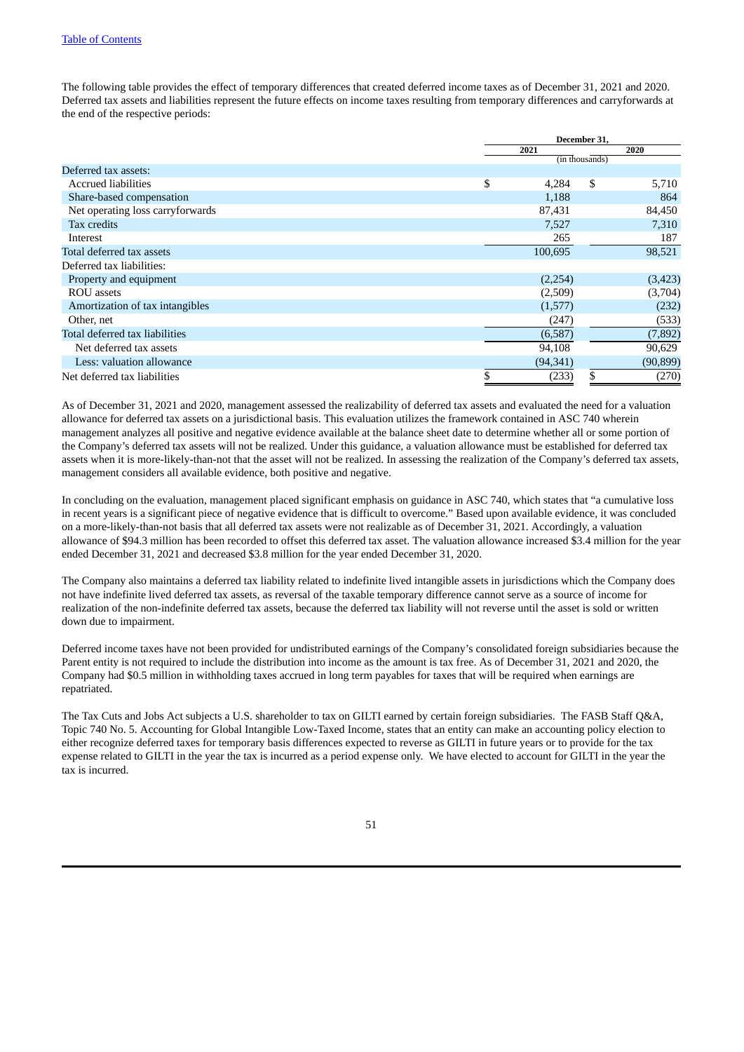The following table provides the effect of temporary differences that created deferred income taxes as of December 31, 2021 and 2020. Deferred tax assets and liabilities represent the future effects on income taxes resulting from temporary differences and carryforwards at the end of the respective periods:

| | December 31, | |
|---|---|---|
| | 2021 | 2020 |
| | (in thousands) | |
| Deferred tax assets: | | |
| Accrued liabilities | $ 4,284 | $ 5,710 |
| Share-based compensation | 1,188 | 864 |
| Net operating loss carryforwards | 87,431 | 84,450 |
| Tax credits | 7,527 | 7,310 |
| Interest | 265 | 187 |
| Total deferred tax assets | 100,695 | 98,521 |
| Deferred tax liabilities: | | |
| Property and equipment | (2,254) | (3,423) |
| ROU assets | (2,509) | (3,704) |
| Amortization of tax intangibles | (1,577) | (232) |
| Other, net | (247) | (533) |
| Total deferred tax liabilities | (6,587) | (7,892) |
| Net deferred tax assets | 94,108 | 90,629 |
| Less: valuation allowance | (94,341) | (90,899) |
| Net deferred tax liabilities | $ (233) | $ (270) |

As of December 31, 2021 and 2020, management assessed the realizability of deferred tax assets and evaluated the need for a valuation allowance for deferred tax assets on a jurisdictional basis. This evaluation utilizes the framework contained in ASC 740 wherein management analyzes all positive and negative evidence available at the balance sheet date to determine whether all or some portion of the Company's deferred tax assets will not be realized. Under this guidance, a valuation allowance must be established for deferred tax assets when it is more-likely-than-not that the asset will not be realized. In assessing the realization of the Company's deferred tax assets, management considers all available evidence, both positive and negative.

In concluding on the evaluation, management placed significant emphasis on guidance in ASC 740, which states that "a cumulative loss in recent years is a significant piece of negative evidence that is difficult to overcome." Based upon available evidence, it was concluded on a more-likely-than-not basis that all deferred tax assets were not realizable as of December 31, 2021. Accordingly, a valuation allowance of $94.3 million has been recorded to offset this deferred tax asset. The valuation allowance increased $3.4 million for the year ended December 31, 2021 and decreased $3.8 million for the year ended December 31, 2020.

The Company also maintains a deferred tax liability related to indefinite lived intangible assets in jurisdictions which the Company does not have indefinite lived deferred tax assets, as reversal of the taxable temporary difference cannot serve as a source of income for realization of the non-indefinite deferred tax assets, because the deferred tax liability will not reverse until the asset is sold or written down due to impairment.

Deferred income taxes have not been provided for undistributed earnings of the Company's consolidated foreign subsidiaries because the Parent entity is not required to include the distribution into income as the amount is tax free. As of December 31, 2021 and 2020, the Company had $0.5 million in withholding taxes accrued in long term payables for taxes that will be required when earnings are repatriated.

The Tax Cuts and Jobs Act subjects a U.S. shareholder to tax on GILTI earned by certain foreign subsidiaries. The FASB Staff Q&A, Topic 740 No. 5. Accounting for Global Intangible Low-Taxed Income, states that an entity can make an accounting policy election to either recognize deferred taxes for temporary basis differences expected to reverse as GILTI in future years or to provide for the tax expense related to GILTI in the year the tax is incurred as a period expense only. We have elected to account for GILTI in the year the tax is incurred.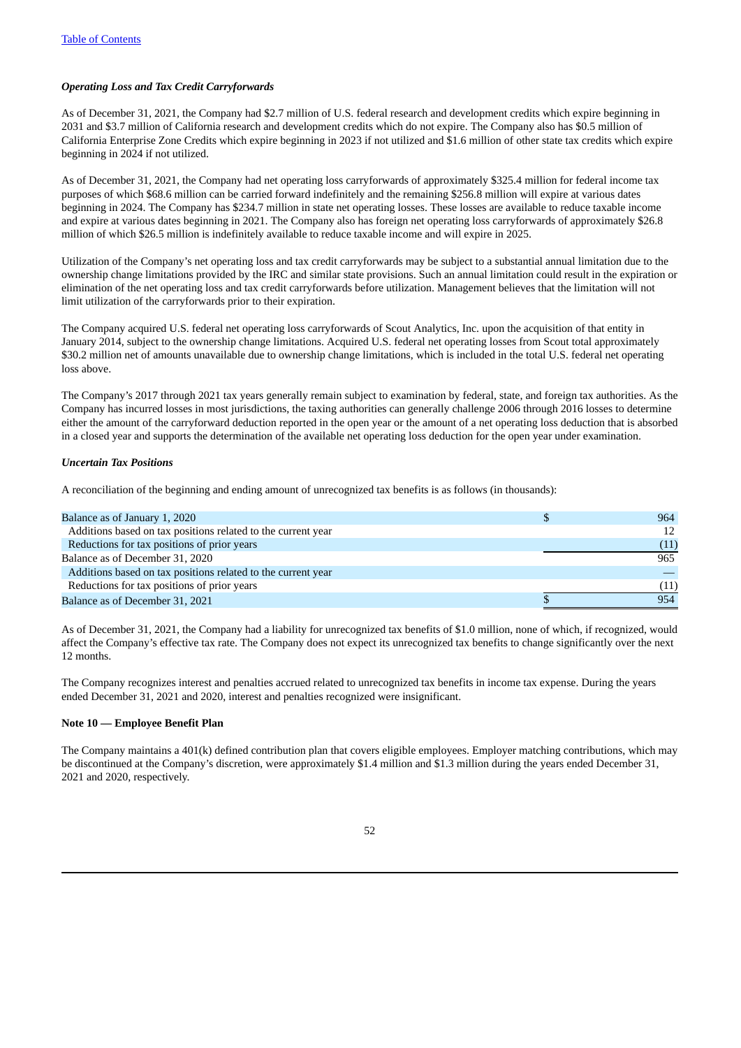*Operating Loss and Tax Credit Carryforwards*

As of December 31, 2021, the Company had $2.7 million of U.S. federal research and development credits which expire beginning in 2031 and $3.7 million of California research and development credits which do not expire. The Company also has $0.5 million of California Enterprise Zone Credits which expire beginning in 2023 if not utilized and $1.6 million of other state tax credits which expire beginning in 2024 if not utilized.

As of December 31, 2021, the Company had net operating loss carryforwards of approximately $325.4 million for federal income tax purposes of which $68.6 million can be carried forward indefinitely and the remaining $256.8 million will expire at various dates beginning in 2024. The Company has $234.7 million in state net operating losses. These losses are available to reduce taxable income and expire at various dates beginning in 2021. The Company also has foreign net operating loss carryforwards of approximately $26.8 million of which $26.5 million is indefinitely available to reduce taxable income and will expire in 2025.

Utilization of the Company's net operating loss and tax credit carryforwards may be subject to a substantial annual limitation due to the ownership change limitations provided by the IRC and similar state provisions. Such an annual limitation could result in the expiration or elimination of the net operating loss and tax credit carryforwards before utilization. Management believes that the limitation will not limit utilization of the carryforwards prior to their expiration.

The Company acquired U.S. federal net operating loss carryforwards of Scout Analytics, Inc. upon the acquisition of that entity in January 2014, subject to the ownership change limitations. Acquired U.S. federal net operating losses from Scout total approximately $30.2 million net of amounts unavailable due to ownership change limitations, which is included in the total U.S. federal net operating loss above.

The Company's 2017 through 2021 tax years generally remain subject to examination by federal, state, and foreign tax authorities. As the Company has incurred losses in most jurisdictions, the taxing authorities can generally challenge 2006 through 2016 losses to determine either the amount of the carryforward deduction reported in the open year or the amount of a net operating loss deduction that is absorbed in a closed year and supports the determination of the available net operating loss deduction for the open year under examination.

*Uncertain Tax Positions*

A reconciliation of the beginning and ending amount of unrecognized tax benefits is as follows (in thousands):

| | |
|---|---|
| Balance as of January 1, 2020 | $ 964 |
| Additions based on tax positions related to the current year | 12 |
| Reductions for tax positions of prior years | (11) |
| Balance as of December 31, 2020 | 965 |
| Additions based on tax positions related to the current year | — |
| Reductions for tax positions of prior years | (11) |
| Balance as of December 31, 2021 | $ 954 |

As of December 31, 2021, the Company had a liability for unrecognized tax benefits of $1.0 million, none of which, if recognized, would affect the Company's effective tax rate. The Company does not expect its unrecognized tax benefits to change significantly over the next 12 months.

The Company recognizes interest and penalties accrued related to unrecognized tax benefits in income tax expense. During the years ended December 31, 2021 and 2020, interest and penalties recognized were insignificant.

**Note 10 — Employee Benefit Plan**

The Company maintains a 401(k) defined contribution plan that covers eligible employees. Employer matching contributions, which may be discontinued at the Company's discretion, were approximately $1.4 million and $1.3 million during the years ended December 31, 2021 and 2020, respectively.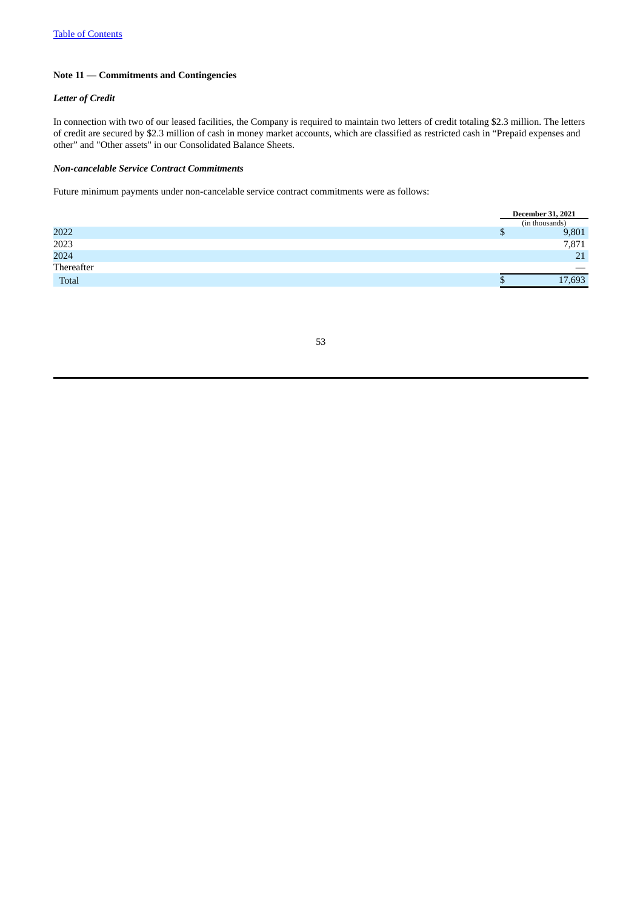**Note 11 — Commitments and Contingencies**

***Letter of Credit***

In connection with two of our leased facilities, the Company is required to maintain two letters of credit totaling $2.3 million. The letters of credit are secured by $2.3 million of cash in money market accounts, which are classified as restricted cash in “Prepaid expenses and other” and "Other assets" in our Consolidated Balance Sheets.

***Non-cancelable Service Contract Commitments***

Future minimum payments under non-cancelable service contract commitments were as follows:

| | December 31, 2021 |
|---|---|
| | (in thousands) |
| 2022 | $ 9,801 |
| 2023 | 7,871 |
| 2024 | 21 |
| Thereafter | — |
| Total | $ 17,693 |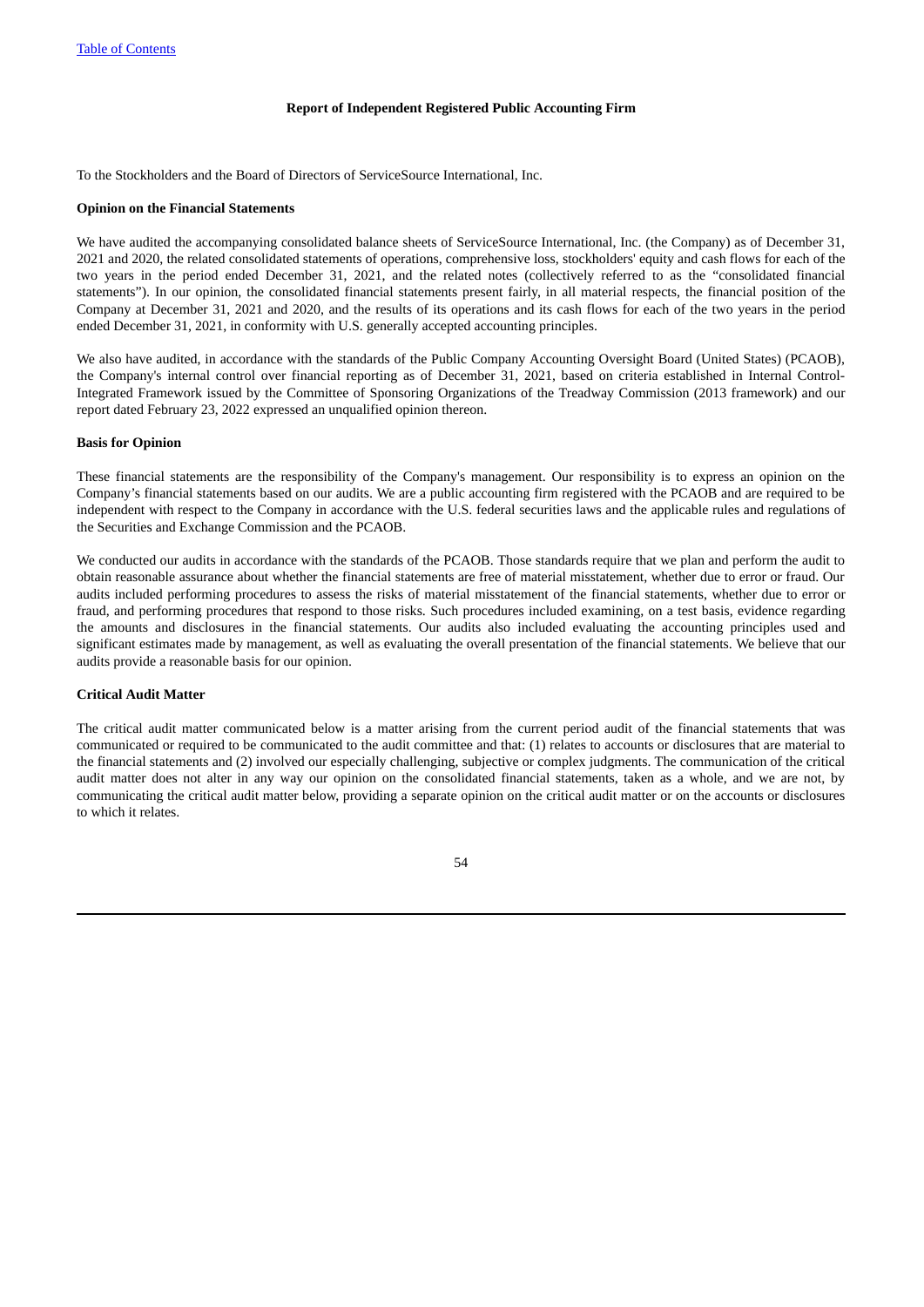## Report of Independent Registered Public Accounting Firm

To the Stockholders and the Board of Directors of ServiceSource International, Inc.

### Opinion on the Financial Statements

We have audited the accompanying consolidated balance sheets of ServiceSource International, Inc. (the Company) as of December 31, 2021 and 2020, the related consolidated statements of operations, comprehensive loss, stockholders' equity and cash flows for each of the two years in the period ended December 31, 2021, and the related notes (collectively referred to as the "consolidated financial statements"). In our opinion, the consolidated financial statements present fairly, in all material respects, the financial position of the Company at December 31, 2021 and 2020, and the results of its operations and its cash flows for each of the two years in the period ended December 31, 2021, in conformity with U.S. generally accepted accounting principles.

We also have audited, in accordance with the standards of the Public Company Accounting Oversight Board (United States) (PCAOB), the Company's internal control over financial reporting as of December 31, 2021, based on criteria established in Internal Control-Integrated Framework issued by the Committee of Sponsoring Organizations of the Treadway Commission (2013 framework) and our report dated February 23, 2022 expressed an unqualified opinion thereon.

### Basis for Opinion

These financial statements are the responsibility of the Company's management. Our responsibility is to express an opinion on the Company's financial statements based on our audits. We are a public accounting firm registered with the PCAOB and are required to be independent with respect to the Company in accordance with the U.S. federal securities laws and the applicable rules and regulations of the Securities and Exchange Commission and the PCAOB.

We conducted our audits in accordance with the standards of the PCAOB. Those standards require that we plan and perform the audit to obtain reasonable assurance about whether the financial statements are free of material misstatement, whether due to error or fraud. Our audits included performing procedures to assess the risks of material misstatement of the financial statements, whether due to error or fraud, and performing procedures that respond to those risks. Such procedures included examining, on a test basis, evidence regarding the amounts and disclosures in the financial statements. Our audits also included evaluating the accounting principles used and significant estimates made by management, as well as evaluating the overall presentation of the financial statements. We believe that our audits provide a reasonable basis for our opinion.

### Critical Audit Matter

The critical audit matter communicated below is a matter arising from the current period audit of the financial statements that was communicated or required to be communicated to the audit committee and that: (1) relates to accounts or disclosures that are material to the financial statements and (2) involved our especially challenging, subjective or complex judgments. The communication of the critical audit matter does not alter in any way our opinion on the consolidated financial statements, taken as a whole, and we are not, by communicating the critical audit matter below, providing a separate opinion on the critical audit matter or on the accounts or disclosures to which it relates.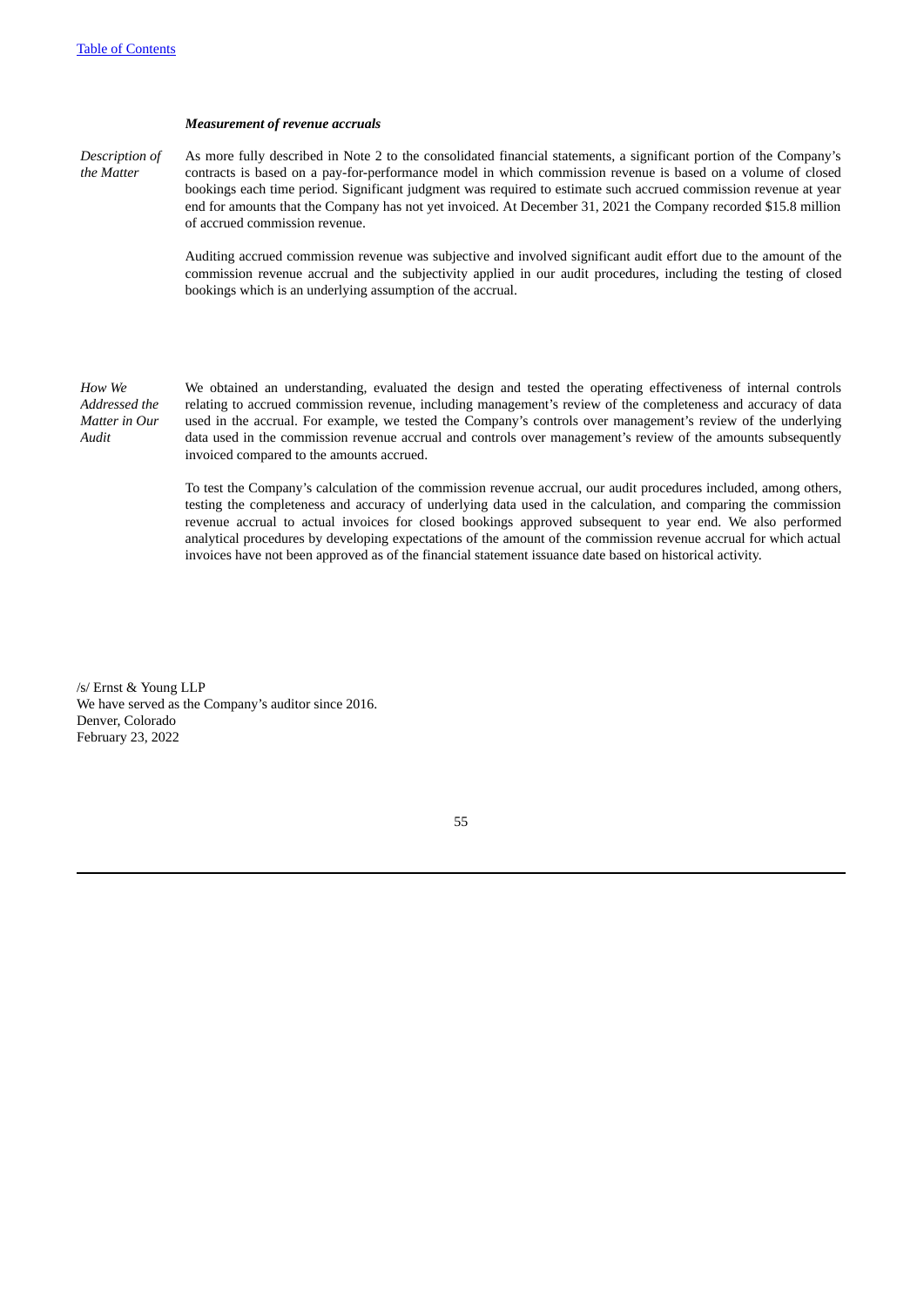***Measurement of revenue accruals***

| | |
|---|---|
| *Description of the Matter* | As more fully described in Note 2 to the consolidated financial statements, a significant portion of the Company's contracts is based on a pay-for-performance model in which commission revenue is based on a volume of closed bookings each time period. Significant judgment was required to estimate such accrued commission revenue at year end for amounts that the Company has not yet invoiced. At December 31, 2021 the Company recorded $15.8 million of accrued commission revenue.<br><br>Auditing accrued commission revenue was subjective and involved significant audit effort due to the amount of the commission revenue accrual and the subjectivity applied in our audit procedures, including the testing of closed bookings which is an underlying assumption of the accrual. |
| *How We Addressed the Matter in Our Audit* | We obtained an understanding, evaluated the design and tested the operating effectiveness of internal controls relating to accrued commission revenue, including management's review of the completeness and accuracy of data used in the accrual. For example, we tested the Company's controls over management's review of the underlying data used in the commission revenue accrual and controls over management's review of the amounts subsequently invoiced compared to the amounts accrued.<br><br>To test the Company's calculation of the commission revenue accrual, our audit procedures included, among others, testing the completeness and accuracy of underlying data used in the calculation, and comparing the commission revenue accrual to actual invoices for closed bookings approved subsequent to year end. We also performed analytical procedures by developing expectations of the amount of the commission revenue accrual for which actual invoices have not been approved as of the financial statement issuance date based on historical activity. |

/s/ Ernst & Young LLP
We have served as the Company's auditor since 2016.
Denver, Colorado
February 23, 2022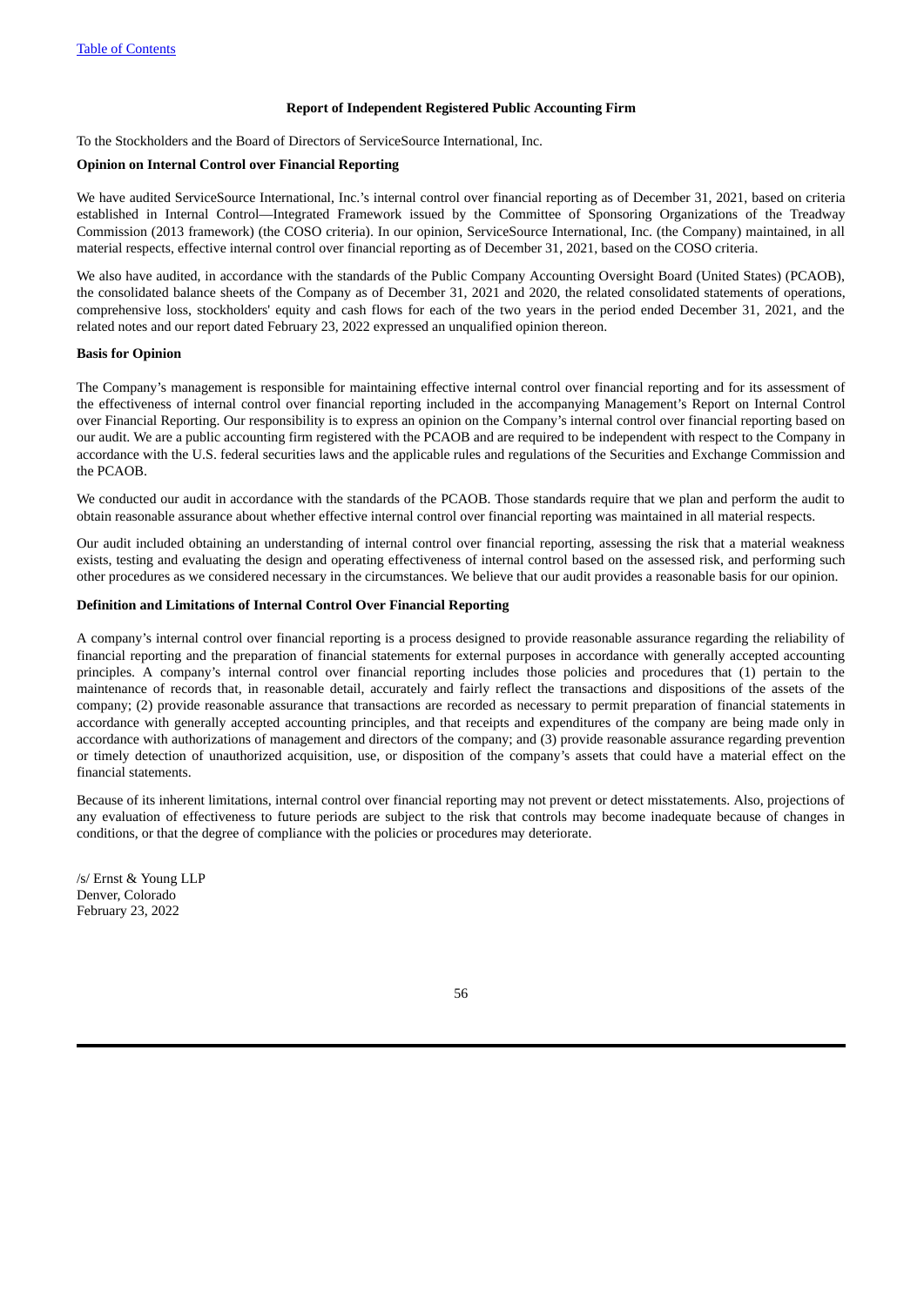### Report of Independent Registered Public Accounting Firm

To the Stockholders and the Board of Directors of ServiceSource International, Inc.

**Opinion on Internal Control over Financial Reporting**

We have audited ServiceSource International, Inc.'s internal control over financial reporting as of December 31, 2021, based on criteria established in Internal Control—Integrated Framework issued by the Committee of Sponsoring Organizations of the Treadway Commission (2013 framework) (the COSO criteria). In our opinion, ServiceSource International, Inc. (the Company) maintained, in all material respects, effective internal control over financial reporting as of December 31, 2021, based on the COSO criteria.

We also have audited, in accordance with the standards of the Public Company Accounting Oversight Board (United States) (PCAOB), the consolidated balance sheets of the Company as of December 31, 2021 and 2020, the related consolidated statements of operations, comprehensive loss, stockholders' equity and cash flows for each of the two years in the period ended December 31, 2021, and the related notes and our report dated February 23, 2022 expressed an unqualified opinion thereon.

**Basis for Opinion**

The Company's management is responsible for maintaining effective internal control over financial reporting and for its assessment of the effectiveness of internal control over financial reporting included in the accompanying Management's Report on Internal Control over Financial Reporting. Our responsibility is to express an opinion on the Company's internal control over financial reporting based on our audit. We are a public accounting firm registered with the PCAOB and are required to be independent with respect to the Company in accordance with the U.S. federal securities laws and the applicable rules and regulations of the Securities and Exchange Commission and the PCAOB.

We conducted our audit in accordance with the standards of the PCAOB. Those standards require that we plan and perform the audit to obtain reasonable assurance about whether effective internal control over financial reporting was maintained in all material respects.

Our audit included obtaining an understanding of internal control over financial reporting, assessing the risk that a material weakness exists, testing and evaluating the design and operating effectiveness of internal control based on the assessed risk, and performing such other procedures as we considered necessary in the circumstances. We believe that our audit provides a reasonable basis for our opinion.

**Definition and Limitations of Internal Control Over Financial Reporting**

A company's internal control over financial reporting is a process designed to provide reasonable assurance regarding the reliability of financial reporting and the preparation of financial statements for external purposes in accordance with generally accepted accounting principles. A company's internal control over financial reporting includes those policies and procedures that (1) pertain to the maintenance of records that, in reasonable detail, accurately and fairly reflect the transactions and dispositions of the assets of the company; (2) provide reasonable assurance that transactions are recorded as necessary to permit preparation of financial statements in accordance with generally accepted accounting principles, and that receipts and expenditures of the company are being made only in accordance with authorizations of management and directors of the company; and (3) provide reasonable assurance regarding prevention or timely detection of unauthorized acquisition, use, or disposition of the company's assets that could have a material effect on the financial statements.

Because of its inherent limitations, internal control over financial reporting may not prevent or detect misstatements. Also, projections of any evaluation of effectiveness to future periods are subject to the risk that controls may become inadequate because of changes in conditions, or that the degree of compliance with the policies or procedures may deteriorate.

/s/ Ernst & Young LLP
Denver, Colorado
February 23, 2022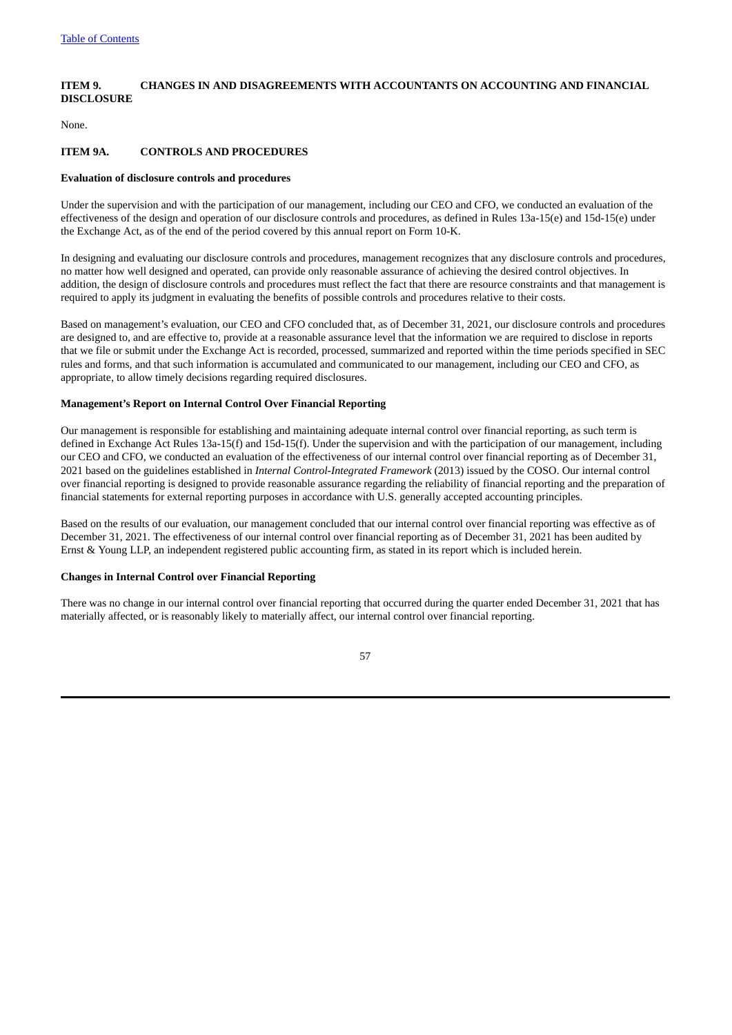## ITEM 9. CHANGES IN AND DISAGREEMENTS WITH ACCOUNTANTS ON ACCOUNTING AND FINANCIAL DISCLOSURE

None.

## ITEM 9A. CONTROLS AND PROCEDURES

### Evaluation of disclosure controls and procedures

Under the supervision and with the participation of our management, including our CEO and CFO, we conducted an evaluation of the effectiveness of the design and operation of our disclosure controls and procedures, as defined in Rules 13a-15(e) and 15d-15(e) under the Exchange Act, as of the end of the period covered by this annual report on Form 10-K.

In designing and evaluating our disclosure controls and procedures, management recognizes that any disclosure controls and procedures, no matter how well designed and operated, can provide only reasonable assurance of achieving the desired control objectives. In addition, the design of disclosure controls and procedures must reflect the fact that there are resource constraints and that management is required to apply its judgment in evaluating the benefits of possible controls and procedures relative to their costs.

Based on management's evaluation, our CEO and CFO concluded that, as of December 31, 2021, our disclosure controls and procedures are designed to, and are effective to, provide at a reasonable assurance level that the information we are required to disclose in reports that we file or submit under the Exchange Act is recorded, processed, summarized and reported within the time periods specified in SEC rules and forms, and that such information is accumulated and communicated to our management, including our CEO and CFO, as appropriate, to allow timely decisions regarding required disclosures.

### Management's Report on Internal Control Over Financial Reporting

Our management is responsible for establishing and maintaining adequate internal control over financial reporting, as such term is defined in Exchange Act Rules 13a-15(f) and 15d-15(f). Under the supervision and with the participation of our management, including our CEO and CFO, we conducted an evaluation of the effectiveness of our internal control over financial reporting as of December 31, 2021 based on the guidelines established in *Internal Control-Integrated Framework* (2013) issued by the COSO. Our internal control over financial reporting is designed to provide reasonable assurance regarding the reliability of financial reporting and the preparation of financial statements for external reporting purposes in accordance with U.S. generally accepted accounting principles.

Based on the results of our evaluation, our management concluded that our internal control over financial reporting was effective as of December 31, 2021. The effectiveness of our internal control over financial reporting as of December 31, 2021 has been audited by Ernst & Young LLP, an independent registered public accounting firm, as stated in its report which is included herein.

### Changes in Internal Control over Financial Reporting

There was no change in our internal control over financial reporting that occurred during the quarter ended December 31, 2021 that has materially affected, or is reasonably likely to materially affect, our internal control over financial reporting.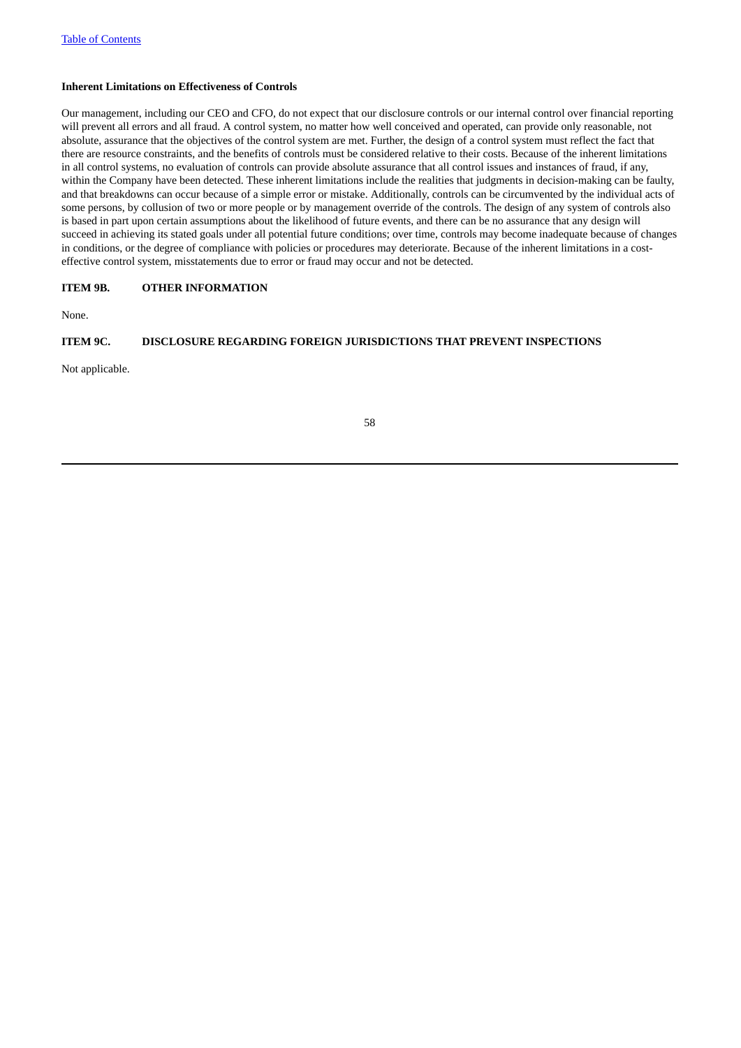**Inherent Limitations on Effectiveness of Controls**

Our management, including our CEO and CFO, do not expect that our disclosure controls or our internal control over financial reporting will prevent all errors and all fraud. A control system, no matter how well conceived and operated, can provide only reasonable, not absolute, assurance that the objectives of the control system are met. Further, the design of a control system must reflect the fact that there are resource constraints, and the benefits of controls must be considered relative to their costs. Because of the inherent limitations in all control systems, no evaluation of controls can provide absolute assurance that all control issues and instances of fraud, if any, within the Company have been detected. These inherent limitations include the realities that judgments in decision-making can be faulty, and that breakdowns can occur because of a simple error or mistake. Additionally, controls can be circumvented by the individual acts of some persons, by collusion of two or more people or by management override of the controls. The design of any system of controls also is based in part upon certain assumptions about the likelihood of future events, and there can be no assurance that any design will succeed in achieving its stated goals under all potential future conditions; over time, controls may become inadequate because of changes in conditions, or the degree of compliance with policies or procedures may deteriorate. Because of the inherent limitations in a cost-effective control system, misstatements due to error or fraud may occur and not be detected.

## ITEM 9B. OTHER INFORMATION

None.

## ITEM 9C. DISCLOSURE REGARDING FOREIGN JURISDICTIONS THAT PREVENT INSPECTIONS

Not applicable.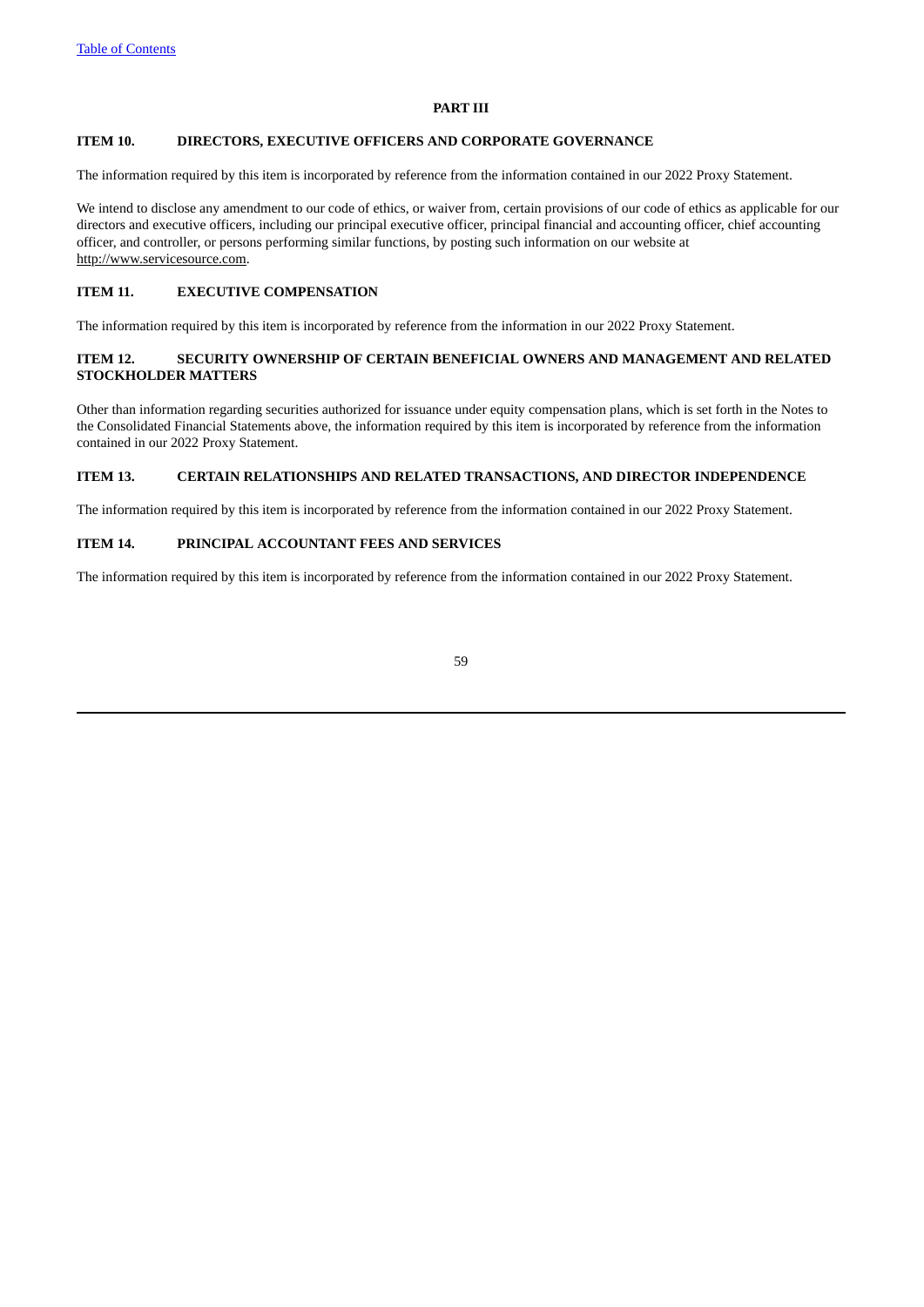# PART III

## ITEM 10. DIRECTORS, EXECUTIVE OFFICERS AND CORPORATE GOVERNANCE

The information required by this item is incorporated by reference from the information contained in our 2022 Proxy Statement.

We intend to disclose any amendment to our code of ethics, or waiver from, certain provisions of our code of ethics as applicable for our directors and executive officers, including our principal executive officer, principal financial and accounting officer, chief accounting officer, and controller, or persons performing similar functions, by posting such information on our website at http://www.servicesource.com.

## ITEM 11. EXECUTIVE COMPENSATION

The information required by this item is incorporated by reference from the information in our 2022 Proxy Statement.

## ITEM 12. SECURITY OWNERSHIP OF CERTAIN BENEFICIAL OWNERS AND MANAGEMENT AND RELATED STOCKHOLDER MATTERS

Other than information regarding securities authorized for issuance under equity compensation plans, which is set forth in the Notes to the Consolidated Financial Statements above, the information required by this item is incorporated by reference from the information contained in our 2022 Proxy Statement.

## ITEM 13. CERTAIN RELATIONSHIPS AND RELATED TRANSACTIONS, AND DIRECTOR INDEPENDENCE

The information required by this item is incorporated by reference from the information contained in our 2022 Proxy Statement.

## ITEM 14. PRINCIPAL ACCOUNTANT FEES AND SERVICES

The information required by this item is incorporated by reference from the information contained in our 2022 Proxy Statement.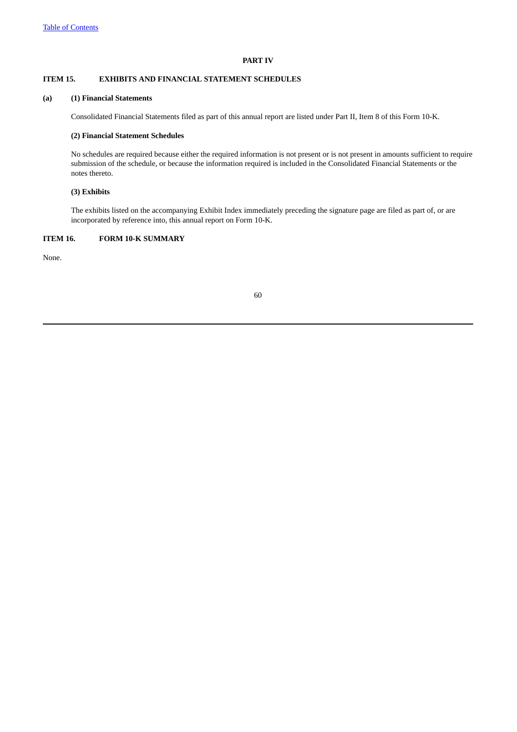## PART IV

### ITEM 15. EXHIBITS AND FINANCIAL STATEMENT SCHEDULES

**(a) (1) Financial Statements**

Consolidated Financial Statements filed as part of this annual report are listed under Part II, Item 8 of this Form 10-K.

**(2) Financial Statement Schedules**

No schedules are required because either the required information is not present or is not present in amounts sufficient to require submission of the schedule, or because the information required is included in the Consolidated Financial Statements or the notes thereto.

**(3) Exhibits**

The exhibits listed on the accompanying Exhibit Index immediately preceding the signature page are filed as part of, or are incorporated by reference into, this annual report on Form 10-K.

### ITEM 16. FORM 10-K SUMMARY

None.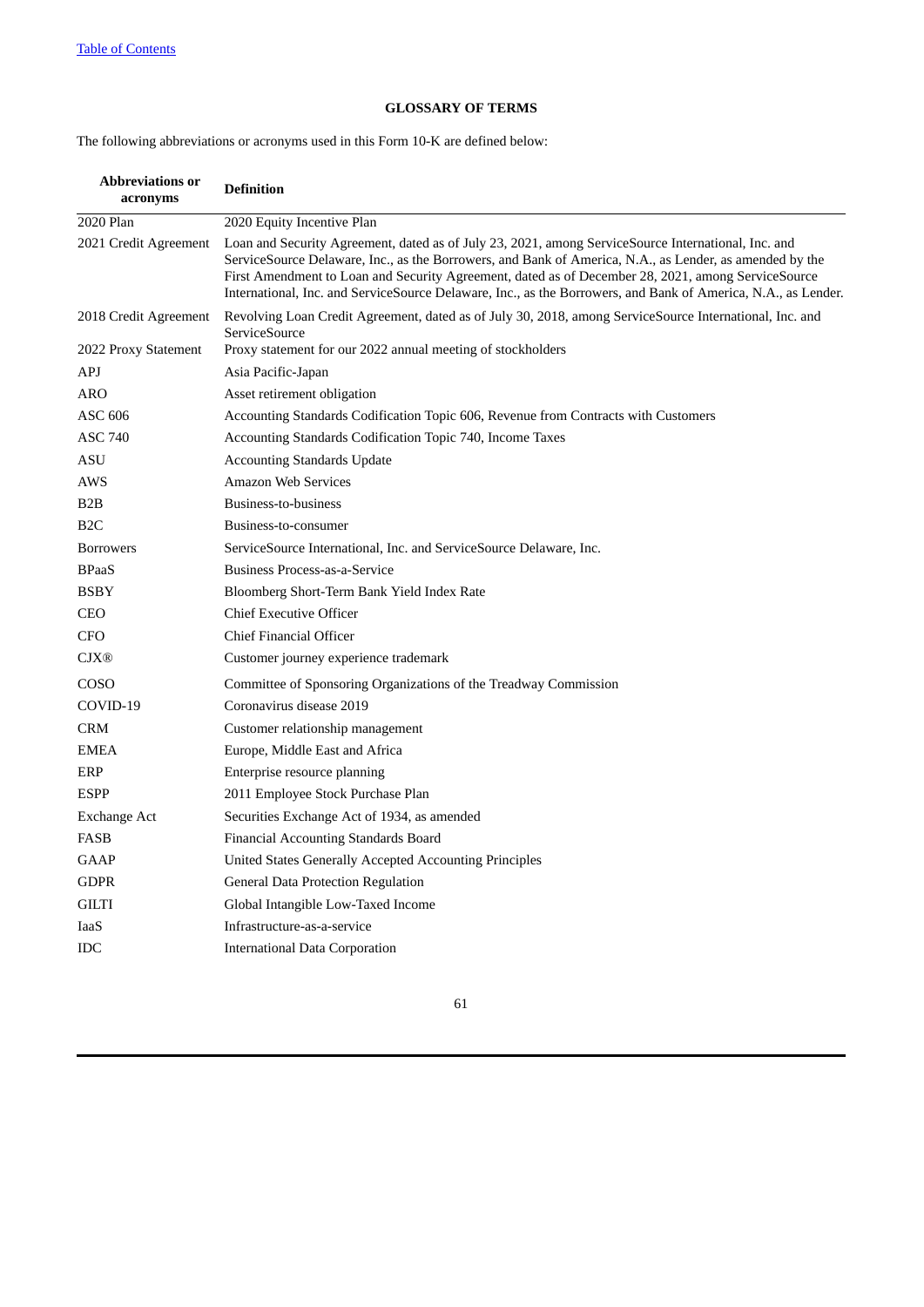## GLOSSARY OF TERMS

The following abbreviations or acronyms used in this Form 10-K are defined below:

| Abbreviations or acronyms | Definition |
|---|---|
| 2020 Plan | 2020 Equity Incentive Plan |
| 2021 Credit Agreement | Loan and Security Agreement, dated as of July 23, 2021, among ServiceSource International, Inc. and ServiceSource Delaware, Inc., as the Borrowers, and Bank of America, N.A., as Lender, as amended by the First Amendment to Loan and Security Agreement, dated as of December 28, 2021, among ServiceSource International, Inc. and ServiceSource Delaware, Inc., as the Borrowers, and Bank of America, N.A., as Lender. |
| 2018 Credit Agreement | Revolving Loan Credit Agreement, dated as of July 30, 2018, among ServiceSource International, Inc. and ServiceSource |
| 2022 Proxy Statement | Proxy statement for our 2022 annual meeting of stockholders |
| APJ | Asia Pacific-Japan |
| ARO | Asset retirement obligation |
| ASC 606 | Accounting Standards Codification Topic 606, Revenue from Contracts with Customers |
| ASC 740 | Accounting Standards Codification Topic 740, Income Taxes |
| ASU | Accounting Standards Update |
| AWS | Amazon Web Services |
| B2B | Business-to-business |
| B2C | Business-to-consumer |
| Borrowers | ServiceSource International, Inc. and ServiceSource Delaware, Inc. |
| BPaaS | Business Process-as-a-Service |
| BSBY | Bloomberg Short-Term Bank Yield Index Rate |
| CEO | Chief Executive Officer |
| CFO | Chief Financial Officer |
| CJX® | Customer journey experience trademark |
| COSO | Committee of Sponsoring Organizations of the Treadway Commission |
| COVID-19 | Coronavirus disease 2019 |
| CRM | Customer relationship management |
| EMEA | Europe, Middle East and Africa |
| ERP | Enterprise resource planning |
| ESPP | 2011 Employee Stock Purchase Plan |
| Exchange Act | Securities Exchange Act of 1934, as amended |
| FASB | Financial Accounting Standards Board |
| GAAP | United States Generally Accepted Accounting Principles |
| GDPR | General Data Protection Regulation |
| GILTI | Global Intangible Low-Taxed Income |
| IaaS | Infrastructure-as-a-service |
| IDC | International Data Corporation |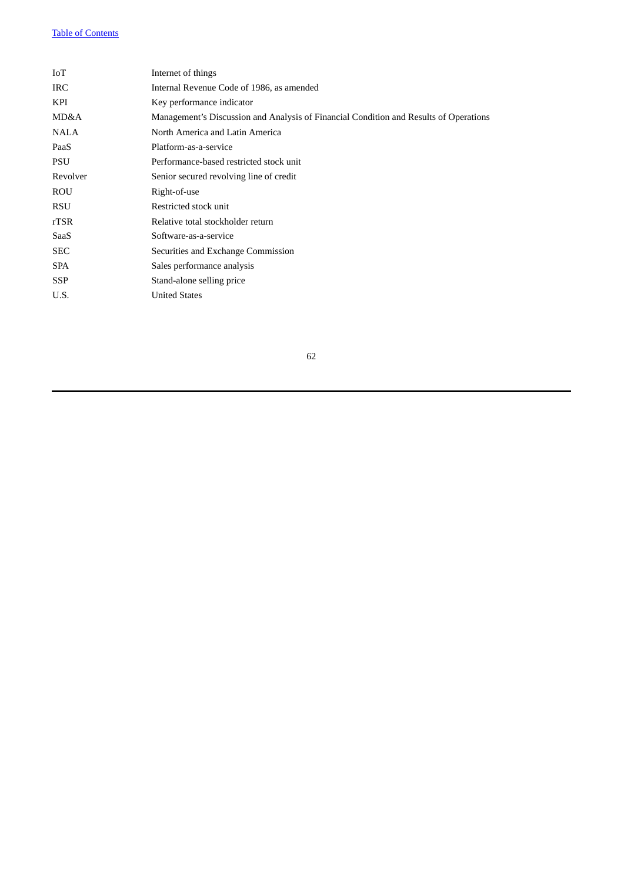| | |
|---|---|
| IoT | Internet of things |
| IRC | Internal Revenue Code of 1986, as amended |
| KPI | Key performance indicator |
| MD&A | Management's Discussion and Analysis of Financial Condition and Results of Operations |
| NALA | North America and Latin America |
| PaaS | Platform-as-a-service |
| PSU | Performance-based restricted stock unit |
| Revolver | Senior secured revolving line of credit |
| ROU | Right-of-use |
| RSU | Restricted stock unit |
| rTSR | Relative total stockholder return |
| SaaS | Software-as-a-service |
| SEC | Securities and Exchange Commission |
| SPA | Sales performance analysis |
| SSP | Stand-alone selling price |
| U.S. | United States |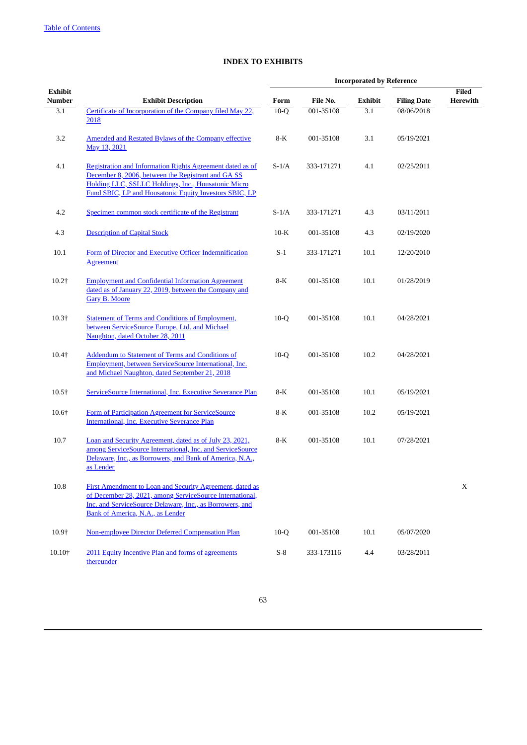[Table of Contents]

## INDEX TO EXHIBITS

| Exhibit Number | Exhibit Description | Incorporated by Reference | | | | Filed Herewith |
|---|---|---|---|---|---|---|
| | | Form | File No. | Exhibit | Filing Date | |
| 3.1 | Certificate of Incorporation of the Company filed May 22, 2018 | 10-Q | 001-35108 | 3.1 | 08/06/2018 | |
| 3.2 | Amended and Restated Bylaws of the Company effective May 13, 2021 | 8-K | 001-35108 | 3.1 | 05/19/2021 | |
| 4.1 | Registration and Information Rights Agreement dated as of December 8, 2006, between the Registrant and GA SS Holding LLC, SSLLC Holdings, Inc., Housatonic Micro Fund SBIC, LP and Housatonic Equity Investors SBIC, LP | S-1/A | 333-171271 | 4.1 | 02/25/2011 | |
| 4.2 | Specimen common stock certificate of the Registrant | S-1/A | 333-171271 | 4.3 | 03/11/2011 | |
| 4.3 | Description of Capital Stock | 10-K | 001-35108 | 4.3 | 02/19/2020 | |
| 10.1 | Form of Director and Executive Officer Indemnification Agreement | S-1 | 333-171271 | 10.1 | 12/20/2010 | |
| 10.2† | Employment and Confidential Information Agreement dated as of January 22, 2019, between the Company and Gary B. Moore | 8-K | 001-35108 | 10.1 | 01/28/2019 | |
| 10.3† | Statement of Terms and Conditions of Employment, between ServiceSource Europe, Ltd. and Michael Naughton, dated October 28, 2011 | 10-Q | 001-35108 | 10.1 | 04/28/2021 | |
| 10.4† | Addendum to Statement of Terms and Conditions of Employment, between ServiceSource International, Inc. and Michael Naughton, dated September 21, 2018 | 10-Q | 001-35108 | 10.2 | 04/28/2021 | |
| 10.5† | ServiceSource International, Inc. Executive Severance Plan | 8-K | 001-35108 | 10.1 | 05/19/2021 | |
| 10.6† | Form of Participation Agreement for ServiceSource International, Inc. Executive Severance Plan | 8-K | 001-35108 | 10.2 | 05/19/2021 | |
| 10.7 | Loan and Security Agreement, dated as of July 23, 2021, among ServiceSource International, Inc. and ServiceSource Delaware, Inc., as Borrowers, and Bank of America, N.A., as Lender | 8-K | 001-35108 | 10.1 | 07/28/2021 | |
| 10.8 | First Amendment to Loan and Security Agreement, dated as of December 28, 2021, among ServiceSource International, Inc. and ServiceSource Delaware, Inc., as Borrowers, and Bank of America, N.A., as Lender | | | | | X |
| 10.9† | Non-employee Director Deferred Compensation Plan | 10-Q | 001-35108 | 10.1 | 05/07/2020 | |
| 10.10† | 2011 Equity Incentive Plan and forms of agreements thereunder | S-8 | 333-173116 | 4.4 | 03/28/2011 | |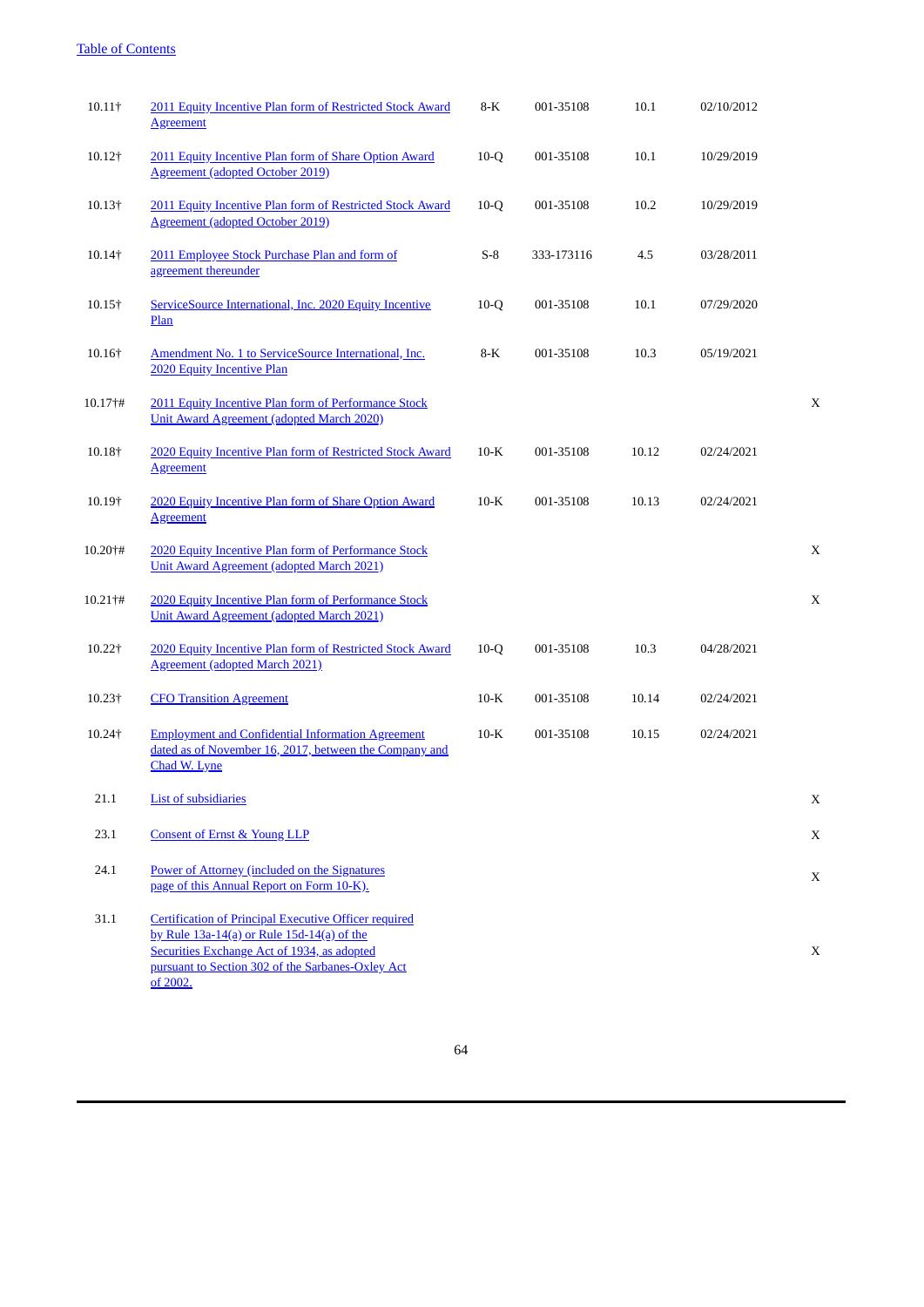| | | | | | | |
|---|---|---|---|---|---|---|
| 10.11† | 2011 Equity Incentive Plan form of Restricted Stock Award Agreement | 8-K | 001-35108 | 10.1 | 02/10/2012 | |
| 10.12† | 2011 Equity Incentive Plan form of Share Option Award Agreement (adopted October 2019) | 10-Q | 001-35108 | 10.1 | 10/29/2019 | |
| 10.13† | 2011 Equity Incentive Plan form of Restricted Stock Award Agreement (adopted October 2019) | 10-Q | 001-35108 | 10.2 | 10/29/2019 | |
| 10.14† | 2011 Employee Stock Purchase Plan and form of agreement thereunder | S-8 | 333-173116 | 4.5 | 03/28/2011 | |
| 10.15† | ServiceSource International, Inc. 2020 Equity Incentive Plan | 10-Q | 001-35108 | 10.1 | 07/29/2020 | |
| 10.16† | Amendment No. 1 to ServiceSource International, Inc. 2020 Equity Incentive Plan | 8-K | 001-35108 | 10.3 | 05/19/2021 | |
| 10.17†# | 2011 Equity Incentive Plan form of Performance Stock Unit Award Agreement (adopted March 2020) | | | | | X |
| 10.18† | 2020 Equity Incentive Plan form of Restricted Stock Award Agreement | 10-K | 001-35108 | 10.12 | 02/24/2021 | |
| 10.19† | 2020 Equity Incentive Plan form of Share Option Award Agreement | 10-K | 001-35108 | 10.13 | 02/24/2021 | |
| 10.20†# | 2020 Equity Incentive Plan form of Performance Stock Unit Award Agreement (adopted March 2021) | | | | | X |
| 10.21†# | 2020 Equity Incentive Plan form of Performance Stock Unit Award Agreement (adopted March 2021) | | | | | X |
| 10.22† | 2020 Equity Incentive Plan form of Restricted Stock Award Agreement (adopted March 2021) | 10-Q | 001-35108 | 10.3 | 04/28/2021 | |
| 10.23† | CFO Transition Agreement | 10-K | 001-35108 | 10.14 | 02/24/2021 | |
| 10.24† | Employment and Confidential Information Agreement dated as of November 16, 2017, between the Company and Chad W. Lyne | 10-K | 001-35108 | 10.15 | 02/24/2021 | |
| 21.1 | List of subsidiaries | | | | | X |
| 23.1 | Consent of Ernst & Young LLP | | | | | X |
| 24.1 | Power of Attorney (included on the Signatures page of this Annual Report on Form 10-K). | | | | | X |
| 31.1 | Certification of Principal Executive Officer required by Rule 13a-14(a) or Rule 15d-14(a) of the Securities Exchange Act of 1934, as adopted pursuant to Section 302 of the Sarbanes-Oxley Act of 2002. | | | | | X |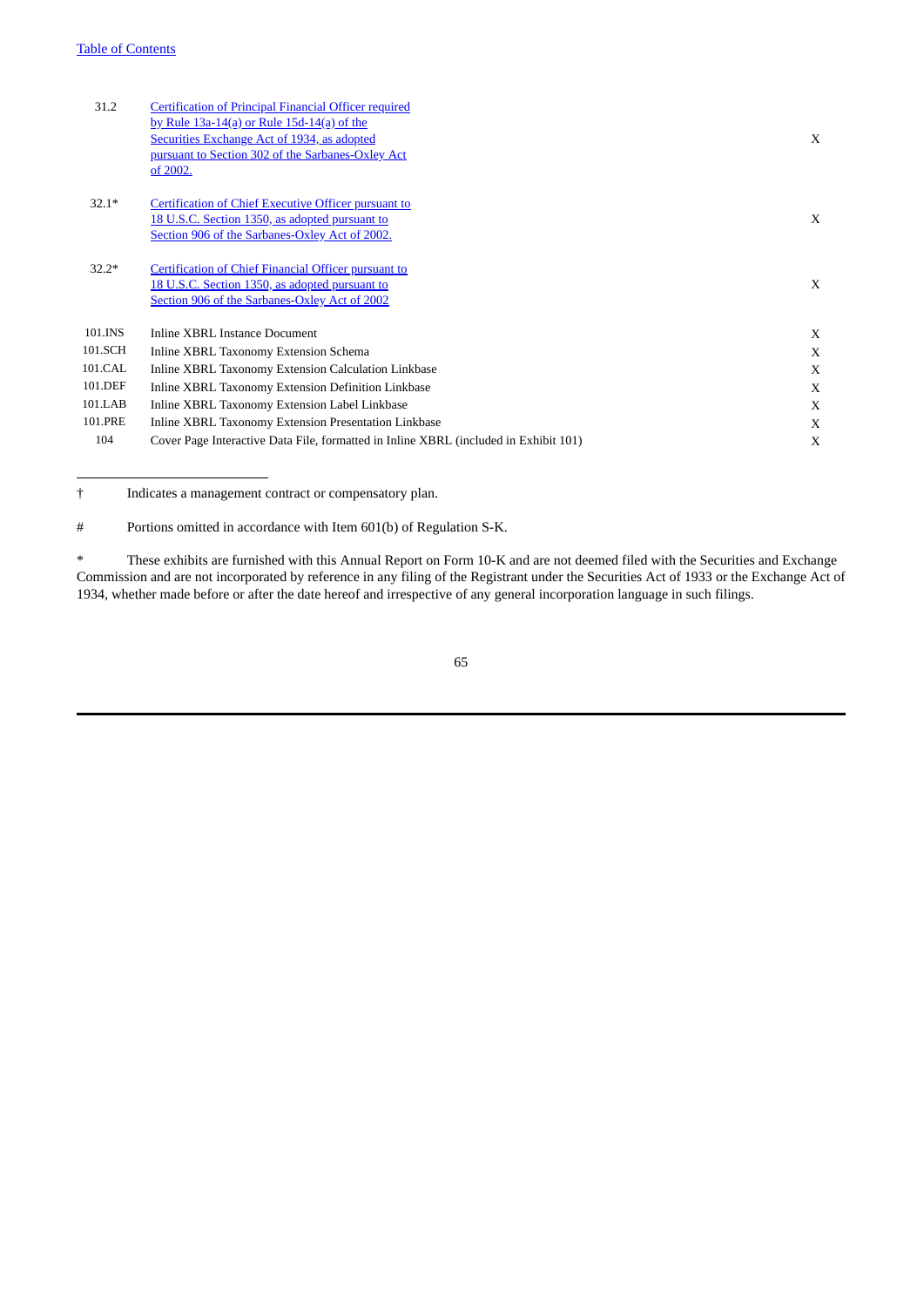| | | |
|---|---|---|
| 31.2 | Certification of Principal Financial Officer required by Rule 13a-14(a) or Rule 15d-14(a) of the Securities Exchange Act of 1934, as adopted pursuant to Section 302 of the Sarbanes-Oxley Act of 2002. | X |
| 32.1* | Certification of Chief Executive Officer pursuant to 18 U.S.C. Section 1350, as adopted pursuant to Section 906 of the Sarbanes-Oxley Act of 2002. | X |
| 32.2* | Certification of Chief Financial Officer pursuant to 18 U.S.C. Section 1350, as adopted pursuant to Section 906 of the Sarbanes-Oxley Act of 2002 | X |
| 101.INS | Inline XBRL Instance Document | X |
| 101.SCH | Inline XBRL Taxonomy Extension Schema | X |
| 101.CAL | Inline XBRL Taxonomy Extension Calculation Linkbase | X |
| 101.DEF | Inline XBRL Taxonomy Extension Definition Linkbase | X |
| 101.LAB | Inline XBRL Taxonomy Extension Label Linkbase | X |
| 101.PRE | Inline XBRL Taxonomy Extension Presentation Linkbase | X |
| 104 | Cover Page Interactive Data File, formatted in Inline XBRL (included in Exhibit 101) | X |

---

† Indicates a management contract or compensatory plan.

# Portions omitted in accordance with Item 601(b) of Regulation S-K.

* These exhibits are furnished with this Annual Report on Form 10-K and are not deemed filed with the Securities and Exchange Commission and are not incorporated by reference in any filing of the Registrant under the Securities Act of 1933 or the Exchange Act of 1934, whether made before or after the date hereof and irrespective of any general incorporation language in such filings.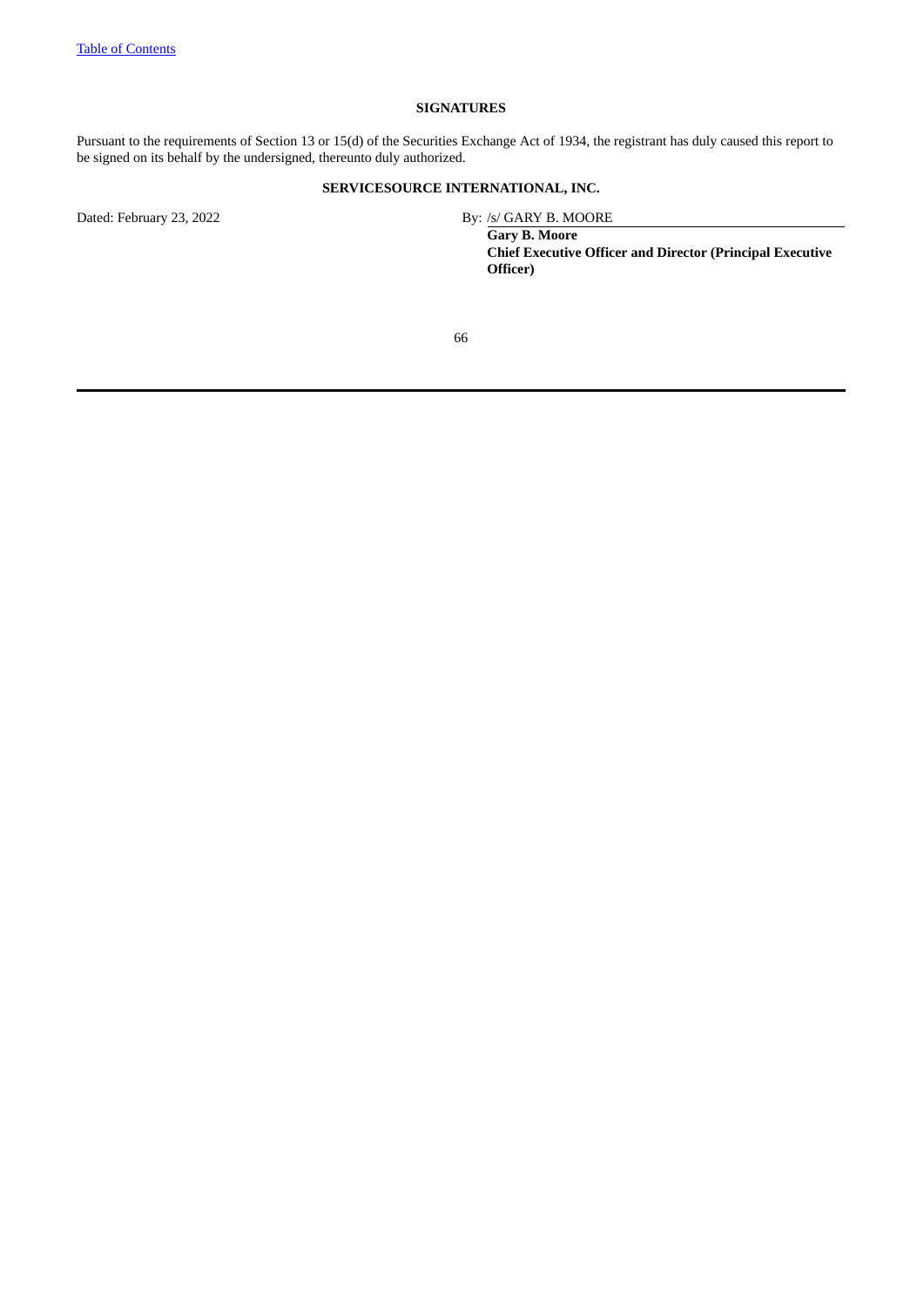## SIGNATURES

Pursuant to the requirements of Section 13 or 15(d) of the Securities Exchange Act of 1934, the registrant has duly caused this report to be signed on its behalf by the undersigned, thereunto duly authorized.

**SERVICESOURCE INTERNATIONAL, INC.**

Dated: February 23, 2022

By: /s/ GARY B. MOORE

**Gary B. Moore**
**Chief Executive Officer and Director (Principal Executive Officer)**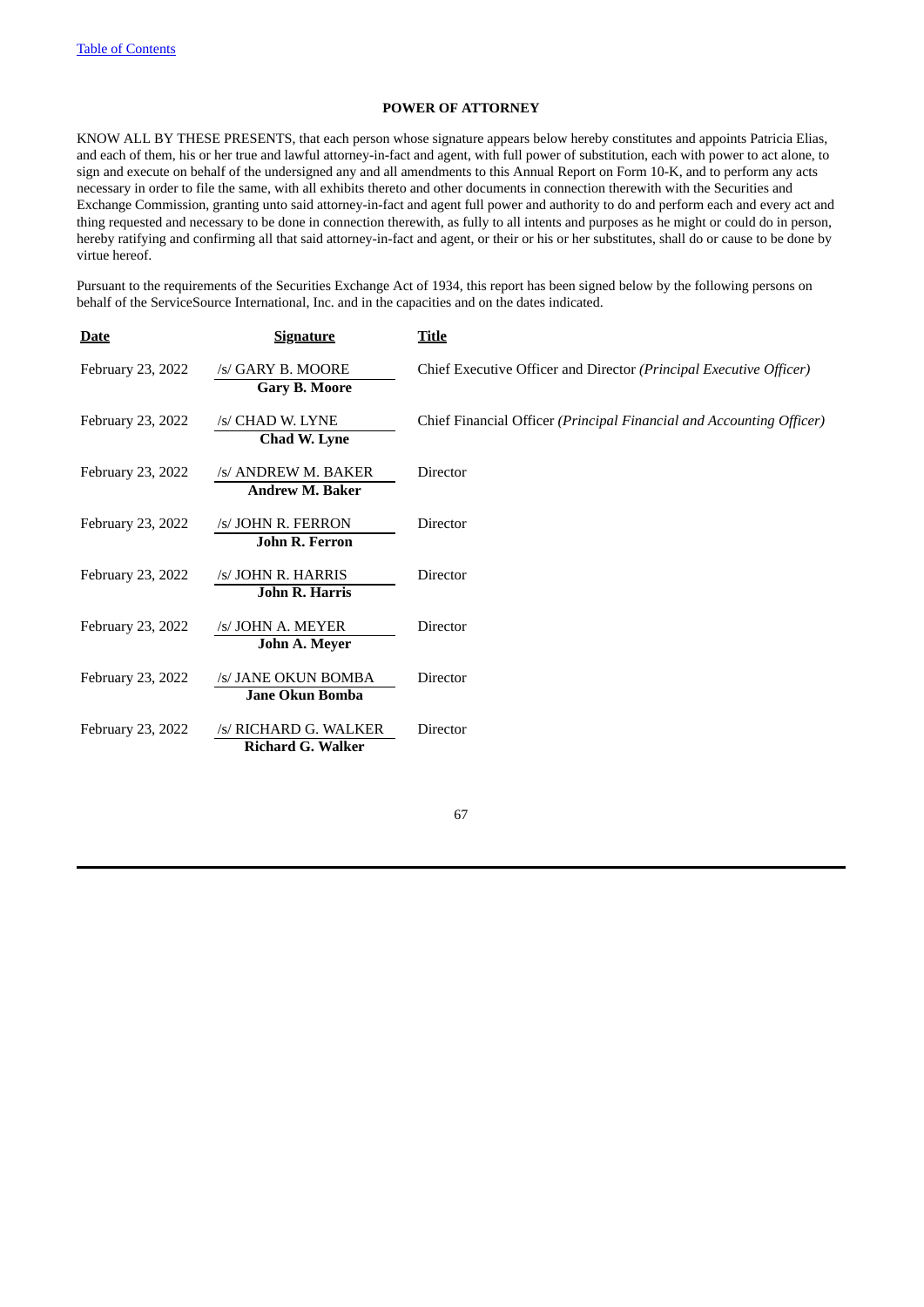**POWER OF ATTORNEY**

KNOW ALL BY THESE PRESENTS, that each person whose signature appears below hereby constitutes and appoints Patricia Elias, and each of them, his or her true and lawful attorney-in-fact and agent, with full power of substitution, each with power to act alone, to sign and execute on behalf of the undersigned any and all amendments to this Annual Report on Form 10-K, and to perform any acts necessary in order to file the same, with all exhibits thereto and other documents in connection therewith with the Securities and Exchange Commission, granting unto said attorney-in-fact and agent full power and authority to do and perform each and every act and thing requested and necessary to be done in connection therewith, as fully to all intents and purposes as he might or could do in person, hereby ratifying and confirming all that said attorney-in-fact and agent, or their or his or her substitutes, shall do or cause to be done by virtue hereof.

Pursuant to the requirements of the Securities Exchange Act of 1934, this report has been signed below by the following persons on behalf of the ServiceSource International, Inc. and in the capacities and on the dates indicated.

| Date | Signature | Title |
|---|---|---|
| February 23, 2022 | /s/ GARY B. MOORE<br>**Gary B. Moore** | Chief Executive Officer and Director *(Principal Executive Officer)* |
| February 23, 2022 | /s/ CHAD W. LYNE<br>**Chad W. Lyne** | Chief Financial Officer *(Principal Financial and Accounting Officer)* |
| February 23, 2022 | /s/ ANDREW M. BAKER<br>**Andrew M. Baker** | Director |
| February 23, 2022 | /s/ JOHN R. FERRON<br>**John R. Ferron** | Director |
| February 23, 2022 | /s/ JOHN R. HARRIS<br>**John R. Harris** | Director |
| February 23, 2022 | /s/ JOHN A. MEYER<br>**John A. Meyer** | Director |
| February 23, 2022 | /s/ JANE OKUN BOMBA<br>**Jane Okun Bomba** | Director |
| February 23, 2022 | /s/ RICHARD G. WALKER<br>**Richard G. Walker** | Director |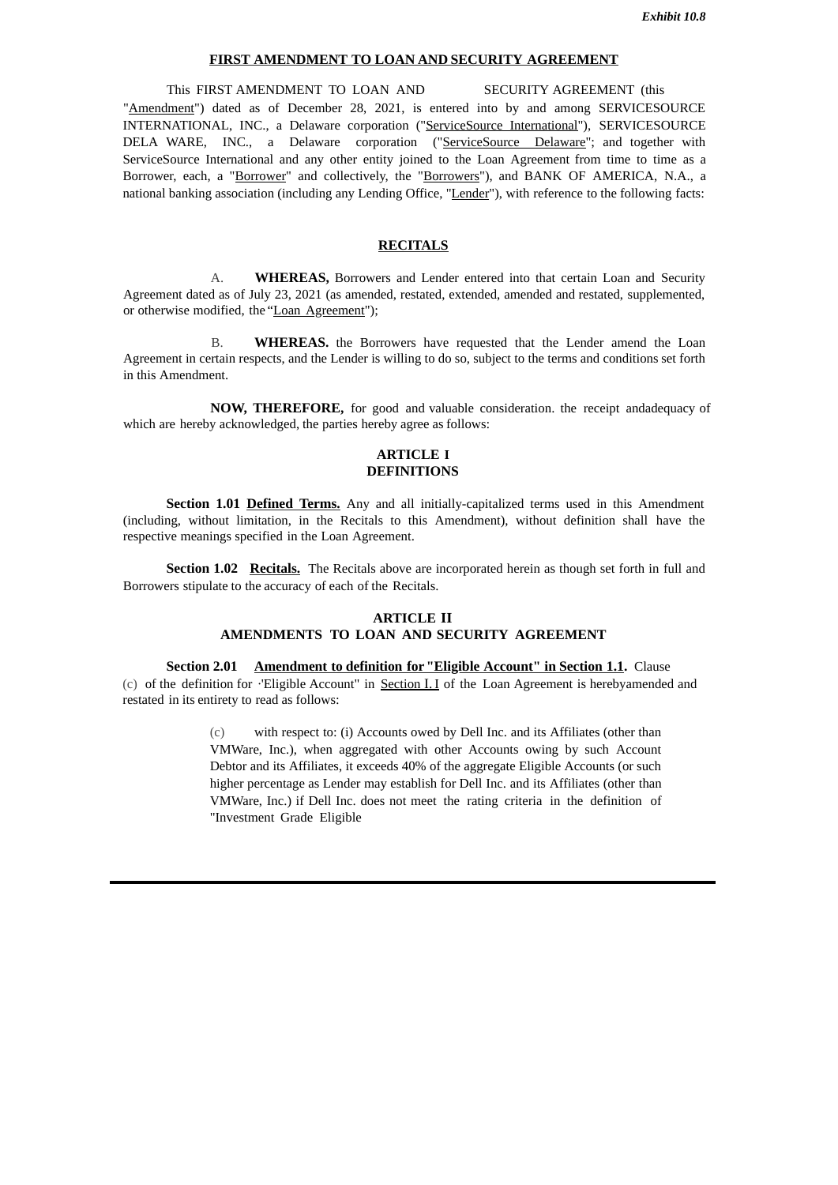*Exhibit 10.8*

**FIRST AMENDMENT TO LOAN AND SECURITY AGREEMENT**

This FIRST AMENDMENT TO LOAN AND SECURITY AGREEMENT (this "Amendment") dated as of December 28, 2021, is entered into by and among SERVICESOURCE INTERNATIONAL, INC., a Delaware corporation ("ServiceSource International"), SERVICESOURCE DELA WARE, INC., a Delaware corporation ("ServiceSource Delaware"; and together with ServiceSource International and any other entity joined to the Loan Agreement from time to time as a Borrower, each, a "Borrower" and collectively, the "Borrowers"), and BANK OF AMERICA, N.A., a national banking association (including any Lending Office, "Lender"), with reference to the following facts:

**RECITALS**

A. **WHEREAS,** Borrowers and Lender entered into that certain Loan and Security Agreement dated as of July 23, 2021 (as amended, restated, extended, amended and restated, supplemented, or otherwise modified, the "Loan Agreement");

B. **WHEREAS.** the Borrowers have requested that the Lender amend the Loan Agreement in certain respects, and the Lender is willing to do so, subject to the terms and conditions set forth in this Amendment.

**NOW, THEREFORE,** for good and valuable consideration. the receipt andadequacy of which are hereby acknowledged, the parties hereby agree as follows:

**ARTICLE I**
**DEFINITIONS**

**Section 1.01 Defined Terms.** Any and all initially-capitalized terms used in this Amendment (including, without limitation, in the Recitals to this Amendment), without definition shall have the respective meanings specified in the Loan Agreement.

**Section 1.02 Recitals.** The Recitals above are incorporated herein as though set forth in full and Borrowers stipulate to the accuracy of each of the Recitals.

**ARTICLE II**
**AMENDMENTS TO LOAN AND SECURITY AGREEMENT**

**Section 2.01 Amendment to definition for "Eligible Account" in Section 1.1.** Clause (c) of the definition for ·'Eligible Account" in Section I.I of the Loan Agreement is herebyamended and restated in its entirety to read as follows:

> (c) with respect to: (i) Accounts owed by Dell Inc. and its Affiliates (other than VMWare, Inc.), when aggregated with other Accounts owing by such Account Debtor and its Affiliates, it exceeds 40% of the aggregate Eligible Accounts (or such higher percentage as Lender may establish for Dell Inc. and its Affiliates (other than VMWare, Inc.) if Dell Inc. does not meet the rating criteria in the definition of "Investment Grade Eligible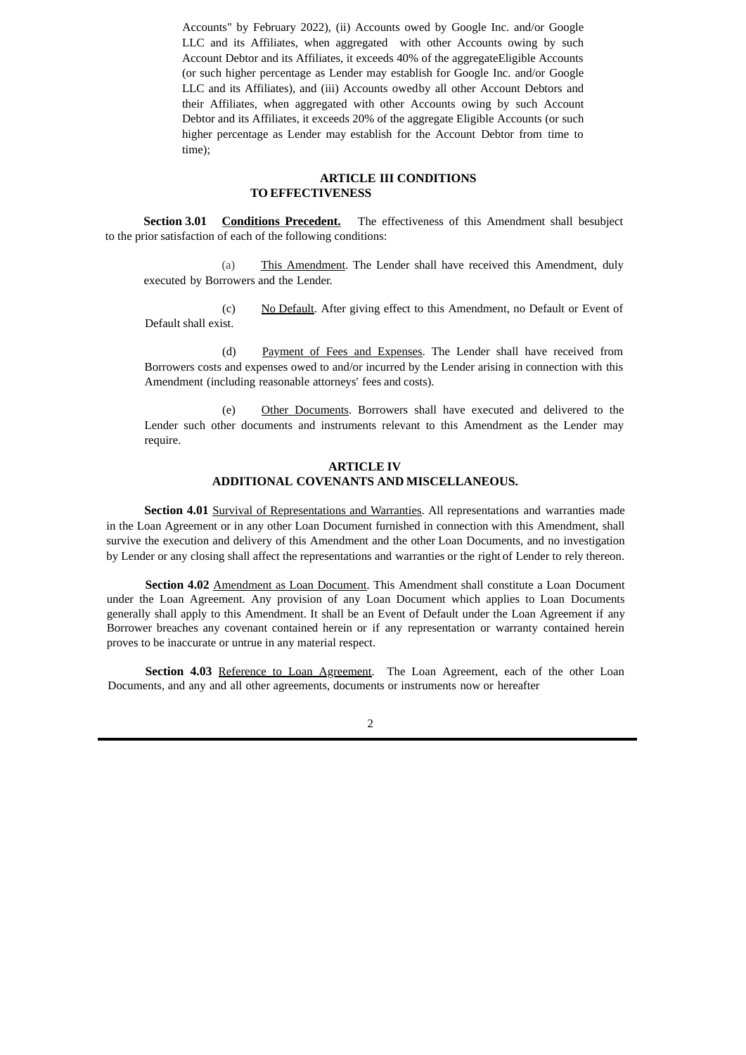Accounts" by February 2022), (ii) Accounts owed by Google Inc. and/or Google LLC and its Affiliates, when aggregated with other Accounts owing by such Account Debtor and its Affiliates, it exceeds 40% of the aggregateEligible Accounts (or such higher percentage as Lender may establish for Google Inc. and/or Google LLC and its Affiliates), and (iii) Accounts owedby all other Account Debtors and their Affiliates, when aggregated with other Accounts owing by such Account Debtor and its Affiliates, it exceeds 20% of the aggregate Eligible Accounts (or such higher percentage as Lender may establish for the Account Debtor from time to time);

## ARTICLE III CONDITIONS TO EFFECTIVENESS

**Section 3.01** **Conditions Precedent.** The effectiveness of this Amendment shall besubject to the prior satisfaction of each of the following conditions:

(a) This Amendment. The Lender shall have received this Amendment, duly executed by Borrowers and the Lender.

(c) No Default. After giving effect to this Amendment, no Default or Event of Default shall exist.

(d) Payment of Fees and Expenses. The Lender shall have received from Borrowers costs and expenses owed to and/or incurred by the Lender arising in connection with this Amendment (including reasonable attorneys' fees and costs).

(e) Other Documents. Borrowers shall have executed and delivered to the Lender such other documents and instruments relevant to this Amendment as the Lender may require.

## ARTICLE IV ADDITIONAL COVENANTS AND MISCELLANEOUS.

**Section 4.01** Survival of Representations and Warranties. All representations and warranties made in the Loan Agreement or in any other Loan Document furnished in connection with this Amendment, shall survive the execution and delivery of this Amendment and the other Loan Documents, and no investigation by Lender or any closing shall affect the representations and warranties or the right of Lender to rely thereon.

**Section 4.02** Amendment as Loan Document. This Amendment shall constitute a Loan Document under the Loan Agreement. Any provision of any Loan Document which applies to Loan Documents generally shall apply to this Amendment. It shall be an Event of Default under the Loan Agreement if any Borrower breaches any covenant contained herein or if any representation or warranty contained herein proves to be inaccurate or untrue in any material respect.

**Section 4.03** Reference to Loan Agreement. The Loan Agreement, each of the other Loan Documents, and any and all other agreements, documents or instruments now or hereafter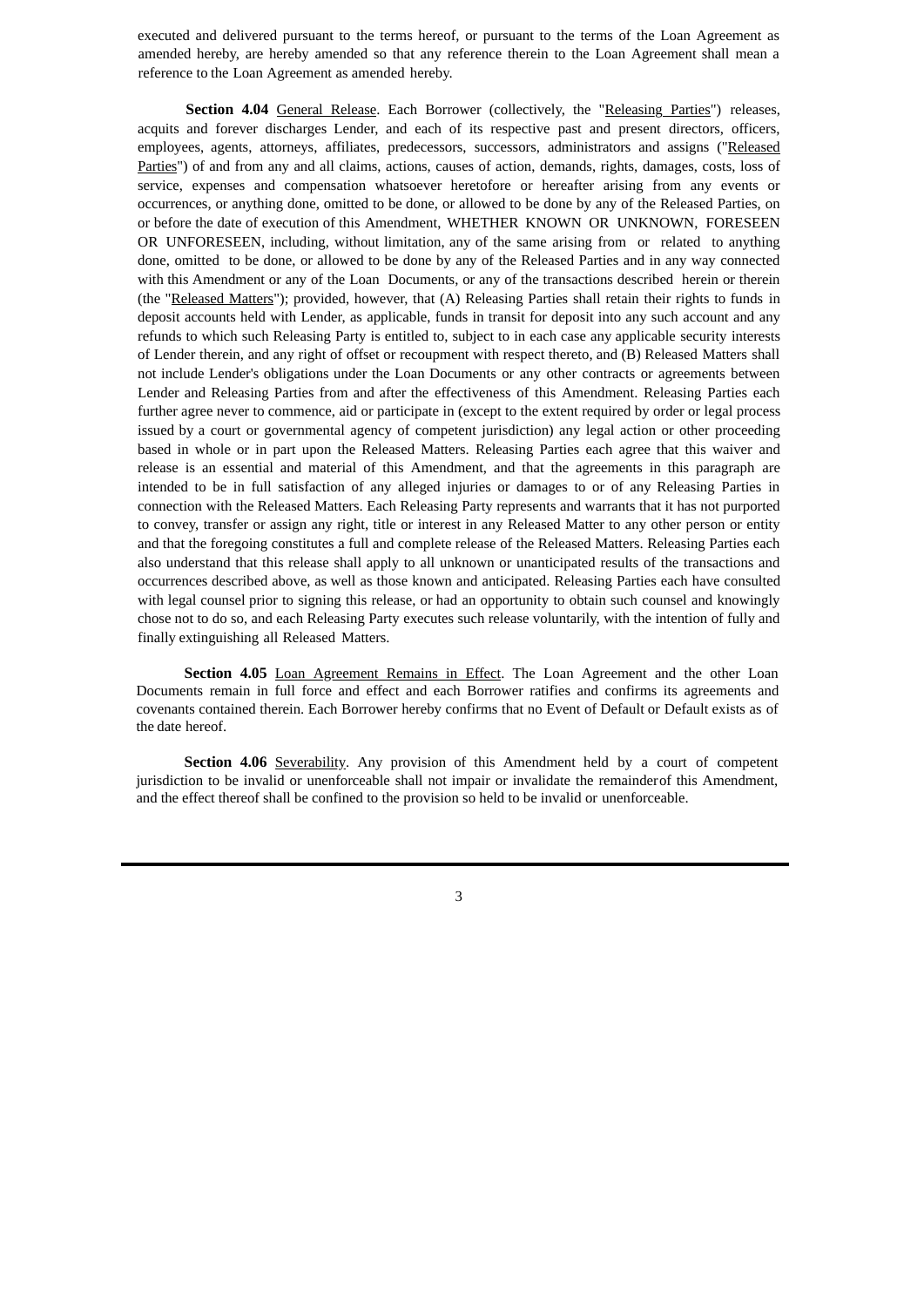executed and delivered pursuant to the terms hereof, or pursuant to the terms of the Loan Agreement as amended hereby, are hereby amended so that any reference therein to the Loan Agreement shall mean a reference to the Loan Agreement as amended hereby.

**Section 4.04** General Release. Each Borrower (collectively, the "Releasing Parties") releases, acquits and forever discharges Lender, and each of its respective past and present directors, officers, employees, agents, attorneys, affiliates, predecessors, successors, administrators and assigns ("Released Parties") of and from any and all claims, actions, causes of action, demands, rights, damages, costs, loss of service, expenses and compensation whatsoever heretofore or hereafter arising from any events or occurrences, or anything done, omitted to be done, or allowed to be done by any of the Released Parties, on or before the date of execution of this Amendment, WHETHER KNOWN OR UNKNOWN, FORESEEN OR UNFORESEEN, including, without limitation, any of the same arising from or related to anything done, omitted to be done, or allowed to be done by any of the Released Parties and in any way connected with this Amendment or any of the Loan Documents, or any of the transactions described herein or therein (the "Released Matters"); provided, however, that (A) Releasing Parties shall retain their rights to funds in deposit accounts held with Lender, as applicable, funds in transit for deposit into any such account and any refunds to which such Releasing Party is entitled to, subject to in each case any applicable security interests of Lender therein, and any right of offset or recoupment with respect thereto, and (B) Released Matters shall not include Lender's obligations under the Loan Documents or any other contracts or agreements between Lender and Releasing Parties from and after the effectiveness of this Amendment. Releasing Parties each further agree never to commence, aid or participate in (except to the extent required by order or legal process issued by a court or governmental agency of competent jurisdiction) any legal action or other proceeding based in whole or in part upon the Released Matters. Releasing Parties each agree that this waiver and release is an essential and material of this Amendment, and that the agreements in this paragraph are intended to be in full satisfaction of any alleged injuries or damages to or of any Releasing Parties in connection with the Released Matters. Each Releasing Party represents and warrants that it has not purported to convey, transfer or assign any right, title or interest in any Released Matter to any other person or entity and that the foregoing constitutes a full and complete release of the Released Matters. Releasing Parties each also understand that this release shall apply to all unknown or unanticipated results of the transactions and occurrences described above, as well as those known and anticipated. Releasing Parties each have consulted with legal counsel prior to signing this release, or had an opportunity to obtain such counsel and knowingly chose not to do so, and each Releasing Party executes such release voluntarily, with the intention of fully and finally extinguishing all Released Matters.

**Section 4.05** Loan Agreement Remains in Effect. The Loan Agreement and the other Loan Documents remain in full force and effect and each Borrower ratifies and confirms its agreements and covenants contained therein. Each Borrower hereby confirms that no Event of Default or Default exists as of the date hereof.

**Section 4.06** Severability. Any provision of this Amendment held by a court of competent jurisdiction to be invalid or unenforceable shall not impair or invalidate the remainder of this Amendment, and the effect thereof shall be confined to the provision so held to be invalid or unenforceable.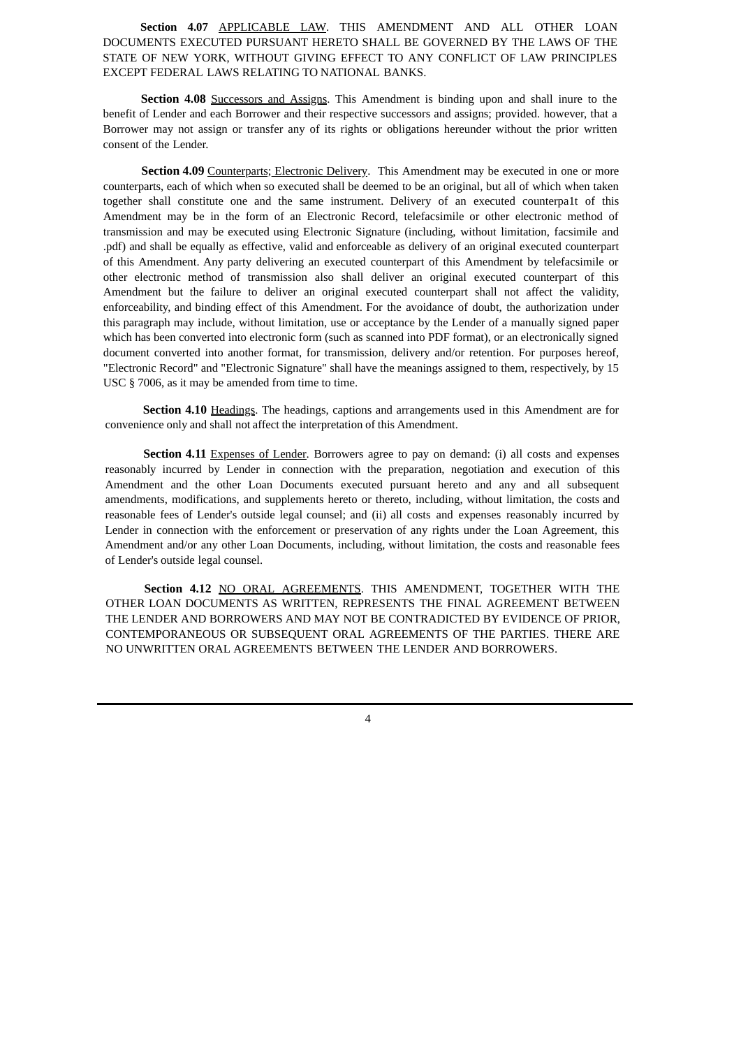**Section 4.07** APPLICABLE LAW. THIS AMENDMENT AND ALL OTHER LOAN DOCUMENTS EXECUTED PURSUANT HERETO SHALL BE GOVERNED BY THE LAWS OF THE STATE OF NEW YORK, WITHOUT GIVING EFFECT TO ANY CONFLICT OF LAW PRINCIPLES EXCEPT FEDERAL LAWS RELATING TO NATIONAL BANKS.

**Section 4.08** Successors and Assigns. This Amendment is binding upon and shall inure to the benefit of Lender and each Borrower and their respective successors and assigns; provided. however, that a Borrower may not assign or transfer any of its rights or obligations hereunder without the prior written consent of the Lender.

**Section 4.09** Counterparts; Electronic Delivery. This Amendment may be executed in one or more counterparts, each of which when so executed shall be deemed to be an original, but all of which when taken together shall constitute one and the same instrument. Delivery of an executed counterpa1t of this Amendment may be in the form of an Electronic Record, telefacsimile or other electronic method of transmission and may be executed using Electronic Signature (including, without limitation, facsimile and .pdf) and shall be equally as effective, valid and enforceable as delivery of an original executed counterpart of this Amendment. Any party delivering an executed counterpart of this Amendment by telefacsimile or other electronic method of transmission also shall deliver an original executed counterpart of this Amendment but the failure to deliver an original executed counterpart shall not affect the validity, enforceability, and binding effect of this Amendment. For the avoidance of doubt, the authorization under this paragraph may include, without limitation, use or acceptance by the Lender of a manually signed paper which has been converted into electronic form (such as scanned into PDF format), or an electronically signed document converted into another format, for transmission, delivery and/or retention. For purposes hereof, "Electronic Record" and "Electronic Signature" shall have the meanings assigned to them, respectively, by 15 USC § 7006, as it may be amended from time to time.

**Section 4.10** Headings. The headings, captions and arrangements used in this Amendment are for convenience only and shall not affect the interpretation of this Amendment.

**Section 4.11** Expenses of Lender. Borrowers agree to pay on demand: (i) all costs and expenses reasonably incurred by Lender in connection with the preparation, negotiation and execution of this Amendment and the other Loan Documents executed pursuant hereto and any and all subsequent amendments, modifications, and supplements hereto or thereto, including, without limitation, the costs and reasonable fees of Lender's outside legal counsel; and (ii) all costs and expenses reasonably incurred by Lender in connection with the enforcement or preservation of any rights under the Loan Agreement, this Amendment and/or any other Loan Documents, including, without limitation, the costs and reasonable fees of Lender's outside legal counsel.

**Section 4.12** NO ORAL AGREEMENTS. THIS AMENDMENT, TOGETHER WITH THE OTHER LOAN DOCUMENTS AS WRITTEN, REPRESENTS THE FINAL AGREEMENT BETWEEN THE LENDER AND BORROWERS AND MAY NOT BE CONTRADICTED BY EVIDENCE OF PRIOR, CONTEMPORANEOUS OR SUBSEQUENT ORAL AGREEMENTS OF THE PARTIES. THERE ARE NO UNWRITTEN ORAL AGREEMENTS BETWEEN THE LENDER AND BORROWERS.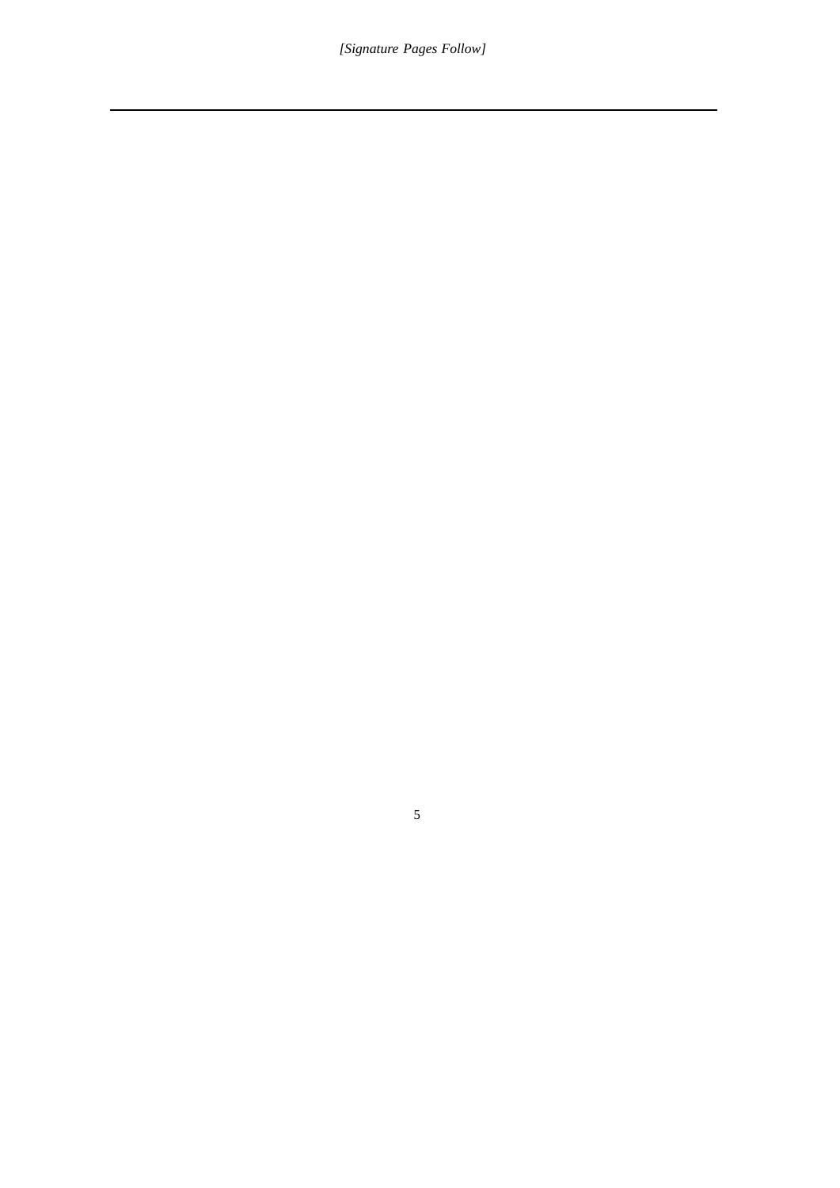*[Signature Pages Follow]*

---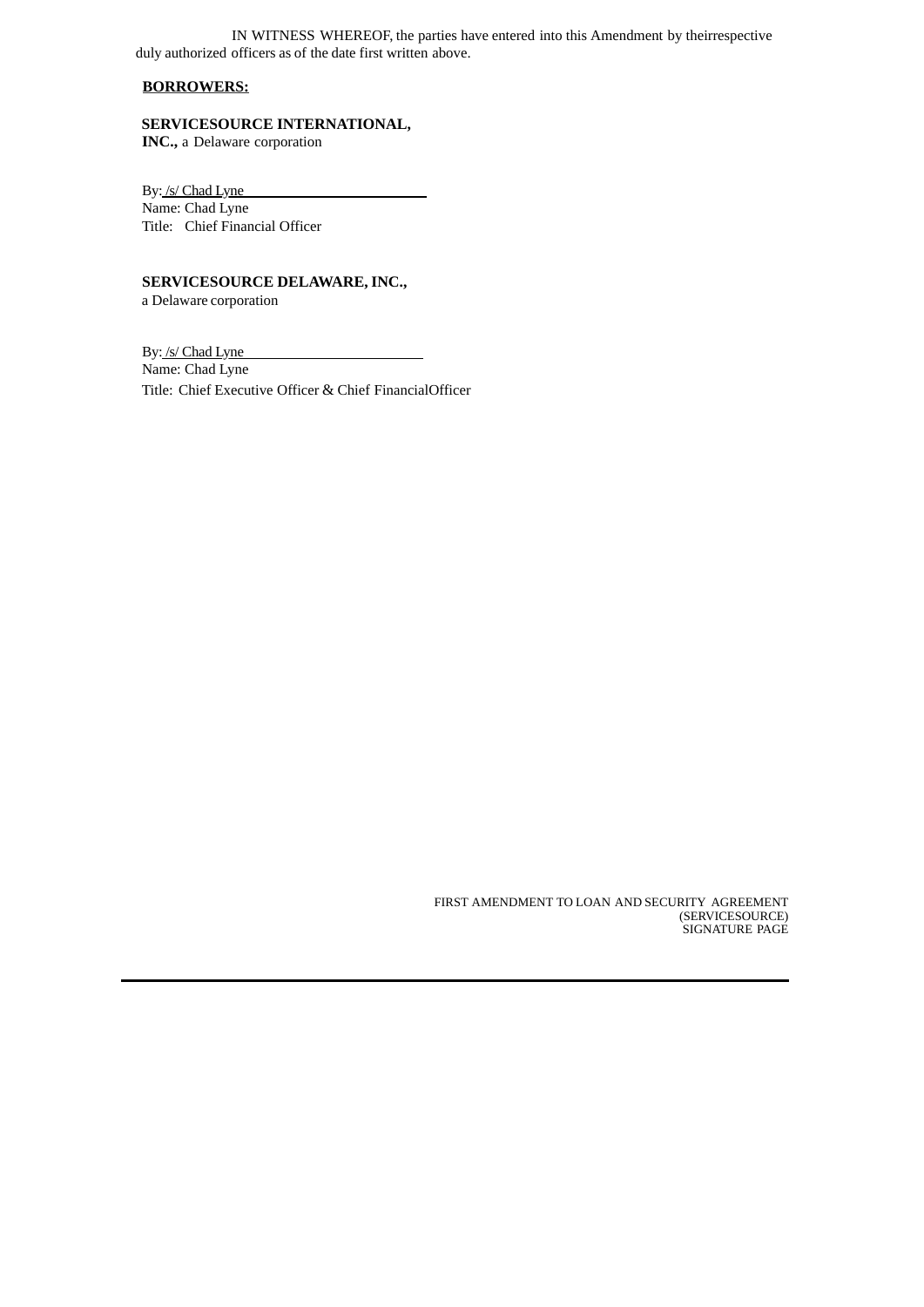IN WITNESS WHEREOF, the parties have entered into this Amendment by theirrespective duly authorized officers as of the date first written above.

**BORROWERS:**

**SERVICESOURCE INTERNATIONAL, INC.,** a Delaware corporation

By: /s/ Chad Lyne
Name: Chad Lyne
Title: Chief Financial Officer

**SERVICESOURCE DELAWARE, INC.,**
a Delaware corporation

By: /s/ Chad Lyne
Name: Chad Lyne
Title: Chief Executive Officer & Chief FinancialOfficer

FIRST AMENDMENT TO LOAN AND SECURITY AGREEMENT
(SERVICESOURCE)
SIGNATURE PAGE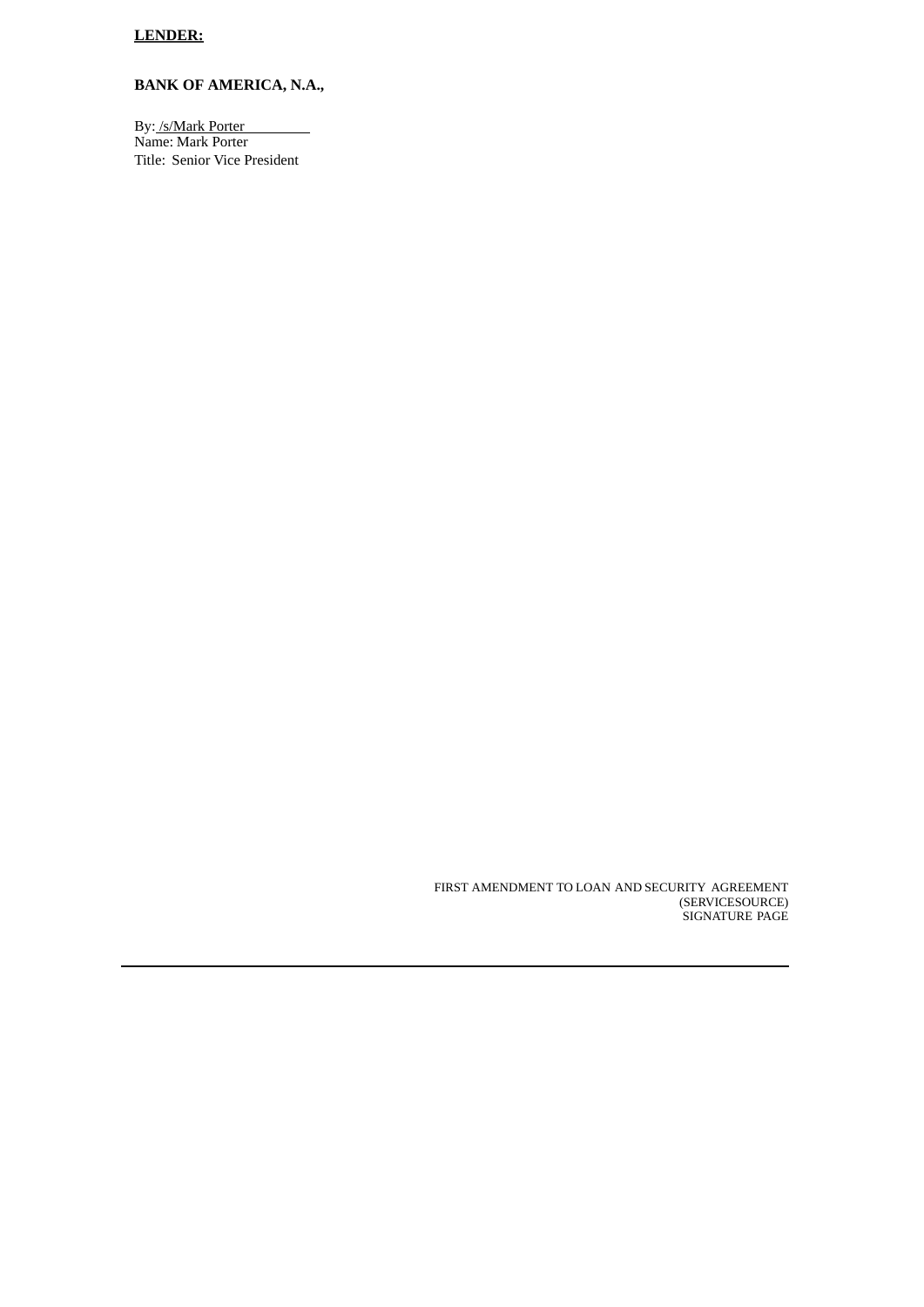**LENDER:**

**BANK OF AMERICA, N.A.,**

By: /s/Mark Porter
Name: Mark Porter
Title: Senior Vice President

FIRST AMENDMENT TO LOAN AND SECURITY AGREEMENT
(SERVICESOURCE)
SIGNATURE PAGE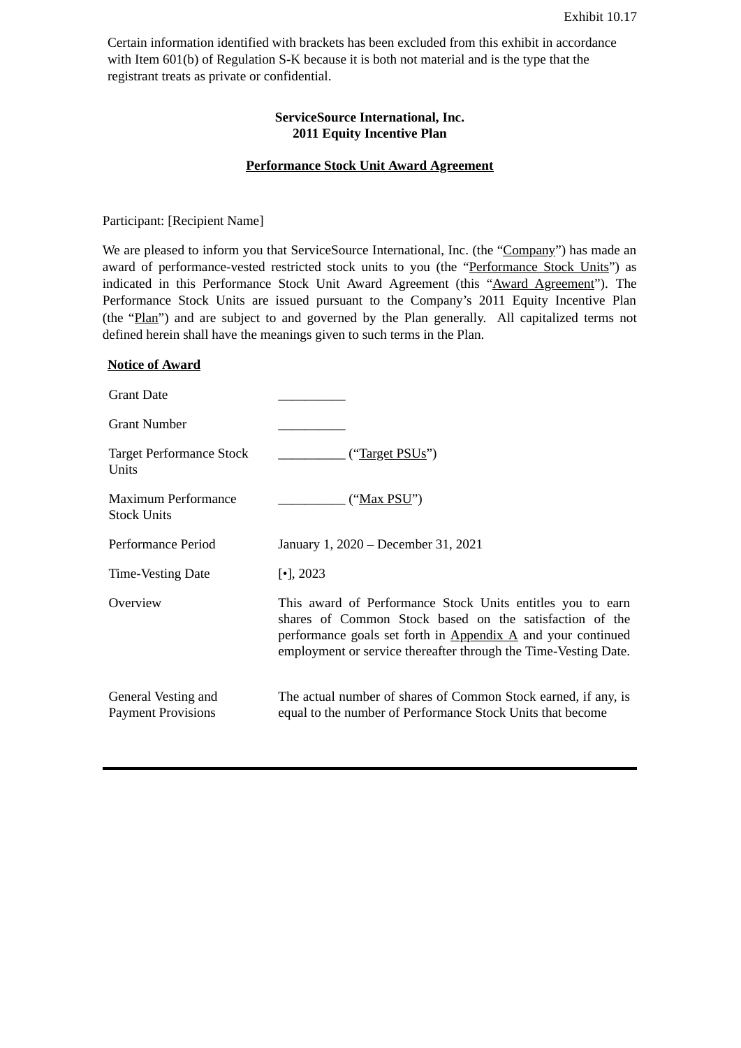Exhibit 10.17

Certain information identified with brackets has been excluded from this exhibit in accordance with Item 601(b) of Regulation S-K because it is both not material and is the type that the registrant treats as private or confidential.

**ServiceSource International, Inc.**
**2011 Equity Incentive Plan**

**Performance Stock Unit Award Agreement**

Participant: [Recipient Name]

We are pleased to inform you that ServiceSource International, Inc. (the "Company") has made an award of performance-vested restricted stock units to you (the "Performance Stock Units") as indicated in this Performance Stock Unit Award Agreement (this "Award Agreement"). The Performance Stock Units are issued pursuant to the Company's 2011 Equity Incentive Plan (the "Plan") and are subject to and governed by the Plan generally. All capitalized terms not defined herein shall have the meanings given to such terms in the Plan.

**Notice of Award**

| | |
|---|---|
| Grant Date | __________ |
| Grant Number | __________ |
| Target Performance Stock Units | __________ ("Target PSUs") |
| Maximum Performance Stock Units | __________ ("Max PSU") |
| Performance Period | January 1, 2020 – December 31, 2021 |
| Time-Vesting Date | [•], 2023 |
| Overview | This award of Performance Stock Units entitles you to earn shares of Common Stock based on the satisfaction of the performance goals set forth in Appendix A and your continued employment or service thereafter through the Time-Vesting Date. |
| General Vesting and Payment Provisions | The actual number of shares of Common Stock earned, if any, is equal to the number of Performance Stock Units that become |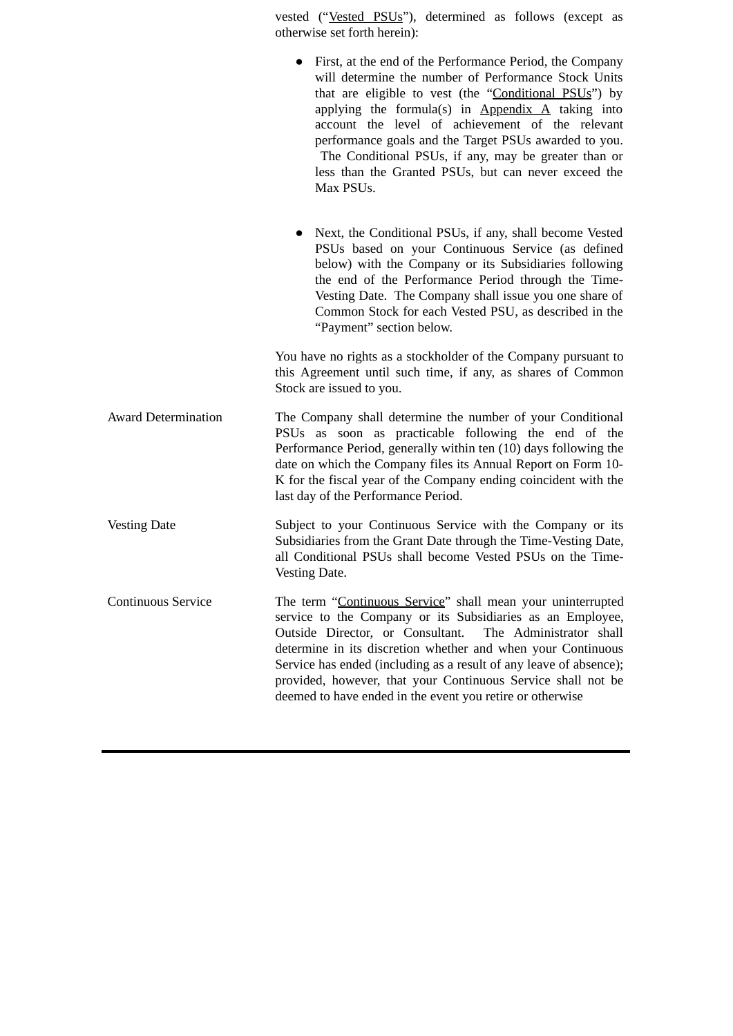| | |
|---|---|
| | vested (“Vested PSUs”), determined as follows (except as otherwise set forth herein):<br><br>● First, at the end of the Performance Period, the Company will determine the number of Performance Stock Units that are eligible to vest (the “Conditional PSUs”) by applying the formula(s) in Appendix A taking into account the level of achievement of the relevant performance goals and the Target PSUs awarded to you. The Conditional PSUs, if any, may be greater than or less than the Granted PSUs, but can never exceed the Max PSUs.<br><br>● Next, the Conditional PSUs, if any, shall become Vested PSUs based on your Continuous Service (as defined below) with the Company or its Subsidiaries following the end of the Performance Period through the Time-Vesting Date. The Company shall issue you one share of Common Stock for each Vested PSU, as described in the “Payment” section below.<br><br>You have no rights as a stockholder of the Company pursuant to this Agreement until such time, if any, as shares of Common Stock are issued to you. |
| Award Determination | The Company shall determine the number of your Conditional PSUs as soon as practicable following the end of the Performance Period, generally within ten (10) days following the date on which the Company files its Annual Report on Form 10-K for the fiscal year of the Company ending coincident with the last day of the Performance Period. |
| Vesting Date | Subject to your Continuous Service with the Company or its Subsidiaries from the Grant Date through the Time-Vesting Date, all Conditional PSUs shall become Vested PSUs on the Time-Vesting Date. |
| Continuous Service | The term “Continuous Service” shall mean your uninterrupted service to the Company or its Subsidiaries as an Employee, Outside Director, or Consultant. The Administrator shall determine in its discretion whether and when your Continuous Service has ended (including as a result of any leave of absence); provided, however, that your Continuous Service shall not be deemed to have ended in the event you retire or otherwise |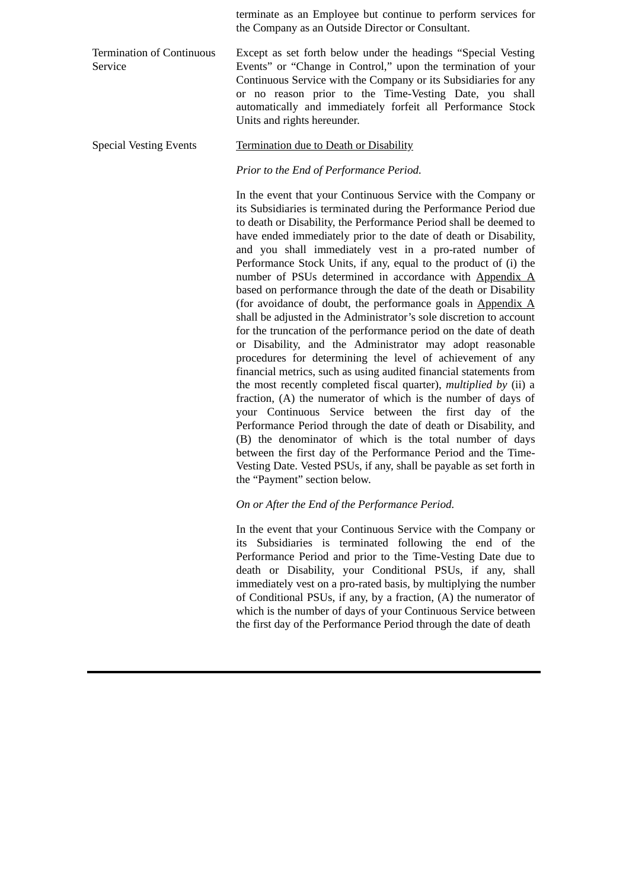terminate as an Employee but continue to perform services for the Company as an Outside Director or Consultant.

| | |
|---|---|
| Termination of Continuous Service | Except as set forth below under the headings "Special Vesting Events" or "Change in Control," upon the termination of your Continuous Service with the Company or its Subsidiaries for any or no reason prior to the Time-Vesting Date, you shall automatically and immediately forfeit all Performance Stock Units and rights hereunder. |

Special Vesting Events

Termination due to Death or Disability

*Prior to the End of Performance Period.*

In the event that your Continuous Service with the Company or its Subsidiaries is terminated during the Performance Period due to death or Disability, the Performance Period shall be deemed to have ended immediately prior to the date of death or Disability, and you shall immediately vest in a pro-rated number of Performance Stock Units, if any, equal to the product of (i) the number of PSUs determined in accordance with Appendix A based on performance through the date of the death or Disability (for avoidance of doubt, the performance goals in Appendix A shall be adjusted in the Administrator's sole discretion to account for the truncation of the performance period on the date of death or Disability, and the Administrator may adopt reasonable procedures for determining the level of achievement of any financial metrics, such as using audited financial statements from the most recently completed fiscal quarter), *multiplied by* (ii) a fraction, (A) the numerator of which is the number of days of your Continuous Service between the first day of the Performance Period through the date of death or Disability, and (B) the denominator of which is the total number of days between the first day of the Performance Period and the Time-Vesting Date. Vested PSUs, if any, shall be payable as set forth in the "Payment" section below.

*On or After the End of the Performance Period.*

In the event that your Continuous Service with the Company or its Subsidiaries is terminated following the end of the Performance Period and prior to the Time-Vesting Date due to death or Disability, your Conditional PSUs, if any, shall immediately vest on a pro-rated basis, by multiplying the number of Conditional PSUs, if any, by a fraction, (A) the numerator of which is the number of days of your Continuous Service between the first day of the Performance Period through the date of death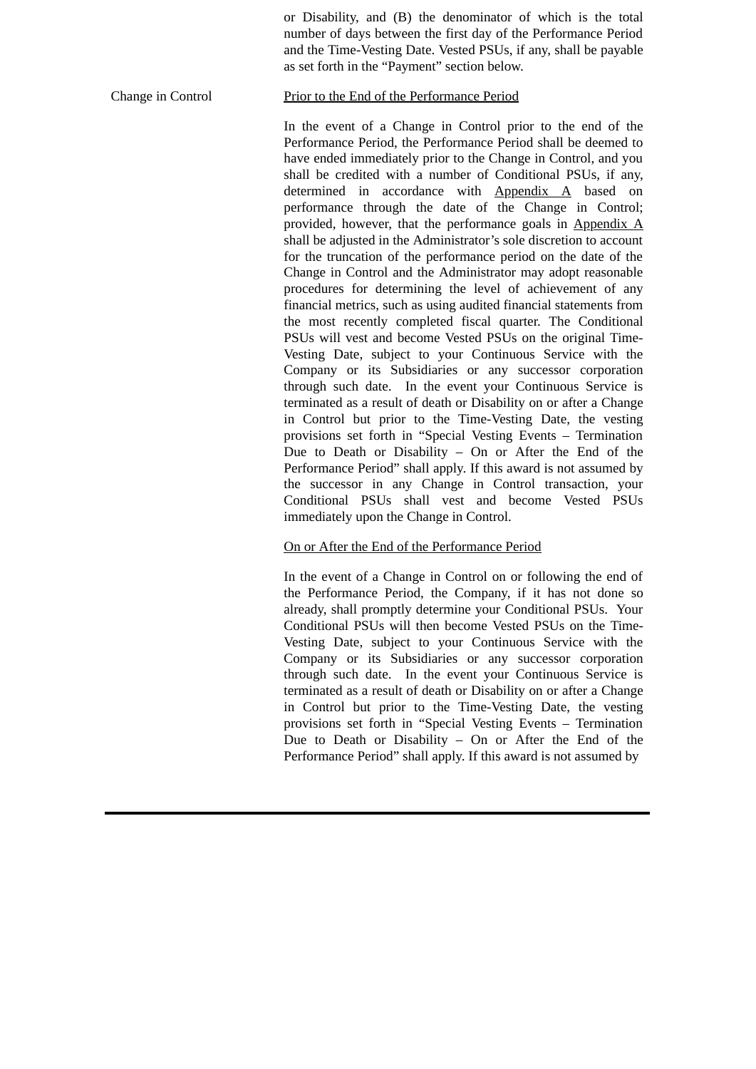or Disability, and (B) the denominator of which is the total number of days between the first day of the Performance Period and the Time-Vesting Date. Vested PSUs, if any, shall be payable as set forth in the "Payment" section below.

Change in Control

Prior to the End of the Performance Period

In the event of a Change in Control prior to the end of the Performance Period, the Performance Period shall be deemed to have ended immediately prior to the Change in Control, and you shall be credited with a number of Conditional PSUs, if any, determined in accordance with Appendix A based on performance through the date of the Change in Control; provided, however, that the performance goals in Appendix A shall be adjusted in the Administrator's sole discretion to account for the truncation of the performance period on the date of the Change in Control and the Administrator may adopt reasonable procedures for determining the level of achievement of any financial metrics, such as using audited financial statements from the most recently completed fiscal quarter. The Conditional PSUs will vest and become Vested PSUs on the original Time-Vesting Date, subject to your Continuous Service with the Company or its Subsidiaries or any successor corporation through such date. In the event your Continuous Service is terminated as a result of death or Disability on or after a Change in Control but prior to the Time-Vesting Date, the vesting provisions set forth in "Special Vesting Events – Termination Due to Death or Disability – On or After the End of the Performance Period" shall apply. If this award is not assumed by the successor in any Change in Control transaction, your Conditional PSUs shall vest and become Vested PSUs immediately upon the Change in Control.

On or After the End of the Performance Period

In the event of a Change in Control on or following the end of the Performance Period, the Company, if it has not done so already, shall promptly determine your Conditional PSUs. Your Conditional PSUs will then become Vested PSUs on the Time-Vesting Date, subject to your Continuous Service with the Company or its Subsidiaries or any successor corporation through such date. In the event your Continuous Service is terminated as a result of death or Disability on or after a Change in Control but prior to the Time-Vesting Date, the vesting provisions set forth in "Special Vesting Events – Termination Due to Death or Disability – On or After the End of the Performance Period" shall apply. If this award is not assumed by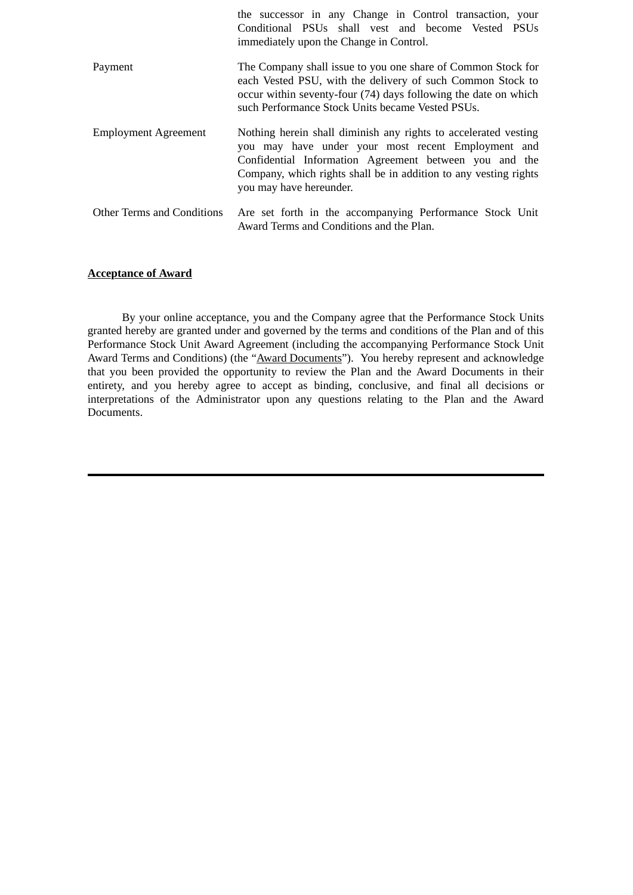| | |
|---|---|
| | the successor in any Change in Control transaction, your Conditional PSUs shall vest and become Vested PSUs immediately upon the Change in Control. |
| Payment | The Company shall issue to you one share of Common Stock for each Vested PSU, with the delivery of such Common Stock to occur within seventy-four (74) days following the date on which such Performance Stock Units became Vested PSUs. |
| Employment Agreement | Nothing herein shall diminish any rights to accelerated vesting you may have under your most recent Employment and Confidential Information Agreement between you and the Company, which rights shall be in addition to any vesting rights you may have hereunder. |
| Other Terms and Conditions | Are set forth in the accompanying Performance Stock Unit Award Terms and Conditions and the Plan. |

**Acceptance of Award**

By your online acceptance, you and the Company agree that the Performance Stock Units granted hereby are granted under and governed by the terms and conditions of the Plan and of this Performance Stock Unit Award Agreement (including the accompanying Performance Stock Unit Award Terms and Conditions) (the "Award Documents"). You hereby represent and acknowledge that you been provided the opportunity to review the Plan and the Award Documents in their entirety, and you hereby agree to accept as binding, conclusive, and final all decisions or interpretations of the Administrator upon any questions relating to the Plan and the Award Documents.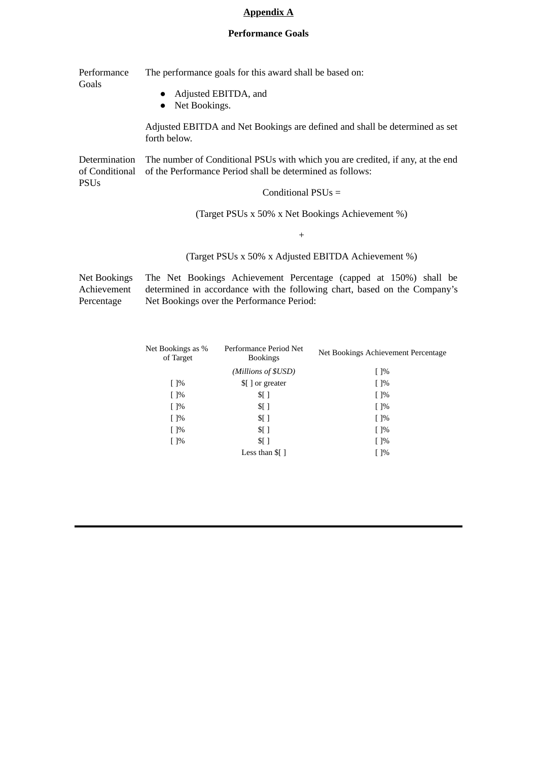## Appendix A

### Performance Goals

**Performance Goals**

The performance goals for this award shall be based on:

- Adjusted EBITDA, and
- Net Bookings.

Adjusted EBITDA and Net Bookings are defined and shall be determined as set forth below.

**Determination of Conditional PSUs**

The number of Conditional PSUs with which you are credited, if any, at the end of the Performance Period shall be determined as follows:

Conditional PSUs =

(Target PSUs x 50% x Net Bookings Achievement %)

+

(Target PSUs x 50% x Adjusted EBITDA Achievement %)

**Net Bookings Achievement Percentage**

The Net Bookings Achievement Percentage (capped at 150%) shall be determined in accordance with the following chart, based on the Company's Net Bookings over the Performance Period:

| Net Bookings as % of Target | Performance Period Net Bookings | Net Bookings Achievement Percentage |
|---|---|---|
| | *(Millions of $USD)* | [ ]% |
| [ ]% | $[ ] or greater | [ ]% |
| [ ]% | $[ ] | [ ]% |
| [ ]% | $[ ] | [ ]% |
| [ ]% | $[ ] | [ ]% |
| [ ]% | $[ ] | [ ]% |
| [ ]% | $[ ] | [ ]% |
| | Less than $[ ] | [ ]% |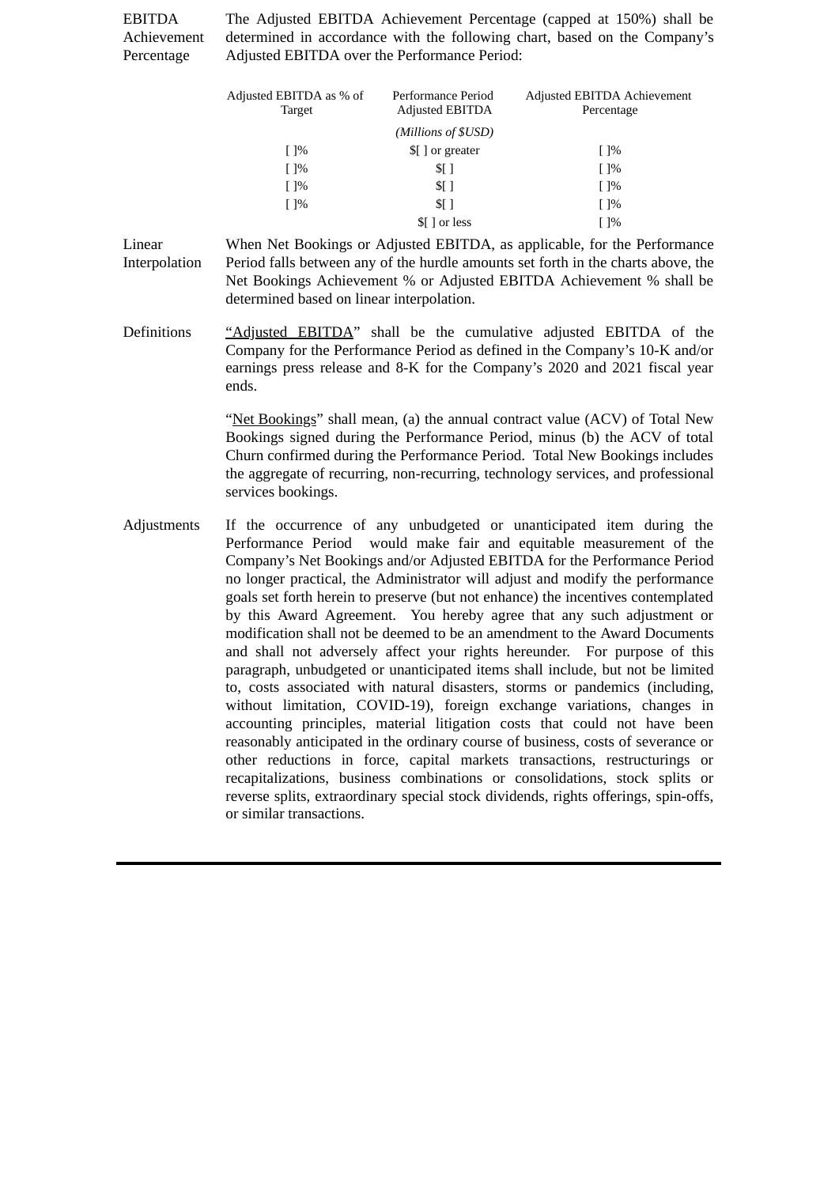**EBITDA Achievement Percentage**

The Adjusted EBITDA Achievement Percentage (capped at 150%) shall be determined in accordance with the following chart, based on the Company's Adjusted EBITDA over the Performance Period:

| Adjusted EBITDA as % of Target | Performance Period Adjusted EBITDA | Adjusted EBITDA Achievement Percentage |
|---|---|---|
| | *(Millions of $USD)* | |
| [ ]% | $[ ] or greater | [ ]% |
| [ ]% | $[ ] | [ ]% |
| [ ]% | $[ ] | [ ]% |
| [ ]% | $[ ] | [ ]% |
| | $[ ] or less | [ ]% |

**Linear Interpolation**

When Net Bookings or Adjusted EBITDA, as applicable, for the Performance Period falls between any of the hurdle amounts set forth in the charts above, the Net Bookings Achievement % or Adjusted EBITDA Achievement % shall be determined based on linear interpolation.

**Definitions**

"<u>Adjusted EBITDA</u>" shall be the cumulative adjusted EBITDA of the Company for the Performance Period as defined in the Company's 10-K and/or earnings press release and 8-K for the Company's 2020 and 2021 fiscal year ends.

"<u>Net Bookings</u>" shall mean, (a) the annual contract value (ACV) of Total New Bookings signed during the Performance Period, minus (b) the ACV of total Churn confirmed during the Performance Period. Total New Bookings includes the aggregate of recurring, non-recurring, technology services, and professional services bookings.

**Adjustments**

If the occurrence of any unbudgeted or unanticipated item during the Performance Period would make fair and equitable measurement of the Company's Net Bookings and/or Adjusted EBITDA for the Performance Period no longer practical, the Administrator will adjust and modify the performance goals set forth herein to preserve (but not enhance) the incentives contemplated by this Award Agreement. You hereby agree that any such adjustment or modification shall not be deemed to be an amendment to the Award Documents and shall not adversely affect your rights hereunder. For purpose of this paragraph, unbudgeted or unanticipated items shall include, but not be limited to, costs associated with natural disasters, storms or pandemics (including, without limitation, COVID-19), foreign exchange variations, changes in accounting principles, material litigation costs that could not have been reasonably anticipated in the ordinary course of business, costs of severance or other reductions in force, capital markets transactions, restructurings or recapitalizations, business combinations or consolidations, stock splits or reverse splits, extraordinary special stock dividends, rights offerings, spin-offs, or similar transactions.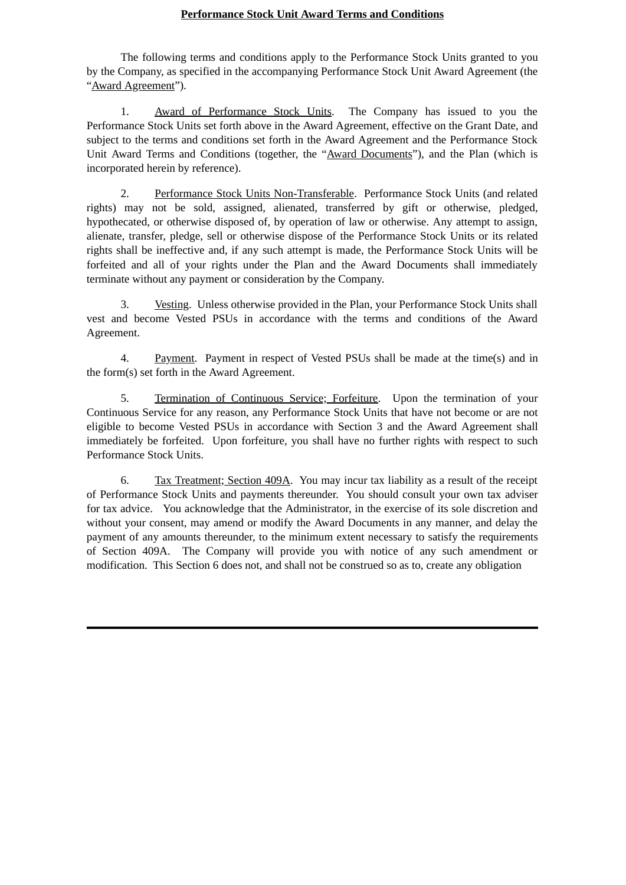**Performance Stock Unit Award Terms and Conditions**

The following terms and conditions apply to the Performance Stock Units granted to you by the Company, as specified in the accompanying Performance Stock Unit Award Agreement (the "Award Agreement").

1. Award of Performance Stock Units. The Company has issued to you the Performance Stock Units set forth above in the Award Agreement, effective on the Grant Date, and subject to the terms and conditions set forth in the Award Agreement and the Performance Stock Unit Award Terms and Conditions (together, the "Award Documents"), and the Plan (which is incorporated herein by reference).

2. Performance Stock Units Non-Transferable. Performance Stock Units (and related rights) may not be sold, assigned, alienated, transferred by gift or otherwise, pledged, hypothecated, or otherwise disposed of, by operation of law or otherwise. Any attempt to assign, alienate, transfer, pledge, sell or otherwise dispose of the Performance Stock Units or its related rights shall be ineffective and, if any such attempt is made, the Performance Stock Units will be forfeited and all of your rights under the Plan and the Award Documents shall immediately terminate without any payment or consideration by the Company.

3. Vesting. Unless otherwise provided in the Plan, your Performance Stock Units shall vest and become Vested PSUs in accordance with the terms and conditions of the Award Agreement.

4. Payment. Payment in respect of Vested PSUs shall be made at the time(s) and in the form(s) set forth in the Award Agreement.

5. Termination of Continuous Service; Forfeiture. Upon the termination of your Continuous Service for any reason, any Performance Stock Units that have not become or are not eligible to become Vested PSUs in accordance with Section 3 and the Award Agreement shall immediately be forfeited. Upon forfeiture, you shall have no further rights with respect to such Performance Stock Units.

6. Tax Treatment; Section 409A. You may incur tax liability as a result of the receipt of Performance Stock Units and payments thereunder. You should consult your own tax adviser for tax advice. You acknowledge that the Administrator, in the exercise of its sole discretion and without your consent, may amend or modify the Award Documents in any manner, and delay the payment of any amounts thereunder, to the minimum extent necessary to satisfy the requirements of Section 409A. The Company will provide you with notice of any such amendment or modification. This Section 6 does not, and shall not be construed so as to, create any obligation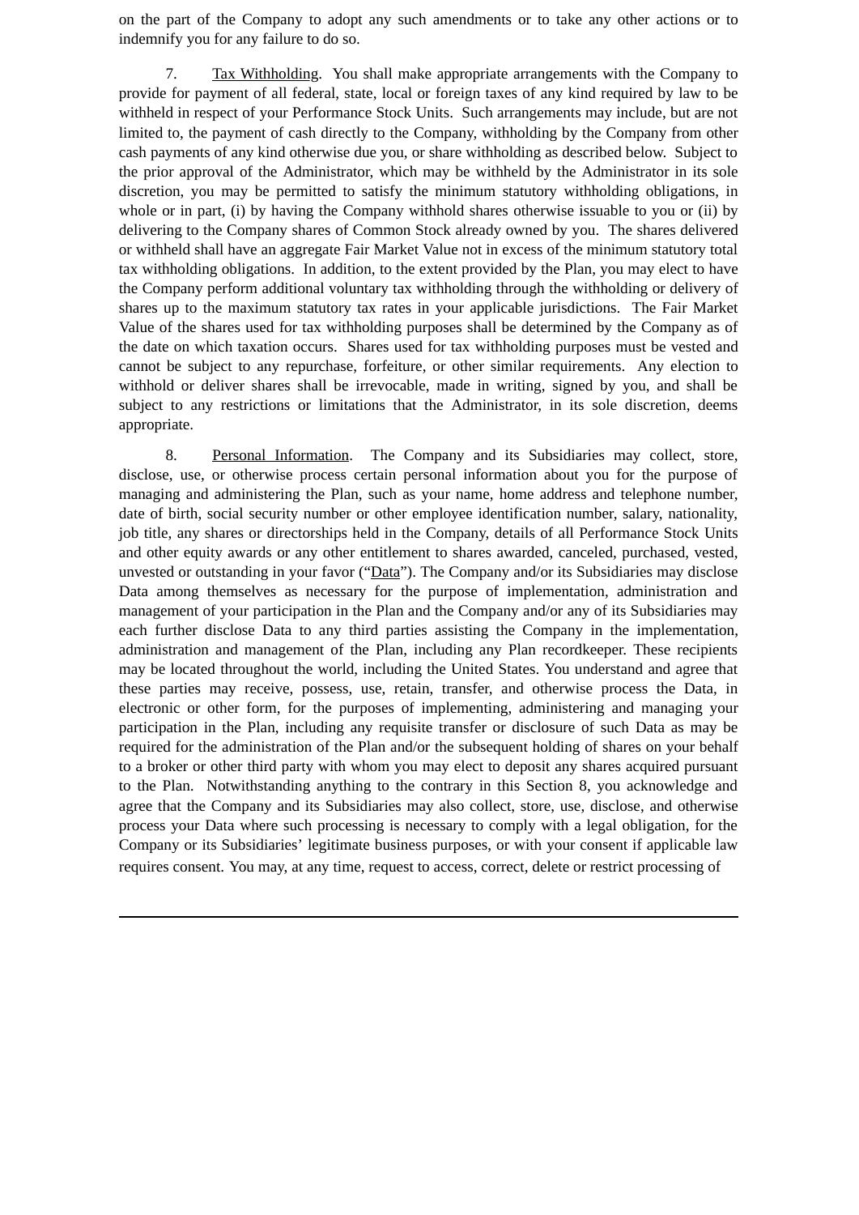on the part of the Company to adopt any such amendments or to take any other actions or to indemnify you for any failure to do so.

7. Tax Withholding. You shall make appropriate arrangements with the Company to provide for payment of all federal, state, local or foreign taxes of any kind required by law to be withheld in respect of your Performance Stock Units. Such arrangements may include, but are not limited to, the payment of cash directly to the Company, withholding by the Company from other cash payments of any kind otherwise due you, or share withholding as described below. Subject to the prior approval of the Administrator, which may be withheld by the Administrator in its sole discretion, you may be permitted to satisfy the minimum statutory withholding obligations, in whole or in part, (i) by having the Company withhold shares otherwise issuable to you or (ii) by delivering to the Company shares of Common Stock already owned by you. The shares delivered or withheld shall have an aggregate Fair Market Value not in excess of the minimum statutory total tax withholding obligations. In addition, to the extent provided by the Plan, you may elect to have the Company perform additional voluntary tax withholding through the withholding or delivery of shares up to the maximum statutory tax rates in your applicable jurisdictions. The Fair Market Value of the shares used for tax withholding purposes shall be determined by the Company as of the date on which taxation occurs. Shares used for tax withholding purposes must be vested and cannot be subject to any repurchase, forfeiture, or other similar requirements. Any election to withhold or deliver shares shall be irrevocable, made in writing, signed by you, and shall be subject to any restrictions or limitations that the Administrator, in its sole discretion, deems appropriate.

8. Personal Information. The Company and its Subsidiaries may collect, store, disclose, use, or otherwise process certain personal information about you for the purpose of managing and administering the Plan, such as your name, home address and telephone number, date of birth, social security number or other employee identification number, salary, nationality, job title, any shares or directorships held in the Company, details of all Performance Stock Units and other equity awards or any other entitlement to shares awarded, canceled, purchased, vested, unvested or outstanding in your favor ("Data"). The Company and/or its Subsidiaries may disclose Data among themselves as necessary for the purpose of implementation, administration and management of your participation in the Plan and the Company and/or any of its Subsidiaries may each further disclose Data to any third parties assisting the Company in the implementation, administration and management of the Plan, including any Plan recordkeeper. These recipients may be located throughout the world, including the United States. You understand and agree that these parties may receive, possess, use, retain, transfer, and otherwise process the Data, in electronic or other form, for the purposes of implementing, administering and managing your participation in the Plan, including any requisite transfer or disclosure of such Data as may be required for the administration of the Plan and/or the subsequent holding of shares on your behalf to a broker or other third party with whom you may elect to deposit any shares acquired pursuant to the Plan. Notwithstanding anything to the contrary in this Section 8, you acknowledge and agree that the Company and its Subsidiaries may also collect, store, use, disclose, and otherwise process your Data where such processing is necessary to comply with a legal obligation, for the Company or its Subsidiaries' legitimate business purposes, or with your consent if applicable law requires consent. You may, at any time, request to access, correct, delete or restrict processing of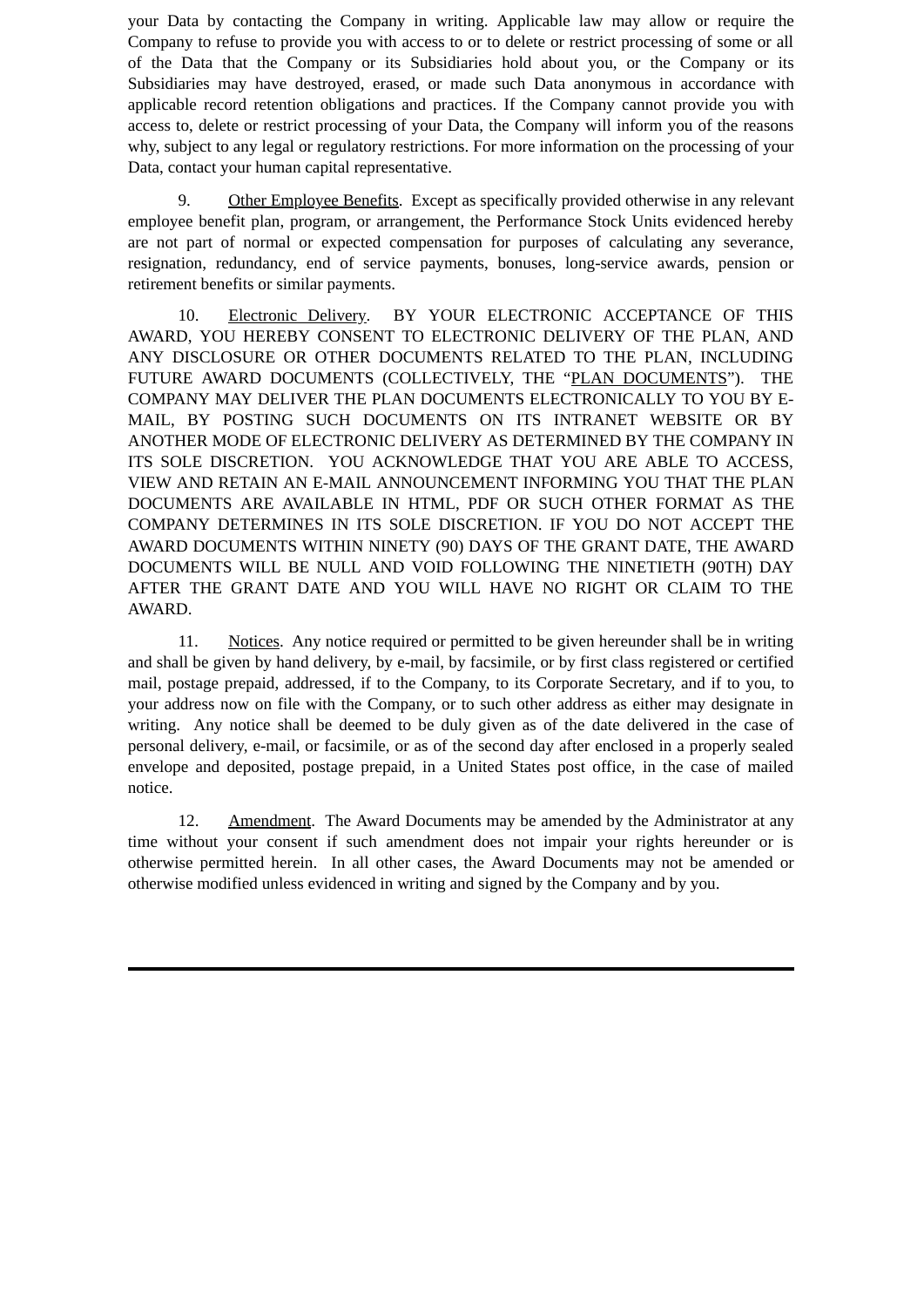your Data by contacting the Company in writing. Applicable law may allow or require the Company to refuse to provide you with access to or to delete or restrict processing of some or all of the Data that the Company or its Subsidiaries hold about you, or the Company or its Subsidiaries may have destroyed, erased, or made such Data anonymous in accordance with applicable record retention obligations and practices. If the Company cannot provide you with access to, delete or restrict processing of your Data, the Company will inform you of the reasons why, subject to any legal or regulatory restrictions. For more information on the processing of your Data, contact your human capital representative.

9. Other Employee Benefits. Except as specifically provided otherwise in any relevant employee benefit plan, program, or arrangement, the Performance Stock Units evidenced hereby are not part of normal or expected compensation for purposes of calculating any severance, resignation, redundancy, end of service payments, bonuses, long-service awards, pension or retirement benefits or similar payments.

10. Electronic Delivery. BY YOUR ELECTRONIC ACCEPTANCE OF THIS AWARD, YOU HEREBY CONSENT TO ELECTRONIC DELIVERY OF THE PLAN, AND ANY DISCLOSURE OR OTHER DOCUMENTS RELATED TO THE PLAN, INCLUDING FUTURE AWARD DOCUMENTS (COLLECTIVELY, THE "PLAN DOCUMENTS"). THE COMPANY MAY DELIVER THE PLAN DOCUMENTS ELECTRONICALLY TO YOU BY E-MAIL, BY POSTING SUCH DOCUMENTS ON ITS INTRANET WEBSITE OR BY ANOTHER MODE OF ELECTRONIC DELIVERY AS DETERMINED BY THE COMPANY IN ITS SOLE DISCRETION. YOU ACKNOWLEDGE THAT YOU ARE ABLE TO ACCESS, VIEW AND RETAIN AN E-MAIL ANNOUNCEMENT INFORMING YOU THAT THE PLAN DOCUMENTS ARE AVAILABLE IN HTML, PDF OR SUCH OTHER FORMAT AS THE COMPANY DETERMINES IN ITS SOLE DISCRETION. IF YOU DO NOT ACCEPT THE AWARD DOCUMENTS WITHIN NINETY (90) DAYS OF THE GRANT DATE, THE AWARD DOCUMENTS WILL BE NULL AND VOID FOLLOWING THE NINETIETH (90TH) DAY AFTER THE GRANT DATE AND YOU WILL HAVE NO RIGHT OR CLAIM TO THE AWARD.

11. Notices. Any notice required or permitted to be given hereunder shall be in writing and shall be given by hand delivery, by e-mail, by facsimile, or by first class registered or certified mail, postage prepaid, addressed, if to the Company, to its Corporate Secretary, and if to you, to your address now on file with the Company, or to such other address as either may designate in writing. Any notice shall be deemed to be duly given as of the date delivered in the case of personal delivery, e-mail, or facsimile, or as of the second day after enclosed in a properly sealed envelope and deposited, postage prepaid, in a United States post office, in the case of mailed notice.

12. Amendment. The Award Documents may be amended by the Administrator at any time without your consent if such amendment does not impair your rights hereunder or is otherwise permitted herein. In all other cases, the Award Documents may not be amended or otherwise modified unless evidenced in writing and signed by the Company and by you.

---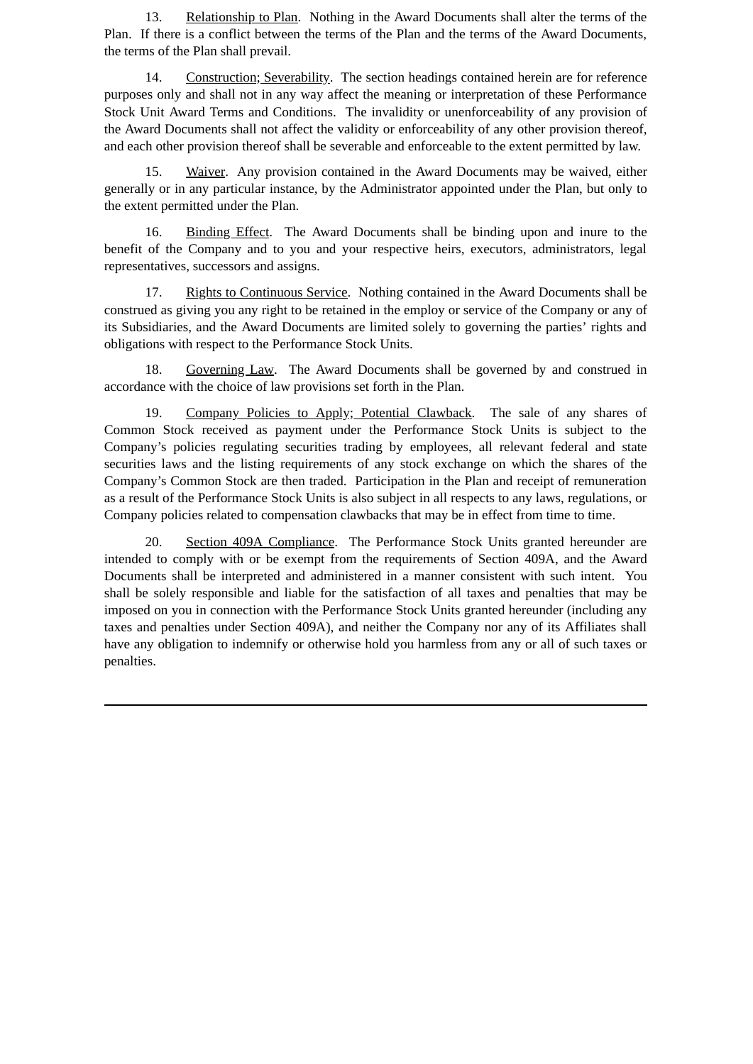13. Relationship to Plan. Nothing in the Award Documents shall alter the terms of the Plan. If there is a conflict between the terms of the Plan and the terms of the Award Documents, the terms of the Plan shall prevail.

14. Construction; Severability. The section headings contained herein are for reference purposes only and shall not in any way affect the meaning or interpretation of these Performance Stock Unit Award Terms and Conditions. The invalidity or unenforceability of any provision of the Award Documents shall not affect the validity or enforceability of any other provision thereof, and each other provision thereof shall be severable and enforceable to the extent permitted by law.

15. Waiver. Any provision contained in the Award Documents may be waived, either generally or in any particular instance, by the Administrator appointed under the Plan, but only to the extent permitted under the Plan.

16. Binding Effect. The Award Documents shall be binding upon and inure to the benefit of the Company and to you and your respective heirs, executors, administrators, legal representatives, successors and assigns.

17. Rights to Continuous Service. Nothing contained in the Award Documents shall be construed as giving you any right to be retained in the employ or service of the Company or any of its Subsidiaries, and the Award Documents are limited solely to governing the parties' rights and obligations with respect to the Performance Stock Units.

18. Governing Law. The Award Documents shall be governed by and construed in accordance with the choice of law provisions set forth in the Plan.

19. Company Policies to Apply; Potential Clawback. The sale of any shares of Common Stock received as payment under the Performance Stock Units is subject to the Company's policies regulating securities trading by employees, all relevant federal and state securities laws and the listing requirements of any stock exchange on which the shares of the Company's Common Stock are then traded. Participation in the Plan and receipt of remuneration as a result of the Performance Stock Units is also subject in all respects to any laws, regulations, or Company policies related to compensation clawbacks that may be in effect from time to time.

20. Section 409A Compliance. The Performance Stock Units granted hereunder are intended to comply with or be exempt from the requirements of Section 409A, and the Award Documents shall be interpreted and administered in a manner consistent with such intent. You shall be solely responsible and liable for the satisfaction of all taxes and penalties that may be imposed on you in connection with the Performance Stock Units granted hereunder (including any taxes and penalties under Section 409A), and neither the Company nor any of its Affiliates shall have any obligation to indemnify or otherwise hold you harmless from any or all of such taxes or penalties.

---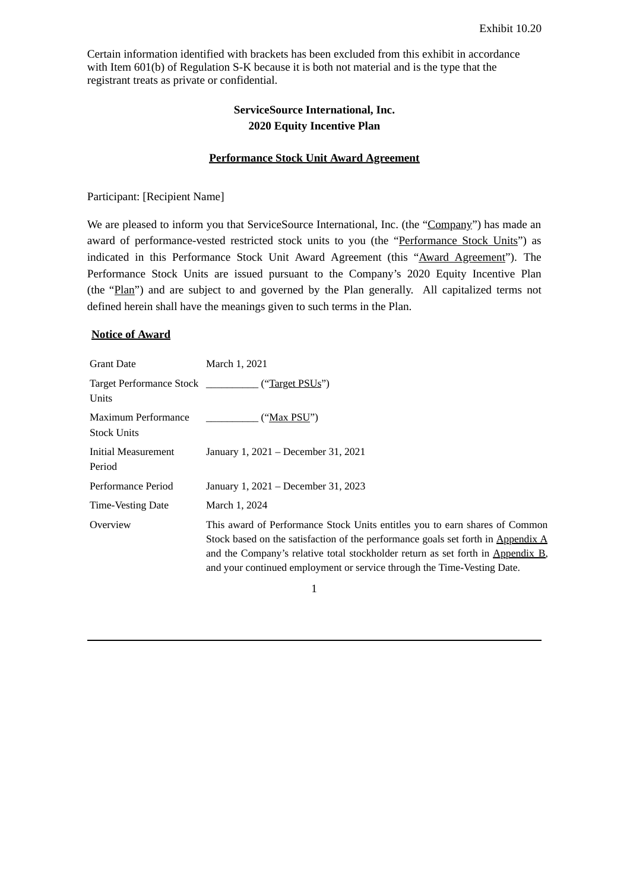Exhibit 10.20

Certain information identified with brackets has been excluded from this exhibit in accordance with Item 601(b) of Regulation S-K because it is both not material and is the type that the registrant treats as private or confidential.

**ServiceSource International, Inc.**
**2020 Equity Incentive Plan**

**Performance Stock Unit Award Agreement**

Participant: [Recipient Name]

We are pleased to inform you that ServiceSource International, Inc. (the "Company") has made an award of performance-vested restricted stock units to you (the "Performance Stock Units") as indicated in this Performance Stock Unit Award Agreement (this "Award Agreement"). The Performance Stock Units are issued pursuant to the Company's 2020 Equity Incentive Plan (the "Plan") and are subject to and governed by the Plan generally. All capitalized terms not defined herein shall have the meanings given to such terms in the Plan.

**Notice of Award**

| | |
|---|---|
| Grant Date | March 1, 2021 |
| Target Performance Stock Units | __________ ("Target PSUs") |
| Maximum Performance Stock Units | __________ ("Max PSU") |
| Initial Measurement Period | January 1, 2021 – December 31, 2021 |
| Performance Period | January 1, 2021 – December 31, 2023 |
| Time-Vesting Date | March 1, 2024 |
| Overview | This award of Performance Stock Units entitles you to earn shares of Common Stock based on the satisfaction of the performance goals set forth in Appendix A and the Company's relative total stockholder return as set forth in Appendix B, and your continued employment or service through the Time-Vesting Date. |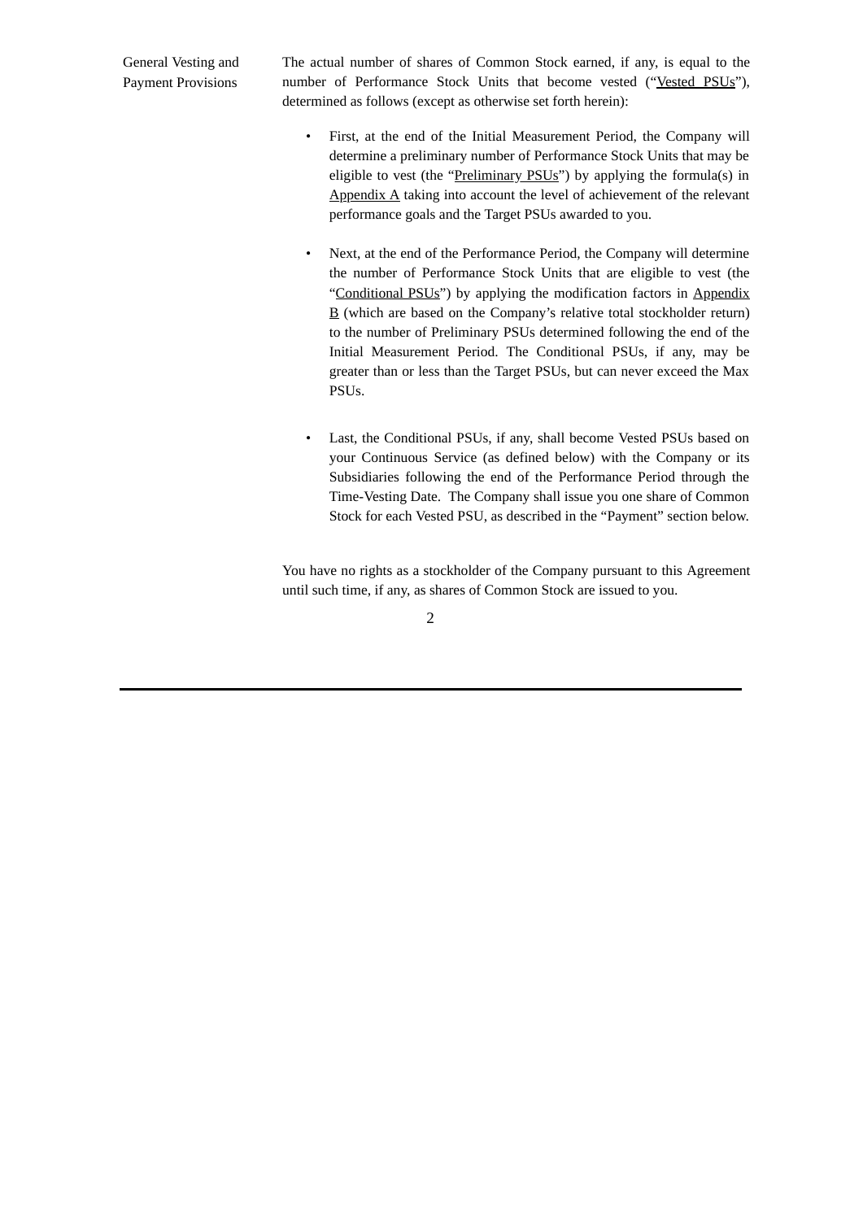**General Vesting and Payment Provisions**

The actual number of shares of Common Stock earned, if any, is equal to the number of Performance Stock Units that become vested ("Vested PSUs"), determined as follows (except as otherwise set forth herein):

- First, at the end of the Initial Measurement Period, the Company will determine a preliminary number of Performance Stock Units that may be eligible to vest (the "Preliminary PSUs") by applying the formula(s) in Appendix A taking into account the level of achievement of the relevant performance goals and the Target PSUs awarded to you.

- Next, at the end of the Performance Period, the Company will determine the number of Performance Stock Units that are eligible to vest (the "Conditional PSUs") by applying the modification factors in Appendix B (which are based on the Company's relative total stockholder return) to the number of Preliminary PSUs determined following the end of the Initial Measurement Period. The Conditional PSUs, if any, may be greater than or less than the Target PSUs, but can never exceed the Max PSUs.

- Last, the Conditional PSUs, if any, shall become Vested PSUs based on your Continuous Service (as defined below) with the Company or its Subsidiaries following the end of the Performance Period through the Time-Vesting Date. The Company shall issue you one share of Common Stock for each Vested PSU, as described in the "Payment" section below.

You have no rights as a stockholder of the Company pursuant to this Agreement until such time, if any, as shares of Common Stock are issued to you.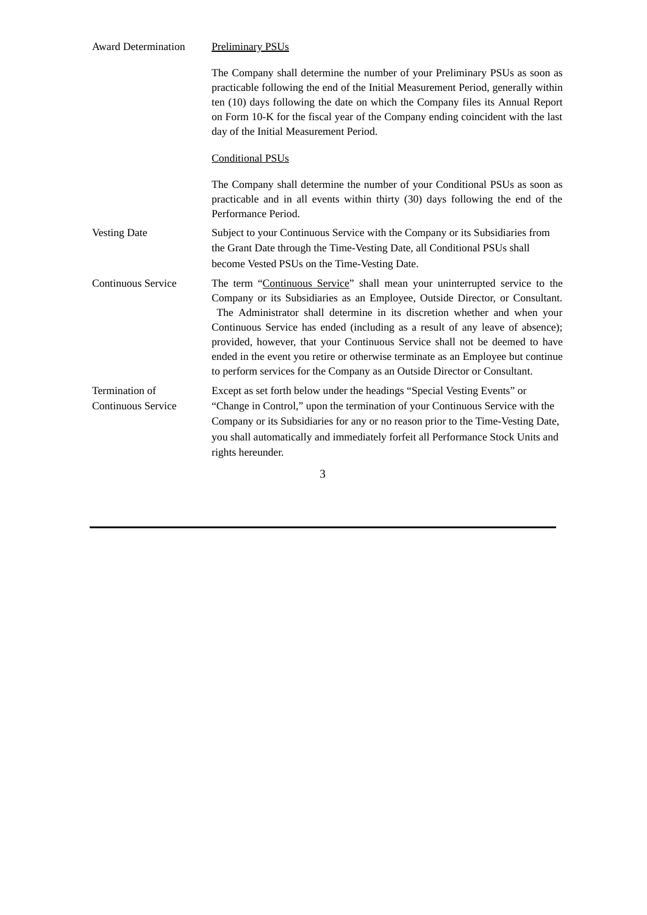| | |
|---|---|
| Award Determination | <u>Preliminary PSUs</u><br><br>The Company shall determine the number of your Preliminary PSUs as soon as practicable following the end of the Initial Measurement Period, generally within ten (10) days following the date on which the Company files its Annual Report on Form 10-K for the fiscal year of the Company ending coincident with the last day of the Initial Measurement Period.<br><br><u>Conditional PSUs</u><br><br>The Company shall determine the number of your Conditional PSUs as soon as practicable and in all events within thirty (30) days following the end of the Performance Period. |
| Vesting Date | Subject to your Continuous Service with the Company or its Subsidiaries from the Grant Date through the Time-Vesting Date, all Conditional PSUs shall become Vested PSUs on the Time-Vesting Date. |
| Continuous Service | The term "<u>Continuous Service</u>" shall mean your uninterrupted service to the Company or its Subsidiaries as an Employee, Outside Director, or Consultant. The Administrator shall determine in its discretion whether and when your Continuous Service has ended (including as a result of any leave of absence); provided, however, that your Continuous Service shall not be deemed to have ended in the event you retire or otherwise terminate as an Employee but continue to perform services for the Company as an Outside Director or Consultant. |
| Termination of Continuous Service | Except as set forth below under the headings "Special Vesting Events" or "Change in Control," upon the termination of your Continuous Service with the Company or its Subsidiaries for any or no reason prior to the Time-Vesting Date, you shall automatically and immediately forfeit all Performance Stock Units and rights hereunder. |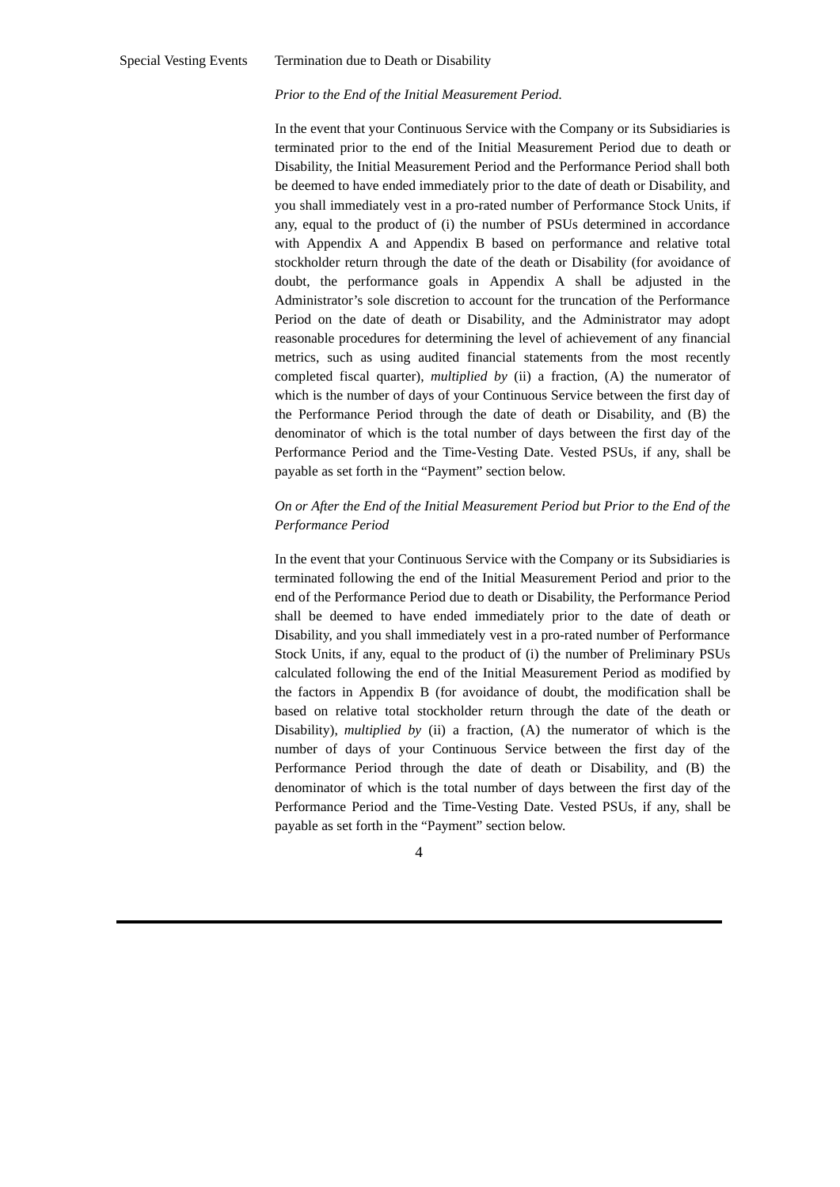Special Vesting Events    Termination due to Death or Disability

*Prior to the End of the Initial Measurement Period.*

In the event that your Continuous Service with the Company or its Subsidiaries is terminated prior to the end of the Initial Measurement Period due to death or Disability, the Initial Measurement Period and the Performance Period shall both be deemed to have ended immediately prior to the date of death or Disability, and you shall immediately vest in a pro-rated number of Performance Stock Units, if any, equal to the product of (i) the number of PSUs determined in accordance with Appendix A and Appendix B based on performance and relative total stockholder return through the date of the death or Disability (for avoidance of doubt, the performance goals in Appendix A shall be adjusted in the Administrator's sole discretion to account for the truncation of the Performance Period on the date of death or Disability, and the Administrator may adopt reasonable procedures for determining the level of achievement of any financial metrics, such as using audited financial statements from the most recently completed fiscal quarter), *multiplied by* (ii) a fraction, (A) the numerator of which is the number of days of your Continuous Service between the first day of the Performance Period through the date of death or Disability, and (B) the denominator of which is the total number of days between the first day of the Performance Period and the Time-Vesting Date. Vested PSUs, if any, shall be payable as set forth in the "Payment" section below.

*On or After the End of the Initial Measurement Period but Prior to the End of the Performance Period*

In the event that your Continuous Service with the Company or its Subsidiaries is terminated following the end of the Initial Measurement Period and prior to the end of the Performance Period due to death or Disability, the Performance Period shall be deemed to have ended immediately prior to the date of death or Disability, and you shall immediately vest in a pro-rated number of Performance Stock Units, if any, equal to the product of (i) the number of Preliminary PSUs calculated following the end of the Initial Measurement Period as modified by the factors in Appendix B (for avoidance of doubt, the modification shall be based on relative total stockholder return through the date of the death or Disability), *multiplied by* (ii) a fraction, (A) the numerator of which is the number of days of your Continuous Service between the first day of the Performance Period through the date of death or Disability, and (B) the denominator of which is the total number of days between the first day of the Performance Period and the Time-Vesting Date. Vested PSUs, if any, shall be payable as set forth in the "Payment" section below.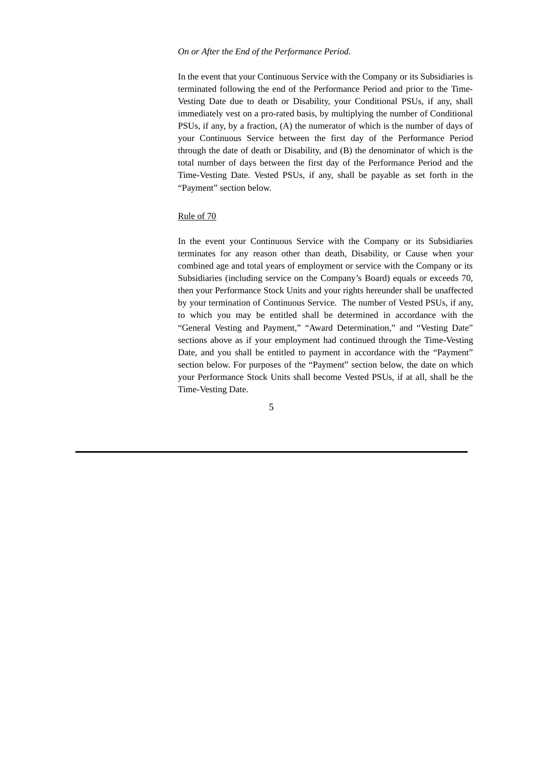*On or After the End of the Performance Period.*

In the event that your Continuous Service with the Company or its Subsidiaries is terminated following the end of the Performance Period and prior to the Time-Vesting Date due to death or Disability, your Conditional PSUs, if any, shall immediately vest on a pro-rated basis, by multiplying the number of Conditional PSUs, if any, by a fraction, (A) the numerator of which is the number of days of your Continuous Service between the first day of the Performance Period through the date of death or Disability, and (B) the denominator of which is the total number of days between the first day of the Performance Period and the Time-Vesting Date. Vested PSUs, if any, shall be payable as set forth in the "Payment" section below.

<u>Rule of 70</u>

In the event your Continuous Service with the Company or its Subsidiaries terminates for any reason other than death, Disability, or Cause when your combined age and total years of employment or service with the Company or its Subsidiaries (including service on the Company's Board) equals or exceeds 70, then your Performance Stock Units and your rights hereunder shall be unaffected by your termination of Continuous Service. The number of Vested PSUs, if any, to which you may be entitled shall be determined in accordance with the "General Vesting and Payment," "Award Determination," and "Vesting Date" sections above as if your employment had continued through the Time-Vesting Date, and you shall be entitled to payment in accordance with the "Payment" section below. For purposes of the "Payment" section below, the date on which your Performance Stock Units shall become Vested PSUs, if at all, shall be the Time-Vesting Date.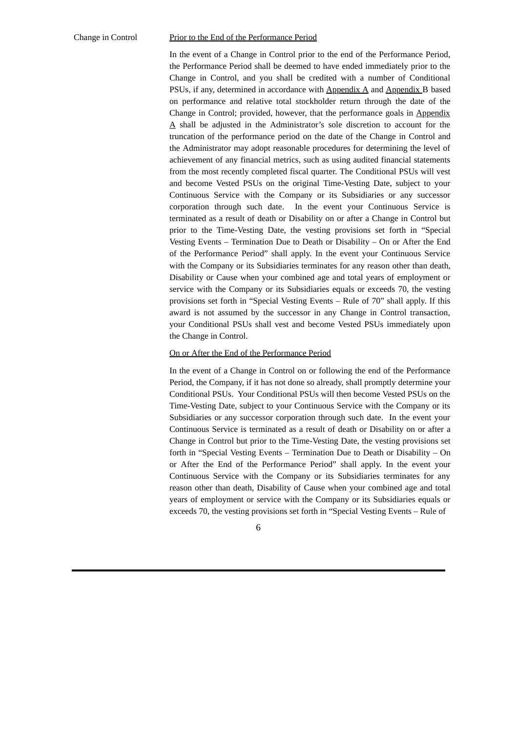Change in Control

<u>Prior to the End of the Performance Period</u>

In the event of a Change in Control prior to the end of the Performance Period, the Performance Period shall be deemed to have ended immediately prior to the Change in Control, and you shall be credited with a number of Conditional PSUs, if any, determined in accordance with <u>Appendix A</u> and <u>Appendix B</u> based on performance and relative total stockholder return through the date of the Change in Control; provided, however, that the performance goals in <u>Appendix A</u> shall be adjusted in the Administrator's sole discretion to account for the truncation of the performance period on the date of the Change in Control and the Administrator may adopt reasonable procedures for determining the level of achievement of any financial metrics, such as using audited financial statements from the most recently completed fiscal quarter. The Conditional PSUs will vest and become Vested PSUs on the original Time-Vesting Date, subject to your Continuous Service with the Company or its Subsidiaries or any successor corporation through such date. In the event your Continuous Service is terminated as a result of death or Disability on or after a Change in Control but prior to the Time-Vesting Date, the vesting provisions set forth in "Special Vesting Events – Termination Due to Death or Disability – On or After the End of the Performance Period" shall apply. In the event your Continuous Service with the Company or its Subsidiaries terminates for any reason other than death, Disability or Cause when your combined age and total years of employment or service with the Company or its Subsidiaries equals or exceeds 70, the vesting provisions set forth in "Special Vesting Events – Rule of 70" shall apply. If this award is not assumed by the successor in any Change in Control transaction, your Conditional PSUs shall vest and become Vested PSUs immediately upon the Change in Control.

<u>On or After the End of the Performance Period</u>

In the event of a Change in Control on or following the end of the Performance Period, the Company, if it has not done so already, shall promptly determine your Conditional PSUs. Your Conditional PSUs will then become Vested PSUs on the Time-Vesting Date, subject to your Continuous Service with the Company or its Subsidiaries or any successor corporation through such date. In the event your Continuous Service is terminated as a result of death or Disability on or after a Change in Control but prior to the Time-Vesting Date, the vesting provisions set forth in "Special Vesting Events – Termination Due to Death or Disability – On or After the End of the Performance Period" shall apply. In the event your Continuous Service with the Company or its Subsidiaries terminates for any reason other than death, Disability of Cause when your combined age and total years of employment or service with the Company or its Subsidiaries equals or exceeds 70, the vesting provisions set forth in "Special Vesting Events – Rule of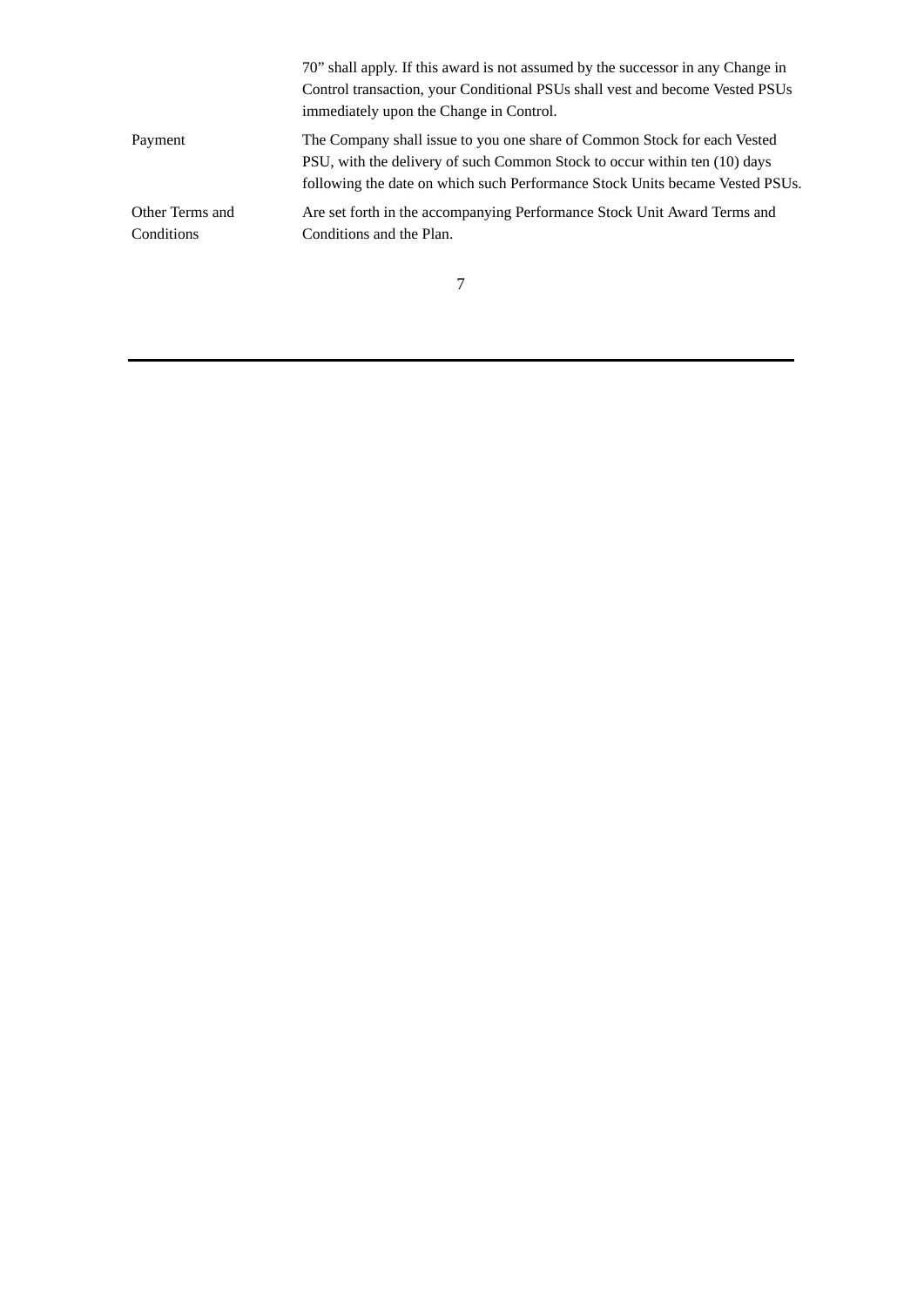| | |
|---|---|
| | 70” shall apply. If this award is not assumed by the successor in any Change in Control transaction, your Conditional PSUs shall vest and become Vested PSUs immediately upon the Change in Control. |
| Payment | The Company shall issue to you one share of Common Stock for each Vested PSU, with the delivery of such Common Stock to occur within ten (10) days following the date on which such Performance Stock Units became Vested PSUs. |
| Other Terms and Conditions | Are set forth in the accompanying Performance Stock Unit Award Terms and Conditions and the Plan. |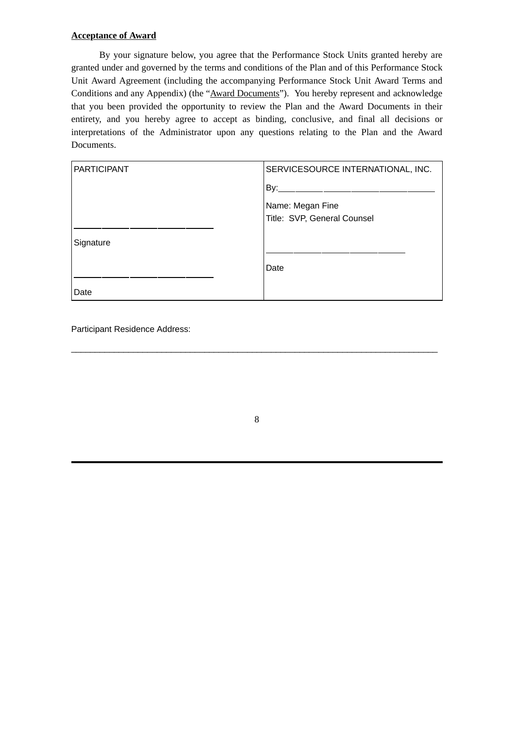**Acceptance of Award**

By your signature below, you agree that the Performance Stock Units granted hereby are granted under and governed by the terms and conditions of the Plan and of this Performance Stock Unit Award Agreement (including the accompanying Performance Stock Unit Award Terms and Conditions and any Appendix) (the "Award Documents"). You hereby represent and acknowledge that you been provided the opportunity to review the Plan and the Award Documents in their entirety, and you hereby agree to accept as binding, conclusive, and final all decisions or interpretations of the Administrator upon any questions relating to the Plan and the Award Documents.

| PARTICIPANT | SERVICESOURCE INTERNATIONAL, INC. |
|---|---|
| | By:______________________________ |
| | Name: Megan Fine<br>Title: SVP, General Counsel |
| ______________________________<br>Signature | |
| | ______________________________<br>Date |
| ______________________________<br>Date | |

Participant Residence Address:

______________________________________________________________________________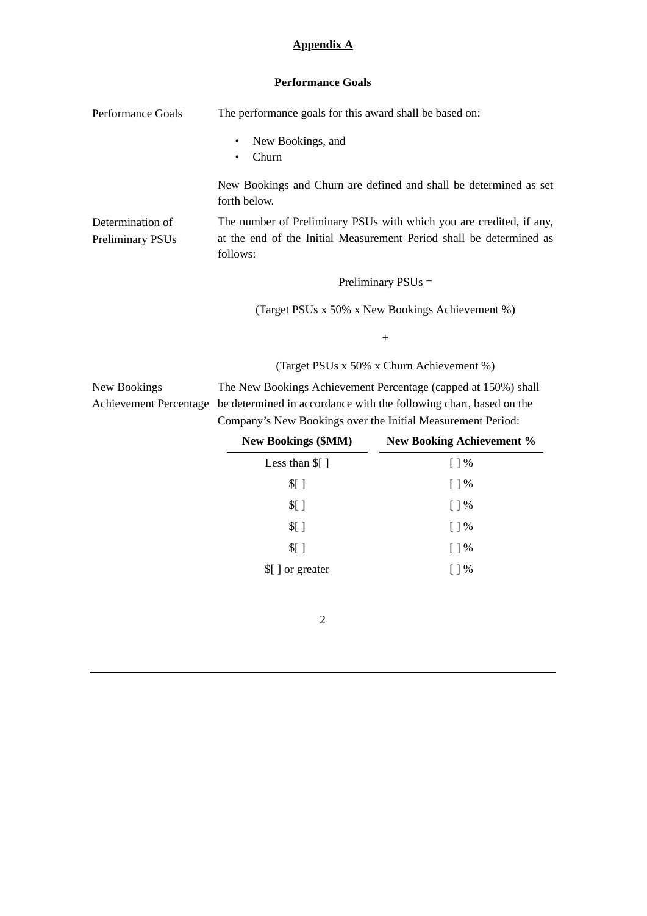## Appendix A

### Performance Goals

| | |
|---|---|
| Performance Goals | The performance goals for this award shall be based on:<br>• New Bookings, and<br>• Churn<br><br>New Bookings and Churn are defined and shall be determined as set forth below. |
| Determination of Preliminary PSUs | The number of Preliminary PSUs with which you are credited, if any, at the end of the Initial Measurement Period shall be determined as follows:<br><br>Preliminary PSUs =<br><br>(Target PSUs x 50% x New Bookings Achievement %)<br><br>+<br><br>(Target PSUs x 50% x Churn Achievement %) |
| New Bookings Achievement Percentage | The New Bookings Achievement Percentage (capped at 150%) shall be determined in accordance with the following chart, based on the Company's New Bookings over the Initial Measurement Period: |

| New Bookings ($MM) | New Booking Achievement % |
|---|---|
| Less than $[ ] | [ ] % |
| $[ ] | [ ] % |
| $[ ] | [ ] % |
| $[ ] | [ ] % |
| $[ ] | [ ] % |
| $[ ] or greater | [ ] % |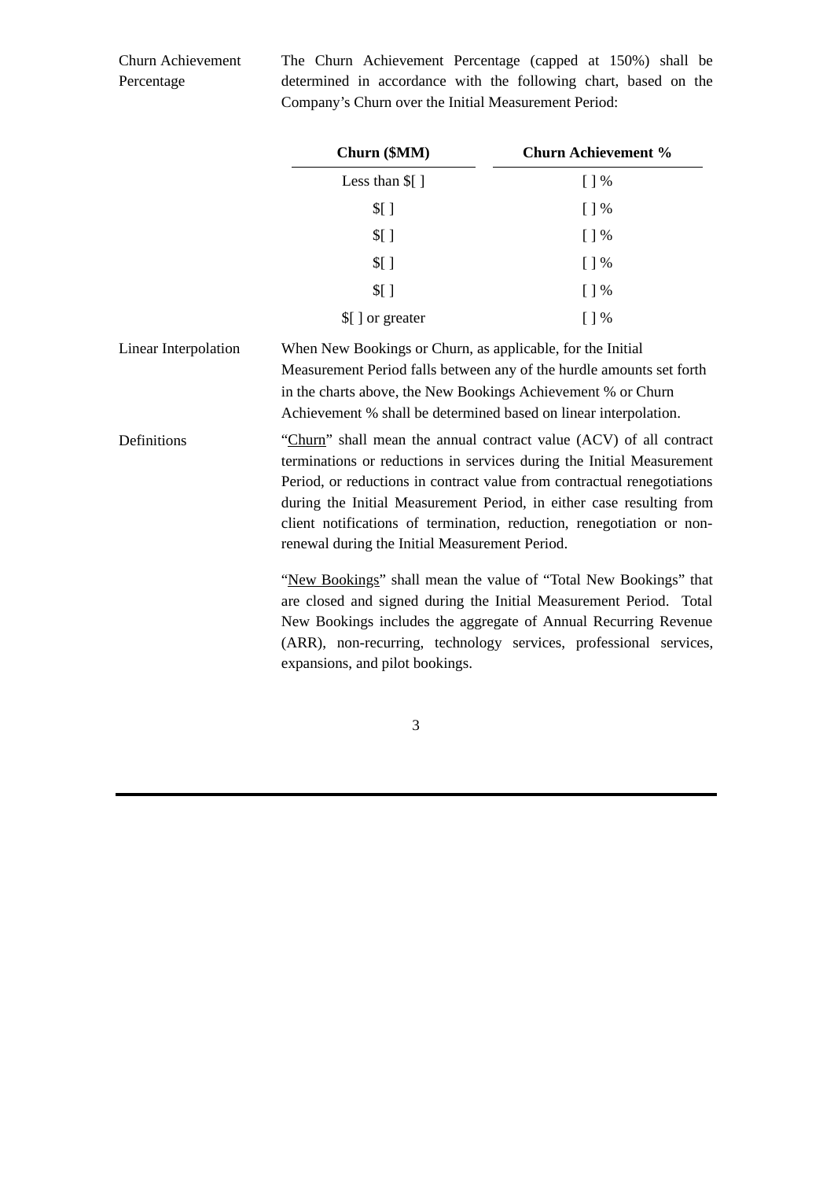Churn Achievement Percentage

The Churn Achievement Percentage (capped at 150%) shall be determined in accordance with the following chart, based on the Company's Churn over the Initial Measurement Period:

| **Churn ($MM)** | **Churn Achievement %** |
|---|---|
| Less than $[ ] | [ ] % |
| $[ ] | [ ] % |
| $[ ] | [ ] % |
| $[ ] | [ ] % |
| $[ ] | [ ] % |
| $[ ] or greater | [ ] % |

Linear Interpolation

When New Bookings or Churn, as applicable, for the Initial Measurement Period falls between any of the hurdle amounts set forth in the charts above, the New Bookings Achievement % or Churn Achievement % shall be determined based on linear interpolation.

Definitions

"Churn" shall mean the annual contract value (ACV) of all contract terminations or reductions in services during the Initial Measurement Period, or reductions in contract value from contractual renegotiations during the Initial Measurement Period, in either case resulting from client notifications of termination, reduction, renegotiation or non-renewal during the Initial Measurement Period.

"New Bookings" shall mean the value of "Total New Bookings" that are closed and signed during the Initial Measurement Period. Total New Bookings includes the aggregate of Annual Recurring Revenue (ARR), non-recurring, technology services, professional services, expansions, and pilot bookings.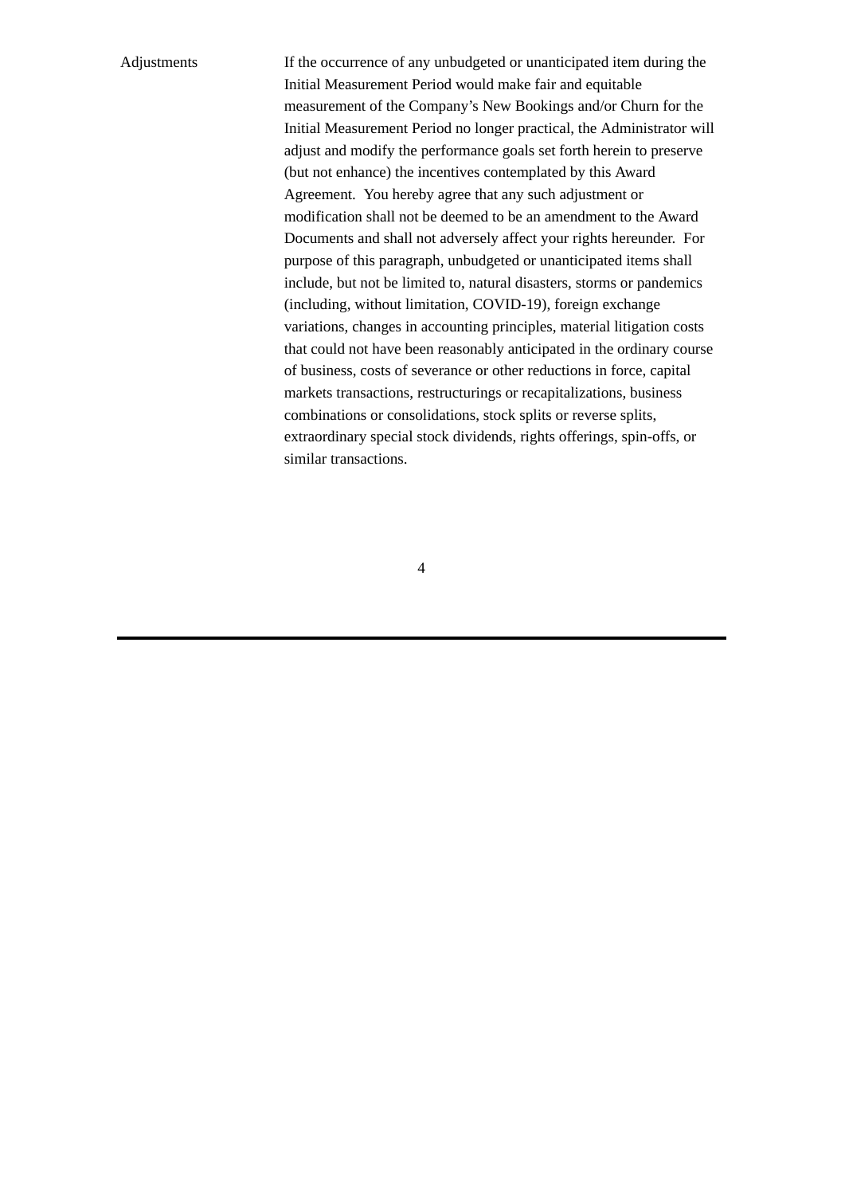| | |
|---|---|
| Adjustments | If the occurrence of any unbudgeted or unanticipated item during the Initial Measurement Period would make fair and equitable measurement of the Company's New Bookings and/or Churn for the Initial Measurement Period no longer practical, the Administrator will adjust and modify the performance goals set forth herein to preserve (but not enhance) the incentives contemplated by this Award Agreement. You hereby agree that any such adjustment or modification shall not be deemed to be an amendment to the Award Documents and shall not adversely affect your rights hereunder. For purpose of this paragraph, unbudgeted or unanticipated items shall include, but not be limited to, natural disasters, storms or pandemics (including, without limitation, COVID-19), foreign exchange variations, changes in accounting principles, material litigation costs that could not have been reasonably anticipated in the ordinary course of business, costs of severance or other reductions in force, capital markets transactions, restructurings or recapitalizations, business combinations or consolidations, stock splits or reverse splits, extraordinary special stock dividends, rights offerings, spin-offs, or similar transactions. |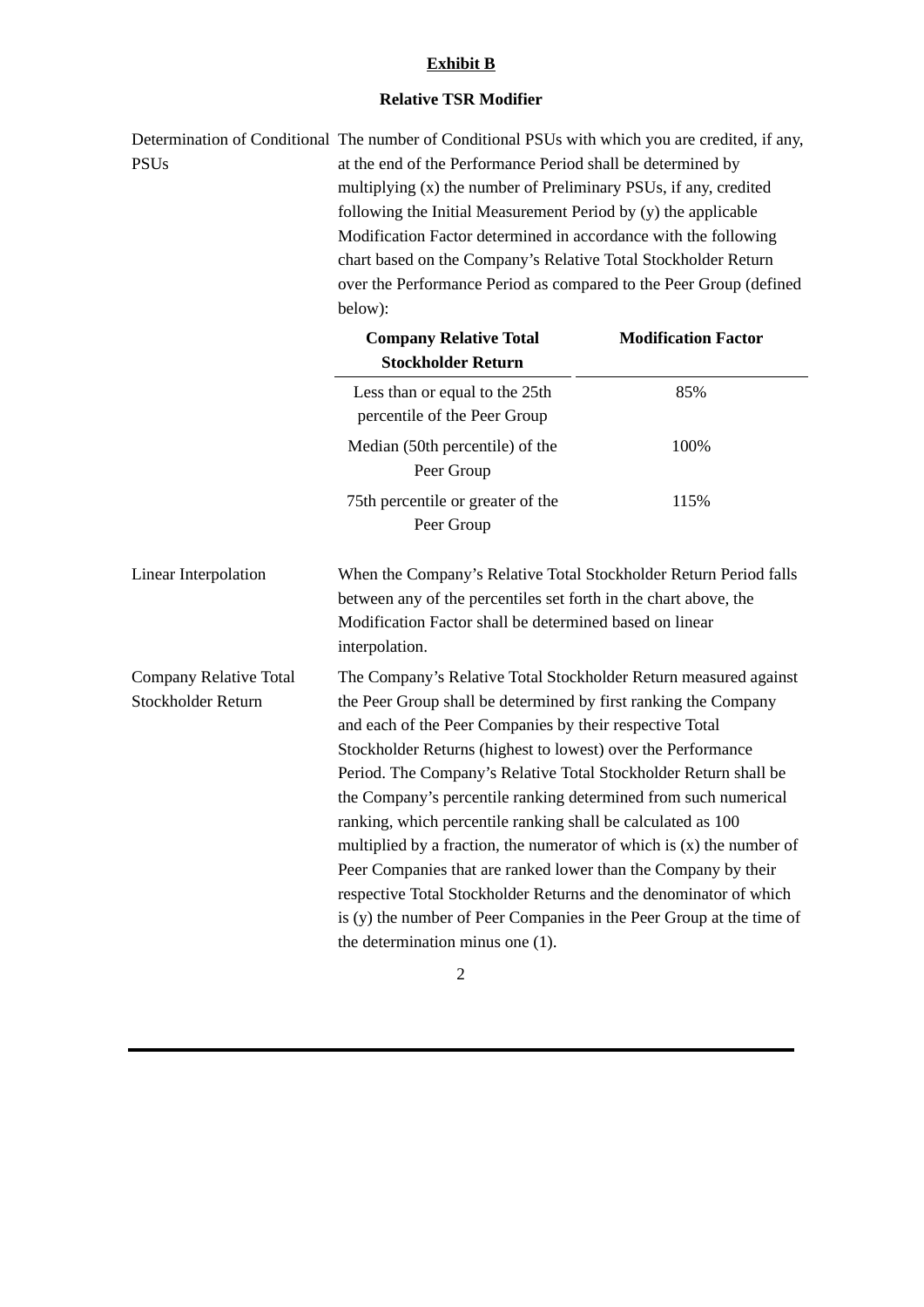**Exhibit B**

**Relative TSR Modifier**

Determination of Conditional PSUs

The number of Conditional PSUs with which you are credited, if any, at the end of the Performance Period shall be determined by multiplying (x) the number of Preliminary PSUs, if any, credited following the Initial Measurement Period by (y) the applicable Modification Factor determined in accordance with the following chart based on the Company's Relative Total Stockholder Return over the Performance Period as compared to the Peer Group (defined below):

| Company Relative Total Stockholder Return | Modification Factor |
|---|---|
| Less than or equal to the 25th percentile of the Peer Group | 85% |
| Median (50th percentile) of the Peer Group | 100% |
| 75th percentile or greater of the Peer Group | 115% |

Linear Interpolation

When the Company's Relative Total Stockholder Return Period falls between any of the percentiles set forth in the chart above, the Modification Factor shall be determined based on linear interpolation.

Company Relative Total Stockholder Return

The Company's Relative Total Stockholder Return measured against the Peer Group shall be determined by first ranking the Company and each of the Peer Companies by their respective Total Stockholder Returns (highest to lowest) over the Performance Period. The Company's Relative Total Stockholder Return shall be the Company's percentile ranking determined from such numerical ranking, which percentile ranking shall be calculated as 100 multiplied by a fraction, the numerator of which is (x) the number of Peer Companies that are ranked lower than the Company by their respective Total Stockholder Returns and the denominator of which is (y) the number of Peer Companies in the Peer Group at the time of the determination minus one (1).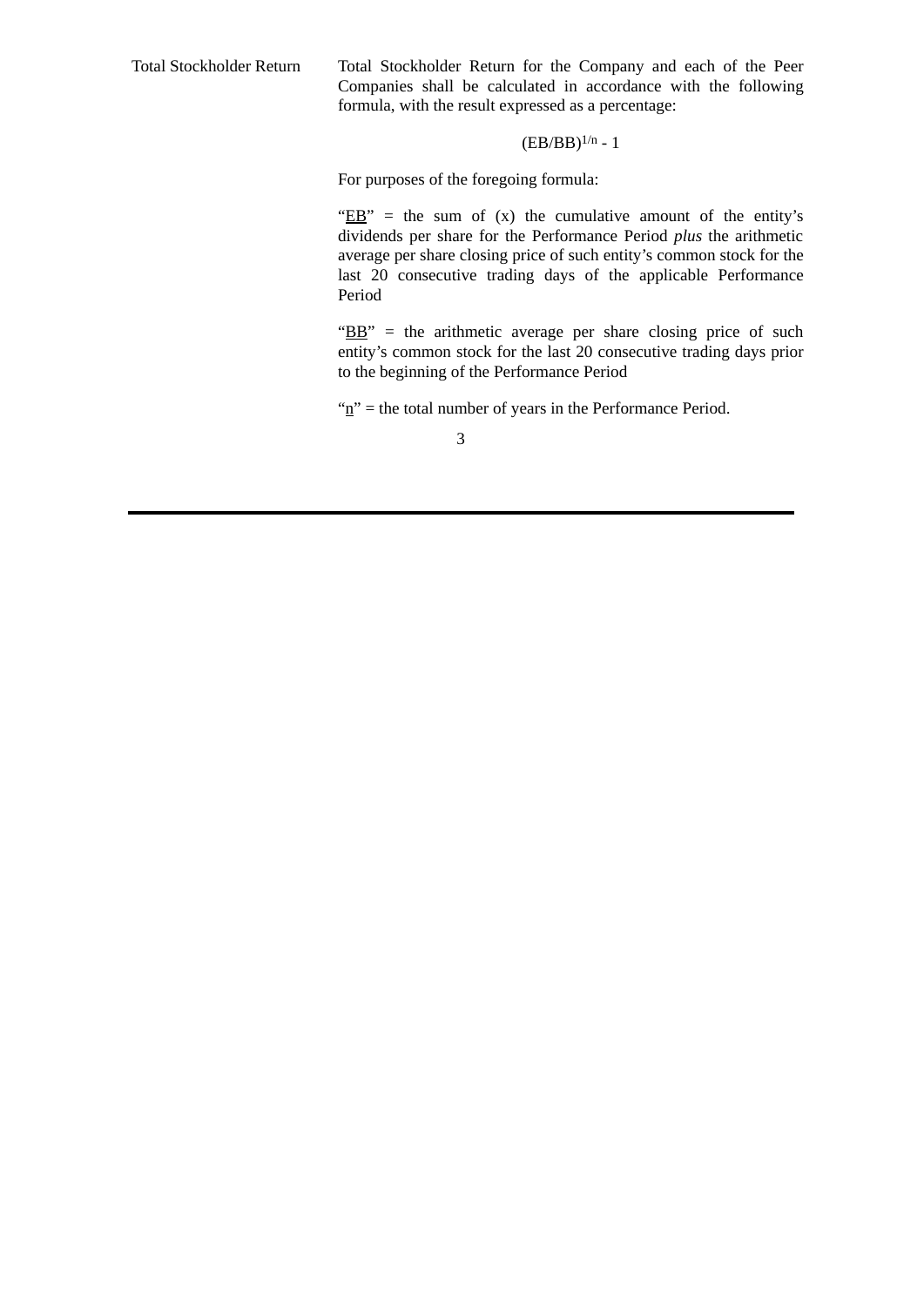| | |
|---|---|
| Total Stockholder Return | Total Stockholder Return for the Company and each of the Peer Companies shall be calculated in accordance with the following formula, with the result expressed as a percentage: |

$$(EB/BB)^{1/n} - 1$$

For purposes of the foregoing formula:

"EB" = the sum of (x) the cumulative amount of the entity's dividends per share for the Performance Period *plus* the arithmetic average per share closing price of such entity's common stock for the last 20 consecutive trading days of the applicable Performance Period

"BB" = the arithmetic average per share closing price of such entity's common stock for the last 20 consecutive trading days prior to the beginning of the Performance Period

"n" = the total number of years in the Performance Period.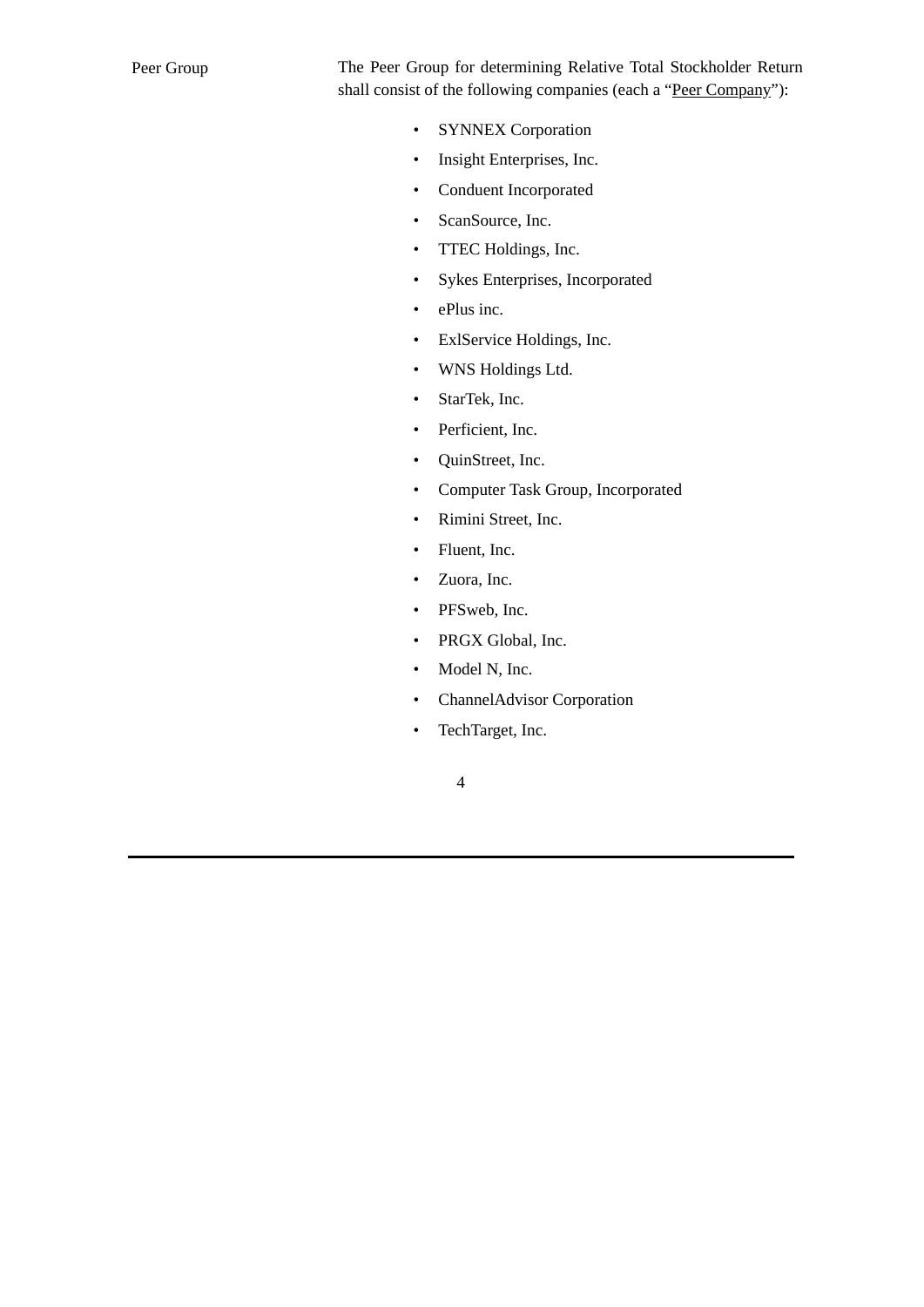| Peer Group | The Peer Group for determining Relative Total Stockholder Return shall consist of the following companies (each a "Peer Company"): |
|---|---|

- SYNNEX Corporation
- Insight Enterprises, Inc.
- Conduent Incorporated
- ScanSource, Inc.
- TTEC Holdings, Inc.
- Sykes Enterprises, Incorporated
- ePlus inc.
- ExlService Holdings, Inc.
- WNS Holdings Ltd.
- StarTek, Inc.
- Perficient, Inc.
- QuinStreet, Inc.
- Computer Task Group, Incorporated
- Rimini Street, Inc.
- Fluent, Inc.
- Zuora, Inc.
- PFSweb, Inc.
- PRGX Global, Inc.
- Model N, Inc.
- ChannelAdvisor Corporation
- TechTarget, Inc.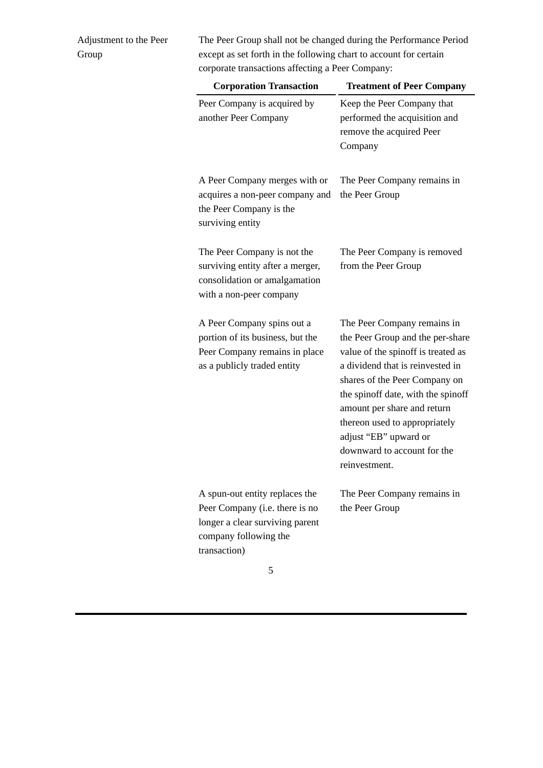Adjustment to the Peer Group

The Peer Group shall not be changed during the Performance Period except as set forth in the following chart to account for certain corporate transactions affecting a Peer Company:

| **Corporation Transaction** | **Treatment of Peer Company** |
|---|---|
| Peer Company is acquired by another Peer Company | Keep the Peer Company that performed the acquisition and remove the acquired Peer Company |
| A Peer Company merges with or acquires a non-peer company and the Peer Company is the surviving entity | The Peer Company remains in the Peer Group |
| The Peer Company is not the surviving entity after a merger, consolidation or amalgamation with a non-peer company | The Peer Company is removed from the Peer Group |
| A Peer Company spins out a portion of its business, but the Peer Company remains in place as a publicly traded entity | The Peer Company remains in the Peer Group and the per-share value of the spinoff is treated as a dividend that is reinvested in shares of the Peer Company on the spinoff date, with the spinoff amount per share and return thereon used to appropriately adjust "EB" upward or downward to account for the reinvestment. |
| A spun-out entity replaces the Peer Company (i.e. there is no longer a clear surviving parent company following the transaction) | The Peer Company remains in the Peer Group |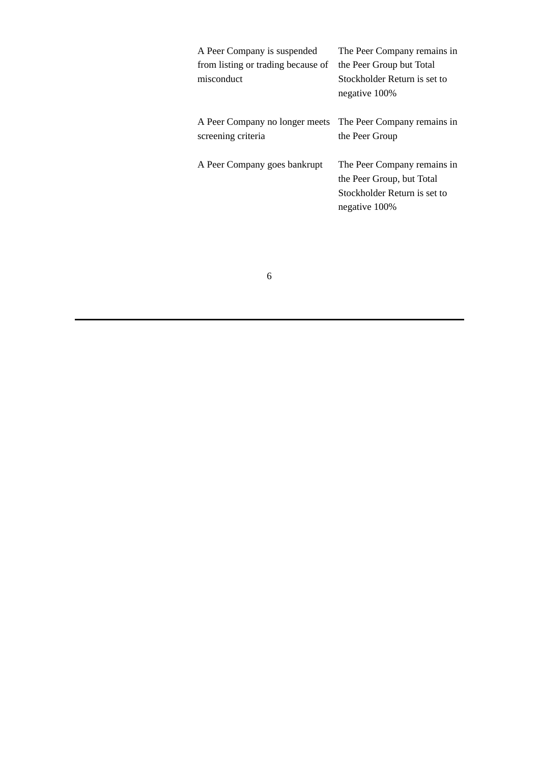| | |
|---|---|
| A Peer Company is suspended from listing or trading because of misconduct | The Peer Company remains in the Peer Group but Total Stockholder Return is set to negative 100% |
| A Peer Company no longer meets screening criteria | The Peer Company remains in the Peer Group |
| A Peer Company goes bankrupt | The Peer Company remains in the Peer Group, but Total Stockholder Return is set to negative 100% |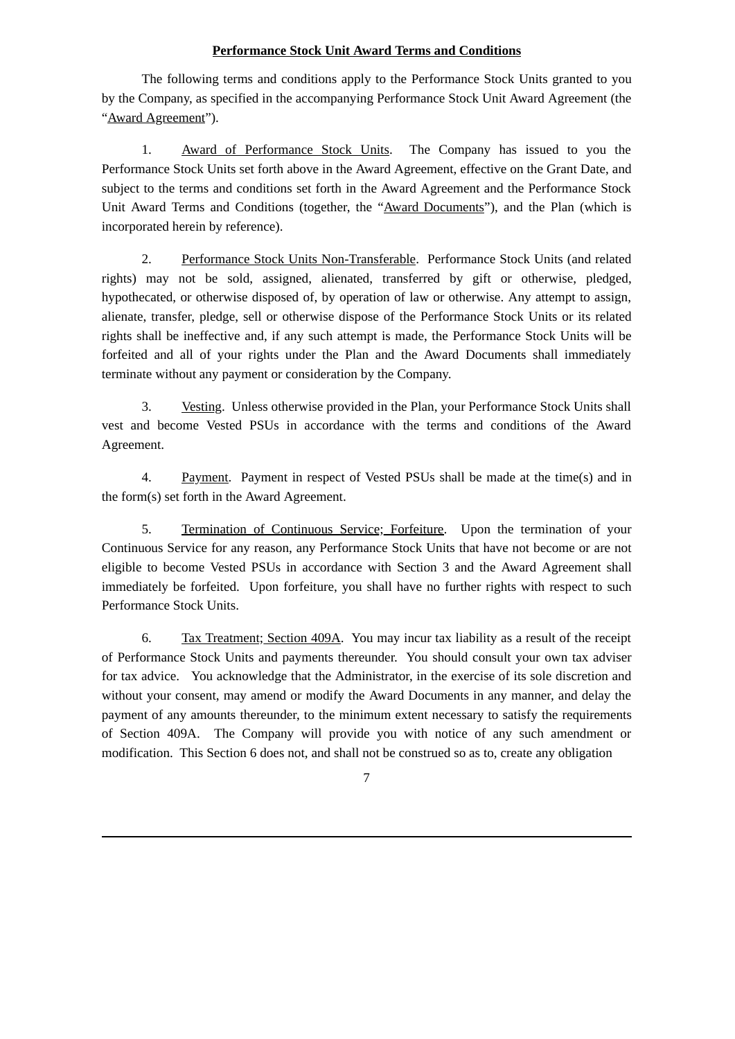**Performance Stock Unit Award Terms and Conditions**

The following terms and conditions apply to the Performance Stock Units granted to you by the Company, as specified in the accompanying Performance Stock Unit Award Agreement (the "Award Agreement").

1. Award of Performance Stock Units. The Company has issued to you the Performance Stock Units set forth above in the Award Agreement, effective on the Grant Date, and subject to the terms and conditions set forth in the Award Agreement and the Performance Stock Unit Award Terms and Conditions (together, the "Award Documents"), and the Plan (which is incorporated herein by reference).

2. Performance Stock Units Non-Transferable. Performance Stock Units (and related rights) may not be sold, assigned, alienated, transferred by gift or otherwise, pledged, hypothecated, or otherwise disposed of, by operation of law or otherwise. Any attempt to assign, alienate, transfer, pledge, sell or otherwise dispose of the Performance Stock Units or its related rights shall be ineffective and, if any such attempt is made, the Performance Stock Units will be forfeited and all of your rights under the Plan and the Award Documents shall immediately terminate without any payment or consideration by the Company.

3. Vesting. Unless otherwise provided in the Plan, your Performance Stock Units shall vest and become Vested PSUs in accordance with the terms and conditions of the Award Agreement.

4. Payment. Payment in respect of Vested PSUs shall be made at the time(s) and in the form(s) set forth in the Award Agreement.

5. Termination of Continuous Service; Forfeiture. Upon the termination of your Continuous Service for any reason, any Performance Stock Units that have not become or are not eligible to become Vested PSUs in accordance with Section 3 and the Award Agreement shall immediately be forfeited. Upon forfeiture, you shall have no further rights with respect to such Performance Stock Units.

6. Tax Treatment; Section 409A. You may incur tax liability as a result of the receipt of Performance Stock Units and payments thereunder. You should consult your own tax adviser for tax advice. You acknowledge that the Administrator, in the exercise of its sole discretion and without your consent, may amend or modify the Award Documents in any manner, and delay the payment of any amounts thereunder, to the minimum extent necessary to satisfy the requirements of Section 409A. The Company will provide you with notice of any such amendment or modification. This Section 6 does not, and shall not be construed so as to, create any obligation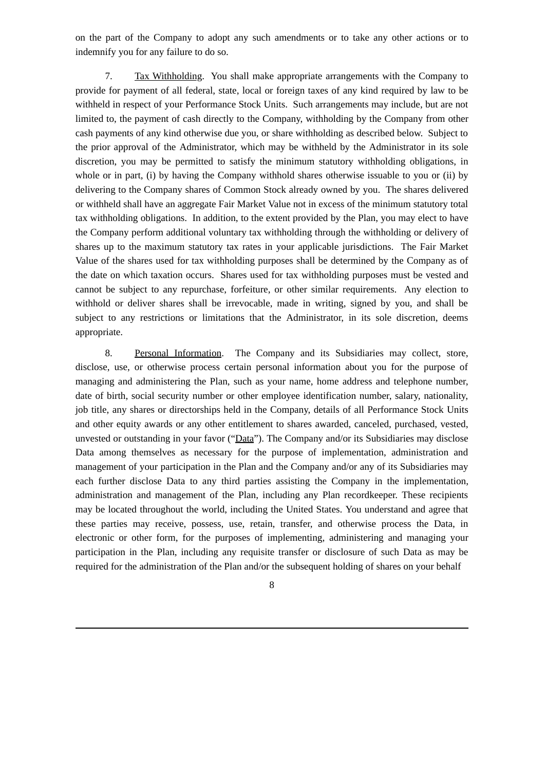on the part of the Company to adopt any such amendments or to take any other actions or to indemnify you for any failure to do so.

7. Tax Withholding. You shall make appropriate arrangements with the Company to provide for payment of all federal, state, local or foreign taxes of any kind required by law to be withheld in respect of your Performance Stock Units. Such arrangements may include, but are not limited to, the payment of cash directly to the Company, withholding by the Company from other cash payments of any kind otherwise due you, or share withholding as described below. Subject to the prior approval of the Administrator, which may be withheld by the Administrator in its sole discretion, you may be permitted to satisfy the minimum statutory withholding obligations, in whole or in part, (i) by having the Company withhold shares otherwise issuable to you or (ii) by delivering to the Company shares of Common Stock already owned by you. The shares delivered or withheld shall have an aggregate Fair Market Value not in excess of the minimum statutory total tax withholding obligations. In addition, to the extent provided by the Plan, you may elect to have the Company perform additional voluntary tax withholding through the withholding or delivery of shares up to the maximum statutory tax rates in your applicable jurisdictions. The Fair Market Value of the shares used for tax withholding purposes shall be determined by the Company as of the date on which taxation occurs. Shares used for tax withholding purposes must be vested and cannot be subject to any repurchase, forfeiture, or other similar requirements. Any election to withhold or deliver shares shall be irrevocable, made in writing, signed by you, and shall be subject to any restrictions or limitations that the Administrator, in its sole discretion, deems appropriate.

8. Personal Information. The Company and its Subsidiaries may collect, store, disclose, use, or otherwise process certain personal information about you for the purpose of managing and administering the Plan, such as your name, home address and telephone number, date of birth, social security number or other employee identification number, salary, nationality, job title, any shares or directorships held in the Company, details of all Performance Stock Units and other equity awards or any other entitlement to shares awarded, canceled, purchased, vested, unvested or outstanding in your favor ("Data"). The Company and/or its Subsidiaries may disclose Data among themselves as necessary for the purpose of implementation, administration and management of your participation in the Plan and the Company and/or any of its Subsidiaries may each further disclose Data to any third parties assisting the Company in the implementation, administration and management of the Plan, including any Plan recordkeeper. These recipients may be located throughout the world, including the United States. You understand and agree that these parties may receive, possess, use, retain, transfer, and otherwise process the Data, in electronic or other form, for the purposes of implementing, administering and managing your participation in the Plan, including any requisite transfer or disclosure of such Data as may be required for the administration of the Plan and/or the subsequent holding of shares on your behalf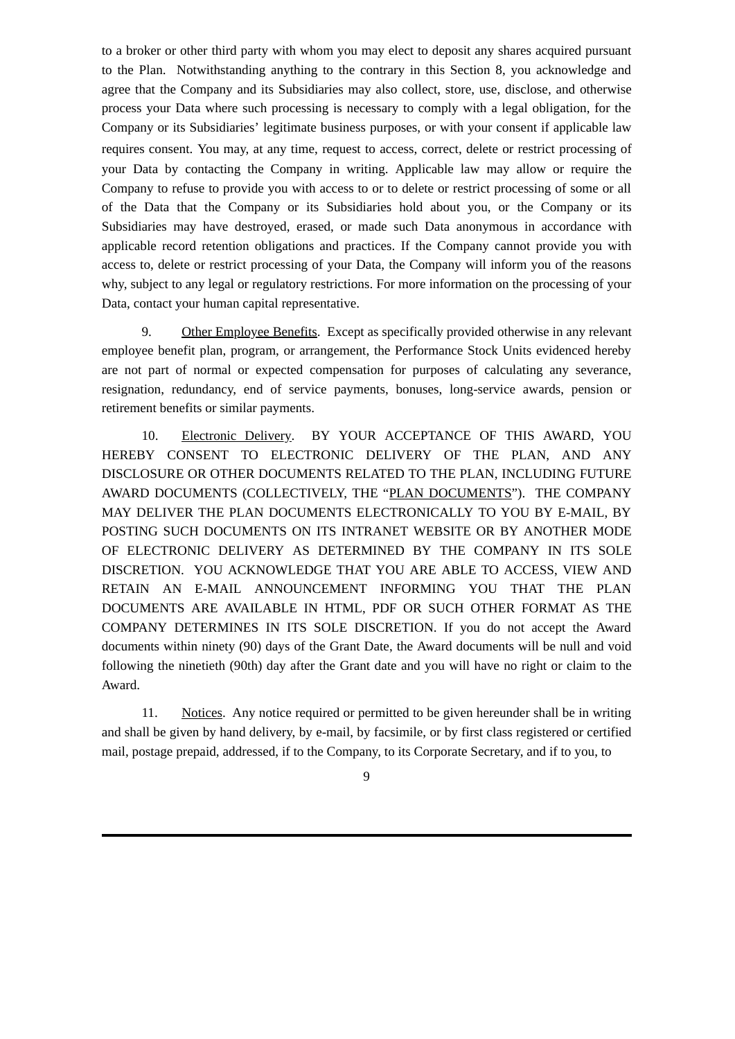to a broker or other third party with whom you may elect to deposit any shares acquired pursuant to the Plan. Notwithstanding anything to the contrary in this Section 8, you acknowledge and agree that the Company and its Subsidiaries may also collect, store, use, disclose, and otherwise process your Data where such processing is necessary to comply with a legal obligation, for the Company or its Subsidiaries' legitimate business purposes, or with your consent if applicable law requires consent. You may, at any time, request to access, correct, delete or restrict processing of your Data by contacting the Company in writing. Applicable law may allow or require the Company to refuse to provide you with access to or to delete or restrict processing of some or all of the Data that the Company or its Subsidiaries hold about you, or the Company or its Subsidiaries may have destroyed, erased, or made such Data anonymous in accordance with applicable record retention obligations and practices. If the Company cannot provide you with access to, delete or restrict processing of your Data, the Company will inform you of the reasons why, subject to any legal or regulatory restrictions. For more information on the processing of your Data, contact your human capital representative.

9. Other Employee Benefits. Except as specifically provided otherwise in any relevant employee benefit plan, program, or arrangement, the Performance Stock Units evidenced hereby are not part of normal or expected compensation for purposes of calculating any severance, resignation, redundancy, end of service payments, bonuses, long-service awards, pension or retirement benefits or similar payments.

10. Electronic Delivery. BY YOUR ACCEPTANCE OF THIS AWARD, YOU HEREBY CONSENT TO ELECTRONIC DELIVERY OF THE PLAN, AND ANY DISCLOSURE OR OTHER DOCUMENTS RELATED TO THE PLAN, INCLUDING FUTURE AWARD DOCUMENTS (COLLECTIVELY, THE "PLAN DOCUMENTS"). THE COMPANY MAY DELIVER THE PLAN DOCUMENTS ELECTRONICALLY TO YOU BY E-MAIL, BY POSTING SUCH DOCUMENTS ON ITS INTRANET WEBSITE OR BY ANOTHER MODE OF ELECTRONIC DELIVERY AS DETERMINED BY THE COMPANY IN ITS SOLE DISCRETION. YOU ACKNOWLEDGE THAT YOU ARE ABLE TO ACCESS, VIEW AND RETAIN AN E-MAIL ANNOUNCEMENT INFORMING YOU THAT THE PLAN DOCUMENTS ARE AVAILABLE IN HTML, PDF OR SUCH OTHER FORMAT AS THE COMPANY DETERMINES IN ITS SOLE DISCRETION. If you do not accept the Award documents within ninety (90) days of the Grant Date, the Award documents will be null and void following the ninetieth (90th) day after the Grant date and you will have no right or claim to the Award.

11. Notices. Any notice required or permitted to be given hereunder shall be in writing and shall be given by hand delivery, by e-mail, by facsimile, or by first class registered or certified mail, postage prepaid, addressed, if to the Company, to its Corporate Secretary, and if to you, to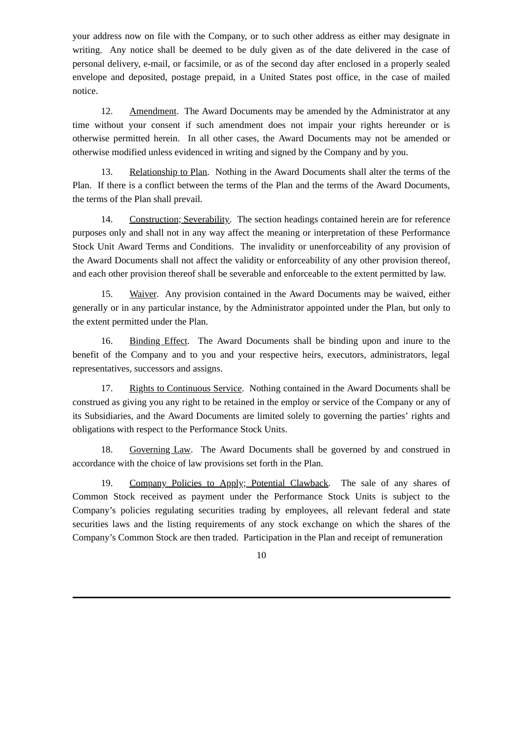your address now on file with the Company, or to such other address as either may designate in writing. Any notice shall be deemed to be duly given as of the date delivered in the case of personal delivery, e-mail, or facsimile, or as of the second day after enclosed in a properly sealed envelope and deposited, postage prepaid, in a United States post office, in the case of mailed notice.

12. Amendment. The Award Documents may be amended by the Administrator at any time without your consent if such amendment does not impair your rights hereunder or is otherwise permitted herein. In all other cases, the Award Documents may not be amended or otherwise modified unless evidenced in writing and signed by the Company and by you.

13. Relationship to Plan. Nothing in the Award Documents shall alter the terms of the Plan. If there is a conflict between the terms of the Plan and the terms of the Award Documents, the terms of the Plan shall prevail.

14. Construction; Severability. The section headings contained herein are for reference purposes only and shall not in any way affect the meaning or interpretation of these Performance Stock Unit Award Terms and Conditions. The invalidity or unenforceability of any provision of the Award Documents shall not affect the validity or enforceability of any other provision thereof, and each other provision thereof shall be severable and enforceable to the extent permitted by law.

15. Waiver. Any provision contained in the Award Documents may be waived, either generally or in any particular instance, by the Administrator appointed under the Plan, but only to the extent permitted under the Plan.

16. Binding Effect. The Award Documents shall be binding upon and inure to the benefit of the Company and to you and your respective heirs, executors, administrators, legal representatives, successors and assigns.

17. Rights to Continuous Service. Nothing contained in the Award Documents shall be construed as giving you any right to be retained in the employ or service of the Company or any of its Subsidiaries, and the Award Documents are limited solely to governing the parties' rights and obligations with respect to the Performance Stock Units.

18. Governing Law. The Award Documents shall be governed by and construed in accordance with the choice of law provisions set forth in the Plan.

19. Company Policies to Apply; Potential Clawback. The sale of any shares of Common Stock received as payment under the Performance Stock Units is subject to the Company's policies regulating securities trading by employees, all relevant federal and state securities laws and the listing requirements of any stock exchange on which the shares of the Company's Common Stock are then traded. Participation in the Plan and receipt of remuneration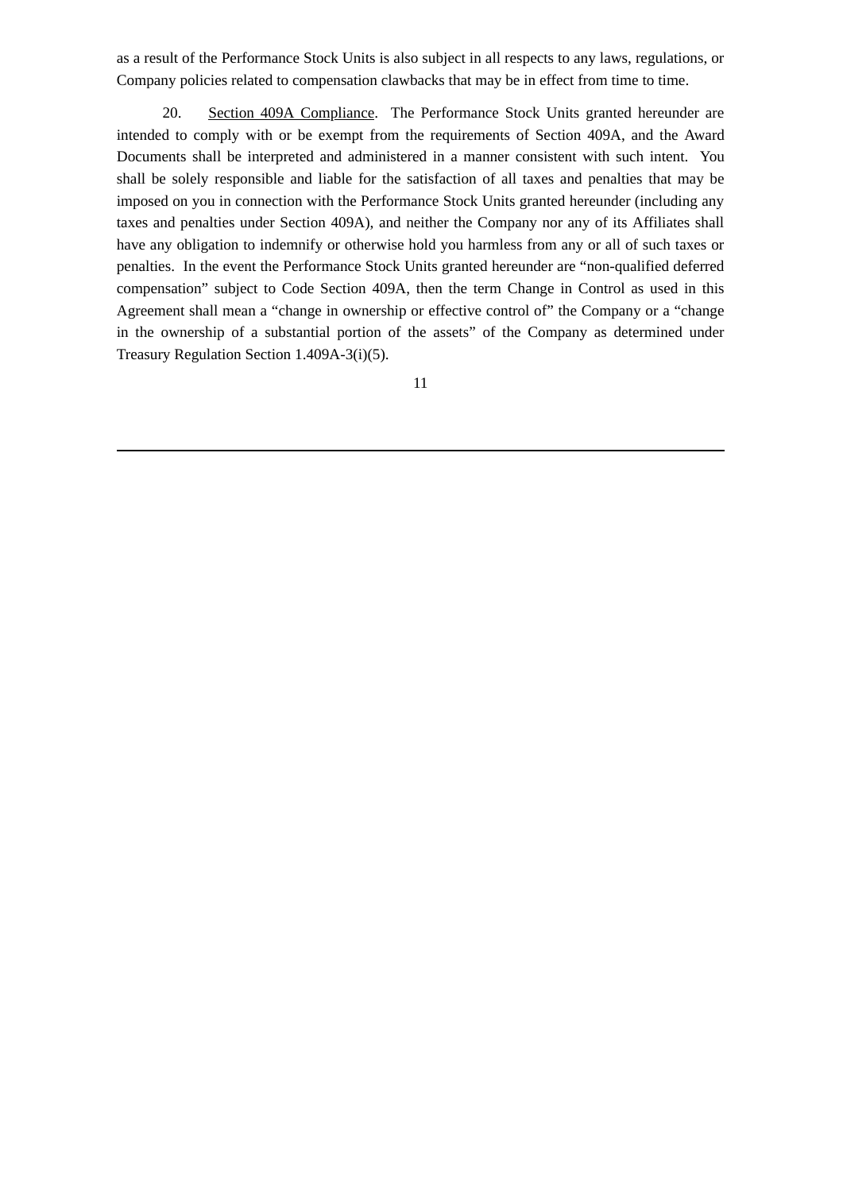as a result of the Performance Stock Units is also subject in all respects to any laws, regulations, or Company policies related to compensation clawbacks that may be in effect from time to time.

20. Section 409A Compliance. The Performance Stock Units granted hereunder are intended to comply with or be exempt from the requirements of Section 409A, and the Award Documents shall be interpreted and administered in a manner consistent with such intent. You shall be solely responsible and liable for the satisfaction of all taxes and penalties that may be imposed on you in connection with the Performance Stock Units granted hereunder (including any taxes and penalties under Section 409A), and neither the Company nor any of its Affiliates shall have any obligation to indemnify or otherwise hold you harmless from any or all of such taxes or penalties. In the event the Performance Stock Units granted hereunder are "non-qualified deferred compensation" subject to Code Section 409A, then the term Change in Control as used in this Agreement shall mean a "change in ownership or effective control of" the Company or a "change in the ownership of a substantial portion of the assets" of the Company as determined under Treasury Regulation Section 1.409A-3(i)(5).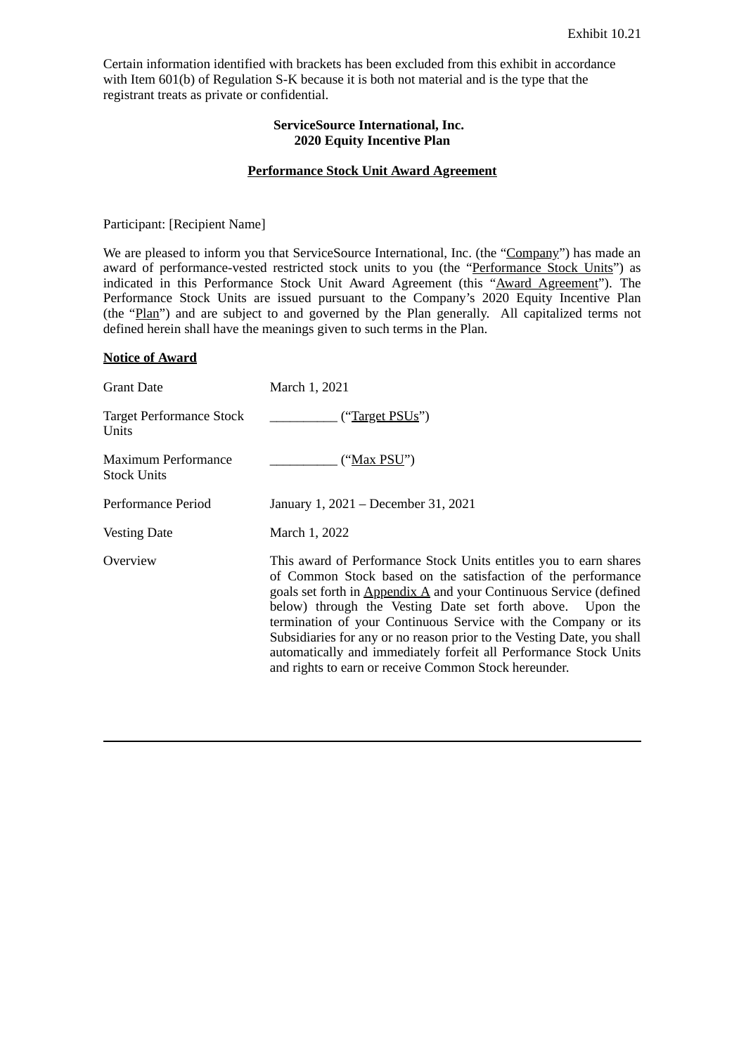Exhibit 10.21

Certain information identified with brackets has been excluded from this exhibit in accordance with Item 601(b) of Regulation S-K because it is both not material and is the type that the registrant treats as private or confidential.

**ServiceSource International, Inc.**
**2020 Equity Incentive Plan**

**Performance Stock Unit Award Agreement**

Participant: [Recipient Name]

We are pleased to inform you that ServiceSource International, Inc. (the "Company") has made an award of performance-vested restricted stock units to you (the "Performance Stock Units") as indicated in this Performance Stock Unit Award Agreement (this "Award Agreement"). The Performance Stock Units are issued pursuant to the Company's 2020 Equity Incentive Plan (the "Plan") and are subject to and governed by the Plan generally. All capitalized terms not defined herein shall have the meanings given to such terms in the Plan.

**Notice of Award**

| | |
|---|---|
| Grant Date | March 1, 2021 |
| Target Performance Stock Units | __________ ("Target PSUs") |
| Maximum Performance Stock Units | __________ ("Max PSU") |
| Performance Period | January 1, 2021 – December 31, 2021 |
| Vesting Date | March 1, 2022 |
| Overview | This award of Performance Stock Units entitles you to earn shares of Common Stock based on the satisfaction of the performance goals set forth in Appendix A and your Continuous Service (defined below) through the Vesting Date set forth above. Upon the termination of your Continuous Service with the Company or its Subsidiaries for any or no reason prior to the Vesting Date, you shall automatically and immediately forfeit all Performance Stock Units and rights to earn or receive Common Stock hereunder. |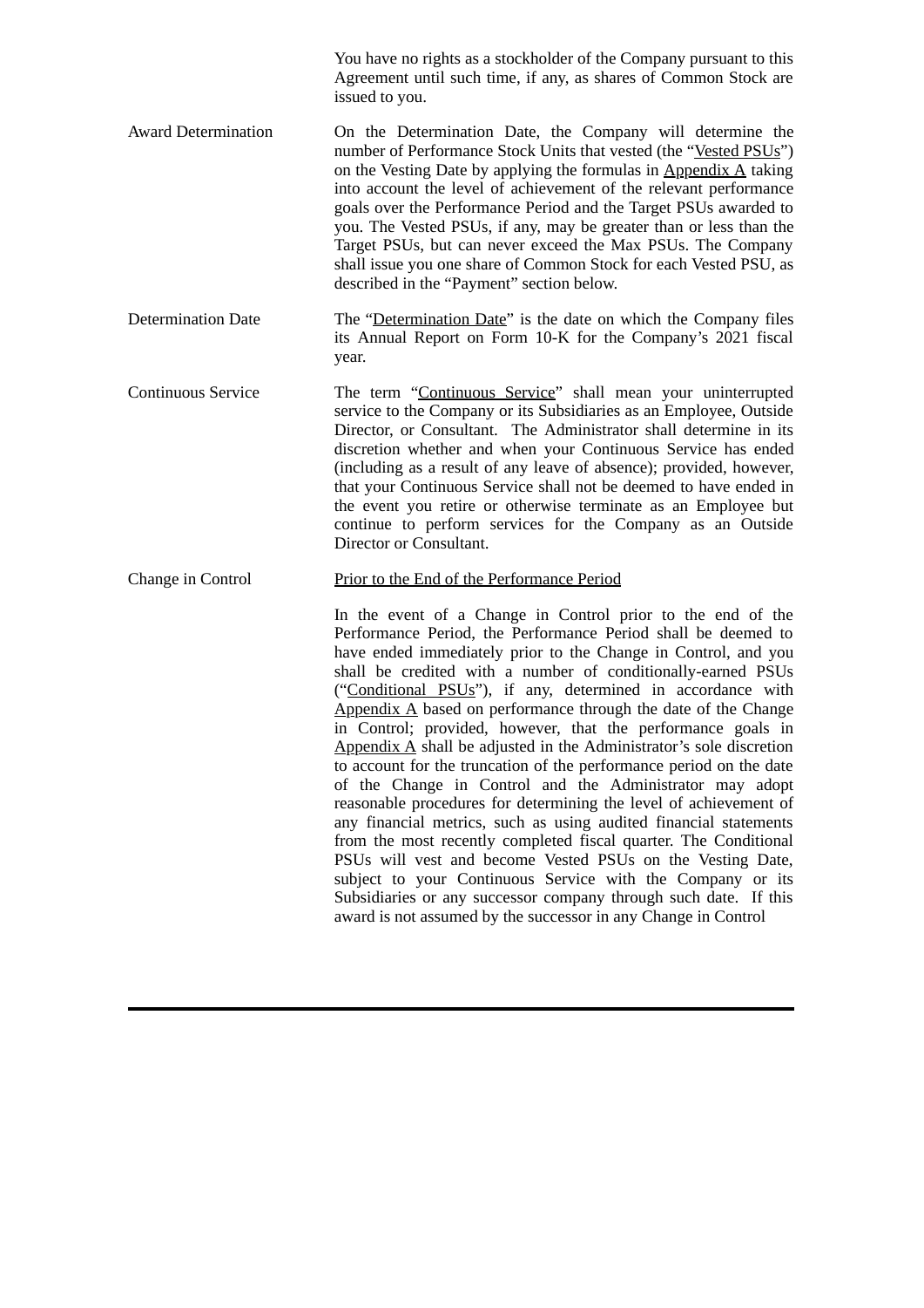| | |
|---|---|
| | You have no rights as a stockholder of the Company pursuant to this Agreement until such time, if any, as shares of Common Stock are issued to you. |
| Award Determination | On the Determination Date, the Company will determine the number of Performance Stock Units that vested (the "Vested PSUs") on the Vesting Date by applying the formulas in Appendix A taking into account the level of achievement of the relevant performance goals over the Performance Period and the Target PSUs awarded to you. The Vested PSUs, if any, may be greater than or less than the Target PSUs, but can never exceed the Max PSUs. The Company shall issue you one share of Common Stock for each Vested PSU, as described in the "Payment" section below. |
| Determination Date | The "Determination Date" is the date on which the Company files its Annual Report on Form 10-K for the Company's 2021 fiscal year. |
| Continuous Service | The term "Continuous Service" shall mean your uninterrupted service to the Company or its Subsidiaries as an Employee, Outside Director, or Consultant. The Administrator shall determine in its discretion whether and when your Continuous Service has ended (including as a result of any leave of absence); provided, however, that your Continuous Service shall not be deemed to have ended in the event you retire or otherwise terminate as an Employee but continue to perform services for the Company as an Outside Director or Consultant. |
| Change in Control | Prior to the End of the Performance Period<br><br>In the event of a Change in Control prior to the end of the Performance Period, the Performance Period shall be deemed to have ended immediately prior to the Change in Control, and you shall be credited with a number of conditionally-earned PSUs ("Conditional PSUs"), if any, determined in accordance with Appendix A based on performance through the date of the Change in Control; provided, however, that the performance goals in Appendix A shall be adjusted in the Administrator's sole discretion to account for the truncation of the performance period on the date of the Change in Control and the Administrator may adopt reasonable procedures for determining the level of achievement of any financial metrics, such as using audited financial statements from the most recently completed fiscal quarter. The Conditional PSUs will vest and become Vested PSUs on the Vesting Date, subject to your Continuous Service with the Company or its Subsidiaries or any successor company through such date. If this award is not assumed by the successor in any Change in Control |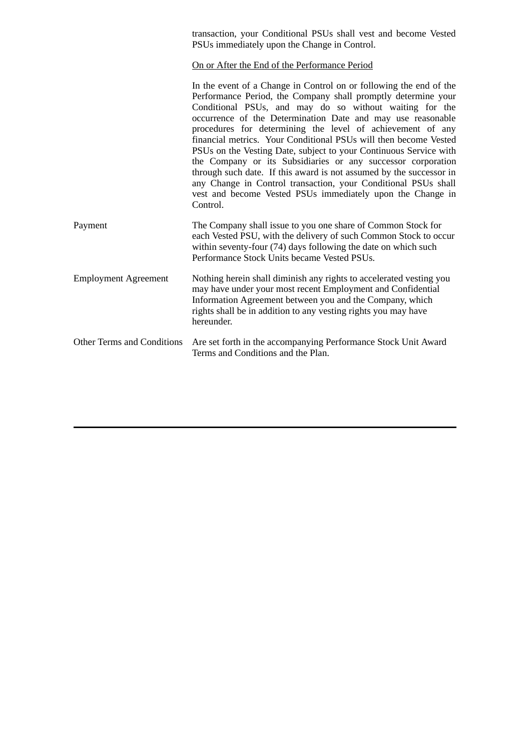| | |
|---|---|
| | transaction, your Conditional PSUs shall vest and become Vested PSUs immediately upon the Change in Control.<br><br><u>On or After the End of the Performance Period</u><br><br>In the event of a Change in Control on or following the end of the Performance Period, the Company shall promptly determine your Conditional PSUs, and may do so without waiting for the occurrence of the Determination Date and may use reasonable procedures for determining the level of achievement of any financial metrics. Your Conditional PSUs will then become Vested PSUs on the Vesting Date, subject to your Continuous Service with the Company or its Subsidiaries or any successor corporation through such date. If this award is not assumed by the successor in any Change in Control transaction, your Conditional PSUs shall vest and become Vested PSUs immediately upon the Change in Control. |
| Payment | The Company shall issue to you one share of Common Stock for each Vested PSU, with the delivery of such Common Stock to occur within seventy-four (74) days following the date on which such Performance Stock Units became Vested PSUs. |
| Employment Agreement | Nothing herein shall diminish any rights to accelerated vesting you may have under your most recent Employment and Confidential Information Agreement between you and the Company, which rights shall be in addition to any vesting rights you may have hereunder. |
| Other Terms and Conditions | Are set forth in the accompanying Performance Stock Unit Award Terms and Conditions and the Plan. |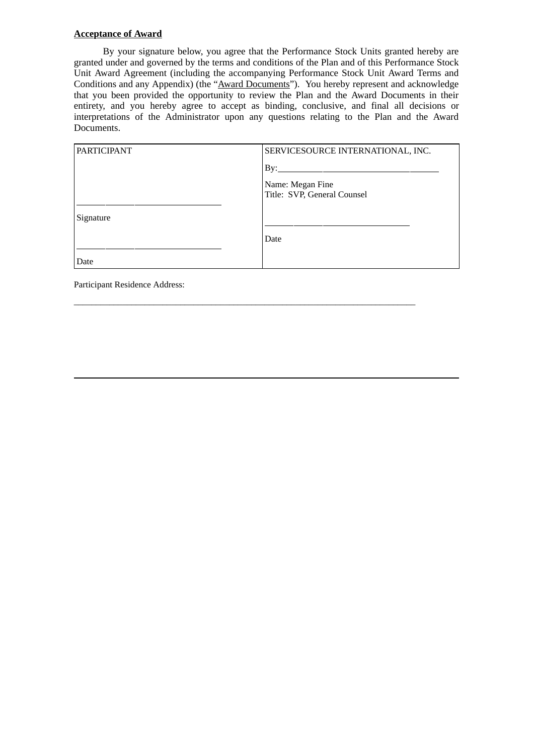**<u>Acceptance of Award</u>**

By your signature below, you agree that the Performance Stock Units granted hereby are granted under and governed by the terms and conditions of the Plan and of this Performance Stock Unit Award Agreement (including the accompanying Performance Stock Unit Award Terms and Conditions and any Appendix) (the "<u>Award Documents</u>"). You hereby represent and acknowledge that you been provided the opportunity to review the Plan and the Award Documents in their entirety, and you hereby agree to accept as binding, conclusive, and final all decisions or interpretations of the Administrator upon any questions relating to the Plan and the Award Documents.

| PARTICIPANT | SERVICESOURCE INTERNATIONAL, INC. |
|---|---|
| | By:\_\_\_\_\_\_\_\_\_\_\_\_\_\_\_\_\_\_\_\_\_\_\_\_\_\_\_\_\_\_ |
| \_\_\_\_\_\_\_\_\_\_\_\_\_\_\_\_\_\_\_\_\_\_\_\_\_\_\_\_ | Name: Megan Fine<br>Title: SVP, General Counsel |
| Signature | \_\_\_\_\_\_\_\_\_\_\_\_\_\_\_\_\_\_\_\_\_\_\_\_\_\_\_\_ |
| \_\_\_\_\_\_\_\_\_\_\_\_\_\_\_\_\_\_\_\_\_\_\_\_\_\_\_\_ | Date |
| Date | |

Participant Residence Address:

\_\_\_\_\_\_\_\_\_\_\_\_\_\_\_\_\_\_\_\_\_\_\_\_\_\_\_\_\_\_\_\_\_\_\_\_\_\_\_\_\_\_\_\_\_\_\_\_\_\_\_\_\_\_\_\_\_\_\_\_\_\_\_\_\_\_\_\_\_\_\_\_\_\_\_\_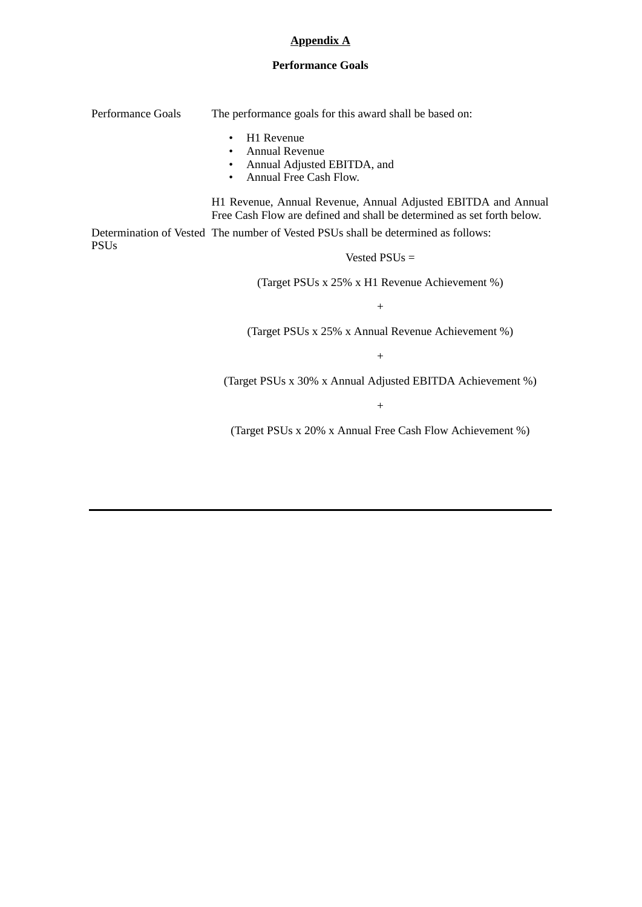**Appendix A**

**Performance Goals**

| | |
|---|---|
| Performance Goals | The performance goals for this award shall be based on:<br><br>• H1 Revenue<br>• Annual Revenue<br>• Annual Adjusted EBITDA, and<br>• Annual Free Cash Flow.<br><br>H1 Revenue, Annual Revenue, Annual Adjusted EBITDA and Annual Free Cash Flow are defined and shall be determined as set forth below. |
| Determination of Vested PSUs | The number of Vested PSUs shall be determined as follows:<br><br>Vested PSUs =<br><br>(Target PSUs x 25% x H1 Revenue Achievement %)<br><br>+<br><br>(Target PSUs x 25% x Annual Revenue Achievement %)<br><br>+<br><br>(Target PSUs x 30% x Annual Adjusted EBITDA Achievement %)<br><br>+<br><br>(Target PSUs x 20% x Annual Free Cash Flow Achievement %) |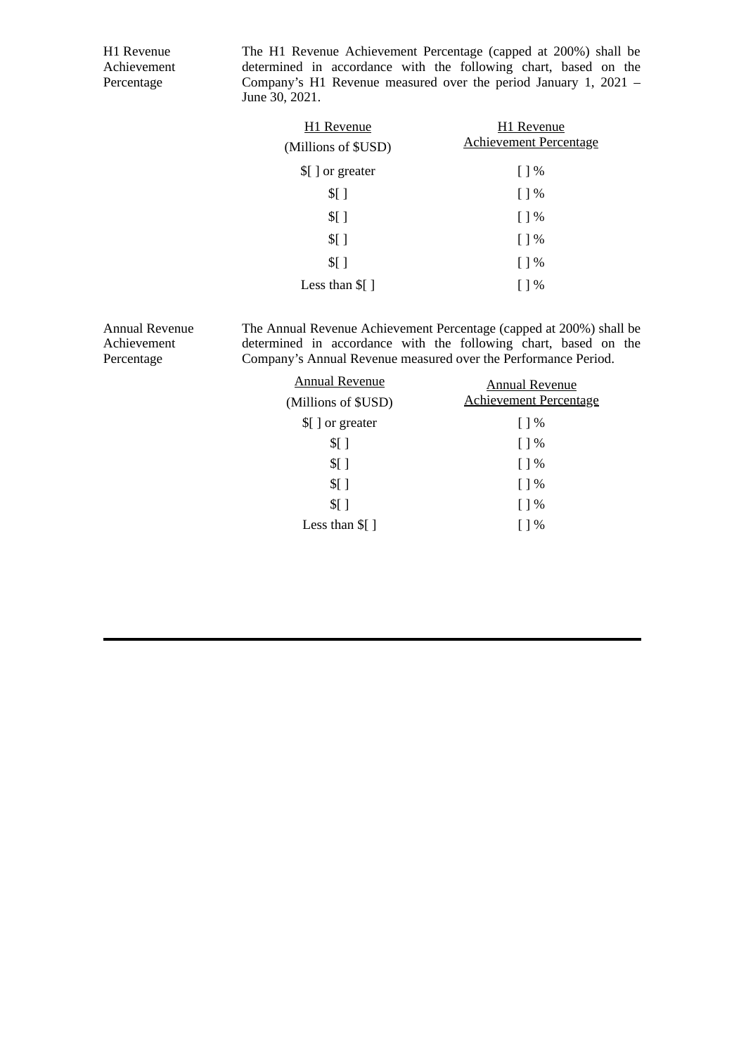**H1 Revenue Achievement Percentage**

The H1 Revenue Achievement Percentage (capped at 200%) shall be determined in accordance with the following chart, based on the Company's H1 Revenue measured over the period January 1, 2021 – June 30, 2021.

| H1 Revenue (Millions of $USD) | H1 Revenue Achievement Percentage |
|---|---|
| $[ ] or greater | [ ] % |
| $[ ] | [ ] % |
| $[ ] | [ ] % |
| $[ ] | [ ] % |
| $[ ] | [ ] % |
| Less than $[ ] | [ ] % |

**Annual Revenue Achievement Percentage**

The Annual Revenue Achievement Percentage (capped at 200%) shall be determined in accordance with the following chart, based on the Company's Annual Revenue measured over the Performance Period.

| Annual Revenue (Millions of $USD) | Annual Revenue Achievement Percentage |
|---|---|
| $[ ] or greater | [ ] % |
| $[ ] | [ ] % |
| $[ ] | [ ] % |
| $[ ] | [ ] % |
| $[ ] | [ ] % |
| Less than $[ ] | [ ] % |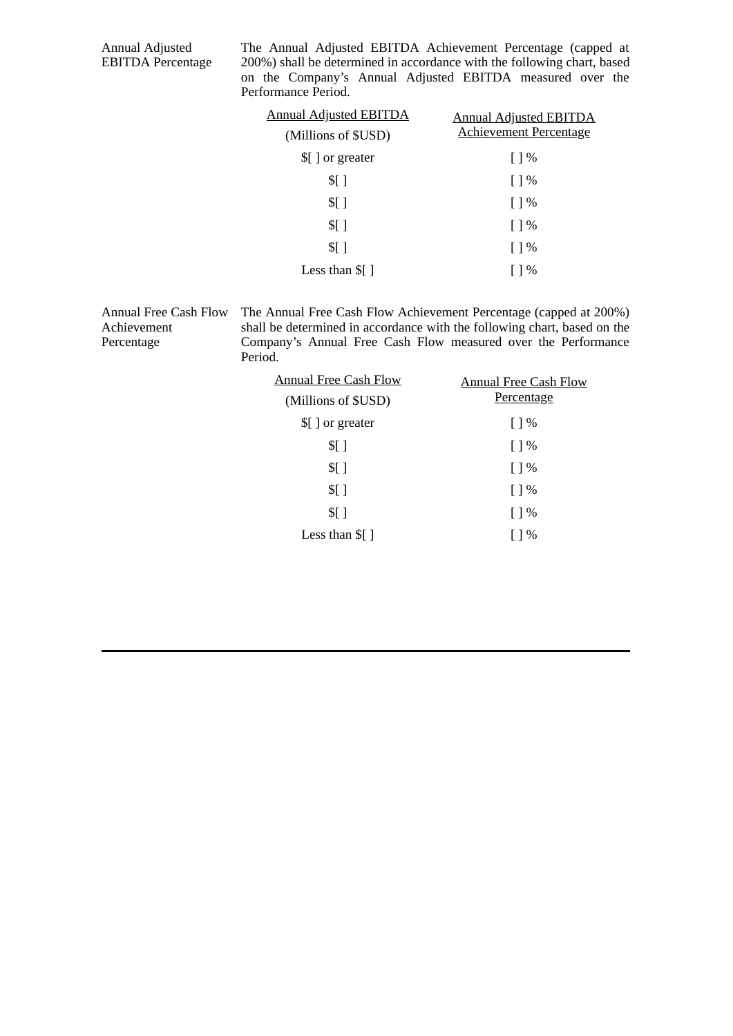Annual Adjusted EBITDA Percentage

The Annual Adjusted EBITDA Achievement Percentage (capped at 200%) shall be determined in accordance with the following chart, based on the Company's Annual Adjusted EBITDA measured over the Performance Period.

| Annual Adjusted EBITDA (Millions of $USD) | Annual Adjusted EBITDA Achievement Percentage |
|---|---|
| $[ ] or greater | [ ] % |
| $[ ] | [ ] % |
| $[ ] | [ ] % |
| $[ ] | [ ] % |
| $[ ] | [ ] % |
| Less than $[ ] | [ ] % |

Annual Free Cash Flow Achievement Percentage

The Annual Free Cash Flow Achievement Percentage (capped at 200%) shall be determined in accordance with the following chart, based on the Company's Annual Free Cash Flow measured over the Performance Period.

| Annual Free Cash Flow (Millions of $USD) | Annual Free Cash Flow Percentage |
|---|---|
| $[ ] or greater | [ ] % |
| $[ ] | [ ] % |
| $[ ] | [ ] % |
| $[ ] | [ ] % |
| $[ ] | [ ] % |
| Less than $[ ] | [ ] % |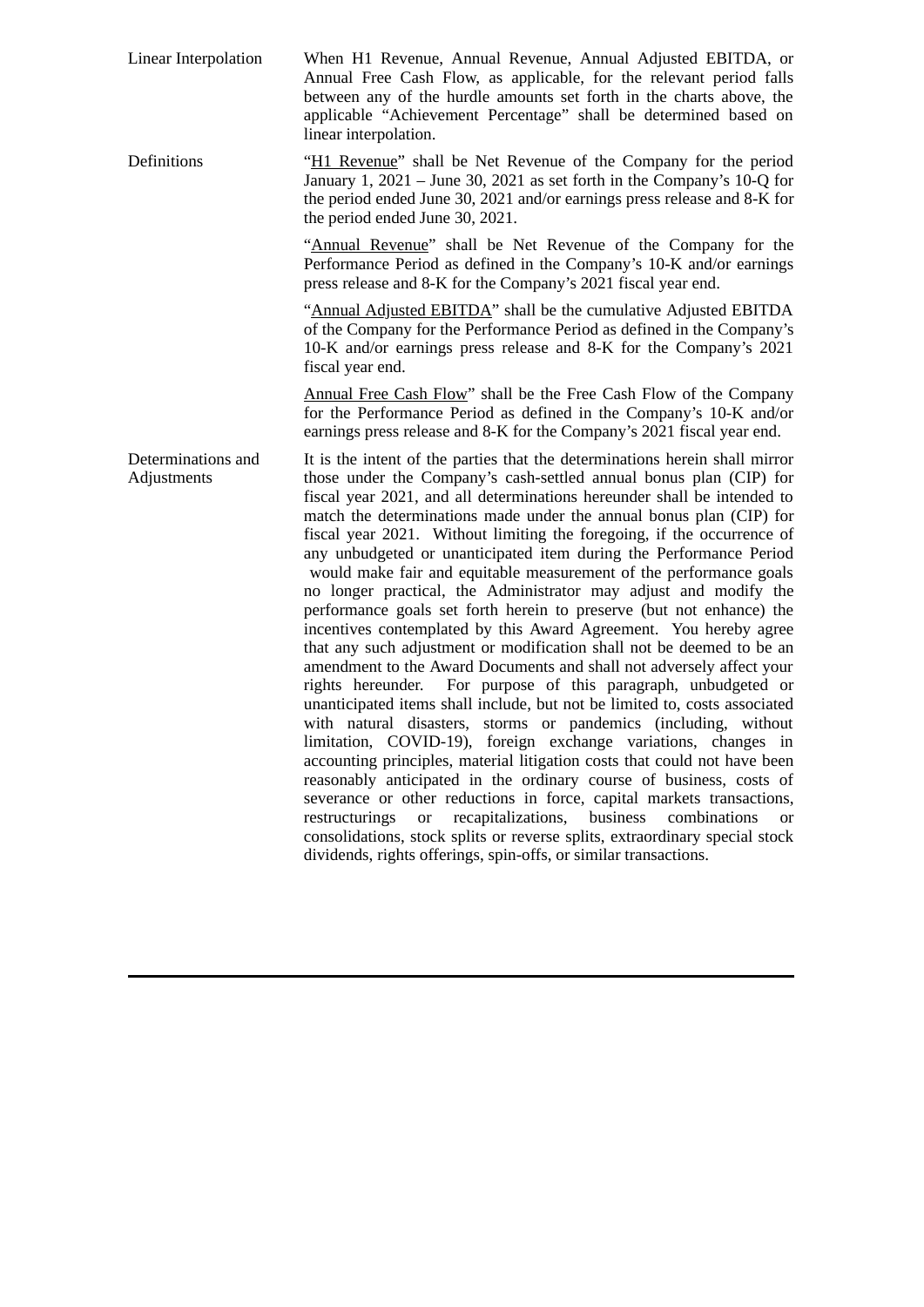| | |
|---|---|
| Linear Interpolation | When H1 Revenue, Annual Revenue, Annual Adjusted EBITDA, or Annual Free Cash Flow, as applicable, for the relevant period falls between any of the hurdle amounts set forth in the charts above, the applicable "Achievement Percentage" shall be determined based on linear interpolation. |
| Definitions | "H1 Revenue" shall be Net Revenue of the Company for the period January 1, 2021 – June 30, 2021 as set forth in the Company's 10-Q for the period ended June 30, 2021 and/or earnings press release and 8-K for the period ended June 30, 2021.<br><br>"Annual Revenue" shall be Net Revenue of the Company for the Performance Period as defined in the Company's 10-K and/or earnings press release and 8-K for the Company's 2021 fiscal year end.<br><br>"Annual Adjusted EBITDA" shall be the cumulative Adjusted EBITDA of the Company for the Performance Period as defined in the Company's 10-K and/or earnings press release and 8-K for the Company's 2021 fiscal year end.<br><br>Annual Free Cash Flow" shall be the Free Cash Flow of the Company for the Performance Period as defined in the Company's 10-K and/or earnings press release and 8-K for the Company's 2021 fiscal year end. |
| Determinations and Adjustments | It is the intent of the parties that the determinations herein shall mirror those under the Company's cash-settled annual bonus plan (CIP) for fiscal year 2021, and all determinations hereunder shall be intended to match the determinations made under the annual bonus plan (CIP) for fiscal year 2021. Without limiting the foregoing, if the occurrence of any unbudgeted or unanticipated item during the Performance Period would make fair and equitable measurement of the performance goals no longer practical, the Administrator may adjust and modify the performance goals set forth herein to preserve (but not enhance) the incentives contemplated by this Award Agreement. You hereby agree that any such adjustment or modification shall not be deemed to be an amendment to the Award Documents and shall not adversely affect your rights hereunder. For purpose of this paragraph, unbudgeted or unanticipated items shall include, but not be limited to, costs associated with natural disasters, storms or pandemics (including, without limitation, COVID-19), foreign exchange variations, changes in accounting principles, material litigation costs that could not have been reasonably anticipated in the ordinary course of business, costs of severance or other reductions in force, capital markets transactions, restructurings or recapitalizations, business combinations or consolidations, stock splits or reverse splits, extraordinary special stock dividends, rights offerings, spin-offs, or similar transactions. |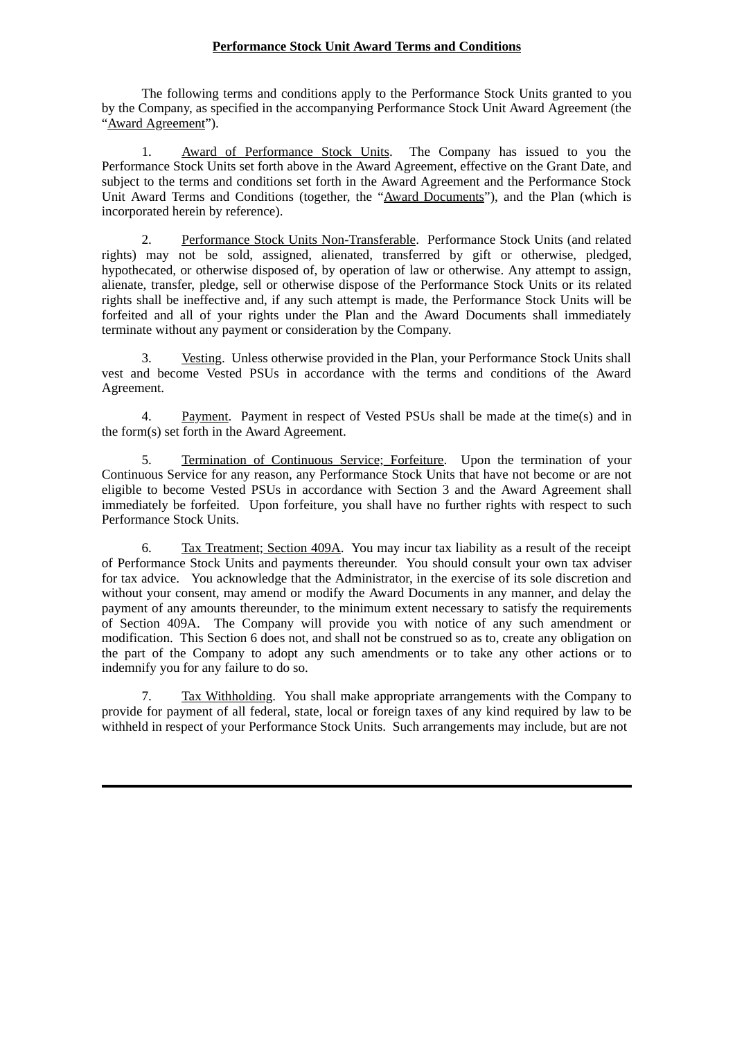**Performance Stock Unit Award Terms and Conditions**

The following terms and conditions apply to the Performance Stock Units granted to you by the Company, as specified in the accompanying Performance Stock Unit Award Agreement (the "Award Agreement").

1. Award of Performance Stock Units. The Company has issued to you the Performance Stock Units set forth above in the Award Agreement, effective on the Grant Date, and subject to the terms and conditions set forth in the Award Agreement and the Performance Stock Unit Award Terms and Conditions (together, the "Award Documents"), and the Plan (which is incorporated herein by reference).

2. Performance Stock Units Non-Transferable. Performance Stock Units (and related rights) may not be sold, assigned, alienated, transferred by gift or otherwise, pledged, hypothecated, or otherwise disposed of, by operation of law or otherwise. Any attempt to assign, alienate, transfer, pledge, sell or otherwise dispose of the Performance Stock Units or its related rights shall be ineffective and, if any such attempt is made, the Performance Stock Units will be forfeited and all of your rights under the Plan and the Award Documents shall immediately terminate without any payment or consideration by the Company.

3. Vesting. Unless otherwise provided in the Plan, your Performance Stock Units shall vest and become Vested PSUs in accordance with the terms and conditions of the Award Agreement.

4. Payment. Payment in respect of Vested PSUs shall be made at the time(s) and in the form(s) set forth in the Award Agreement.

5. Termination of Continuous Service; Forfeiture. Upon the termination of your Continuous Service for any reason, any Performance Stock Units that have not become or are not eligible to become Vested PSUs in accordance with Section 3 and the Award Agreement shall immediately be forfeited. Upon forfeiture, you shall have no further rights with respect to such Performance Stock Units.

6. Tax Treatment; Section 409A. You may incur tax liability as a result of the receipt of Performance Stock Units and payments thereunder. You should consult your own tax adviser for tax advice. You acknowledge that the Administrator, in the exercise of its sole discretion and without your consent, may amend or modify the Award Documents in any manner, and delay the payment of any amounts thereunder, to the minimum extent necessary to satisfy the requirements of Section 409A. The Company will provide you with notice of any such amendment or modification. This Section 6 does not, and shall not be construed so as to, create any obligation on the part of the Company to adopt any such amendments or to take any other actions or to indemnify you for any failure to do so.

7. Tax Withholding. You shall make appropriate arrangements with the Company to provide for payment of all federal, state, local or foreign taxes of any kind required by law to be withheld in respect of your Performance Stock Units. Such arrangements may include, but are not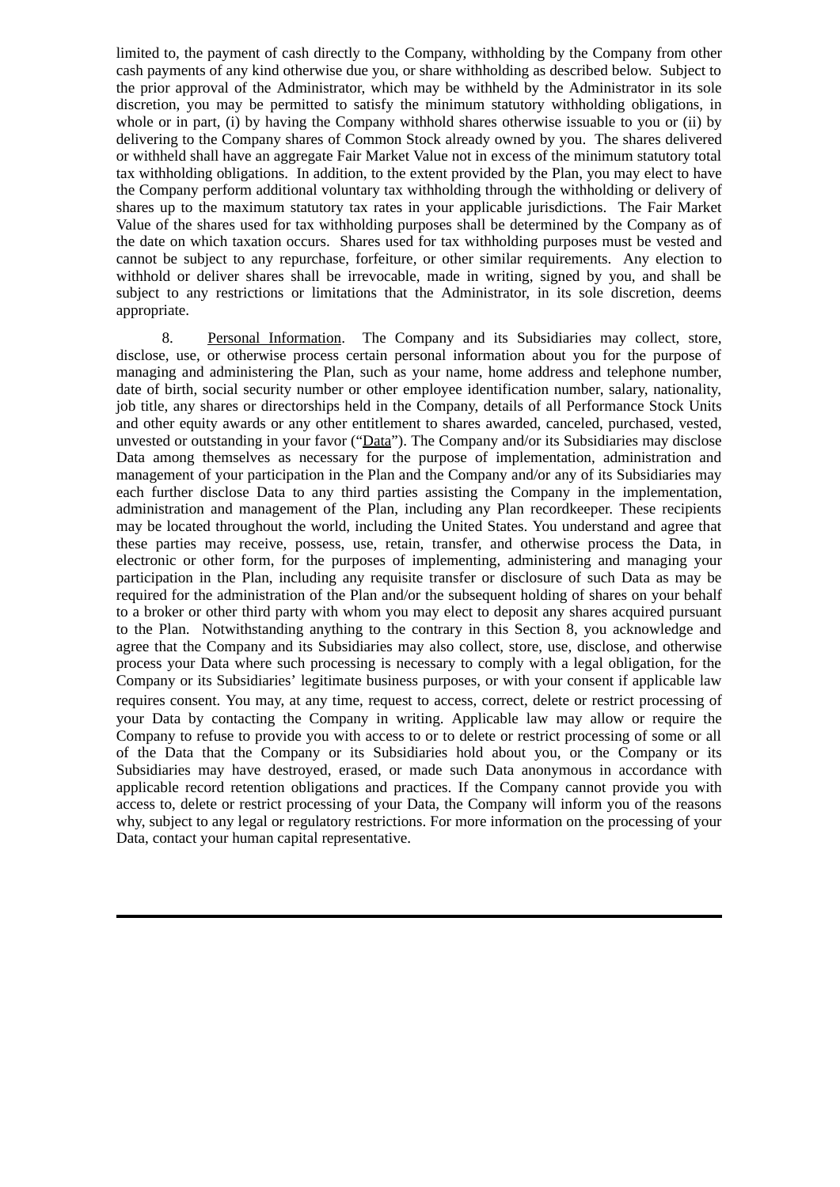limited to, the payment of cash directly to the Company, withholding by the Company from other cash payments of any kind otherwise due you, or share withholding as described below. Subject to the prior approval of the Administrator, which may be withheld by the Administrator in its sole discretion, you may be permitted to satisfy the minimum statutory withholding obligations, in whole or in part, (i) by having the Company withhold shares otherwise issuable to you or (ii) by delivering to the Company shares of Common Stock already owned by you. The shares delivered or withheld shall have an aggregate Fair Market Value not in excess of the minimum statutory total tax withholding obligations. In addition, to the extent provided by the Plan, you may elect to have the Company perform additional voluntary tax withholding through the withholding or delivery of shares up to the maximum statutory tax rates in your applicable jurisdictions. The Fair Market Value of the shares used for tax withholding purposes shall be determined by the Company as of the date on which taxation occurs. Shares used for tax withholding purposes must be vested and cannot be subject to any repurchase, forfeiture, or other similar requirements. Any election to withhold or deliver shares shall be irrevocable, made in writing, signed by you, and shall be subject to any restrictions or limitations that the Administrator, in its sole discretion, deems appropriate.

8. Personal Information. The Company and its Subsidiaries may collect, store, disclose, use, or otherwise process certain personal information about you for the purpose of managing and administering the Plan, such as your name, home address and telephone number, date of birth, social security number or other employee identification number, salary, nationality, job title, any shares or directorships held in the Company, details of all Performance Stock Units and other equity awards or any other entitlement to shares awarded, canceled, purchased, vested, unvested or outstanding in your favor ("Data"). The Company and/or its Subsidiaries may disclose Data among themselves as necessary for the purpose of implementation, administration and management of your participation in the Plan and the Company and/or any of its Subsidiaries may each further disclose Data to any third parties assisting the Company in the implementation, administration and management of the Plan, including any Plan recordkeeper. These recipients may be located throughout the world, including the United States. You understand and agree that these parties may receive, possess, use, retain, transfer, and otherwise process the Data, in electronic or other form, for the purposes of implementing, administering and managing your participation in the Plan, including any requisite transfer or disclosure of such Data as may be required for the administration of the Plan and/or the subsequent holding of shares on your behalf to a broker or other third party with whom you may elect to deposit any shares acquired pursuant to the Plan. Notwithstanding anything to the contrary in this Section 8, you acknowledge and agree that the Company and its Subsidiaries may also collect, store, use, disclose, and otherwise process your Data where such processing is necessary to comply with a legal obligation, for the Company or its Subsidiaries' legitimate business purposes, or with your consent if applicable law requires consent. You may, at any time, request to access, correct, delete or restrict processing of your Data by contacting the Company in writing. Applicable law may allow or require the Company to refuse to provide you with access to or to delete or restrict processing of some or all of the Data that the Company or its Subsidiaries hold about you, or the Company or its Subsidiaries may have destroyed, erased, or made such Data anonymous in accordance with applicable record retention obligations and practices. If the Company cannot provide you with access to, delete or restrict processing of your Data, the Company will inform you of the reasons why, subject to any legal or regulatory restrictions. For more information on the processing of your Data, contact your human capital representative.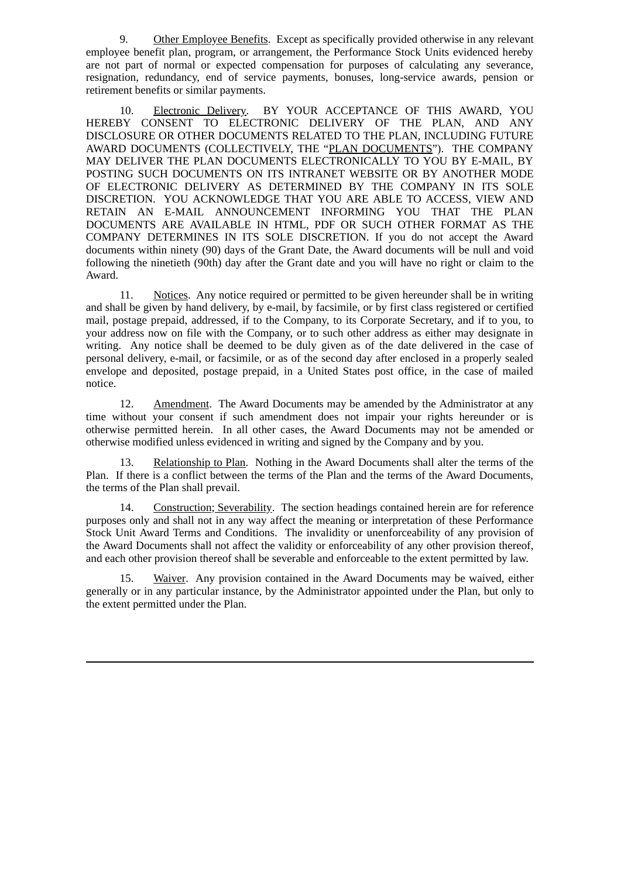9. Other Employee Benefits. Except as specifically provided otherwise in any relevant employee benefit plan, program, or arrangement, the Performance Stock Units evidenced hereby are not part of normal or expected compensation for purposes of calculating any severance, resignation, redundancy, end of service payments, bonuses, long-service awards, pension or retirement benefits or similar payments.

10. Electronic Delivery. BY YOUR ACCEPTANCE OF THIS AWARD, YOU HEREBY CONSENT TO ELECTRONIC DELIVERY OF THE PLAN, AND ANY DISCLOSURE OR OTHER DOCUMENTS RELATED TO THE PLAN, INCLUDING FUTURE AWARD DOCUMENTS (COLLECTIVELY, THE "PLAN DOCUMENTS"). THE COMPANY MAY DELIVER THE PLAN DOCUMENTS ELECTRONICALLY TO YOU BY E-MAIL, BY POSTING SUCH DOCUMENTS ON ITS INTRANET WEBSITE OR BY ANOTHER MODE OF ELECTRONIC DELIVERY AS DETERMINED BY THE COMPANY IN ITS SOLE DISCRETION. YOU ACKNOWLEDGE THAT YOU ARE ABLE TO ACCESS, VIEW AND RETAIN AN E-MAIL ANNOUNCEMENT INFORMING YOU THAT THE PLAN DOCUMENTS ARE AVAILABLE IN HTML, PDF OR SUCH OTHER FORMAT AS THE COMPANY DETERMINES IN ITS SOLE DISCRETION. If you do not accept the Award documents within ninety (90) days of the Grant Date, the Award documents will be null and void following the ninetieth (90th) day after the Grant date and you will have no right or claim to the Award.

11. Notices. Any notice required or permitted to be given hereunder shall be in writing and shall be given by hand delivery, by e-mail, by facsimile, or by first class registered or certified mail, postage prepaid, addressed, if to the Company, to its Corporate Secretary, and if to you, to your address now on file with the Company, or to such other address as either may designate in writing. Any notice shall be deemed to be duly given as of the date delivered in the case of personal delivery, e-mail, or facsimile, or as of the second day after enclosed in a properly sealed envelope and deposited, postage prepaid, in a United States post office, in the case of mailed notice.

12. Amendment. The Award Documents may be amended by the Administrator at any time without your consent if such amendment does not impair your rights hereunder or is otherwise permitted herein. In all other cases, the Award Documents may not be amended or otherwise modified unless evidenced in writing and signed by the Company and by you.

13. Relationship to Plan. Nothing in the Award Documents shall alter the terms of the Plan. If there is a conflict between the terms of the Plan and the terms of the Award Documents, the terms of the Plan shall prevail.

14. Construction; Severability. The section headings contained herein are for reference purposes only and shall not in any way affect the meaning or interpretation of these Performance Stock Unit Award Terms and Conditions. The invalidity or unenforceability of any provision of the Award Documents shall not affect the validity or enforceability of any other provision thereof, and each other provision thereof shall be severable and enforceable to the extent permitted by law.

15. Waiver. Any provision contained in the Award Documents may be waived, either generally or in any particular instance, by the Administrator appointed under the Plan, but only to the extent permitted under the Plan.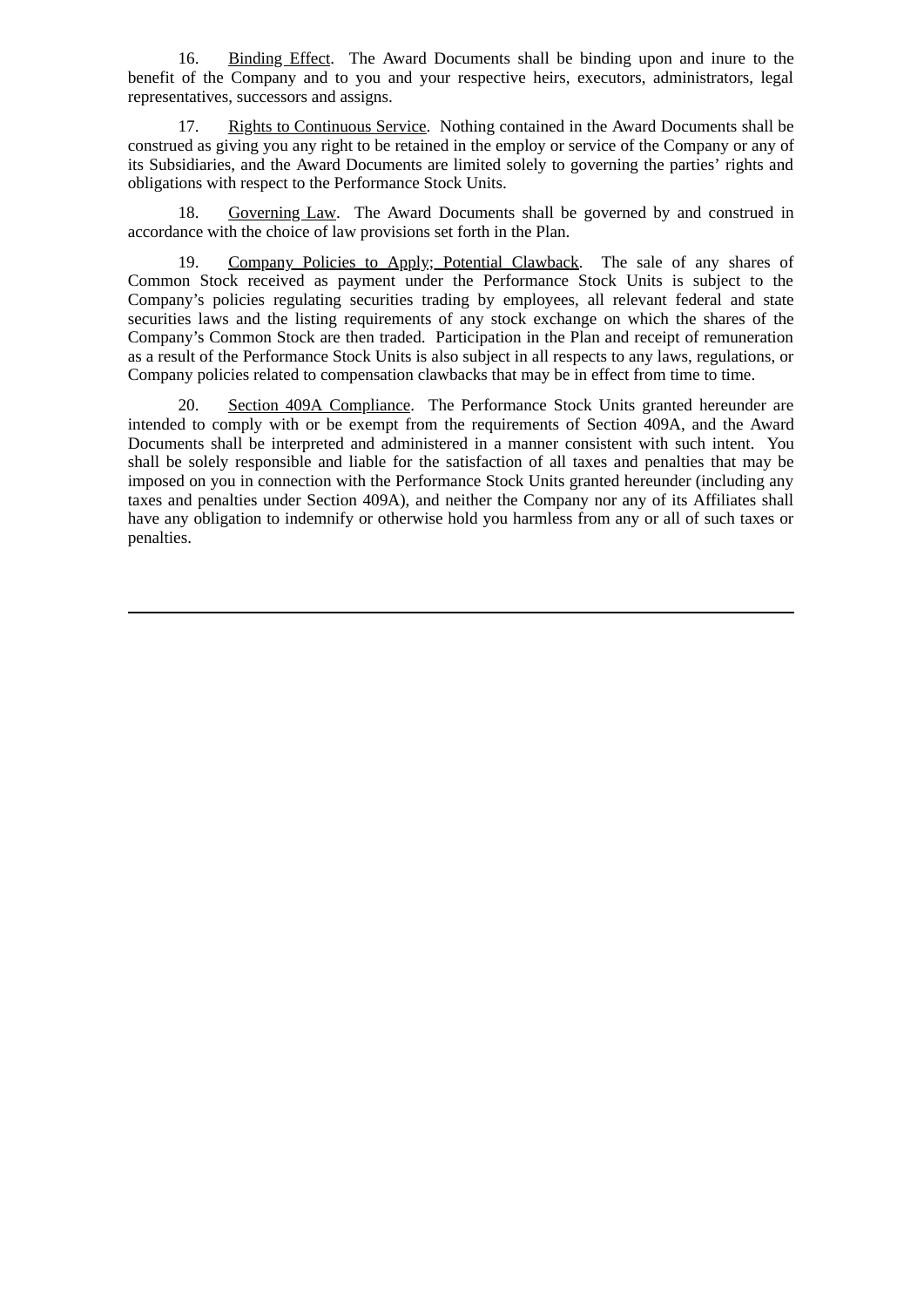16. Binding Effect. The Award Documents shall be binding upon and inure to the benefit of the Company and to you and your respective heirs, executors, administrators, legal representatives, successors and assigns.

17. Rights to Continuous Service. Nothing contained in the Award Documents shall be construed as giving you any right to be retained in the employ or service of the Company or any of its Subsidiaries, and the Award Documents are limited solely to governing the parties' rights and obligations with respect to the Performance Stock Units.

18. Governing Law. The Award Documents shall be governed by and construed in accordance with the choice of law provisions set forth in the Plan.

19. Company Policies to Apply; Potential Clawback. The sale of any shares of Common Stock received as payment under the Performance Stock Units is subject to the Company's policies regulating securities trading by employees, all relevant federal and state securities laws and the listing requirements of any stock exchange on which the shares of the Company's Common Stock are then traded. Participation in the Plan and receipt of remuneration as a result of the Performance Stock Units is also subject in all respects to any laws, regulations, or Company policies related to compensation clawbacks that may be in effect from time to time.

20. Section 409A Compliance. The Performance Stock Units granted hereunder are intended to comply with or be exempt from the requirements of Section 409A, and the Award Documents shall be interpreted and administered in a manner consistent with such intent. You shall be solely responsible and liable for the satisfaction of all taxes and penalties that may be imposed on you in connection with the Performance Stock Units granted hereunder (including any taxes and penalties under Section 409A), and neither the Company nor any of its Affiliates shall have any obligation to indemnify or otherwise hold you harmless from any or all of such taxes or penalties.

---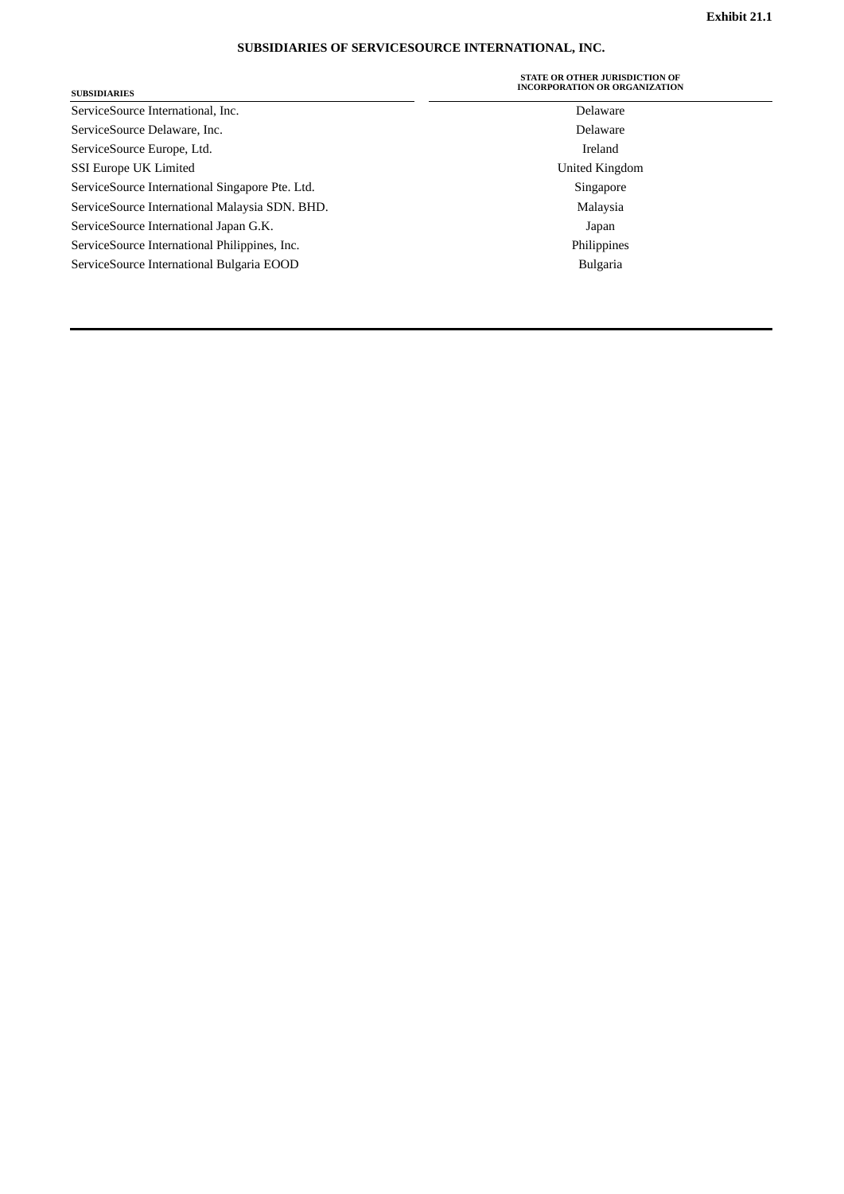**Exhibit 21.1**

**SUBSIDIARIES OF SERVICESOURCE INTERNATIONAL, INC.**

| SUBSIDIARIES | STATE OR OTHER JURISDICTION OF INCORPORATION OR ORGANIZATION |
|---|---|
| ServiceSource International, Inc. | Delaware |
| ServiceSource Delaware, Inc. | Delaware |
| ServiceSource Europe, Ltd. | Ireland |
| SSI Europe UK Limited | United Kingdom |
| ServiceSource International Singapore Pte. Ltd. | Singapore |
| ServiceSource International Malaysia SDN. BHD. | Malaysia |
| ServiceSource International Japan G.K. | Japan |
| ServiceSource International Philippines, Inc. | Philippines |
| ServiceSource International Bulgaria EOOD | Bulgaria |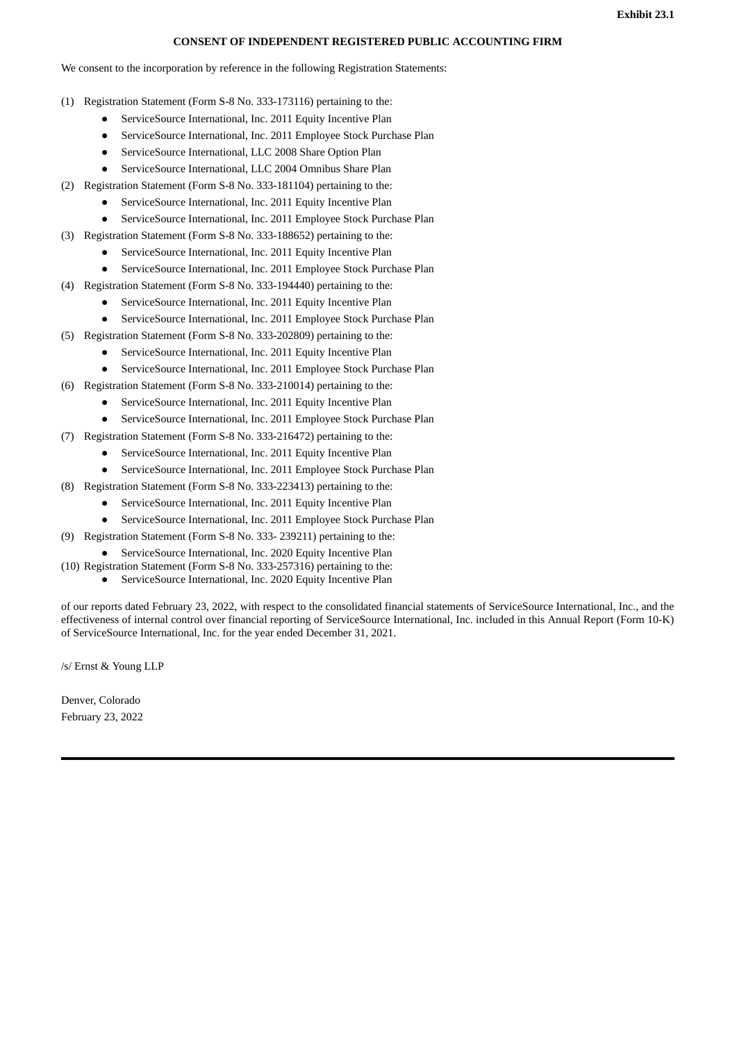Exhibit 23.1

**CONSENT OF INDEPENDENT REGISTERED PUBLIC ACCOUNTING FIRM**

We consent to the incorporation by reference in the following Registration Statements:

(1) Registration Statement (Form S-8 No. 333-173116) pertaining to the:
- ServiceSource International, Inc. 2011 Equity Incentive Plan
- ServiceSource International, Inc. 2011 Employee Stock Purchase Plan
- ServiceSource International, LLC 2008 Share Option Plan
- ServiceSource International, LLC 2004 Omnibus Share Plan

(2) Registration Statement (Form S-8 No. 333-181104) pertaining to the:
- ServiceSource International, Inc. 2011 Equity Incentive Plan
- ServiceSource International, Inc. 2011 Employee Stock Purchase Plan

(3) Registration Statement (Form S-8 No. 333-188652) pertaining to the:
- ServiceSource International, Inc. 2011 Equity Incentive Plan
- ServiceSource International, Inc. 2011 Employee Stock Purchase Plan

(4) Registration Statement (Form S-8 No. 333-194440) pertaining to the:
- ServiceSource International, Inc. 2011 Equity Incentive Plan
- ServiceSource International, Inc. 2011 Employee Stock Purchase Plan

(5) Registration Statement (Form S-8 No. 333-202809) pertaining to the:
- ServiceSource International, Inc. 2011 Equity Incentive Plan
- ServiceSource International, Inc. 2011 Employee Stock Purchase Plan

(6) Registration Statement (Form S-8 No. 333-210014) pertaining to the:
- ServiceSource International, Inc. 2011 Equity Incentive Plan
- ServiceSource International, Inc. 2011 Employee Stock Purchase Plan

(7) Registration Statement (Form S-8 No. 333-216472) pertaining to the:
- ServiceSource International, Inc. 2011 Equity Incentive Plan
- ServiceSource International, Inc. 2011 Employee Stock Purchase Plan

(8) Registration Statement (Form S-8 No. 333-223413) pertaining to the:
- ServiceSource International, Inc. 2011 Equity Incentive Plan
- ServiceSource International, Inc. 2011 Employee Stock Purchase Plan

(9) Registration Statement (Form S-8 No. 333- 239211) pertaining to the:
- ServiceSource International, Inc. 2020 Equity Incentive Plan

(10) Registration Statement (Form S-8 No. 333-257316) pertaining to the:
- ServiceSource International, Inc. 2020 Equity Incentive Plan

of our reports dated February 23, 2022, with respect to the consolidated financial statements of ServiceSource International, Inc., and the effectiveness of internal control over financial reporting of ServiceSource International, Inc. included in this Annual Report (Form 10-K) of ServiceSource International, Inc. for the year ended December 31, 2021.

/s/ Ernst & Young LLP

Denver, Colorado
February 23, 2022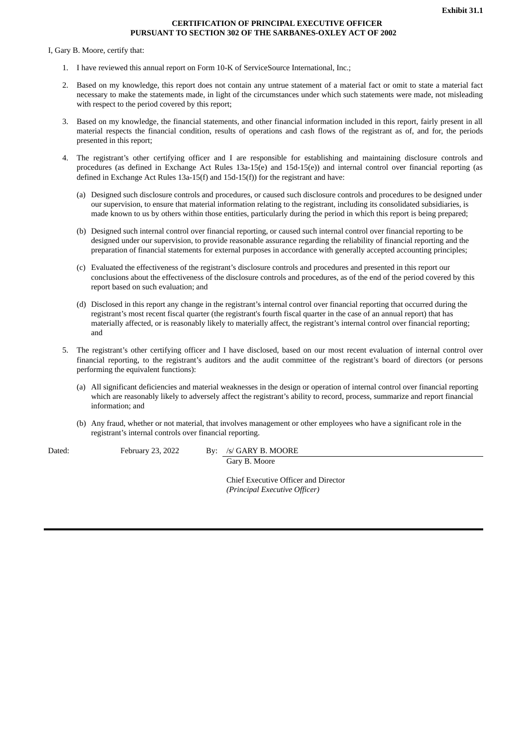**Exhibit 31.1**

**CERTIFICATION OF PRINCIPAL EXECUTIVE OFFICER**
**PURSUANT TO SECTION 302 OF THE SARBANES-OXLEY ACT OF 2002**

I, Gary B. Moore, certify that:

1. I have reviewed this annual report on Form 10-K of ServiceSource International, Inc.;

2. Based on my knowledge, this report does not contain any untrue statement of a material fact or omit to state a material fact necessary to make the statements made, in light of the circumstances under which such statements were made, not misleading with respect to the period covered by this report;

3. Based on my knowledge, the financial statements, and other financial information included in this report, fairly present in all material respects the financial condition, results of operations and cash flows of the registrant as of, and for, the periods presented in this report;

4. The registrant's other certifying officer and I are responsible for establishing and maintaining disclosure controls and procedures (as defined in Exchange Act Rules 13a-15(e) and 15d-15(e)) and internal control over financial reporting (as defined in Exchange Act Rules 13a-15(f) and 15d-15(f)) for the registrant and have:

   (a) Designed such disclosure controls and procedures, or caused such disclosure controls and procedures to be designed under our supervision, to ensure that material information relating to the registrant, including its consolidated subsidiaries, is made known to us by others within those entities, particularly during the period in which this report is being prepared;

   (b) Designed such internal control over financial reporting, or caused such internal control over financial reporting to be designed under our supervision, to provide reasonable assurance regarding the reliability of financial reporting and the preparation of financial statements for external purposes in accordance with generally accepted accounting principles;

   (c) Evaluated the effectiveness of the registrant's disclosure controls and procedures and presented in this report our conclusions about the effectiveness of the disclosure controls and procedures, as of the end of the period covered by this report based on such evaluation; and

   (d) Disclosed in this report any change in the registrant's internal control over financial reporting that occurred during the registrant's most recent fiscal quarter (the registrant's fourth fiscal quarter in the case of an annual report) that has materially affected, or is reasonably likely to materially affect, the registrant's internal control over financial reporting; and

5. The registrant's other certifying officer and I have disclosed, based on our most recent evaluation of internal control over financial reporting, to the registrant's auditors and the audit committee of the registrant's board of directors (or persons performing the equivalent functions):

   (a) All significant deficiencies and material weaknesses in the design or operation of internal control over financial reporting which are reasonably likely to adversely affect the registrant's ability to record, process, summarize and report financial information; and

   (b) Any fraud, whether or not material, that involves management or other employees who have a significant role in the registrant's internal controls over financial reporting.

Dated: February 23, 2022

By: /s/ GARY B. MOORE
Gary B. Moore

Chief Executive Officer and Director
*(Principal Executive Officer)*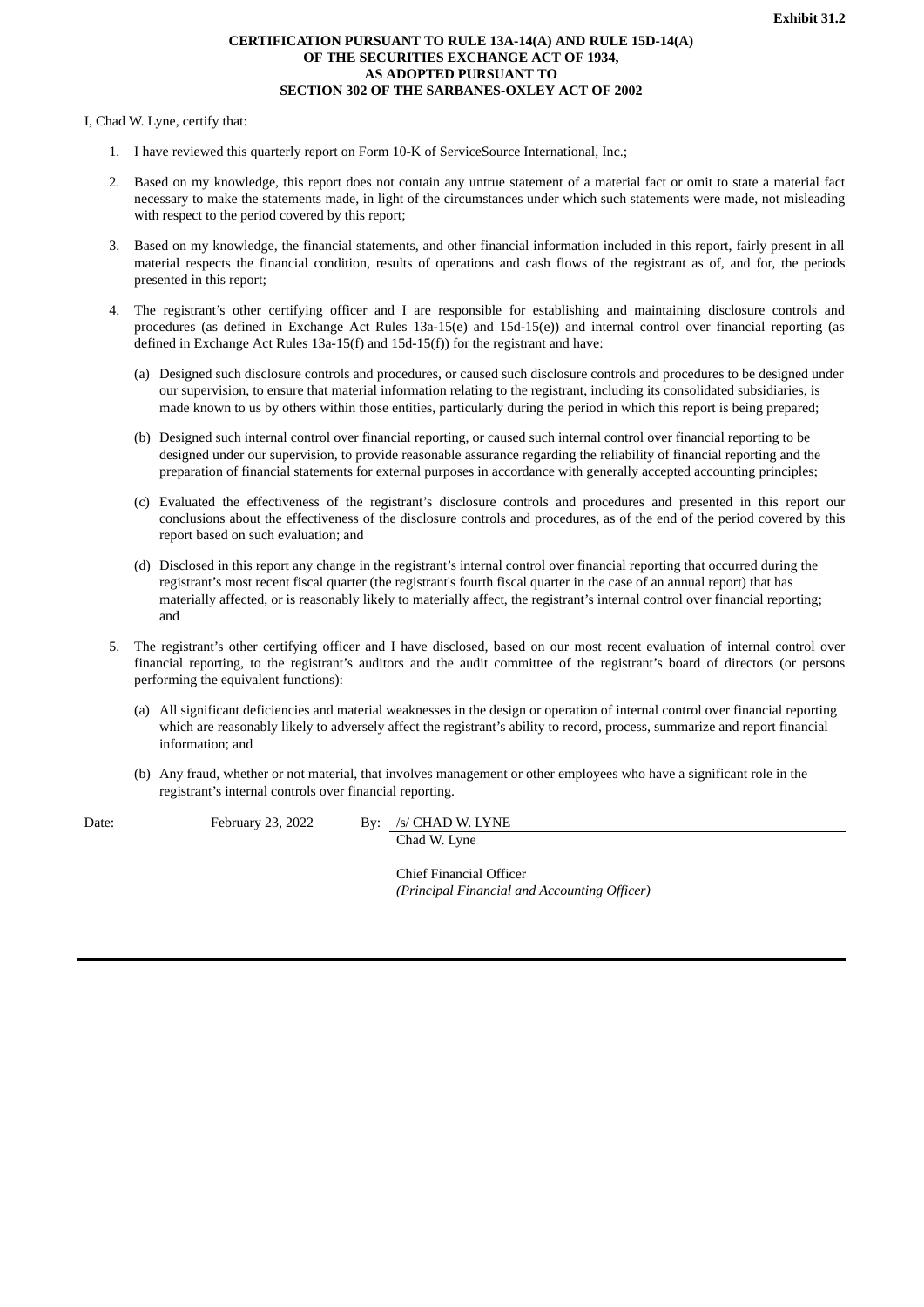**Exhibit 31.2**

**CERTIFICATION PURSUANT TO RULE 13A-14(A) AND RULE 15D-14(A)
OF THE SECURITIES EXCHANGE ACT OF 1934,
AS ADOPTED PURSUANT TO
SECTION 302 OF THE SARBANES-OXLEY ACT OF 2002**

I, Chad W. Lyne, certify that:

1. I have reviewed this quarterly report on Form 10-K of ServiceSource International, Inc.;

2. Based on my knowledge, this report does not contain any untrue statement of a material fact or omit to state a material fact necessary to make the statements made, in light of the circumstances under which such statements were made, not misleading with respect to the period covered by this report;

3. Based on my knowledge, the financial statements, and other financial information included in this report, fairly present in all material respects the financial condition, results of operations and cash flows of the registrant as of, and for, the periods presented in this report;

4. The registrant's other certifying officer and I are responsible for establishing and maintaining disclosure controls and procedures (as defined in Exchange Act Rules 13a-15(e) and 15d-15(e)) and internal control over financial reporting (as defined in Exchange Act Rules 13a-15(f) and 15d-15(f)) for the registrant and have:

   (a) Designed such disclosure controls and procedures, or caused such disclosure controls and procedures to be designed under our supervision, to ensure that material information relating to the registrant, including its consolidated subsidiaries, is made known to us by others within those entities, particularly during the period in which this report is being prepared;

   (b) Designed such internal control over financial reporting, or caused such internal control over financial reporting to be designed under our supervision, to provide reasonable assurance regarding the reliability of financial reporting and the preparation of financial statements for external purposes in accordance with generally accepted accounting principles;

   (c) Evaluated the effectiveness of the registrant's disclosure controls and procedures and presented in this report our conclusions about the effectiveness of the disclosure controls and procedures, as of the end of the period covered by this report based on such evaluation; and

   (d) Disclosed in this report any change in the registrant's internal control over financial reporting that occurred during the registrant's most recent fiscal quarter (the registrant's fourth fiscal quarter in the case of an annual report) that has materially affected, or is reasonably likely to materially affect, the registrant's internal control over financial reporting; and

5. The registrant's other certifying officer and I have disclosed, based on our most recent evaluation of internal control over financial reporting, to the registrant's auditors and the audit committee of the registrant's board of directors (or persons performing the equivalent functions):

   (a) All significant deficiencies and material weaknesses in the design or operation of internal control over financial reporting which are reasonably likely to adversely affect the registrant's ability to record, process, summarize and report financial information; and

   (b) Any fraud, whether or not material, that involves management or other employees who have a significant role in the registrant's internal controls over financial reporting.

Date: February 23, 2022

By: /s/ CHAD W. LYNE
Chad W. Lyne

Chief Financial Officer
*(Principal Financial and Accounting Officer)*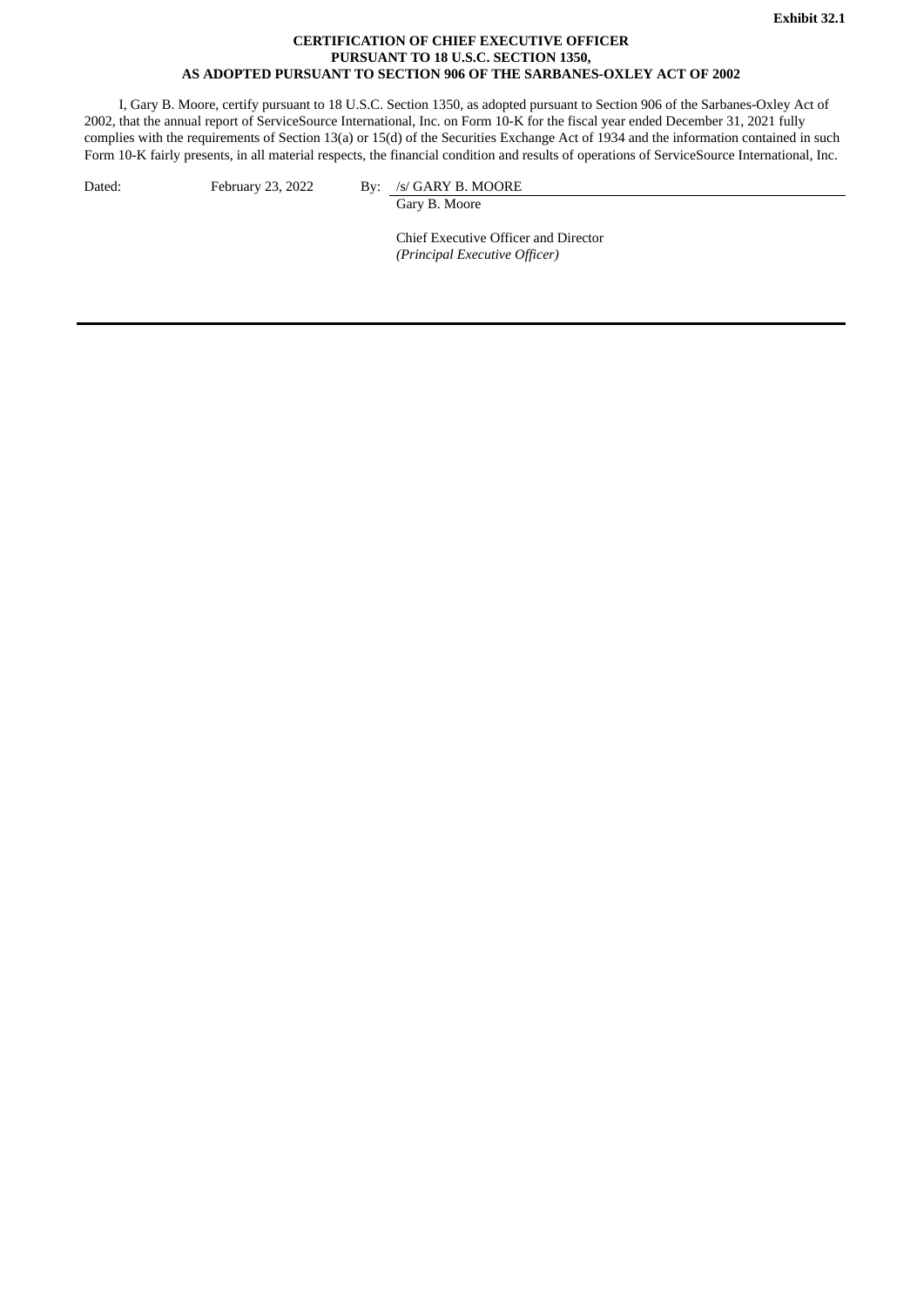**Exhibit 32.1**

**CERTIFICATION OF CHIEF EXECUTIVE OFFICER**
**PURSUANT TO 18 U.S.C. SECTION 1350,**
**AS ADOPTED PURSUANT TO SECTION 906 OF THE SARBANES-OXLEY ACT OF 2002**

I, Gary B. Moore, certify pursuant to 18 U.S.C. Section 1350, as adopted pursuant to Section 906 of the Sarbanes-Oxley Act of 2002, that the annual report of ServiceSource International, Inc. on Form 10-K for the fiscal year ended December 31, 2021 fully complies with the requirements of Section 13(a) or 15(d) of the Securities Exchange Act of 1934 and the information contained in such Form 10-K fairly presents, in all material respects, the financial condition and results of operations of ServiceSource International, Inc.

Dated: February 23, 2022

By: /s/ GARY B. MOORE

Gary B. Moore

Chief Executive Officer and Director
*(Principal Executive Officer)*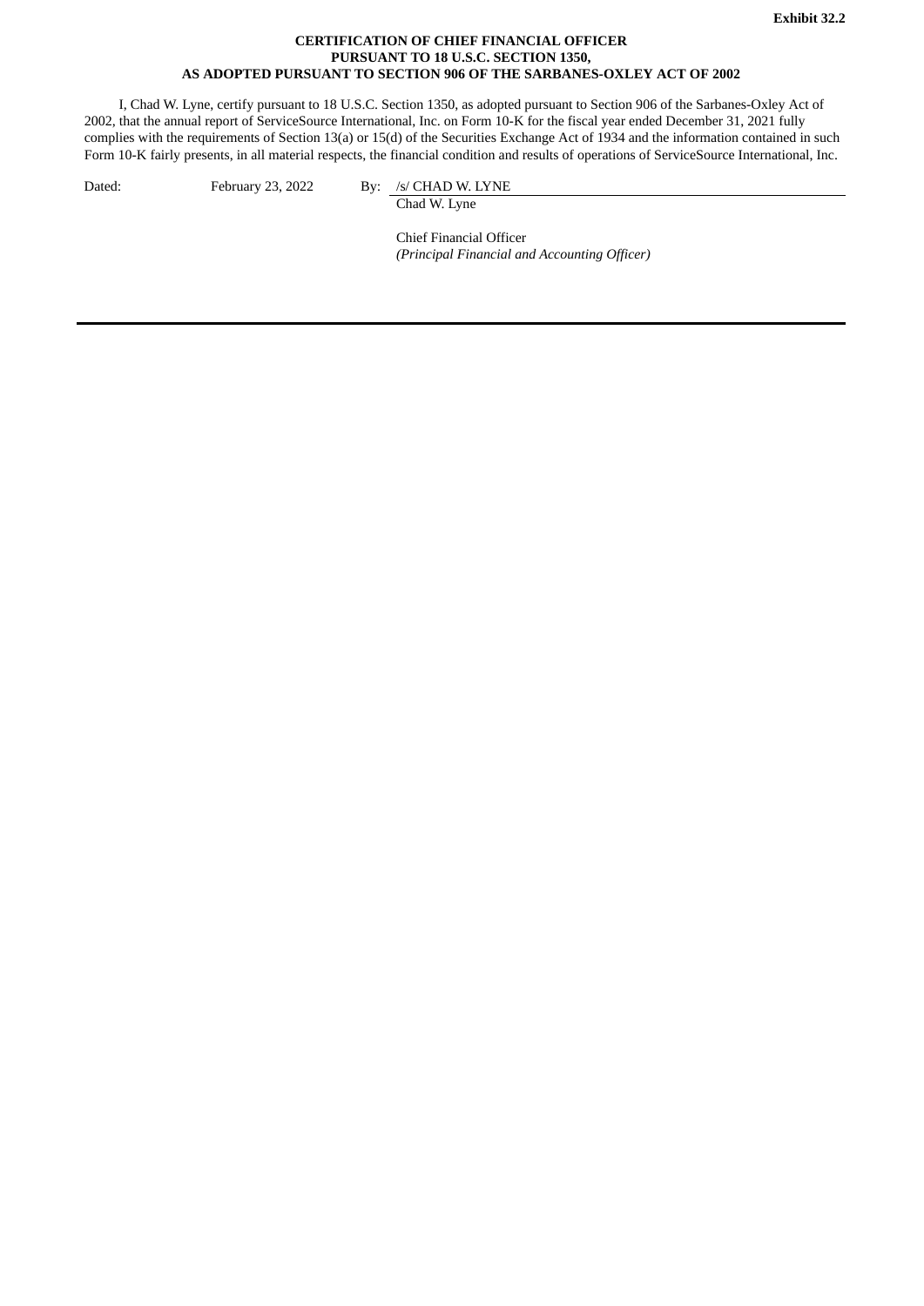**Exhibit 32.2**

**CERTIFICATION OF CHIEF FINANCIAL OFFICER**
**PURSUANT TO 18 U.S.C. SECTION 1350,**
**AS ADOPTED PURSUANT TO SECTION 906 OF THE SARBANES-OXLEY ACT OF 2002**

I, Chad W. Lyne, certify pursuant to 18 U.S.C. Section 1350, as adopted pursuant to Section 906 of the Sarbanes-Oxley Act of 2002, that the annual report of ServiceSource International, Inc. on Form 10-K for the fiscal year ended December 31, 2021 fully complies with the requirements of Section 13(a) or 15(d) of the Securities Exchange Act of 1934 and the information contained in such Form 10-K fairly presents, in all material respects, the financial condition and results of operations of ServiceSource International, Inc.

Dated: February 23, 2022

By: /s/ CHAD W. LYNE

Chad W. Lyne

Chief Financial Officer
*(Principal Financial and Accounting Officer)*